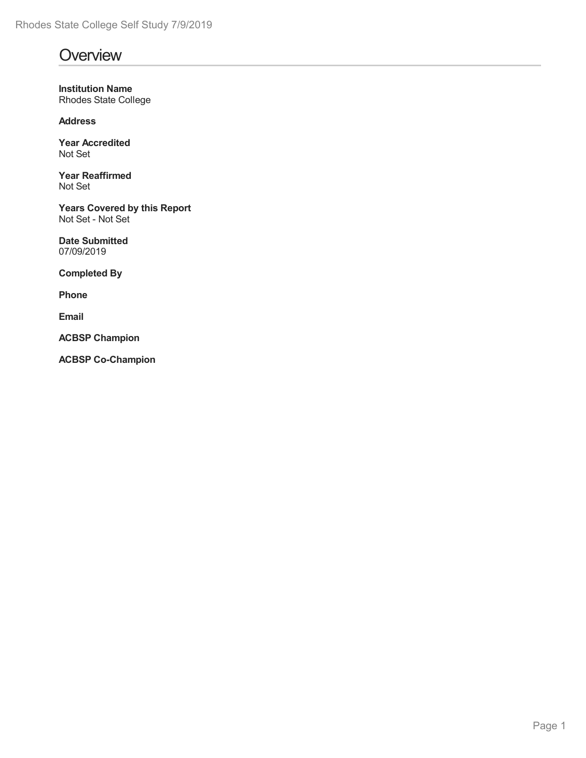# Overview

**Institution Name**
Rhodes State College

**Address**

**Year Accredited**
Not Set

**Year Reaffirmed**
Not Set

**Years Covered by this Report**
Not Set - Not Set

**Date Submitted**
07/09/2019

**Completed By**

**Phone**

**Email**

**ACBSP Champion**

**ACBSP Co-Champion**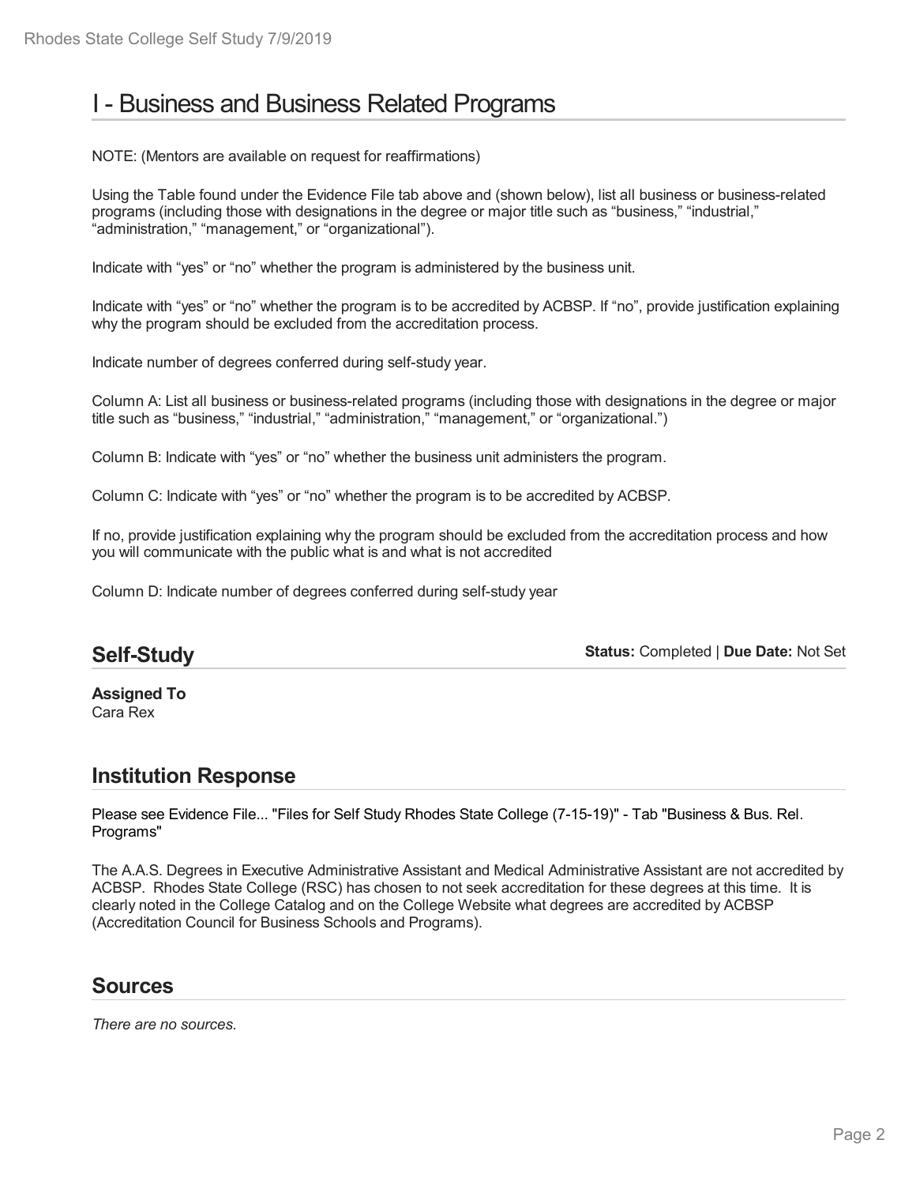# I - Business and Business Related Programs

NOTE: (Mentors are available on request for reaffirmations)

Using the Table found under the Evidence File tab above and (shown below), list all business or business-related programs (including those with designations in the degree or major title such as "business," "industrial," "administration," "management," or "organizational").

Indicate with "yes" or "no" whether the program is administered by the business unit.

Indicate with "yes" or "no" whether the program is to be accredited by ACBSP. If "no", provide justification explaining why the program should be excluded from the accreditation process.

Indicate number of degrees conferred during self-study year.

Column A: List all business or business-related programs (including those with designations in the degree or major title such as "business," "industrial," "administration," "management," or "organizational.")

Column B: Indicate with "yes" or "no" whether the business unit administers the program.

Column C: Indicate with "yes" or "no" whether the program is to be accredited by ACBSP.

If no, provide justification explaining why the program should be excluded from the accreditation process and how you will communicate with the public what is and what is not accredited

Column D: Indicate number of degrees conferred during self-study year

## Self-Study

**Status:** Completed | **Due Date:** Not Set

**Assigned To**
Cara Rex

## Institution Response

Please see Evidence File... "Files for Self Study Rhodes State College (7-15-19)" - Tab "Business & Bus. Rel. Programs"

The A.A.S. Degrees in Executive Administrative Assistant and Medical Administrative Assistant are not accredited by ACBSP. Rhodes State College (RSC) has chosen to not seek accreditation for these degrees at this time. It is clearly noted in the College Catalog and on the College Website what degrees are accredited by ACBSP (Accreditation Council for Business Schools and Programs).

## Sources

*There are no sources.*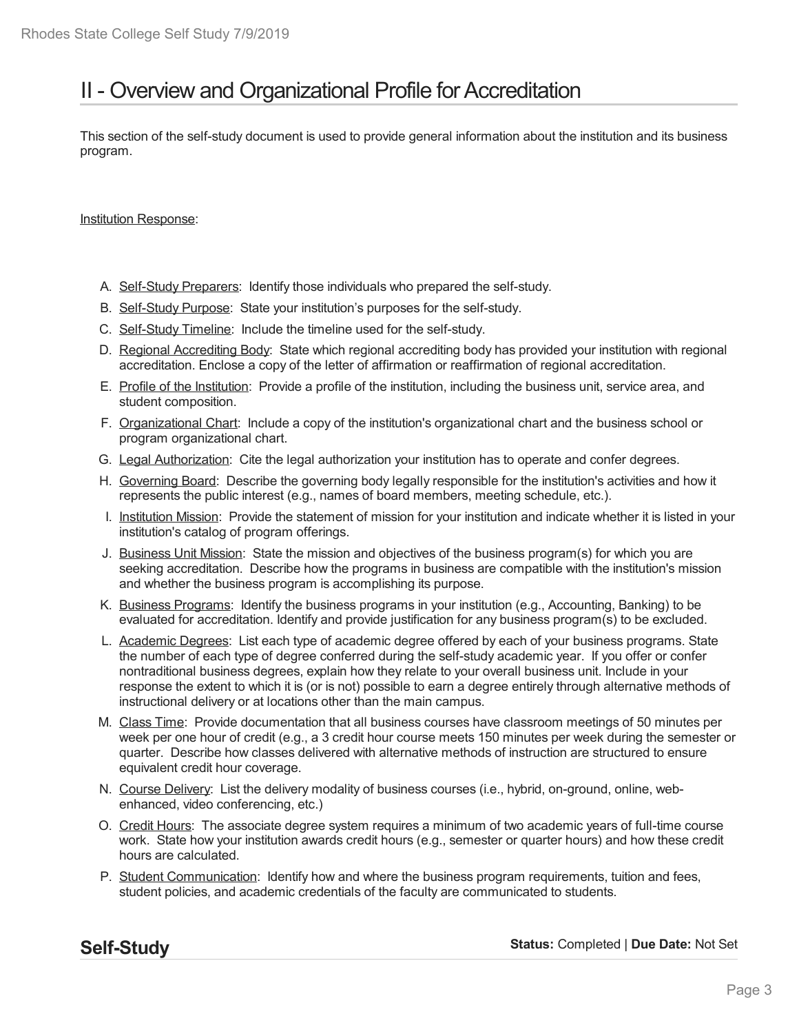# II - Overview and Organizational Profile for Accreditation

This section of the self-study document is used to provide general information about the institution and its business program.

Institution Response:

A. Self-Study Preparers: Identify those individuals who prepared the self-study.
B. Self-Study Purpose: State your institution's purposes for the self-study.
C. Self-Study Timeline: Include the timeline used for the self-study.
D. Regional Accrediting Body: State which regional accrediting body has provided your institution with regional accreditation. Enclose a copy of the letter of affirmation or reaffirmation of regional accreditation.
E. Profile of the Institution: Provide a profile of the institution, including the business unit, service area, and student composition.
F. Organizational Chart: Include a copy of the institution's organizational chart and the business school or program organizational chart.
G. Legal Authorization: Cite the legal authorization your institution has to operate and confer degrees.
H. Governing Board: Describe the governing body legally responsible for the institution's activities and how it represents the public interest (e.g., names of board members, meeting schedule, etc.).
I. Institution Mission: Provide the statement of mission for your institution and indicate whether it is listed in your institution's catalog of program offerings.
J. Business Unit Mission: State the mission and objectives of the business program(s) for which you are seeking accreditation. Describe how the programs in business are compatible with the institution's mission and whether the business program is accomplishing its purpose.
K. Business Programs: Identify the business programs in your institution (e.g., Accounting, Banking) to be evaluated for accreditation. Identify and provide justification for any business program(s) to be excluded.
L. Academic Degrees: List each type of academic degree offered by each of your business programs. State the number of each type of degree conferred during the self-study academic year. If you offer or confer nontraditional business degrees, explain how they relate to your overall business unit. Include in your response the extent to which it is (or is not) possible to earn a degree entirely through alternative methods of instructional delivery or at locations other than the main campus.
M. Class Time: Provide documentation that all business courses have classroom meetings of 50 minutes per week per one hour of credit (e.g., a 3 credit hour course meets 150 minutes per week during the semester or quarter. Describe how classes delivered with alternative methods of instruction are structured to ensure equivalent credit hour coverage.
N. Course Delivery: List the delivery modality of business courses (i.e., hybrid, on-ground, online, web-enhanced, video conferencing, etc.)
O. Credit Hours: The associate degree system requires a minimum of two academic years of full-time course work. State how your institution awards credit hours (e.g., semester or quarter hours) and how these credit hours are calculated.
P. Student Communication: Identify how and where the business program requirements, tuition and fees, student policies, and academic credentials of the faculty are communicated to students.

## Self-Study

**Status:** Completed | **Due Date:** Not Set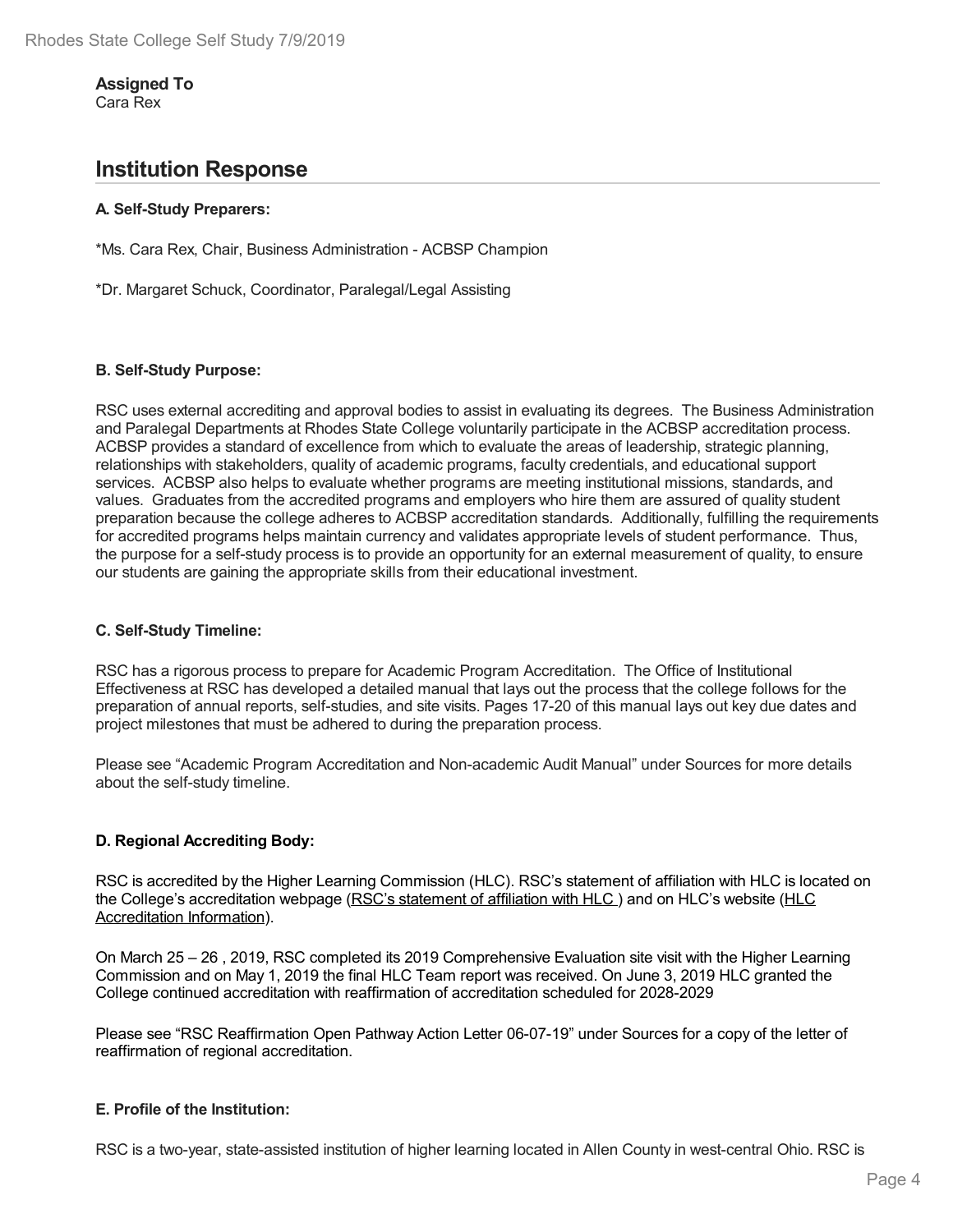**Assigned To**
Cara Rex

## Institution Response

**A. Self-Study Preparers:**

*Ms. Cara Rex, Chair, Business Administration - ACBSP Champion

*Dr. Margaret Schuck, Coordinator, Paralegal/Legal Assisting

**B. Self-Study Purpose:**

RSC uses external accrediting and approval bodies to assist in evaluating its degrees. The Business Administration and Paralegal Departments at Rhodes State College voluntarily participate in the ACBSP accreditation process. ACBSP provides a standard of excellence from which to evaluate the areas of leadership, strategic planning, relationships with stakeholders, quality of academic programs, faculty credentials, and educational support services. ACBSP also helps to evaluate whether programs are meeting institutional missions, standards, and values. Graduates from the accredited programs and employers who hire them are assured of quality student preparation because the college adheres to ACBSP accreditation standards. Additionally, fulfilling the requirements for accredited programs helps maintain currency and validates appropriate levels of student performance. Thus, the purpose for a self-study process is to provide an opportunity for an external measurement of quality, to ensure our students are gaining the appropriate skills from their educational investment.

**C. Self-Study Timeline:**

RSC has a rigorous process to prepare for Academic Program Accreditation. The Office of Institutional Effectiveness at RSC has developed a detailed manual that lays out the process that the college follows for the preparation of annual reports, self-studies, and site visits. Pages 17-20 of this manual lays out key due dates and project milestones that must be adhered to during the preparation process.

Please see "Academic Program Accreditation and Non-academic Audit Manual" under Sources for more details about the self-study timeline.

**D. Regional Accrediting Body:**

RSC is accredited by the Higher Learning Commission (HLC). RSC's statement of affiliation with HLC is located on the College's accreditation webpage (RSC's statement of affiliation with HLC ) and on HLC's website (HLC Accreditation Information).

On March 25 – 26 , 2019, RSC completed its 2019 Comprehensive Evaluation site visit with the Higher Learning Commission and on May 1, 2019 the final HLC Team report was received. On June 3, 2019 HLC granted the College continued accreditation with reaffirmation of accreditation scheduled for 2028-2029

Please see "RSC Reaffirmation Open Pathway Action Letter 06-07-19" under Sources for a copy of the letter of reaffirmation of regional accreditation.

**E. Profile of the Institution:**

RSC is a two-year, state-assisted institution of higher learning located in Allen County in west-central Ohio. RSC is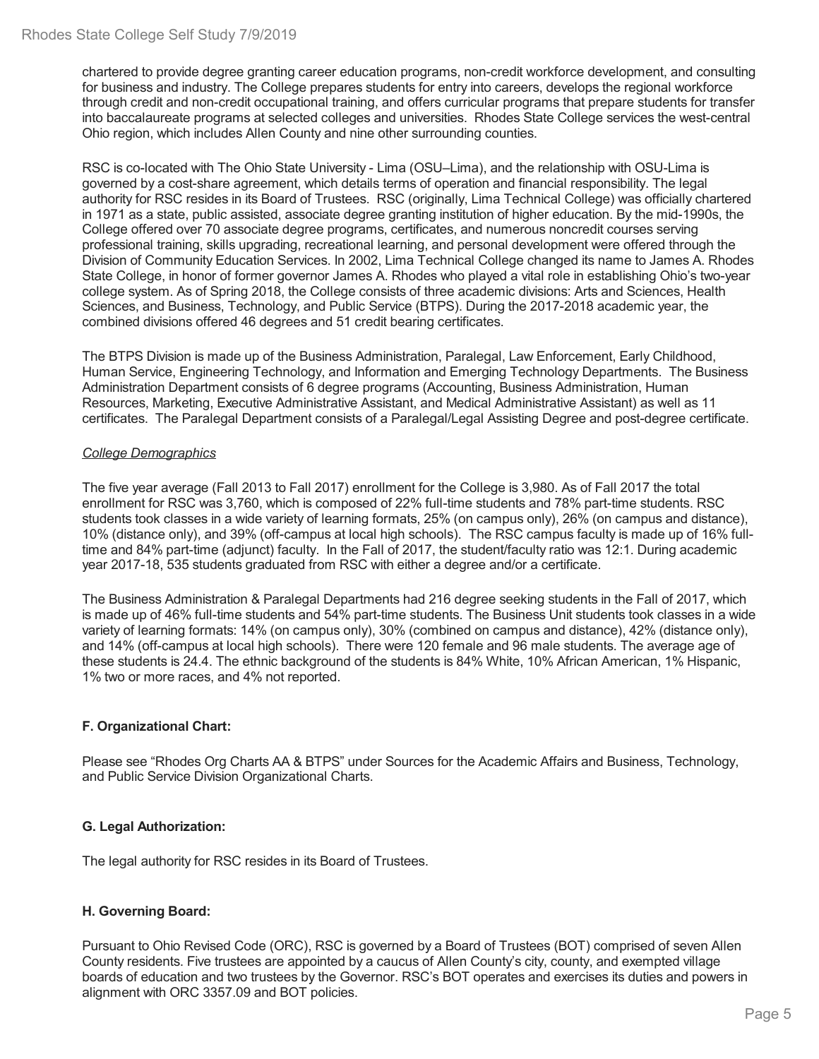chartered to provide degree granting career education programs, non-credit workforce development, and consulting for business and industry. The College prepares students for entry into careers, develops the regional workforce through credit and non-credit occupational training, and offers curricular programs that prepare students for transfer into baccalaureate programs at selected colleges and universities. Rhodes State College services the west-central Ohio region, which includes Allen County and nine other surrounding counties.

RSC is co-located with The Ohio State University - Lima (OSU–Lima), and the relationship with OSU-Lima is governed by a cost-share agreement, which details terms of operation and financial responsibility. The legal authority for RSC resides in its Board of Trustees. RSC (originally, Lima Technical College) was officially chartered in 1971 as a state, public assisted, associate degree granting institution of higher education. By the mid-1990s, the College offered over 70 associate degree programs, certificates, and numerous noncredit courses serving professional training, skills upgrading, recreational learning, and personal development were offered through the Division of Community Education Services. In 2002, Lima Technical College changed its name to James A. Rhodes State College, in honor of former governor James A. Rhodes who played a vital role in establishing Ohio's two-year college system. As of Spring 2018, the College consists of three academic divisions: Arts and Sciences, Health Sciences, and Business, Technology, and Public Service (BTPS). During the 2017-2018 academic year, the combined divisions offered 46 degrees and 51 credit bearing certificates.

The BTPS Division is made up of the Business Administration, Paralegal, Law Enforcement, Early Childhood, Human Service, Engineering Technology, and Information and Emerging Technology Departments. The Business Administration Department consists of 6 degree programs (Accounting, Business Administration, Human Resources, Marketing, Executive Administrative Assistant, and Medical Administrative Assistant) as well as 11 certificates. The Paralegal Department consists of a Paralegal/Legal Assisting Degree and post-degree certificate.

*College Demographics*

The five year average (Fall 2013 to Fall 2017) enrollment for the College is 3,980. As of Fall 2017 the total enrollment for RSC was 3,760, which is composed of 22% full-time students and 78% part-time students. RSC students took classes in a wide variety of learning formats, 25% (on campus only), 26% (on campus and distance), 10% (distance only), and 39% (off-campus at local high schools). The RSC campus faculty is made up of 16% full-time and 84% part-time (adjunct) faculty. In the Fall of 2017, the student/faculty ratio was 12:1. During academic year 2017-18, 535 students graduated from RSC with either a degree and/or a certificate.

The Business Administration & Paralegal Departments had 216 degree seeking students in the Fall of 2017, which is made up of 46% full-time students and 54% part-time students. The Business Unit students took classes in a wide variety of learning formats: 14% (on campus only), 30% (combined on campus and distance), 42% (distance only), and 14% (off-campus at local high schools). There were 120 female and 96 male students. The average age of these students is 24.4. The ethnic background of the students is 84% White, 10% African American, 1% Hispanic, 1% two or more races, and 4% not reported.

**F. Organizational Chart:**

Please see "Rhodes Org Charts AA & BTPS" under Sources for the Academic Affairs and Business, Technology, and Public Service Division Organizational Charts.

**G. Legal Authorization:**

The legal authority for RSC resides in its Board of Trustees.

**H. Governing Board:**

Pursuant to Ohio Revised Code (ORC), RSC is governed by a Board of Trustees (BOT) comprised of seven Allen County residents. Five trustees are appointed by a caucus of Allen County's city, county, and exempted village boards of education and two trustees by the Governor. RSC's BOT operates and exercises its duties and powers in alignment with ORC 3357.09 and BOT policies.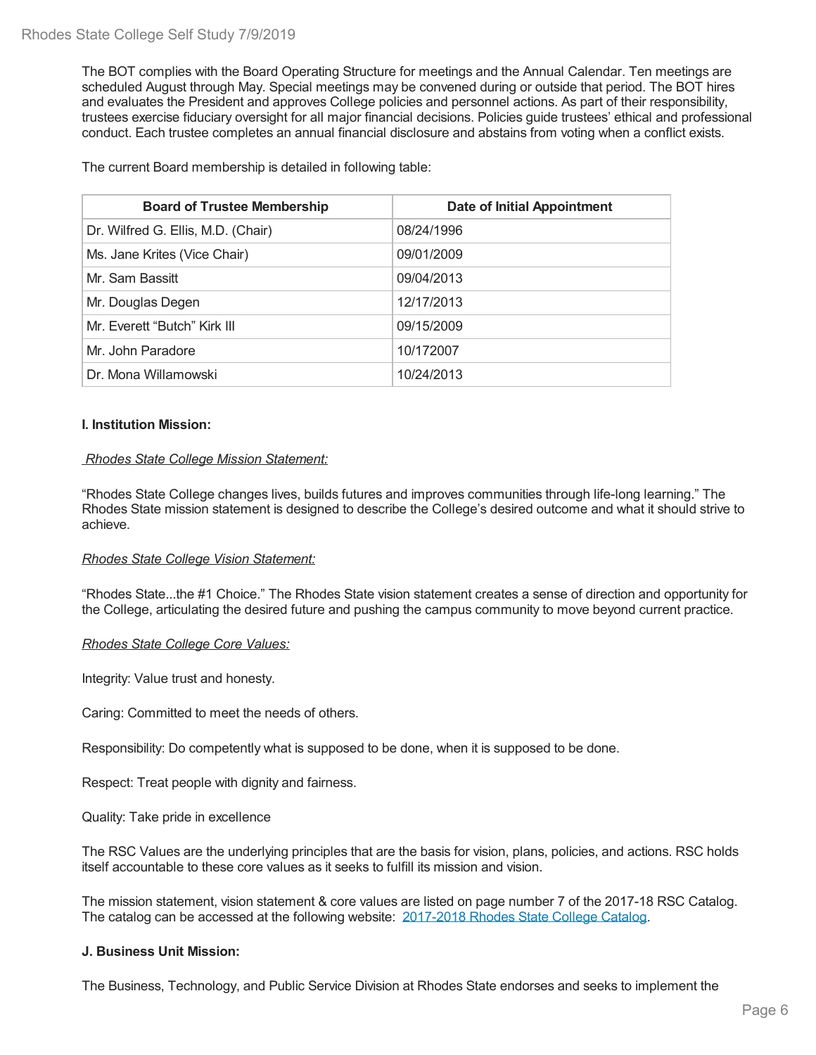The BOT complies with the Board Operating Structure for meetings and the Annual Calendar. Ten meetings are scheduled August through May. Special meetings may be convened during or outside that period. The BOT hires and evaluates the President and approves College policies and personnel actions. As part of their responsibility, trustees exercise fiduciary oversight for all major financial decisions. Policies guide trustees' ethical and professional conduct. Each trustee completes an annual financial disclosure and abstains from voting when a conflict exists.

The current Board membership is detailed in following table:

| Board of Trustee Membership | Date of Initial Appointment |
|---|---|
| Dr. Wilfred G. Ellis, M.D. (Chair) | 08/24/1996 |
| Ms. Jane Krites (Vice Chair) | 09/01/2009 |
| Mr. Sam Bassitt | 09/04/2013 |
| Mr. Douglas Degen | 12/17/2013 |
| Mr. Everett "Butch" Kirk III | 09/15/2009 |
| Mr. John Paradore | 10/172007 |
| Dr. Mona Willamowski | 10/24/2013 |

**I. Institution Mission:**

*Rhodes State College Mission Statement:*

"Rhodes State College changes lives, builds futures and improves communities through life-long learning." The Rhodes State mission statement is designed to describe the College's desired outcome and what it should strive to achieve.

*Rhodes State College Vision Statement:*

"Rhodes State...the #1 Choice." The Rhodes State vision statement creates a sense of direction and opportunity for the College, articulating the desired future and pushing the campus community to move beyond current practice.

*Rhodes State College Core Values:*

Integrity: Value trust and honesty.

Caring: Committed to meet the needs of others.

Responsibility: Do competently what is supposed to be done, when it is supposed to be done.

Respect: Treat people with dignity and fairness.

Quality: Take pride in excellence

The RSC Values are the underlying principles that are the basis for vision, plans, policies, and actions. RSC holds itself accountable to these core values as it seeks to fulfill its mission and vision.

The mission statement, vision statement & core values are listed on page number 7 of the 2017-18 RSC Catalog. The catalog can be accessed at the following website: 2017-2018 Rhodes State College Catalog.

**J. Business Unit Mission:**

The Business, Technology, and Public Service Division at Rhodes State endorses and seeks to implement the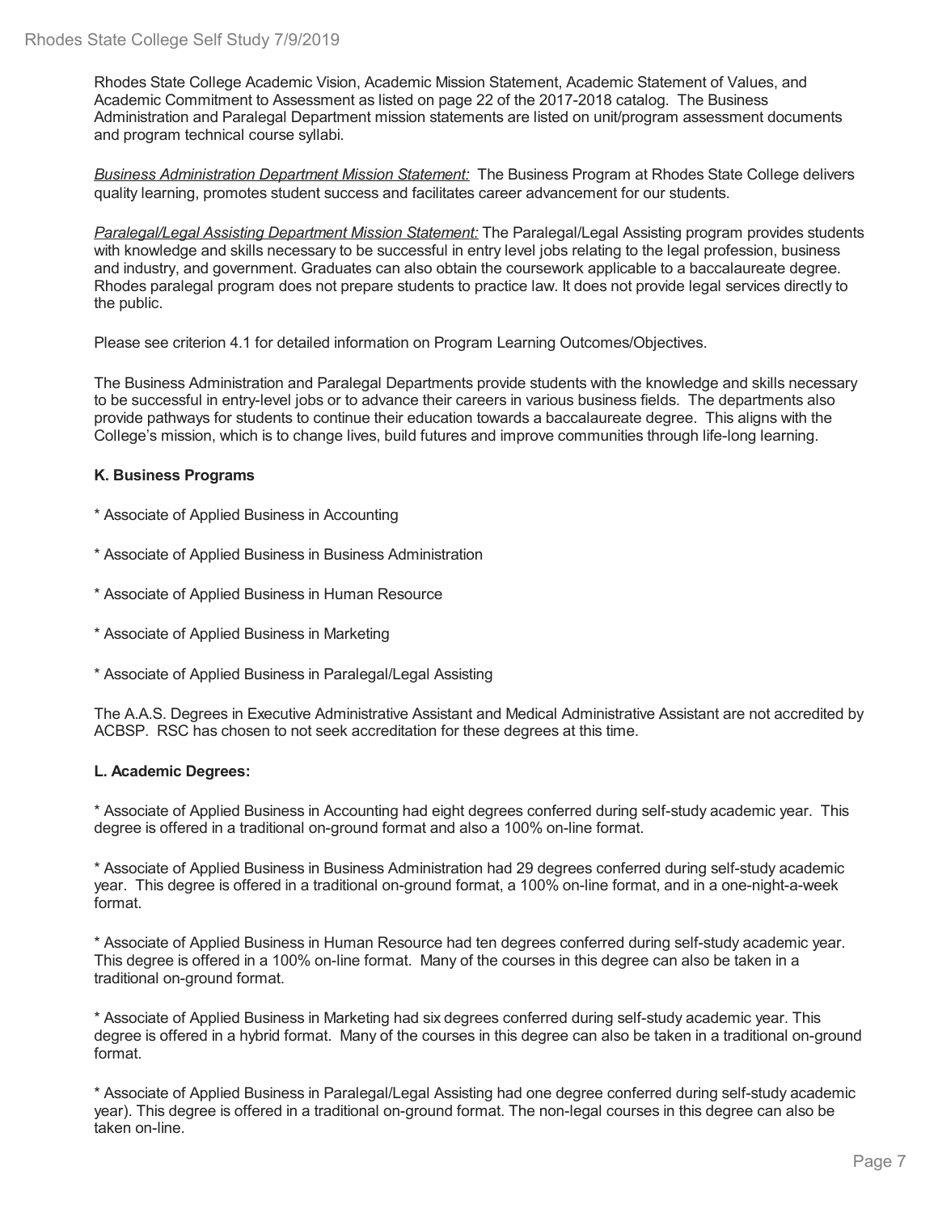Rhodes State College Academic Vision, Academic Mission Statement, Academic Statement of Values, and Academic Commitment to Assessment as listed on page 22 of the 2017-2018 catalog. The Business Administration and Paralegal Department mission statements are listed on unit/program assessment documents and program technical course syllabi.

*Business Administration Department Mission Statement:* The Business Program at Rhodes State College delivers quality learning, promotes student success and facilitates career advancement for our students.

*Paralegal/Legal Assisting Department Mission Statement:* The Paralegal/Legal Assisting program provides students with knowledge and skills necessary to be successful in entry level jobs relating to the legal profession, business and industry, and government. Graduates can also obtain the coursework applicable to a baccalaureate degree. Rhodes paralegal program does not prepare students to practice law. It does not provide legal services directly to the public.

Please see criterion 4.1 for detailed information on Program Learning Outcomes/Objectives.

The Business Administration and Paralegal Departments provide students with the knowledge and skills necessary to be successful in entry-level jobs or to advance their careers in various business fields. The departments also provide pathways for students to continue their education towards a baccalaureate degree. This aligns with the College's mission, which is to change lives, build futures and improve communities through life-long learning.

**K. Business Programs**

* Associate of Applied Business in Accounting
* Associate of Applied Business in Business Administration
* Associate of Applied Business in Human Resource
* Associate of Applied Business in Marketing
* Associate of Applied Business in Paralegal/Legal Assisting

The A.A.S. Degrees in Executive Administrative Assistant and Medical Administrative Assistant are not accredited by ACBSP. RSC has chosen to not seek accreditation for these degrees at this time.

**L. Academic Degrees:**

* Associate of Applied Business in Accounting had eight degrees conferred during self-study academic year. This degree is offered in a traditional on-ground format and also a 100% on-line format.

* Associate of Applied Business in Business Administration had 29 degrees conferred during self-study academic year. This degree is offered in a traditional on-ground format, a 100% on-line format, and in a one-night-a-week format.

* Associate of Applied Business in Human Resource had ten degrees conferred during self-study academic year. This degree is offered in a 100% on-line format. Many of the courses in this degree can also be taken in a traditional on-ground format.

* Associate of Applied Business in Marketing had six degrees conferred during self-study academic year. This degree is offered in a hybrid format. Many of the courses in this degree can also be taken in a traditional on-ground format.

* Associate of Applied Business in Paralegal/Legal Assisting had one degree conferred during self-study academic year). This degree is offered in a traditional on-ground format. The non-legal courses in this degree can also be taken on-line.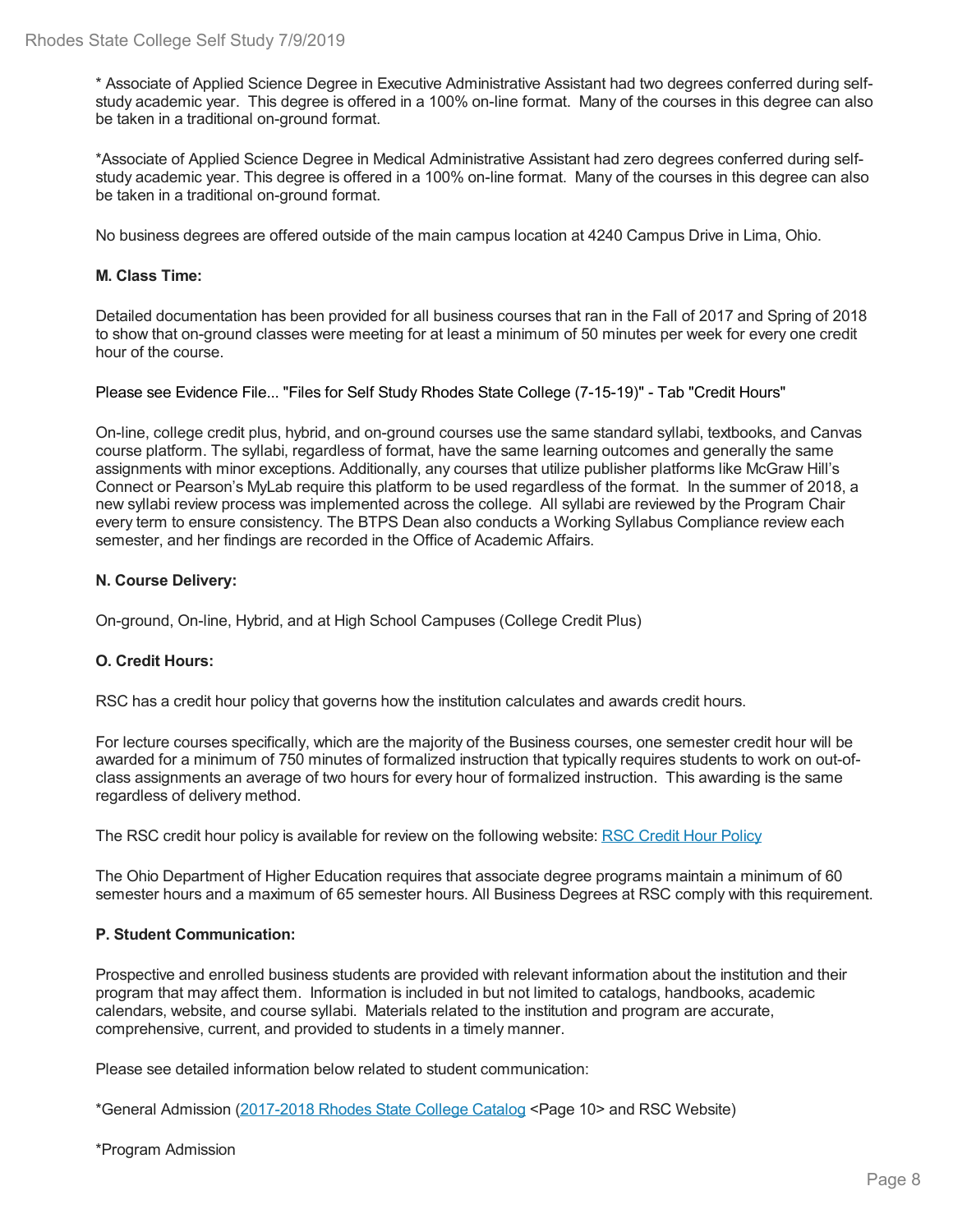* Associate of Applied Science Degree in Executive Administrative Assistant had two degrees conferred during self-study academic year. This degree is offered in a 100% on-line format. Many of the courses in this degree can also be taken in a traditional on-ground format.

*Associate of Applied Science Degree in Medical Administrative Assistant had zero degrees conferred during self-study academic year. This degree is offered in a 100% on-line format. Many of the courses in this degree can also be taken in a traditional on-ground format.

No business degrees are offered outside of the main campus location at 4240 Campus Drive in Lima, Ohio.

**M. Class Time:**

Detailed documentation has been provided for all business courses that ran in the Fall of 2017 and Spring of 2018 to show that on-ground classes were meeting for at least a minimum of 50 minutes per week for every one credit hour of the course.

Please see Evidence File... "Files for Self Study Rhodes State College (7-15-19)" - Tab "Credit Hours"

On-line, college credit plus, hybrid, and on-ground courses use the same standard syllabi, textbooks, and Canvas course platform. The syllabi, regardless of format, have the same learning outcomes and generally the same assignments with minor exceptions. Additionally, any courses that utilize publisher platforms like McGraw Hill's Connect or Pearson's MyLab require this platform to be used regardless of the format. In the summer of 2018, a new syllabi review process was implemented across the college. All syllabi are reviewed by the Program Chair every term to ensure consistency. The BTPS Dean also conducts a Working Syllabus Compliance review each semester, and her findings are recorded in the Office of Academic Affairs.

**N. Course Delivery:**

On-ground, On-line, Hybrid, and at High School Campuses (College Credit Plus)

**O. Credit Hours:**

RSC has a credit hour policy that governs how the institution calculates and awards credit hours.

For lecture courses specifically, which are the majority of the Business courses, one semester credit hour will be awarded for a minimum of 750 minutes of formalized instruction that typically requires students to work on out-of-class assignments an average of two hours for every hour of formalized instruction. This awarding is the same regardless of delivery method.

The RSC credit hour policy is available for review on the following website: RSC Credit Hour Policy

The Ohio Department of Higher Education requires that associate degree programs maintain a minimum of 60 semester hours and a maximum of 65 semester hours. All Business Degrees at RSC comply with this requirement.

**P. Student Communication:**

Prospective and enrolled business students are provided with relevant information about the institution and their program that may affect them. Information is included in but not limited to catalogs, handbooks, academic calendars, website, and course syllabi. Materials related to the institution and program are accurate, comprehensive, current, and provided to students in a timely manner.

Please see detailed information below related to student communication:

*General Admission (2017-2018 Rhodes State College Catalog <Page 10> and RSC Website)

*Program Admission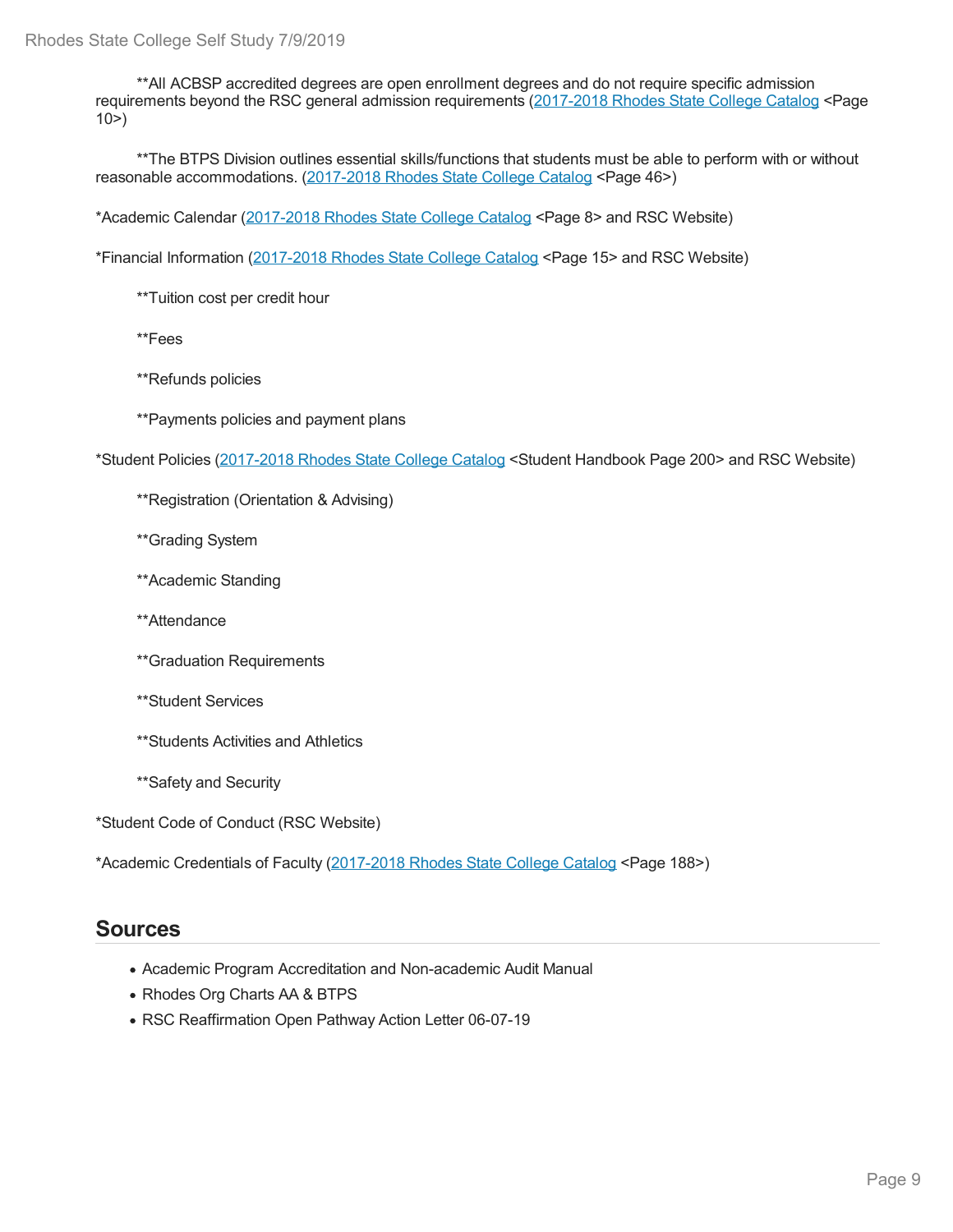**All ACBSP accredited degrees are open enrollment degrees and do not require specific admission requirements beyond the RSC general admission requirements (2017-2018 Rhodes State College Catalog <Page 10>)

**The BTPS Division outlines essential skills/functions that students must be able to perform with or without reasonable accommodations. (2017-2018 Rhodes State College Catalog <Page 46>)

*Academic Calendar (2017-2018 Rhodes State College Catalog <Page 8> and RSC Website)

*Financial Information (2017-2018 Rhodes State College Catalog <Page 15> and RSC Website)

**Tuition cost per credit hour

**Fees

**Refunds policies

**Payments policies and payment plans

*Student Policies (2017-2018 Rhodes State College Catalog <Student Handbook Page 200> and RSC Website)

**Registration (Orientation & Advising)

**Grading System

**Academic Standing

**Attendance

**Graduation Requirements

**Student Services

**Students Activities and Athletics

**Safety and Security

*Student Code of Conduct (RSC Website)

*Academic Credentials of Faculty (2017-2018 Rhodes State College Catalog <Page 188>)

## Sources

- Academic Program Accreditation and Non-academic Audit Manual
- Rhodes Org Charts AA & BTPS
- RSC Reaffirmation Open Pathway Action Letter 06-07-19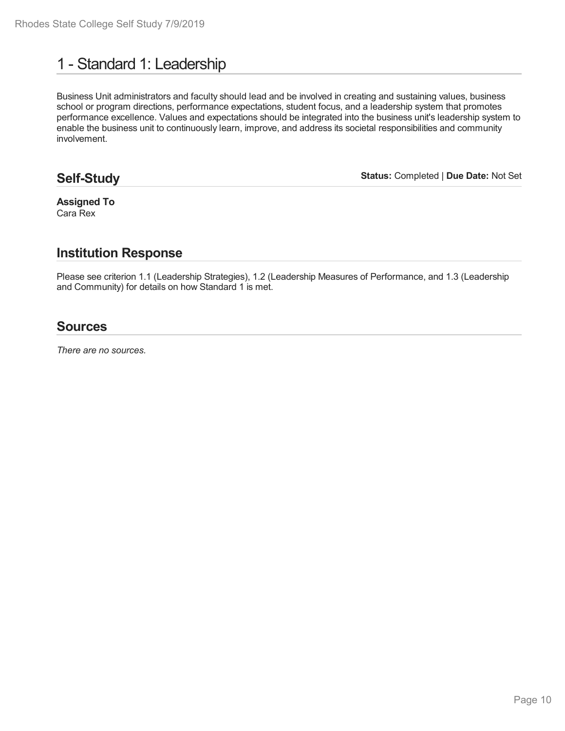# 1 - Standard 1: Leadership

Business Unit administrators and faculty should lead and be involved in creating and sustaining values, business school or program directions, performance expectations, student focus, and a leadership system that promotes performance excellence. Values and expectations should be integrated into the business unit's leadership system to enable the business unit to continuously learn, improve, and address its societal responsibilities and community involvement.

## Self-Study

**Status:** Completed | **Due Date:** Not Set

**Assigned To**
Cara Rex

## Institution Response

Please see criterion 1.1 (Leadership Strategies), 1.2 (Leadership Measures of Performance, and 1.3 (Leadership and Community) for details on how Standard 1 is met.

## Sources

*There are no sources.*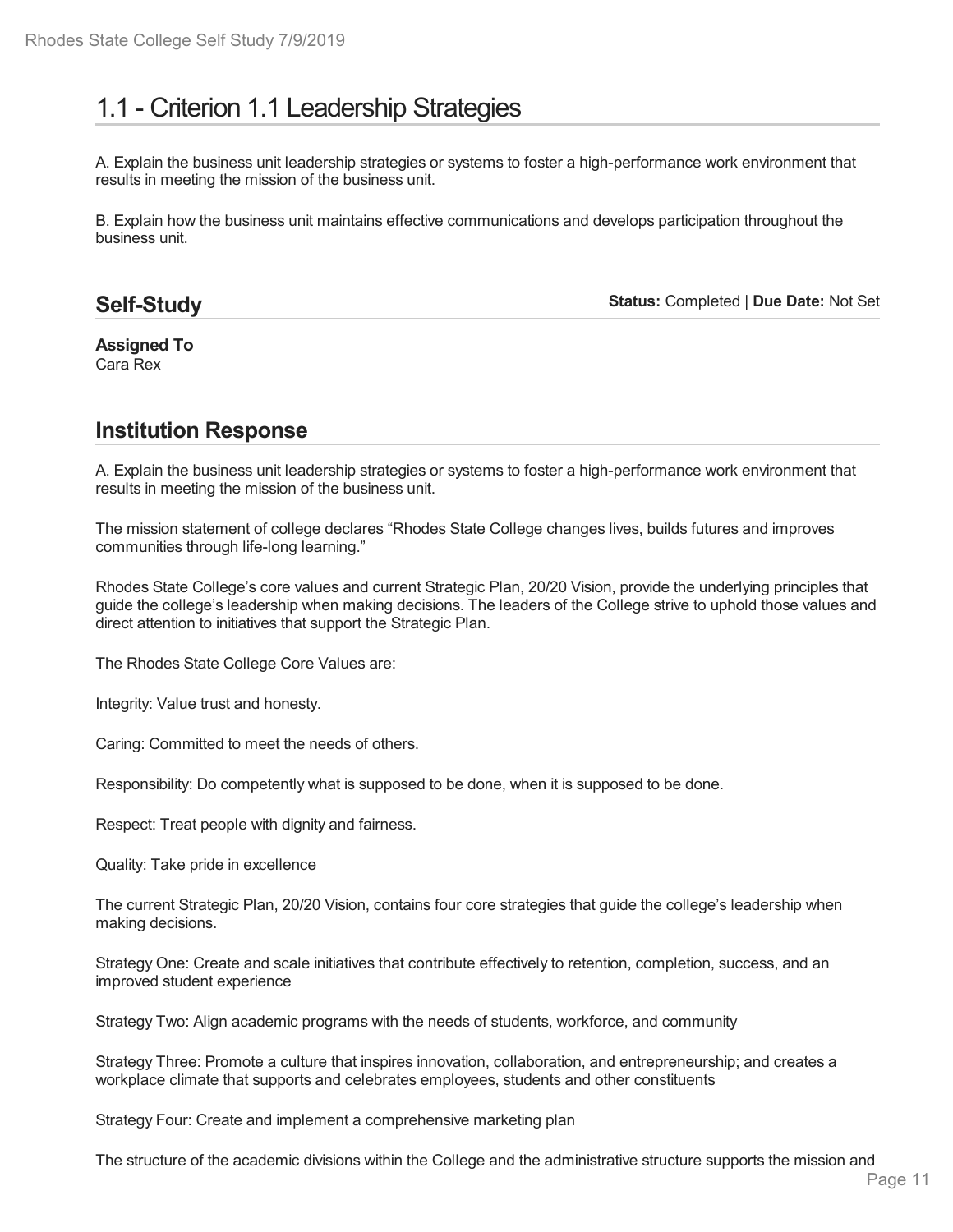# 1.1 - Criterion 1.1 Leadership Strategies

A. Explain the business unit leadership strategies or systems to foster a high-performance work environment that results in meeting the mission of the business unit.

B. Explain how the business unit maintains effective communications and develops participation throughout the business unit.

## Self-Study

**Status:** Completed | **Due Date:** Not Set

**Assigned To**
Cara Rex

## Institution Response

A. Explain the business unit leadership strategies or systems to foster a high-performance work environment that results in meeting the mission of the business unit.

The mission statement of college declares "Rhodes State College changes lives, builds futures and improves communities through life-long learning."

Rhodes State College's core values and current Strategic Plan, 20/20 Vision, provide the underlying principles that guide the college's leadership when making decisions. The leaders of the College strive to uphold those values and direct attention to initiatives that support the Strategic Plan.

The Rhodes State College Core Values are:

Integrity: Value trust and honesty.

Caring: Committed to meet the needs of others.

Responsibility: Do competently what is supposed to be done, when it is supposed to be done.

Respect: Treat people with dignity and fairness.

Quality: Take pride in excellence

The current Strategic Plan, 20/20 Vision, contains four core strategies that guide the college's leadership when making decisions.

Strategy One: Create and scale initiatives that contribute effectively to retention, completion, success, and an improved student experience

Strategy Two: Align academic programs with the needs of students, workforce, and community

Strategy Three: Promote a culture that inspires innovation, collaboration, and entrepreneurship; and creates a workplace climate that supports and celebrates employees, students and other constituents

Strategy Four: Create and implement a comprehensive marketing plan

The structure of the academic divisions within the College and the administrative structure supports the mission and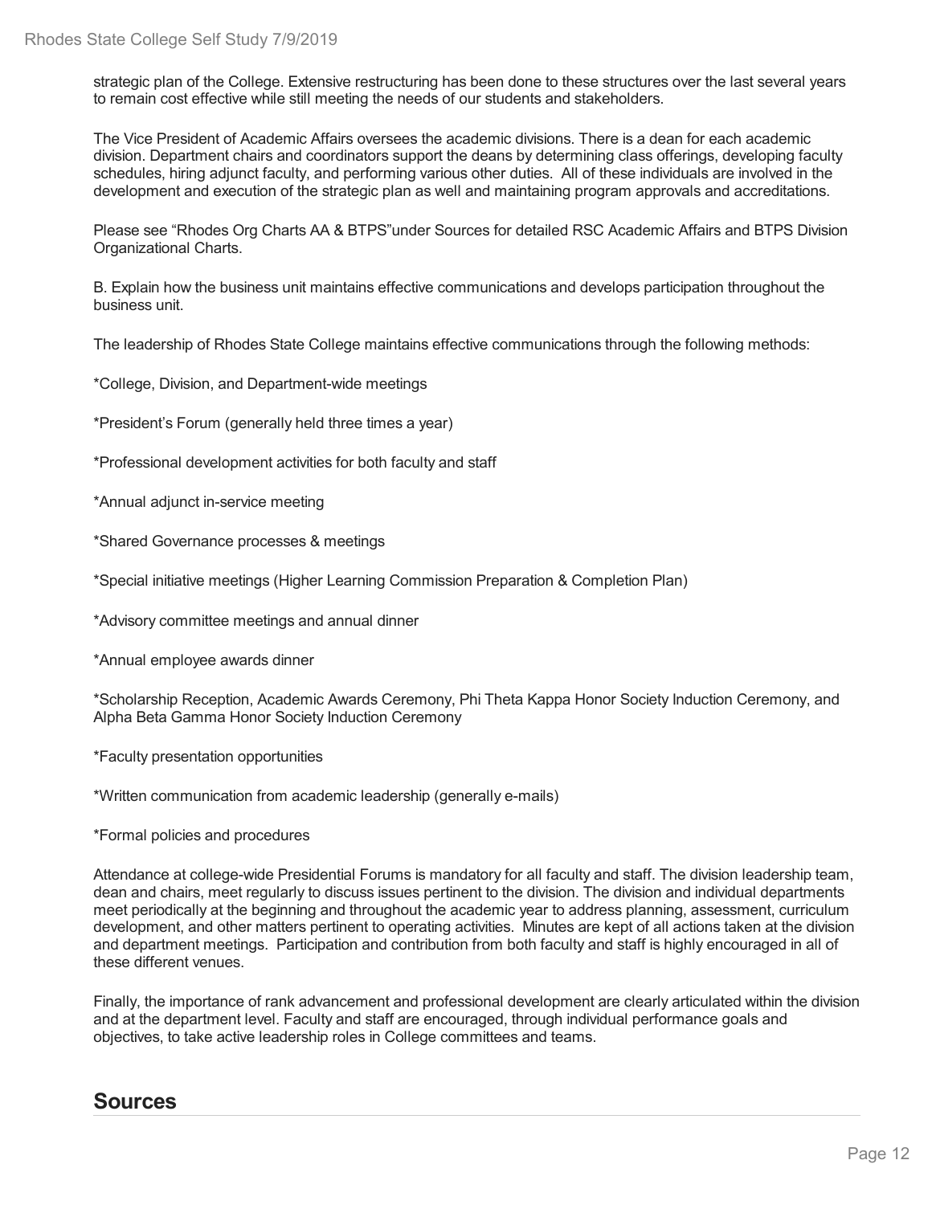strategic plan of the College. Extensive restructuring has been done to these structures over the last several years to remain cost effective while still meeting the needs of our students and stakeholders.

The Vice President of Academic Affairs oversees the academic divisions. There is a dean for each academic division. Department chairs and coordinators support the deans by determining class offerings, developing faculty schedules, hiring adjunct faculty, and performing various other duties. All of these individuals are involved in the development and execution of the strategic plan as well and maintaining program approvals and accreditations.

Please see "Rhodes Org Charts AA & BTPS"under Sources for detailed RSC Academic Affairs and BTPS Division Organizational Charts.

B. Explain how the business unit maintains effective communications and develops participation throughout the business unit.

The leadership of Rhodes State College maintains effective communications through the following methods:

*College, Division, and Department-wide meetings

*President's Forum (generally held three times a year)

*Professional development activities for both faculty and staff

*Annual adjunct in-service meeting

*Shared Governance processes & meetings

*Special initiative meetings (Higher Learning Commission Preparation & Completion Plan)

*Advisory committee meetings and annual dinner

*Annual employee awards dinner

*Scholarship Reception, Academic Awards Ceremony, Phi Theta Kappa Honor Society Induction Ceremony, and Alpha Beta Gamma Honor Society Induction Ceremony

*Faculty presentation opportunities

*Written communication from academic leadership (generally e-mails)

*Formal policies and procedures

Attendance at college-wide Presidential Forums is mandatory for all faculty and staff. The division leadership team, dean and chairs, meet regularly to discuss issues pertinent to the division. The division and individual departments meet periodically at the beginning and throughout the academic year to address planning, assessment, curriculum development, and other matters pertinent to operating activities. Minutes are kept of all actions taken at the division and department meetings. Participation and contribution from both faculty and staff is highly encouraged in all of these different venues.

Finally, the importance of rank advancement and professional development are clearly articulated within the division and at the department level. Faculty and staff are encouraged, through individual performance goals and objectives, to take active leadership roles in College committees and teams.

## Sources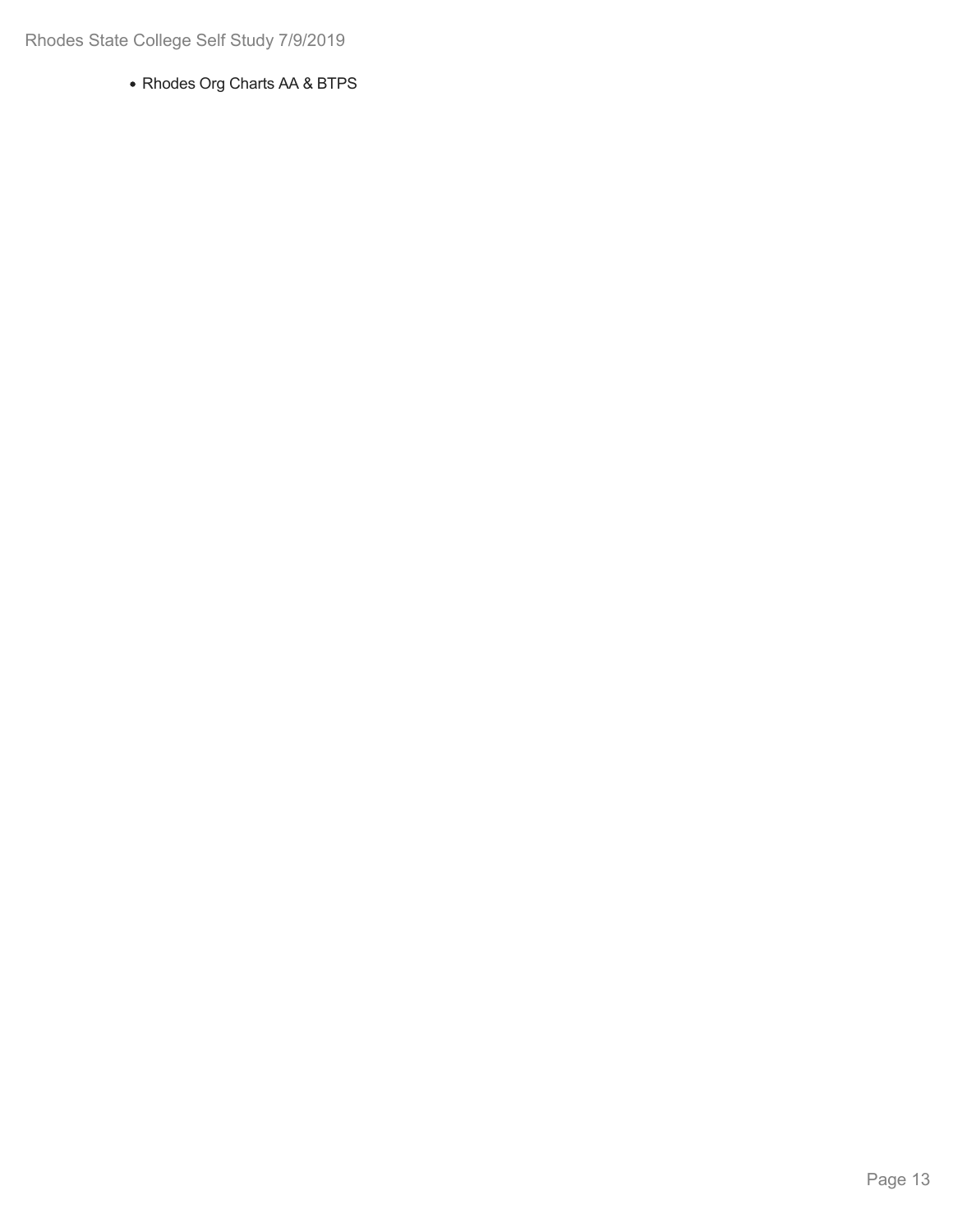- Rhodes Org Charts AA & BTPS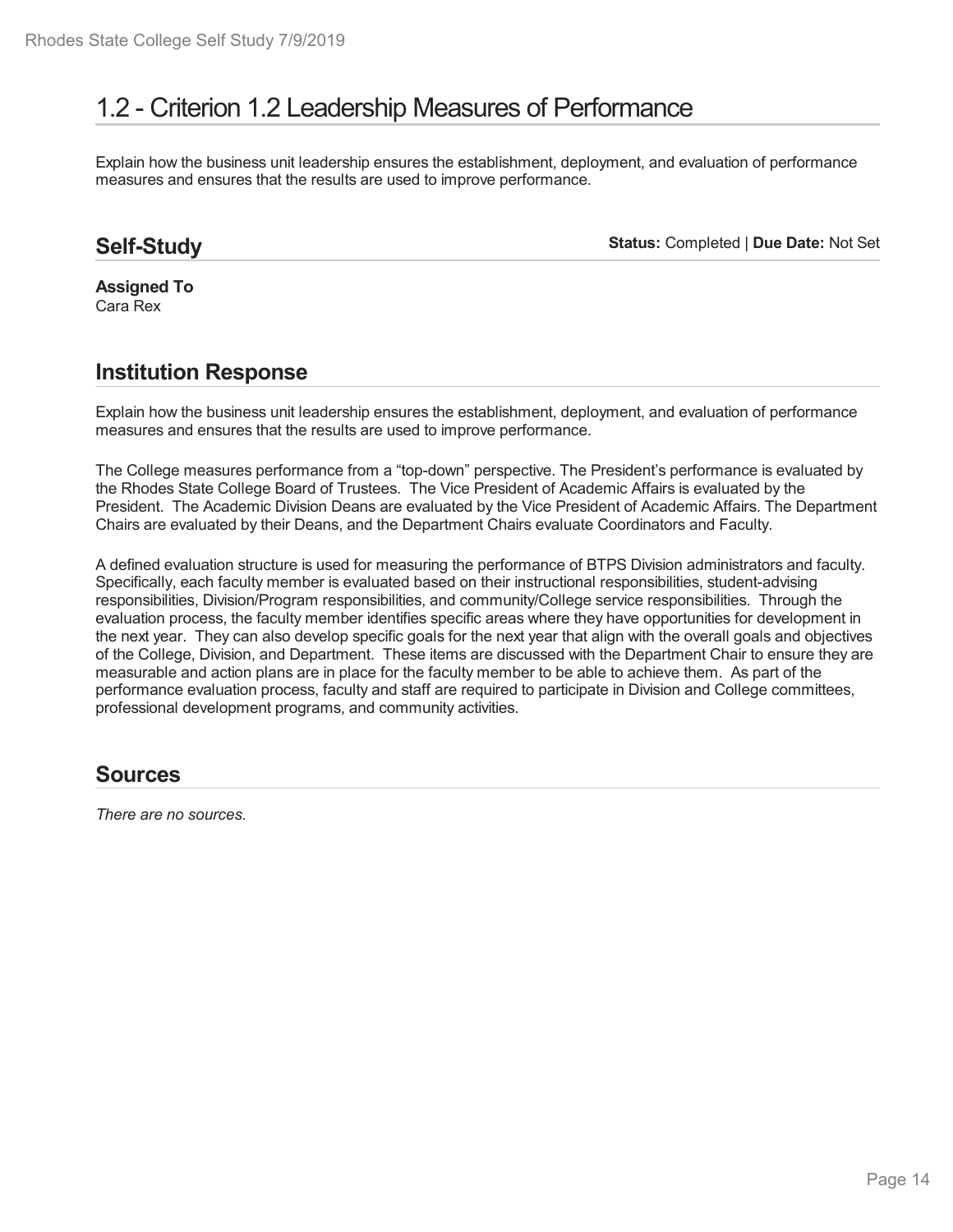# 1.2 - Criterion 1.2 Leadership Measures of Performance

Explain how the business unit leadership ensures the establishment, deployment, and evaluation of performance measures and ensures that the results are used to improve performance.

## Self-Study

**Status:** Completed | **Due Date:** Not Set

**Assigned To**
Cara Rex

## Institution Response

Explain how the business unit leadership ensures the establishment, deployment, and evaluation of performance measures and ensures that the results are used to improve performance.

The College measures performance from a “top-down” perspective. The President’s performance is evaluated by the Rhodes State College Board of Trustees. The Vice President of Academic Affairs is evaluated by the President. The Academic Division Deans are evaluated by the Vice President of Academic Affairs. The Department Chairs are evaluated by their Deans, and the Department Chairs evaluate Coordinators and Faculty.

A defined evaluation structure is used for measuring the performance of BTPS Division administrators and faculty. Specifically, each faculty member is evaluated based on their instructional responsibilities, student-advising responsibilities, Division/Program responsibilities, and community/College service responsibilities. Through the evaluation process, the faculty member identifies specific areas where they have opportunities for development in the next year. They can also develop specific goals for the next year that align with the overall goals and objectives of the College, Division, and Department. These items are discussed with the Department Chair to ensure they are measurable and action plans are in place for the faculty member to be able to achieve them. As part of the performance evaluation process, faculty and staff are required to participate in Division and College committees, professional development programs, and community activities.

## Sources

*There are no sources.*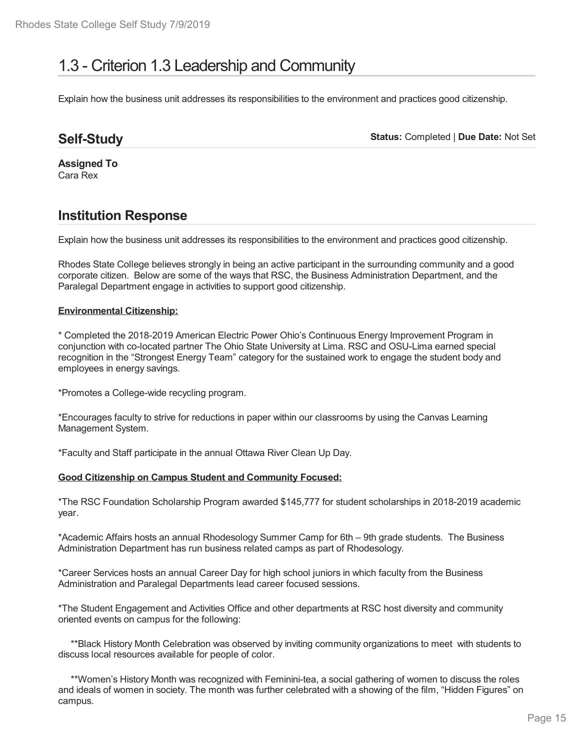# 1.3 - Criterion 1.3 Leadership and Community

Explain how the business unit addresses its responsibilities to the environment and practices good citizenship.

## Self-Study

**Status:** Completed | **Due Date:** Not Set

**Assigned To**
Cara Rex

## Institution Response

Explain how the business unit addresses its responsibilities to the environment and practices good citizenship.

Rhodes State College believes strongly in being an active participant in the surrounding community and a good corporate citizen. Below are some of the ways that RSC, the Business Administration Department, and the Paralegal Department engage in activities to support good citizenship.

**Environmental Citizenship:**

* Completed the 2018-2019 American Electric Power Ohio's Continuous Energy Improvement Program in conjunction with co-located partner The Ohio State University at Lima. RSC and OSU-Lima earned special recognition in the "Strongest Energy Team" category for the sustained work to engage the student body and employees in energy savings.

*Promotes a College-wide recycling program.

*Encourages faculty to strive for reductions in paper within our classrooms by using the Canvas Learning Management System.

*Faculty and Staff participate in the annual Ottawa River Clean Up Day.

**Good Citizenship on Campus Student and Community Focused:**

*The RSC Foundation Scholarship Program awarded $145,777 for student scholarships in 2018-2019 academic year.

*Academic Affairs hosts an annual Rhodesology Summer Camp for 6th – 9th grade students. The Business Administration Department has run business related camps as part of Rhodesology.

*Career Services hosts an annual Career Day for high school juniors in which faculty from the Business Administration and Paralegal Departments lead career focused sessions.

*The Student Engagement and Activities Office and other departments at RSC host diversity and community oriented events on campus for the following:

**Black History Month Celebration was observed by inviting community organizations to meet with students to discuss local resources available for people of color.

**Women's History Month was recognized with Feminini-tea, a social gathering of women to discuss the roles and ideals of women in society. The month was further celebrated with a showing of the film, "Hidden Figures" on campus.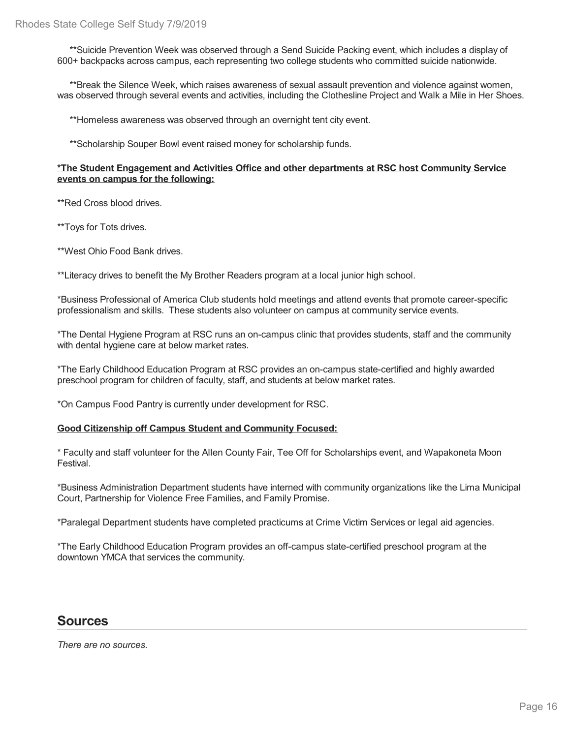**Suicide Prevention Week was observed through a Send Suicide Packing event, which includes a display of 600+ backpacks across campus, each representing two college students who committed suicide nationwide.

**Break the Silence Week, which raises awareness of sexual assault prevention and violence against women, was observed through several events and activities, including the Clothesline Project and Walk a Mile in Her Shoes.

**Homeless awareness was observed through an overnight tent city event.

**Scholarship Souper Bowl event raised money for scholarship funds.

<u>**\*The Student Engagement and Activities Office and other departments at RSC host Community Service events on campus for the following:**</u>

**Red Cross blood drives.

**Toys for Tots drives.

**West Ohio Food Bank drives.

**Literacy drives to benefit the My Brother Readers program at a local junior high school.

*Business Professional of America Club students hold meetings and attend events that promote career-specific professionalism and skills. These students also volunteer on campus at community service events.

*The Dental Hygiene Program at RSC runs an on-campus clinic that provides students, staff and the community with dental hygiene care at below market rates.

*The Early Childhood Education Program at RSC provides an on-campus state-certified and highly awarded preschool program for children of faculty, staff, and students at below market rates.

*On Campus Food Pantry is currently under development for RSC.

<u>**Good Citizenship off Campus Student and Community Focused:**</u>

* Faculty and staff volunteer for the Allen County Fair, Tee Off for Scholarships event, and Wapakoneta Moon Festival.

*Business Administration Department students have interned with community organizations like the Lima Municipal Court, Partnership for Violence Free Families, and Family Promise.

*Paralegal Department students have completed practicums at Crime Victim Services or legal aid agencies.

*The Early Childhood Education Program provides an off-campus state-certified preschool program at the downtown YMCA that services the community.

## Sources

*There are no sources.*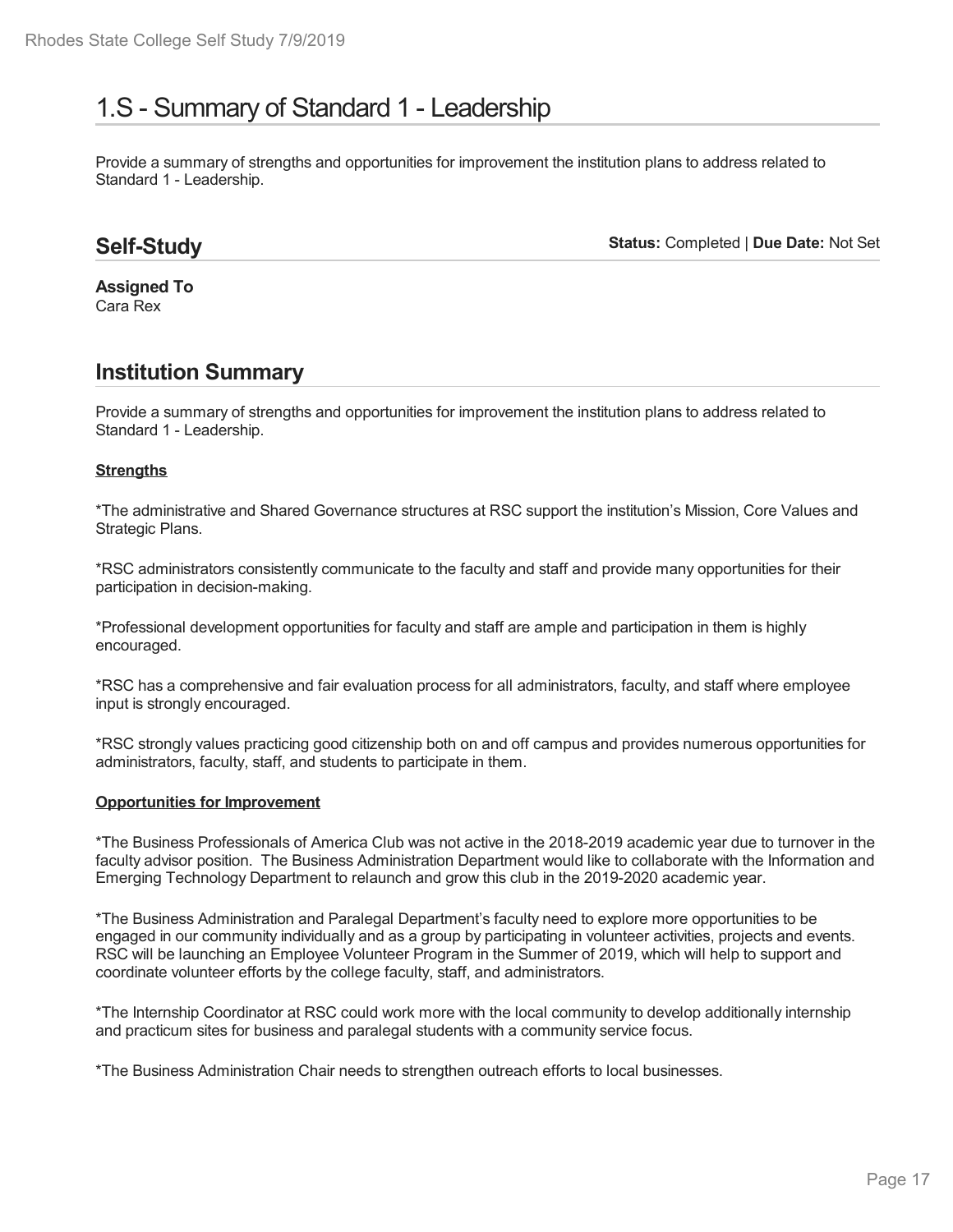# 1.S - Summary of Standard 1 - Leadership

Provide a summary of strengths and opportunities for improvement the institution plans to address related to Standard 1 - Leadership.

## Self-Study

**Status:** Completed | **Due Date:** Not Set

**Assigned To**
Cara Rex

## Institution Summary

Provide a summary of strengths and opportunities for improvement the institution plans to address related to Standard 1 - Leadership.

**Strengths**

*The administrative and Shared Governance structures at RSC support the institution's Mission, Core Values and Strategic Plans.

*RSC administrators consistently communicate to the faculty and staff and provide many opportunities for their participation in decision-making.

*Professional development opportunities for faculty and staff are ample and participation in them is highly encouraged.

*RSC has a comprehensive and fair evaluation process for all administrators, faculty, and staff where employee input is strongly encouraged.

*RSC strongly values practicing good citizenship both on and off campus and provides numerous opportunities for administrators, faculty, staff, and students to participate in them.

**Opportunities for Improvement**

*The Business Professionals of America Club was not active in the 2018-2019 academic year due to turnover in the faculty advisor position. The Business Administration Department would like to collaborate with the Information and Emerging Technology Department to relaunch and grow this club in the 2019-2020 academic year.

*The Business Administration and Paralegal Department's faculty need to explore more opportunities to be engaged in our community individually and as a group by participating in volunteer activities, projects and events. RSC will be launching an Employee Volunteer Program in the Summer of 2019, which will help to support and coordinate volunteer efforts by the college faculty, staff, and administrators.

*The Internship Coordinator at RSC could work more with the local community to develop additionally internship and practicum sites for business and paralegal students with a community service focus.

*The Business Administration Chair needs to strengthen outreach efforts to local businesses.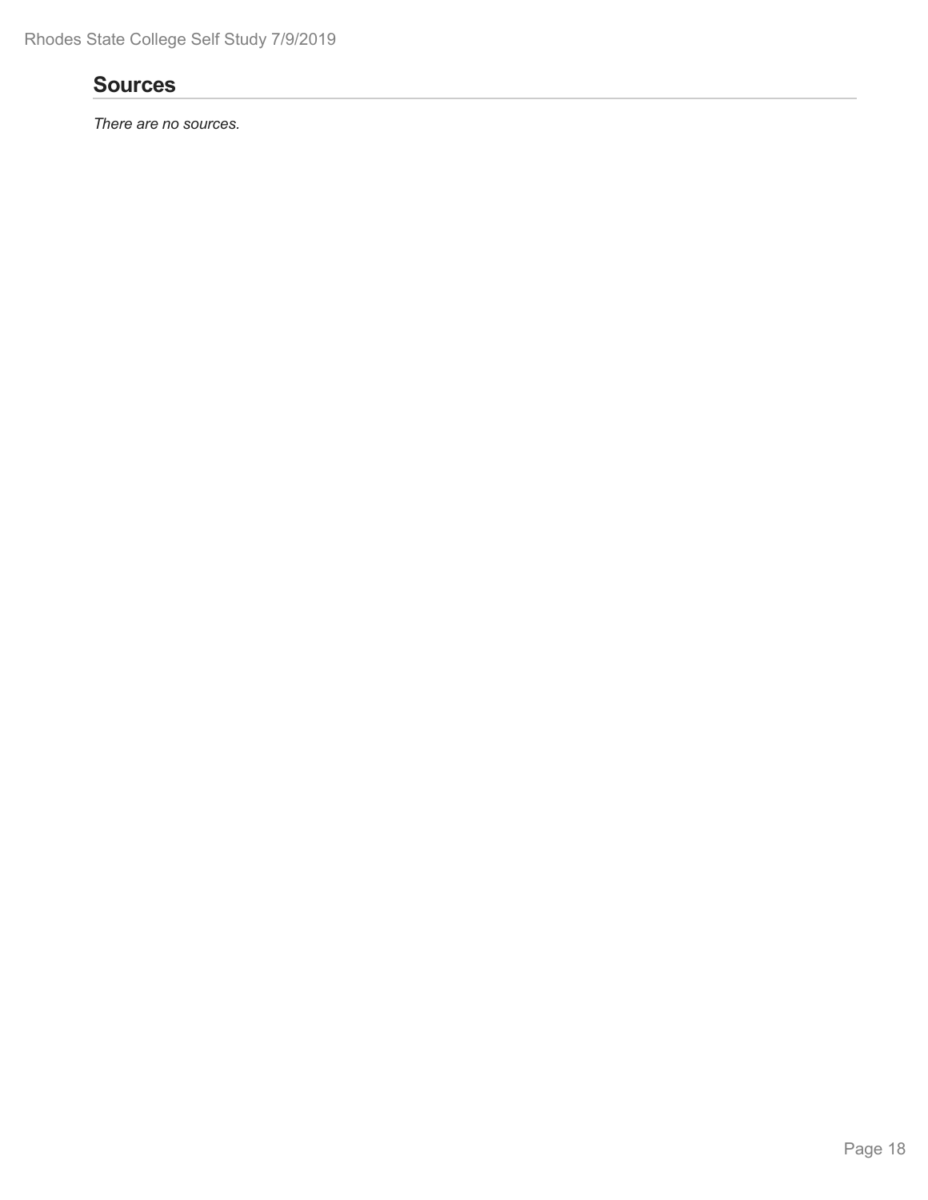## Sources

*There are no sources.*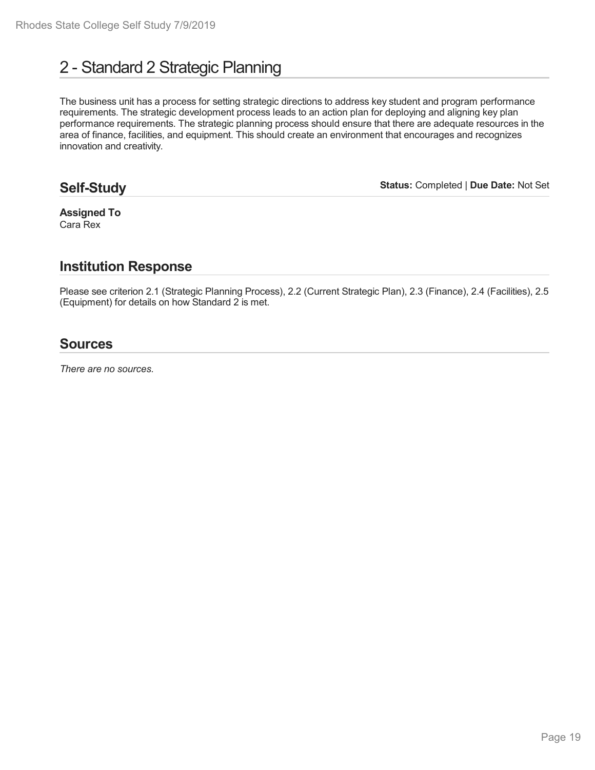# 2 - Standard 2 Strategic Planning

The business unit has a process for setting strategic directions to address key student and program performance requirements. The strategic development process leads to an action plan for deploying and aligning key plan performance requirements. The strategic planning process should ensure that there are adequate resources in the area of finance, facilities, and equipment. This should create an environment that encourages and recognizes innovation and creativity.

## Self-Study

**Status:** Completed | **Due Date:** Not Set

**Assigned To**
Cara Rex

## Institution Response

Please see criterion 2.1 (Strategic Planning Process), 2.2 (Current Strategic Plan), 2.3 (Finance), 2.4 (Facilities), 2.5 (Equipment) for details on how Standard 2 is met.

## Sources

*There are no sources.*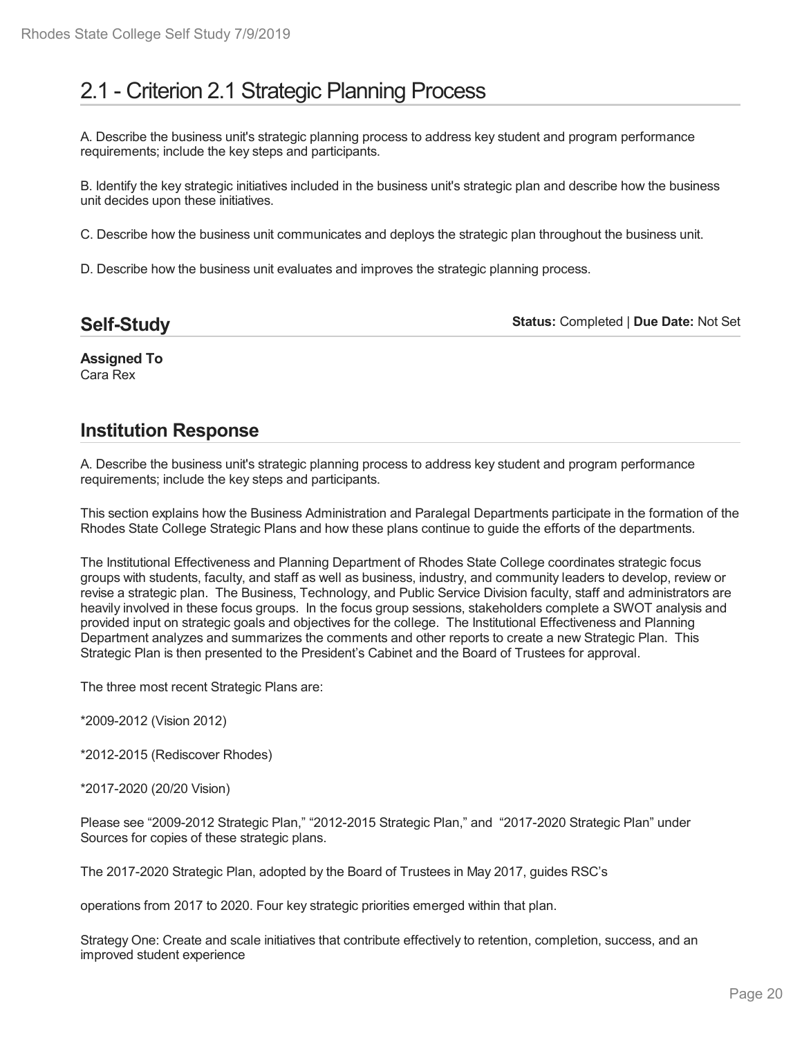# 2.1 - Criterion 2.1 Strategic Planning Process

A. Describe the business unit's strategic planning process to address key student and program performance requirements; include the key steps and participants.

B. Identify the key strategic initiatives included in the business unit's strategic plan and describe how the business unit decides upon these initiatives.

C. Describe how the business unit communicates and deploys the strategic plan throughout the business unit.

D. Describe how the business unit evaluates and improves the strategic planning process.

## Self-Study

**Status:** Completed | **Due Date:** Not Set

**Assigned To**
Cara Rex

## Institution Response

A. Describe the business unit's strategic planning process to address key student and program performance requirements; include the key steps and participants.

This section explains how the Business Administration and Paralegal Departments participate in the formation of the Rhodes State College Strategic Plans and how these plans continue to guide the efforts of the departments.

The Institutional Effectiveness and Planning Department of Rhodes State College coordinates strategic focus groups with students, faculty, and staff as well as business, industry, and community leaders to develop, review or revise a strategic plan. The Business, Technology, and Public Service Division faculty, staff and administrators are heavily involved in these focus groups. In the focus group sessions, stakeholders complete a SWOT analysis and provided input on strategic goals and objectives for the college. The Institutional Effectiveness and Planning Department analyzes and summarizes the comments and other reports to create a new Strategic Plan. This Strategic Plan is then presented to the President's Cabinet and the Board of Trustees for approval.

The three most recent Strategic Plans are:

*2009-2012 (Vision 2012)

*2012-2015 (Rediscover Rhodes)

*2017-2020 (20/20 Vision)

Please see "2009-2012 Strategic Plan," "2012-2015 Strategic Plan," and "2017-2020 Strategic Plan" under Sources for copies of these strategic plans.

The 2017-2020 Strategic Plan, adopted by the Board of Trustees in May 2017, guides RSC's

operations from 2017 to 2020. Four key strategic priorities emerged within that plan.

Strategy One: Create and scale initiatives that contribute effectively to retention, completion, success, and an improved student experience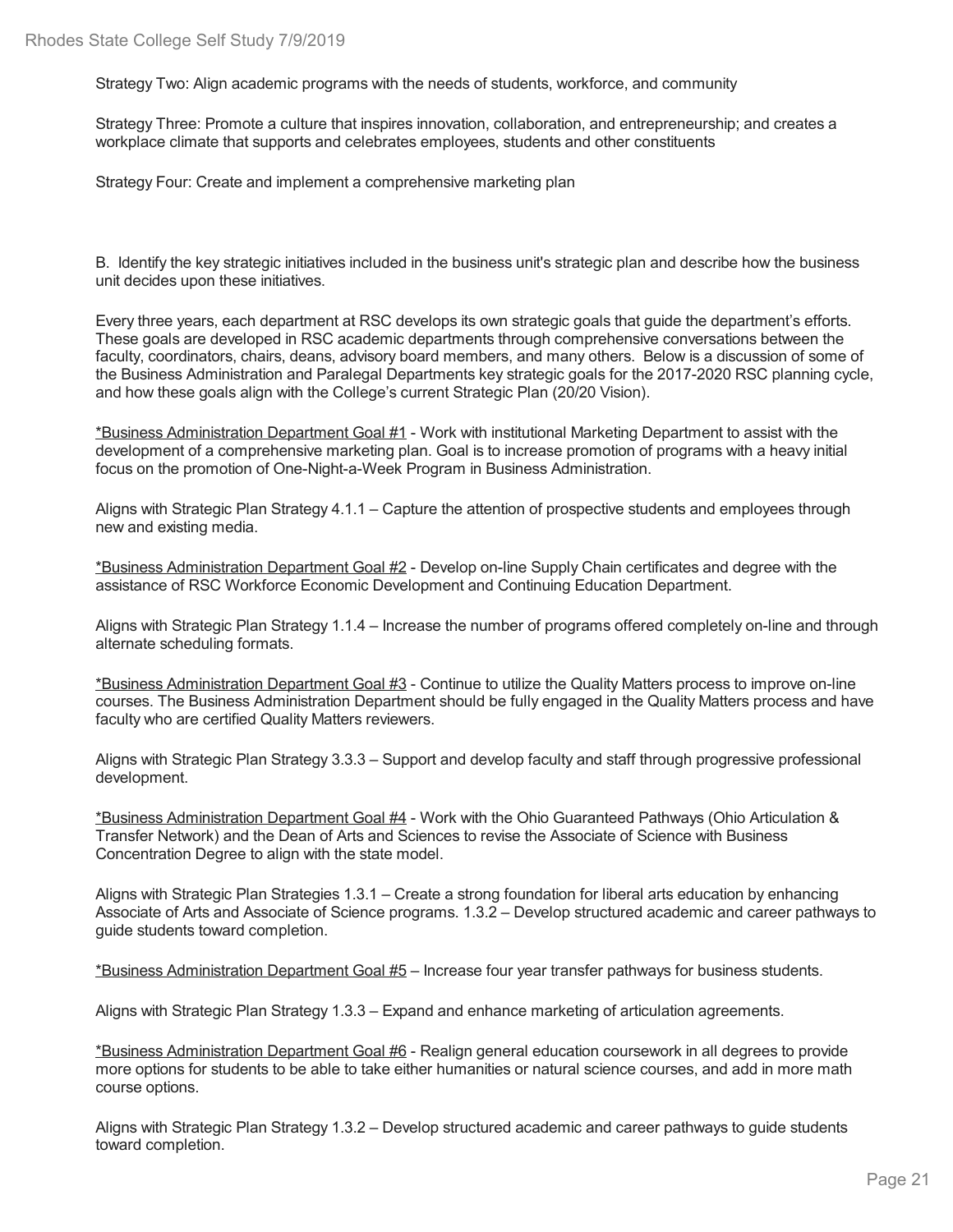Strategy Two: Align academic programs with the needs of students, workforce, and community

Strategy Three: Promote a culture that inspires innovation, collaboration, and entrepreneurship; and creates a workplace climate that supports and celebrates employees, students and other constituents

Strategy Four: Create and implement a comprehensive marketing plan

B. Identify the key strategic initiatives included in the business unit's strategic plan and describe how the business unit decides upon these initiatives.

Every three years, each department at RSC develops its own strategic goals that guide the department's efforts. These goals are developed in RSC academic departments through comprehensive conversations between the faculty, coordinators, chairs, deans, advisory board members, and many others. Below is a discussion of some of the Business Administration and Paralegal Departments key strategic goals for the 2017-2020 RSC planning cycle, and how these goals align with the College's current Strategic Plan (20/20 Vision).

<u>*Business Administration Department Goal #1</u> - Work with institutional Marketing Department to assist with the development of a comprehensive marketing plan. Goal is to increase promotion of programs with a heavy initial focus on the promotion of One-Night-a-Week Program in Business Administration.

Aligns with Strategic Plan Strategy 4.1.1 – Capture the attention of prospective students and employees through new and existing media.

<u>*Business Administration Department Goal #2</u> - Develop on-line Supply Chain certificates and degree with the assistance of RSC Workforce Economic Development and Continuing Education Department.

Aligns with Strategic Plan Strategy 1.1.4 – Increase the number of programs offered completely on-line and through alternate scheduling formats.

<u>*Business Administration Department Goal #3</u> - Continue to utilize the Quality Matters process to improve on-line courses. The Business Administration Department should be fully engaged in the Quality Matters process and have faculty who are certified Quality Matters reviewers.

Aligns with Strategic Plan Strategy 3.3.3 – Support and develop faculty and staff through progressive professional development.

<u>*Business Administration Department Goal #4</u> - Work with the Ohio Guaranteed Pathways (Ohio Articulation & Transfer Network) and the Dean of Arts and Sciences to revise the Associate of Science with Business Concentration Degree to align with the state model.

Aligns with Strategic Plan Strategies 1.3.1 – Create a strong foundation for liberal arts education by enhancing Associate of Arts and Associate of Science programs. 1.3.2 – Develop structured academic and career pathways to guide students toward completion.

<u>*Business Administration Department Goal #5</u> – Increase four year transfer pathways for business students.

Aligns with Strategic Plan Strategy 1.3.3 – Expand and enhance marketing of articulation agreements.

<u>*Business Administration Department Goal #6</u> - Realign general education coursework in all degrees to provide more options for students to be able to take either humanities or natural science courses, and add in more math course options.

Aligns with Strategic Plan Strategy 1.3.2 – Develop structured academic and career pathways to guide students toward completion.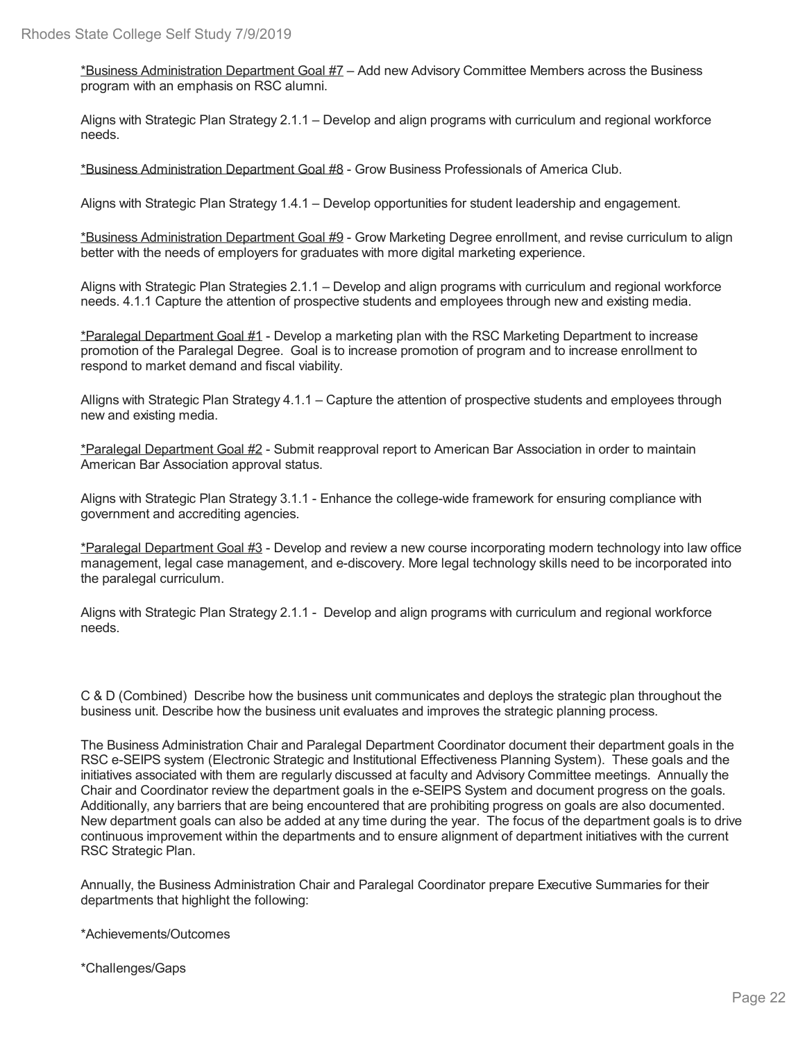*Business Administration Department Goal #7 – Add new Advisory Committee Members across the Business program with an emphasis on RSC alumni.

Aligns with Strategic Plan Strategy 2.1.1 – Develop and align programs with curriculum and regional workforce needs.

*Business Administration Department Goal #8 - Grow Business Professionals of America Club.

Aligns with Strategic Plan Strategy 1.4.1 – Develop opportunities for student leadership and engagement.

*Business Administration Department Goal #9 - Grow Marketing Degree enrollment, and revise curriculum to align better with the needs of employers for graduates with more digital marketing experience.

Aligns with Strategic Plan Strategies 2.1.1 – Develop and align programs with curriculum and regional workforce needs. 4.1.1 Capture the attention of prospective students and employees through new and existing media.

*Paralegal Department Goal #1 - Develop a marketing plan with the RSC Marketing Department to increase promotion of the Paralegal Degree. Goal is to increase promotion of program and to increase enrollment to respond to market demand and fiscal viability.

Alligns with Strategic Plan Strategy 4.1.1 – Capture the attention of prospective students and employees through new and existing media.

*Paralegal Department Goal #2 - Submit reapproval report to American Bar Association in order to maintain American Bar Association approval status.

Aligns with Strategic Plan Strategy 3.1.1 - Enhance the college-wide framework for ensuring compliance with government and accrediting agencies.

*Paralegal Department Goal #3 - Develop and review a new course incorporating modern technology into law office management, legal case management, and e-discovery. More legal technology skills need to be incorporated into the paralegal curriculum.

Aligns with Strategic Plan Strategy 2.1.1 - Develop and align programs with curriculum and regional workforce needs.

C & D (Combined) Describe how the business unit communicates and deploys the strategic plan throughout the business unit. Describe how the business unit evaluates and improves the strategic planning process.

The Business Administration Chair and Paralegal Department Coordinator document their department goals in the RSC e-SEIPS system (Electronic Strategic and Institutional Effectiveness Planning System). These goals and the initiatives associated with them are regularly discussed at faculty and Advisory Committee meetings. Annually the Chair and Coordinator review the department goals in the e-SEIPS System and document progress on the goals. Additionally, any barriers that are being encountered that are prohibiting progress on goals are also documented. New department goals can also be added at any time during the year. The focus of the department goals is to drive continuous improvement within the departments and to ensure alignment of department initiatives with the current RSC Strategic Plan.

Annually, the Business Administration Chair and Paralegal Coordinator prepare Executive Summaries for their departments that highlight the following:

*Achievements/Outcomes

*Challenges/Gaps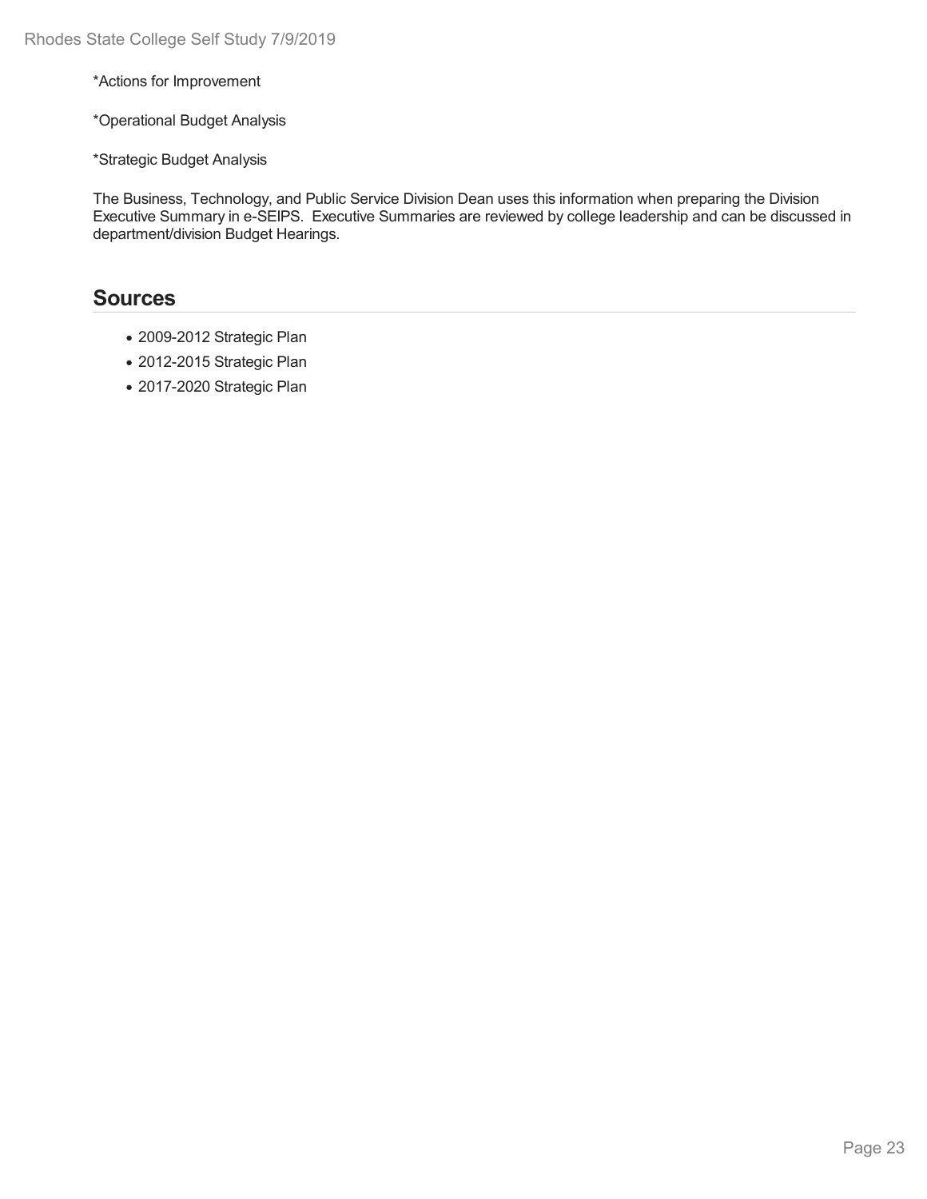*Actions for Improvement

*Operational Budget Analysis

*Strategic Budget Analysis

The Business, Technology, and Public Service Division Dean uses this information when preparing the Division Executive Summary in e-SEIPS. Executive Summaries are reviewed by college leadership and can be discussed in department/division Budget Hearings.

## Sources

- 2009-2012 Strategic Plan
- 2012-2015 Strategic Plan
- 2017-2020 Strategic Plan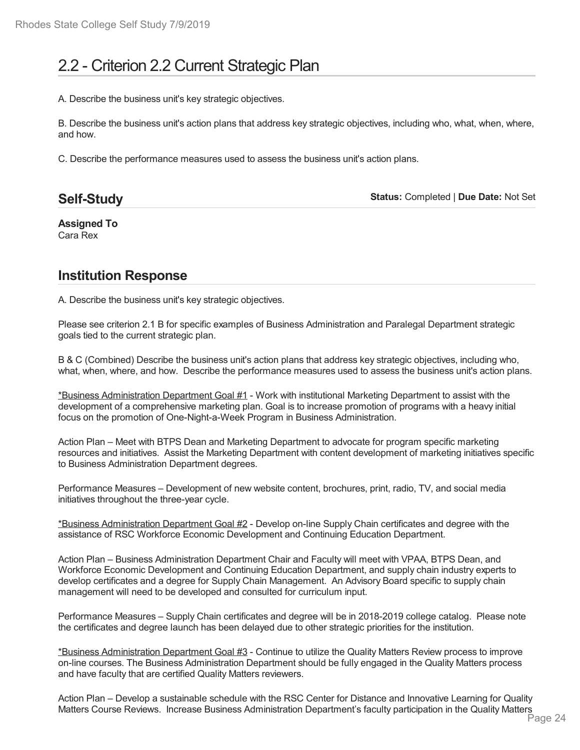# 2.2 - Criterion 2.2 Current Strategic Plan

A. Describe the business unit's key strategic objectives.

B. Describe the business unit's action plans that address key strategic objectives, including who, what, when, where, and how.

C. Describe the performance measures used to assess the business unit's action plans.

## Self-Study

**Status:** Completed | **Due Date:** Not Set

**Assigned To**
Cara Rex

## Institution Response

A. Describe the business unit's key strategic objectives.

Please see criterion 2.1 B for specific examples of Business Administration and Paralegal Department strategic goals tied to the current strategic plan.

B & C (Combined) Describe the business unit's action plans that address key strategic objectives, including who, what, when, where, and how. Describe the performance measures used to assess the business unit's action plans.

*Business Administration Department Goal #1 - Work with institutional Marketing Department to assist with the development of a comprehensive marketing plan. Goal is to increase promotion of programs with a heavy initial focus on the promotion of One-Night-a-Week Program in Business Administration.

Action Plan – Meet with BTPS Dean and Marketing Department to advocate for program specific marketing resources and initiatives. Assist the Marketing Department with content development of marketing initiatives specific to Business Administration Department degrees.

Performance Measures – Development of new website content, brochures, print, radio, TV, and social media initiatives throughout the three-year cycle.

*Business Administration Department Goal #2 - Develop on-line Supply Chain certificates and degree with the assistance of RSC Workforce Economic Development and Continuing Education Department.

Action Plan – Business Administration Department Chair and Faculty will meet with VPAA, BTPS Dean, and Workforce Economic Development and Continuing Education Department, and supply chain industry experts to develop certificates and a degree for Supply Chain Management. An Advisory Board specific to supply chain management will need to be developed and consulted for curriculum input.

Performance Measures – Supply Chain certificates and degree will be in 2018-2019 college catalog. Please note the certificates and degree launch has been delayed due to other strategic priorities for the institution.

*Business Administration Department Goal #3 - Continue to utilize the Quality Matters Review process to improve on-line courses. The Business Administration Department should be fully engaged in the Quality Matters process and have faculty that are certified Quality Matters reviewers.

Action Plan – Develop a sustainable schedule with the RSC Center for Distance and Innovative Learning for Quality Matters Course Reviews. Increase Business Administration Department's faculty participation in the Quality Matters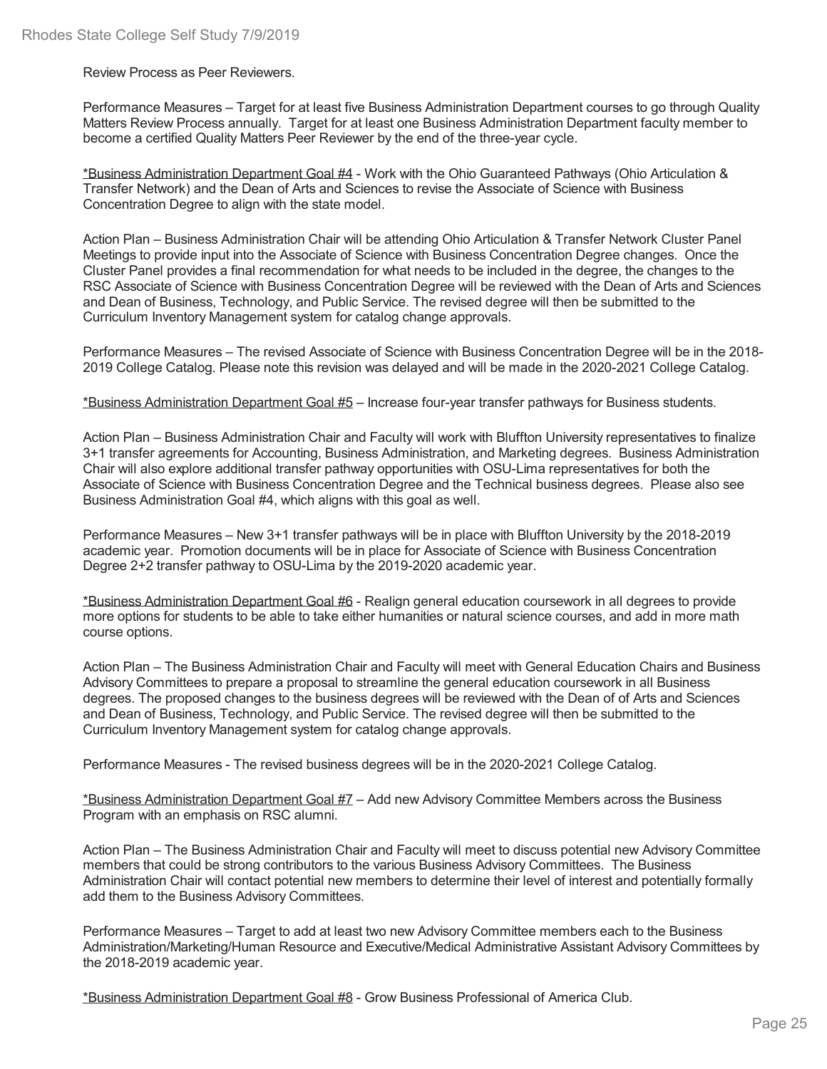Review Process as Peer Reviewers.

Performance Measures – Target for at least five Business Administration Department courses to go through Quality Matters Review Process annually. Target for at least one Business Administration Department faculty member to become a certified Quality Matters Peer Reviewer by the end of the three-year cycle.

<u>*Business Administration Department Goal #4</u> - Work with the Ohio Guaranteed Pathways (Ohio Articulation & Transfer Network) and the Dean of Arts and Sciences to revise the Associate of Science with Business Concentration Degree to align with the state model.

Action Plan – Business Administration Chair will be attending Ohio Articulation & Transfer Network Cluster Panel Meetings to provide input into the Associate of Science with Business Concentration Degree changes. Once the Cluster Panel provides a final recommendation for what needs to be included in the degree, the changes to the RSC Associate of Science with Business Concentration Degree will be reviewed with the Dean of Arts and Sciences and Dean of Business, Technology, and Public Service. The revised degree will then be submitted to the Curriculum Inventory Management system for catalog change approvals.

Performance Measures – The revised Associate of Science with Business Concentration Degree will be in the 2018-2019 College Catalog. Please note this revision was delayed and will be made in the 2020-2021 College Catalog.

<u>*Business Administration Department Goal #5</u> – Increase four-year transfer pathways for Business students.

Action Plan – Business Administration Chair and Faculty will work with Bluffton University representatives to finalize 3+1 transfer agreements for Accounting, Business Administration, and Marketing degrees. Business Administration Chair will also explore additional transfer pathway opportunities with OSU-Lima representatives for both the Associate of Science with Business Concentration Degree and the Technical business degrees. Please also see Business Administration Goal #4, which aligns with this goal as well.

Performance Measures – New 3+1 transfer pathways will be in place with Bluffton University by the 2018-2019 academic year. Promotion documents will be in place for Associate of Science with Business Concentration Degree 2+2 transfer pathway to OSU-Lima by the 2019-2020 academic year.

<u>*Business Administration Department Goal #6</u> - Realign general education coursework in all degrees to provide more options for students to be able to take either humanities or natural science courses, and add in more math course options.

Action Plan – The Business Administration Chair and Faculty will meet with General Education Chairs and Business Advisory Committees to prepare a proposal to streamline the general education coursework in all Business degrees. The proposed changes to the business degrees will be reviewed with the Dean of of Arts and Sciences and Dean of Business, Technology, and Public Service. The revised degree will then be submitted to the Curriculum Inventory Management system for catalog change approvals.

Performance Measures - The revised business degrees will be in the 2020-2021 College Catalog.

<u>*Business Administration Department Goal #7</u> – Add new Advisory Committee Members across the Business Program with an emphasis on RSC alumni.

Action Plan – The Business Administration Chair and Faculty will meet to discuss potential new Advisory Committee members that could be strong contributors to the various Business Advisory Committees. The Business Administration Chair will contact potential new members to determine their level of interest and potentially formally add them to the Business Advisory Committees.

Performance Measures – Target to add at least two new Advisory Committee members each to the Business Administration/Marketing/Human Resource and Executive/Medical Administrative Assistant Advisory Committees by the 2018-2019 academic year.

<u>*Business Administration Department Goal #8</u> - Grow Business Professional of America Club.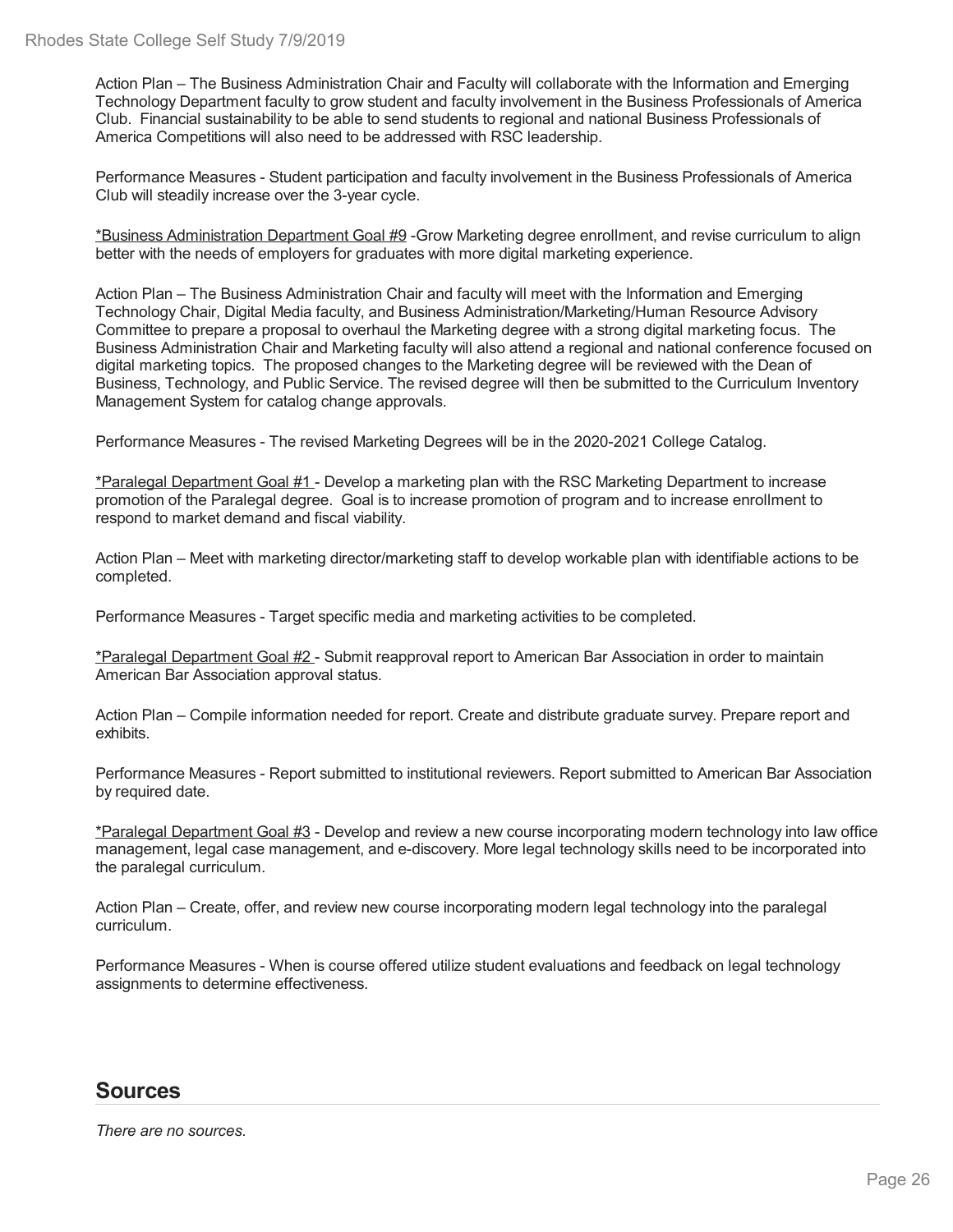Action Plan – The Business Administration Chair and Faculty will collaborate with the Information and Emerging Technology Department faculty to grow student and faculty involvement in the Business Professionals of America Club. Financial sustainability to be able to send students to regional and national Business Professionals of America Competitions will also need to be addressed with RSC leadership.

Performance Measures - Student participation and faculty involvement in the Business Professionals of America Club will steadily increase over the 3-year cycle.

*Business Administration Department Goal #9 -Grow Marketing degree enrollment, and revise curriculum to align better with the needs of employers for graduates with more digital marketing experience.

Action Plan – The Business Administration Chair and faculty will meet with the Information and Emerging Technology Chair, Digital Media faculty, and Business Administration/Marketing/Human Resource Advisory Committee to prepare a proposal to overhaul the Marketing degree with a strong digital marketing focus. The Business Administration Chair and Marketing faculty will also attend a regional and national conference focused on digital marketing topics. The proposed changes to the Marketing degree will be reviewed with the Dean of Business, Technology, and Public Service. The revised degree will then be submitted to the Curriculum Inventory Management System for catalog change approvals.

Performance Measures - The revised Marketing Degrees will be in the 2020-2021 College Catalog.

*Paralegal Department Goal #1 - Develop a marketing plan with the RSC Marketing Department to increase promotion of the Paralegal degree. Goal is to increase promotion of program and to increase enrollment to respond to market demand and fiscal viability.

Action Plan – Meet with marketing director/marketing staff to develop workable plan with identifiable actions to be completed.

Performance Measures - Target specific media and marketing activities to be completed.

*Paralegal Department Goal #2 - Submit reapproval report to American Bar Association in order to maintain American Bar Association approval status.

Action Plan – Compile information needed for report. Create and distribute graduate survey. Prepare report and exhibits.

Performance Measures - Report submitted to institutional reviewers. Report submitted to American Bar Association by required date.

*Paralegal Department Goal #3 - Develop and review a new course incorporating modern technology into law office management, legal case management, and e-discovery. More legal technology skills need to be incorporated into the paralegal curriculum.

Action Plan – Create, offer, and review new course incorporating modern legal technology into the paralegal curriculum.

Performance Measures - When is course offered utilize student evaluations and feedback on legal technology assignments to determine effectiveness.

## Sources

*There are no sources.*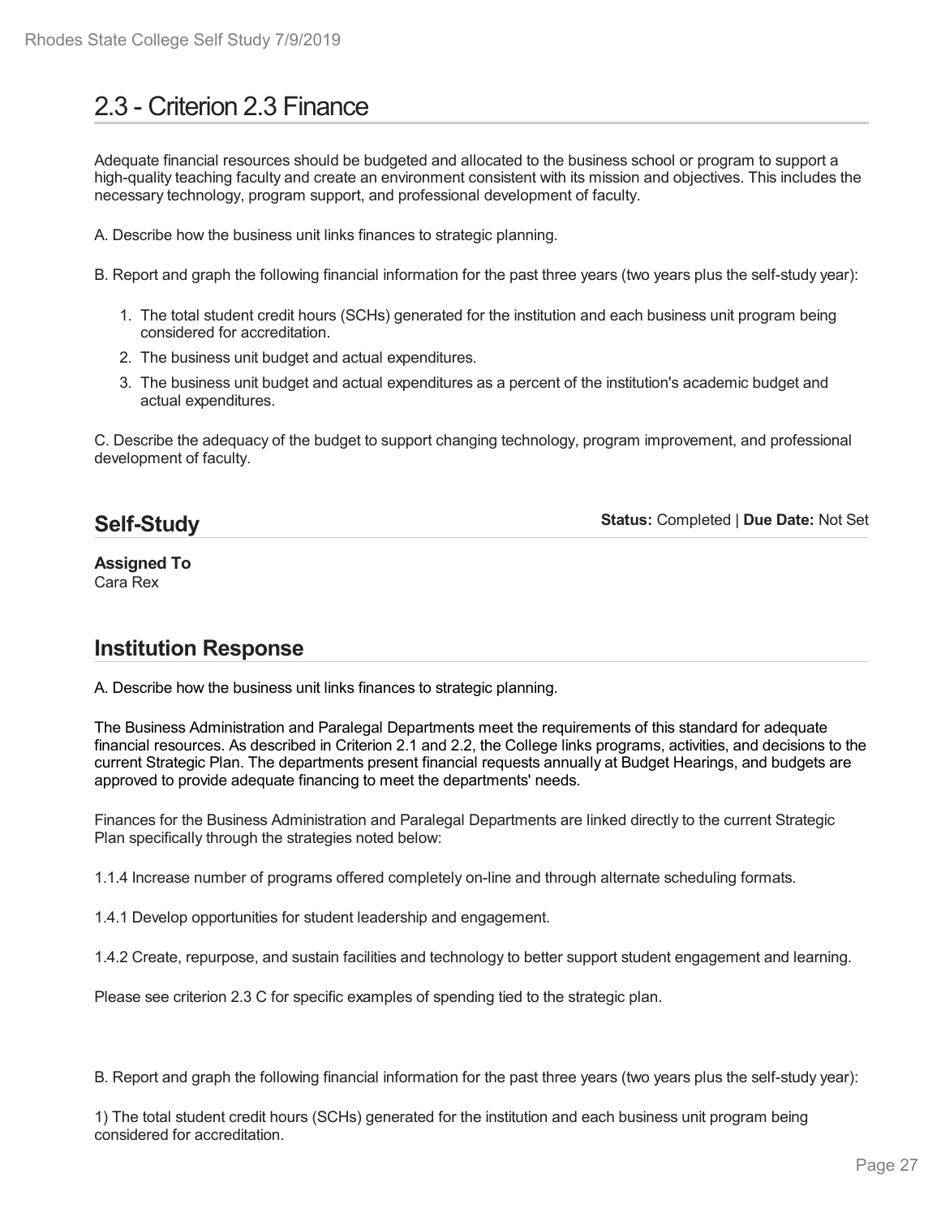# 2.3 - Criterion 2.3 Finance

Adequate financial resources should be budgeted and allocated to the business school or program to support a high-quality teaching faculty and create an environment consistent with its mission and objectives. This includes the necessary technology, program support, and professional development of faculty.

A. Describe how the business unit links finances to strategic planning.

B. Report and graph the following financial information for the past three years (two years plus the self-study year):

1. The total student credit hours (SCHs) generated for the institution and each business unit program being considered for accreditation.
2. The business unit budget and actual expenditures.
3. The business unit budget and actual expenditures as a percent of the institution's academic budget and actual expenditures.

C. Describe the adequacy of the budget to support changing technology, program improvement, and professional development of faculty.

## Self-Study

**Status:** Completed | **Due Date:** Not Set

**Assigned To**
Cara Rex

## Institution Response

A. Describe how the business unit links finances to strategic planning.

The Business Administration and Paralegal Departments meet the requirements of this standard for adequate financial resources. As described in Criterion 2.1 and 2.2, the College links programs, activities, and decisions to the current Strategic Plan. The departments present financial requests annually at Budget Hearings, and budgets are approved to provide adequate financing to meet the departments' needs.

Finances for the Business Administration and Paralegal Departments are linked directly to the current Strategic Plan specifically through the strategies noted below:

1.1.4 Increase number of programs offered completely on-line and through alternate scheduling formats.

1.4.1 Develop opportunities for student leadership and engagement.

1.4.2 Create, repurpose, and sustain facilities and technology to better support student engagement and learning.

Please see criterion 2.3 C for specific examples of spending tied to the strategic plan.

B. Report and graph the following financial information for the past three years (two years plus the self-study year):

1) The total student credit hours (SCHs) generated for the institution and each business unit program being considered for accreditation.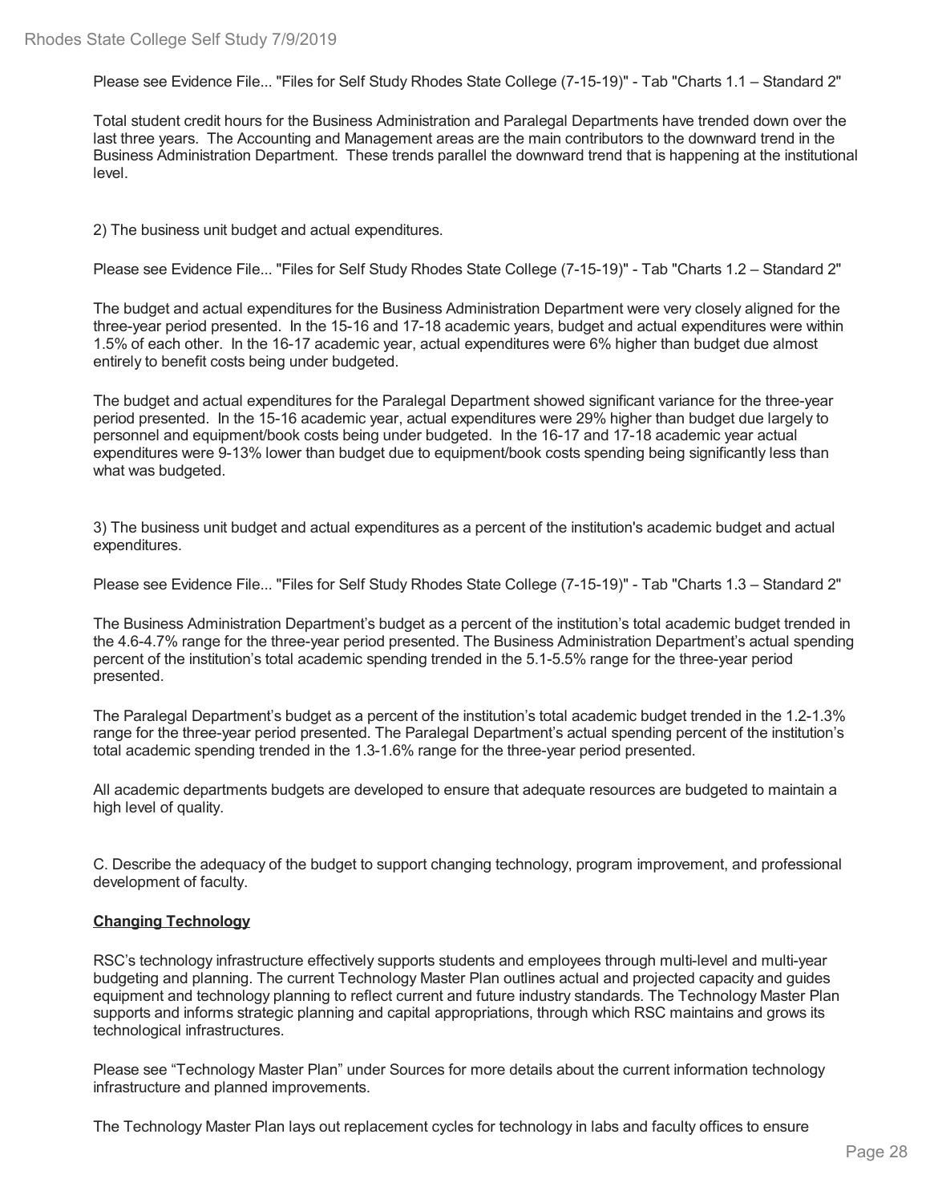Please see Evidence File... "Files for Self Study Rhodes State College (7-15-19)" - Tab "Charts 1.1 – Standard 2"

Total student credit hours for the Business Administration and Paralegal Departments have trended down over the last three years. The Accounting and Management areas are the main contributors to the downward trend in the Business Administration Department. These trends parallel the downward trend that is happening at the institutional level.

2) The business unit budget and actual expenditures.

Please see Evidence File... "Files for Self Study Rhodes State College (7-15-19)" - Tab "Charts 1.2 – Standard 2"

The budget and actual expenditures for the Business Administration Department were very closely aligned for the three-year period presented. In the 15-16 and 17-18 academic years, budget and actual expenditures were within 1.5% of each other. In the 16-17 academic year, actual expenditures were 6% higher than budget due almost entirely to benefit costs being under budgeted.

The budget and actual expenditures for the Paralegal Department showed significant variance for the three-year period presented. In the 15-16 academic year, actual expenditures were 29% higher than budget due largely to personnel and equipment/book costs being under budgeted. In the 16-17 and 17-18 academic year actual expenditures were 9-13% lower than budget due to equipment/book costs spending being significantly less than what was budgeted.

3) The business unit budget and actual expenditures as a percent of the institution's academic budget and actual expenditures.

Please see Evidence File... "Files for Self Study Rhodes State College (7-15-19)" - Tab "Charts 1.3 – Standard 2"

The Business Administration Department's budget as a percent of the institution's total academic budget trended in the 4.6-4.7% range for the three-year period presented. The Business Administration Department's actual spending percent of the institution's total academic spending trended in the 5.1-5.5% range for the three-year period presented.

The Paralegal Department's budget as a percent of the institution's total academic budget trended in the 1.2-1.3% range for the three-year period presented. The Paralegal Department's actual spending percent of the institution's total academic spending trended in the 1.3-1.6% range for the three-year period presented.

All academic departments budgets are developed to ensure that adequate resources are budgeted to maintain a high level of quality.

C. Describe the adequacy of the budget to support changing technology, program improvement, and professional development of faculty.

**Changing Technology**

RSC's technology infrastructure effectively supports students and employees through multi-level and multi-year budgeting and planning. The current Technology Master Plan outlines actual and projected capacity and guides equipment and technology planning to reflect current and future industry standards. The Technology Master Plan supports and informs strategic planning and capital appropriations, through which RSC maintains and grows its technological infrastructures.

Please see "Technology Master Plan" under Sources for more details about the current information technology infrastructure and planned improvements.

The Technology Master Plan lays out replacement cycles for technology in labs and faculty offices to ensure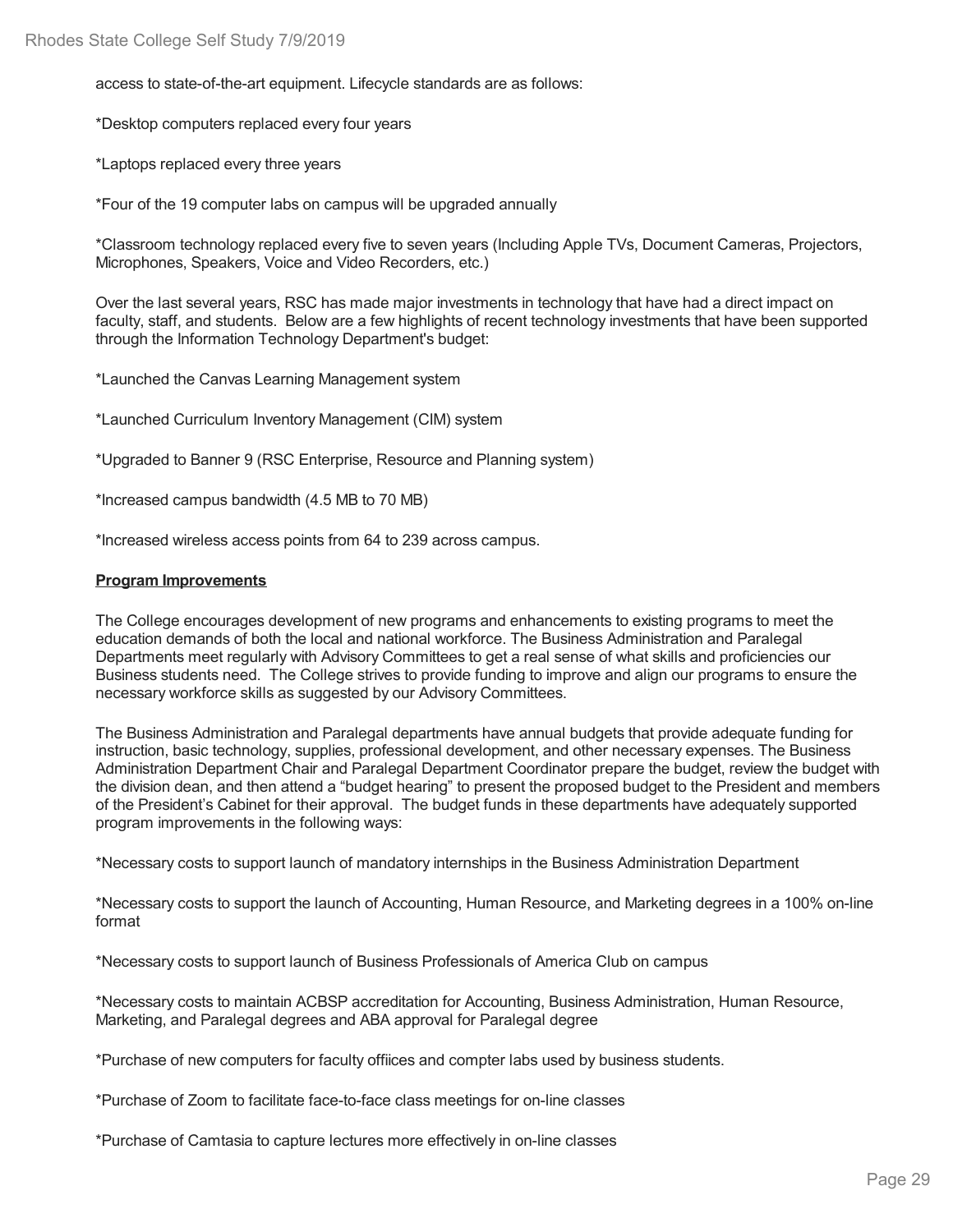access to state-of-the-art equipment. Lifecycle standards are as follows:

*Desktop computers replaced every four years

*Laptops replaced every three years

*Four of the 19 computer labs on campus will be upgraded annually

*Classroom technology replaced every five to seven years (Including Apple TVs, Document Cameras, Projectors, Microphones, Speakers, Voice and Video Recorders, etc.)

Over the last several years, RSC has made major investments in technology that have had a direct impact on faculty, staff, and students. Below are a few highlights of recent technology investments that have been supported through the Information Technology Department's budget:

*Launched the Canvas Learning Management system

*Launched Curriculum Inventory Management (CIM) system

*Upgraded to Banner 9 (RSC Enterprise, Resource and Planning system)

*Increased campus bandwidth (4.5 MB to 70 MB)

*Increased wireless access points from 64 to 239 across campus.

**Program Improvements**

The College encourages development of new programs and enhancements to existing programs to meet the education demands of both the local and national workforce. The Business Administration and Paralegal Departments meet regularly with Advisory Committees to get a real sense of what skills and proficiencies our Business students need. The College strives to provide funding to improve and align our programs to ensure the necessary workforce skills as suggested by our Advisory Committees.

The Business Administration and Paralegal departments have annual budgets that provide adequate funding for instruction, basic technology, supplies, professional development, and other necessary expenses. The Business Administration Department Chair and Paralegal Department Coordinator prepare the budget, review the budget with the division dean, and then attend a “budget hearing” to present the proposed budget to the President and members of the President’s Cabinet for their approval. The budget funds in these departments have adequately supported program improvements in the following ways:

*Necessary costs to support launch of mandatory internships in the Business Administration Department

*Necessary costs to support the launch of Accounting, Human Resource, and Marketing degrees in a 100% on-line format

*Necessary costs to support launch of Business Professionals of America Club on campus

*Necessary costs to maintain ACBSP accreditation for Accounting, Business Administration, Human Resource, Marketing, and Paralegal degrees and ABA approval for Paralegal degree

*Purchase of new computers for faculty offiices and compter labs used by business students.

*Purchase of Zoom to facilitate face-to-face class meetings for on-line classes

*Purchase of Camtasia to capture lectures more effectively in on-line classes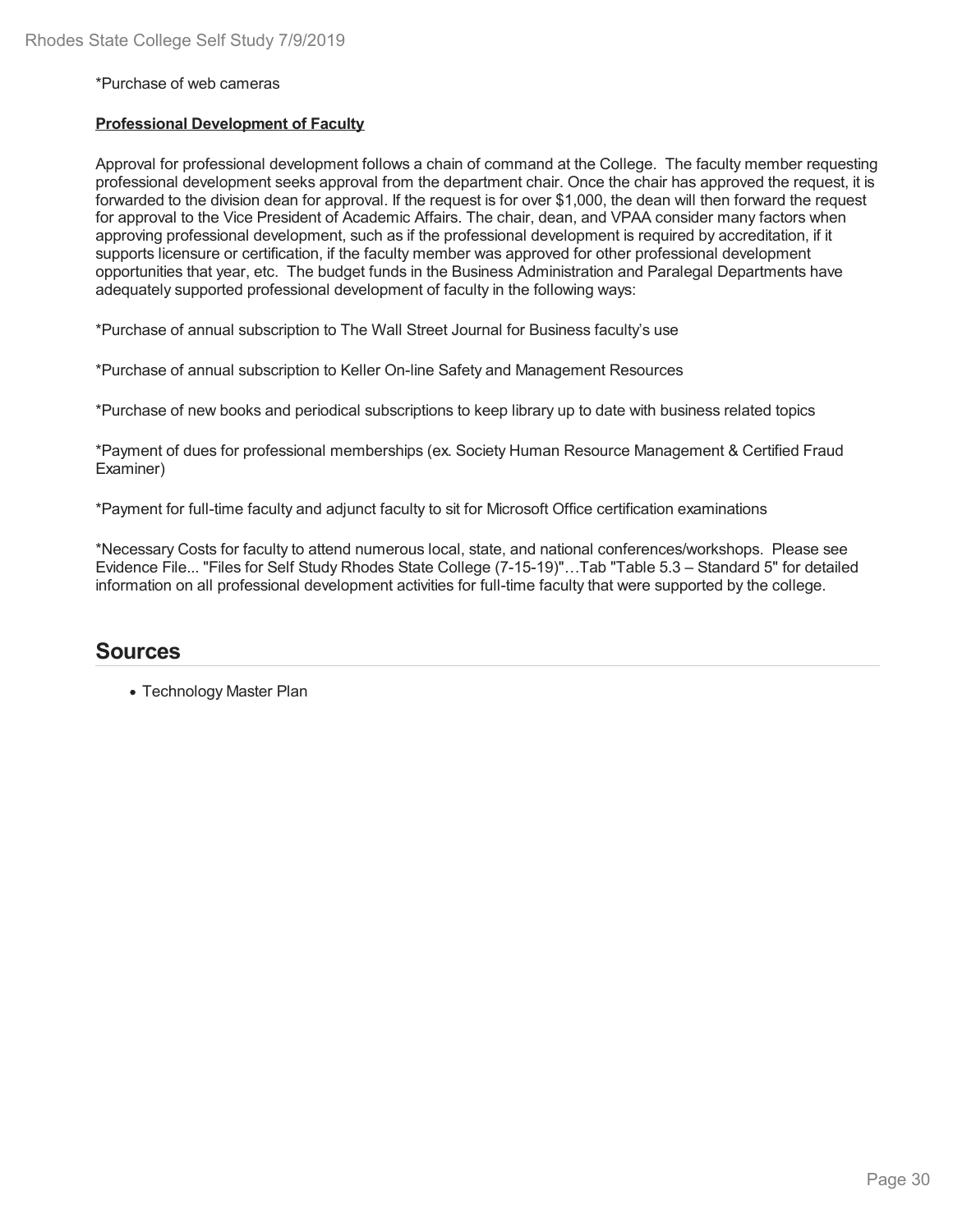*Purchase of web cameras

**Professional Development of Faculty**

Approval for professional development follows a chain of command at the College. The faculty member requesting professional development seeks approval from the department chair. Once the chair has approved the request, it is forwarded to the division dean for approval. If the request is for over $1,000, the dean will then forward the request for approval to the Vice President of Academic Affairs. The chair, dean, and VPAA consider many factors when approving professional development, such as if the professional development is required by accreditation, if it supports licensure or certification, if the faculty member was approved for other professional development opportunities that year, etc. The budget funds in the Business Administration and Paralegal Departments have adequately supported professional development of faculty in the following ways:

*Purchase of annual subscription to The Wall Street Journal for Business faculty's use

*Purchase of annual subscription to Keller On-line Safety and Management Resources

*Purchase of new books and periodical subscriptions to keep library up to date with business related topics

*Payment of dues for professional memberships (ex. Society Human Resource Management & Certified Fraud Examiner)

*Payment for full-time faculty and adjunct faculty to sit for Microsoft Office certification examinations

*Necessary Costs for faculty to attend numerous local, state, and national conferences/workshops. Please see Evidence File... "Files for Self Study Rhodes State College (7-15-19)"…Tab "Table 5.3 – Standard 5" for detailed information on all professional development activities for full-time faculty that were supported by the college.

## Sources

- Technology Master Plan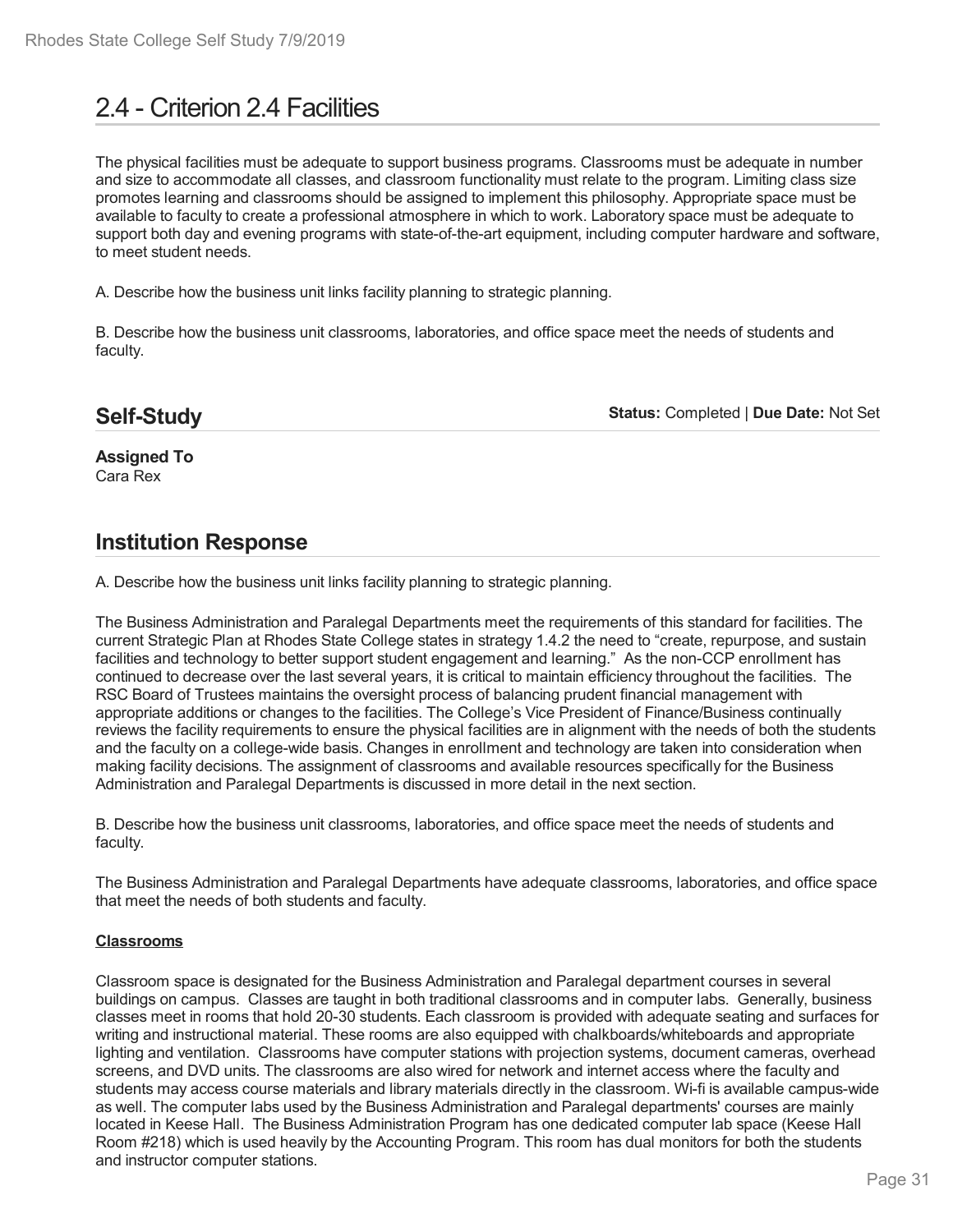# 2.4 - Criterion 2.4 Facilities

The physical facilities must be adequate to support business programs. Classrooms must be adequate in number and size to accommodate all classes, and classroom functionality must relate to the program. Limiting class size promotes learning and classrooms should be assigned to implement this philosophy. Appropriate space must be available to faculty to create a professional atmosphere in which to work. Laboratory space must be adequate to support both day and evening programs with state-of-the-art equipment, including computer hardware and software, to meet student needs.

A. Describe how the business unit links facility planning to strategic planning.

B. Describe how the business unit classrooms, laboratories, and office space meet the needs of students and faculty.

## Self-Study

**Status:** Completed | **Due Date:** Not Set

**Assigned To**
Cara Rex

## Institution Response

A. Describe how the business unit links facility planning to strategic planning.

The Business Administration and Paralegal Departments meet the requirements of this standard for facilities. The current Strategic Plan at Rhodes State College states in strategy 1.4.2 the need to "create, repurpose, and sustain facilities and technology to better support student engagement and learning." As the non-CCP enrollment has continued to decrease over the last several years, it is critical to maintain efficiency throughout the facilities. The RSC Board of Trustees maintains the oversight process of balancing prudent financial management with appropriate additions or changes to the facilities. The College's Vice President of Finance/Business continually reviews the facility requirements to ensure the physical facilities are in alignment with the needs of both the students and the faculty on a college-wide basis. Changes in enrollment and technology are taken into consideration when making facility decisions. The assignment of classrooms and available resources specifically for the Business Administration and Paralegal Departments is discussed in more detail in the next section.

B. Describe how the business unit classrooms, laboratories, and office space meet the needs of students and faculty.

The Business Administration and Paralegal Departments have adequate classrooms, laboratories, and office space that meet the needs of both students and faculty.

**Classrooms**

Classroom space is designated for the Business Administration and Paralegal department courses in several buildings on campus. Classes are taught in both traditional classrooms and in computer labs. Generally, business classes meet in rooms that hold 20-30 students. Each classroom is provided with adequate seating and surfaces for writing and instructional material. These rooms are also equipped with chalkboards/whiteboards and appropriate lighting and ventilation. Classrooms have computer stations with projection systems, document cameras, overhead screens, and DVD units. The classrooms are also wired for network and internet access where the faculty and students may access course materials and library materials directly in the classroom. Wi-fi is available campus-wide as well. The computer labs used by the Business Administration and Paralegal departments' courses are mainly located in Keese Hall. The Business Administration Program has one dedicated computer lab space (Keese Hall Room #218) which is used heavily by the Accounting Program. This room has dual monitors for both the students and instructor computer stations.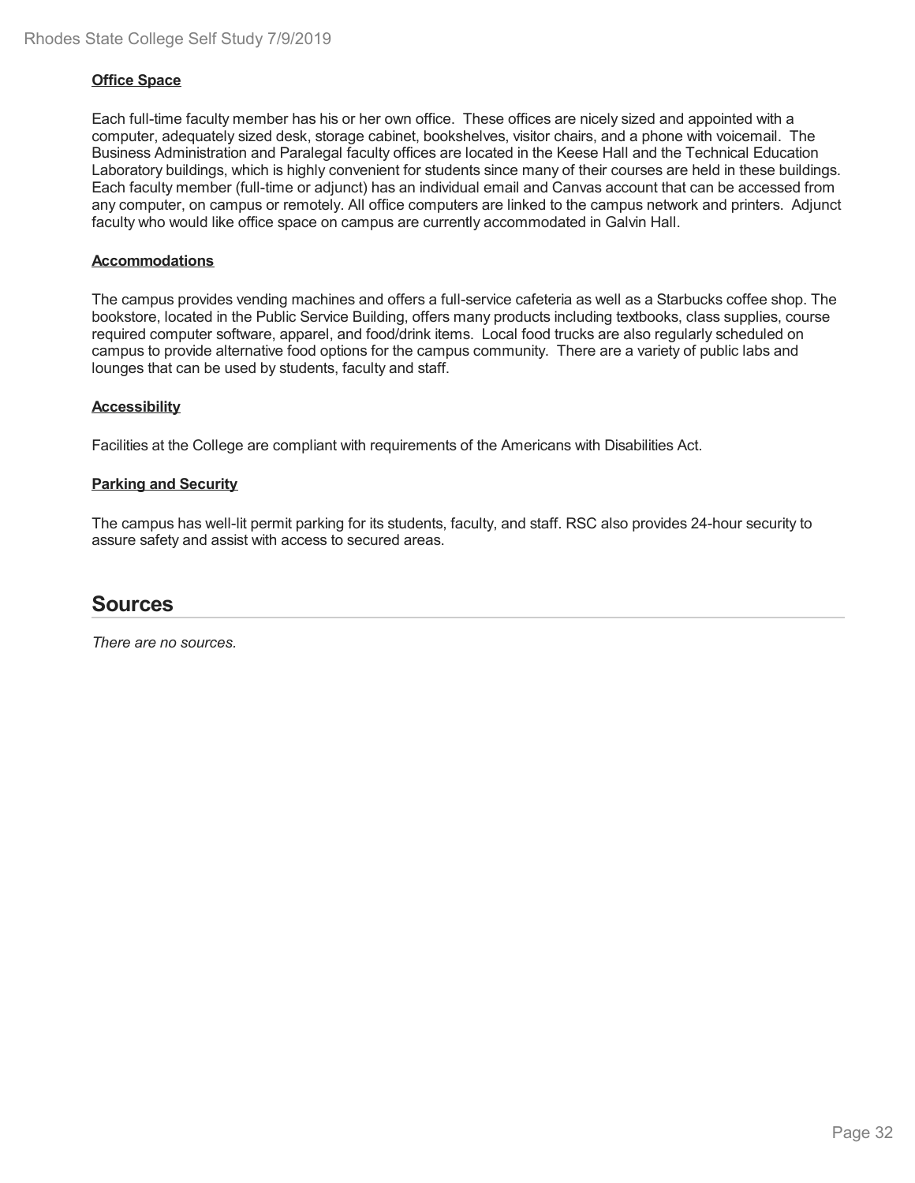**Office Space**

Each full-time faculty member has his or her own office. These offices are nicely sized and appointed with a computer, adequately sized desk, storage cabinet, bookshelves, visitor chairs, and a phone with voicemail. The Business Administration and Paralegal faculty offices are located in the Keese Hall and the Technical Education Laboratory buildings, which is highly convenient for students since many of their courses are held in these buildings. Each faculty member (full-time or adjunct) has an individual email and Canvas account that can be accessed from any computer, on campus or remotely. All office computers are linked to the campus network and printers. Adjunct faculty who would like office space on campus are currently accommodated in Galvin Hall.

**Accommodations**

The campus provides vending machines and offers a full-service cafeteria as well as a Starbucks coffee shop. The bookstore, located in the Public Service Building, offers many products including textbooks, class supplies, course required computer software, apparel, and food/drink items. Local food trucks are also regularly scheduled on campus to provide alternative food options for the campus community. There are a variety of public labs and lounges that can be used by students, faculty and staff.

**Accessibility**

Facilities at the College are compliant with requirements of the Americans with Disabilities Act.

**Parking and Security**

The campus has well-lit permit parking for its students, faculty, and staff. RSC also provides 24-hour security to assure safety and assist with access to secured areas.

## Sources

*There are no sources.*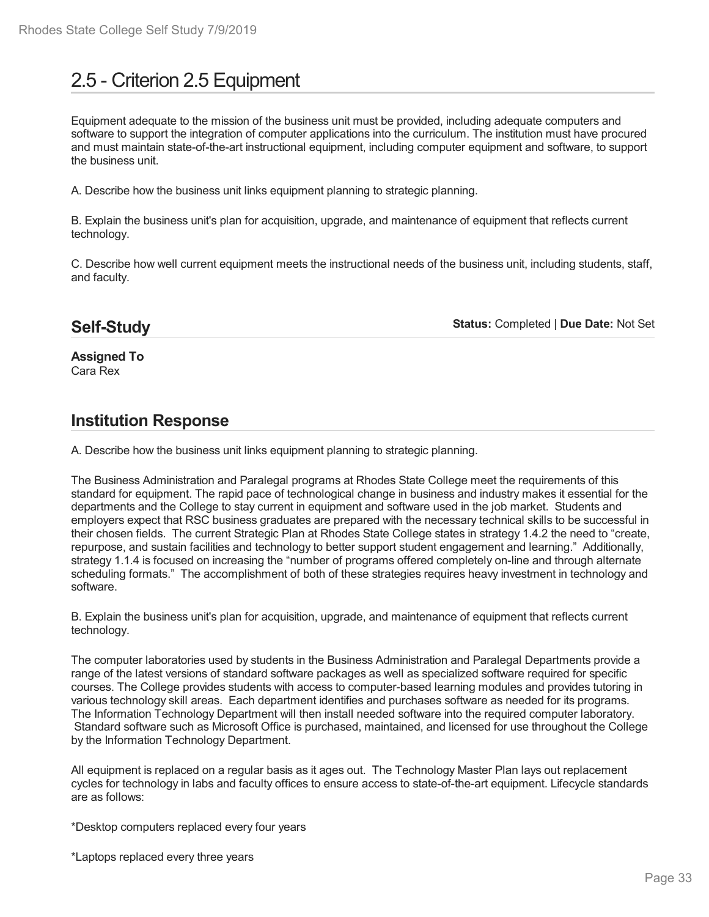# 2.5 - Criterion 2.5 Equipment

Equipment adequate to the mission of the business unit must be provided, including adequate computers and software to support the integration of computer applications into the curriculum. The institution must have procured and must maintain state-of-the-art instructional equipment, including computer equipment and software, to support the business unit.

A. Describe how the business unit links equipment planning to strategic planning.

B. Explain the business unit's plan for acquisition, upgrade, and maintenance of equipment that reflects current technology.

C. Describe how well current equipment meets the instructional needs of the business unit, including students, staff, and faculty.

## Self-Study

**Status:** Completed | **Due Date:** Not Set

**Assigned To**
Cara Rex

## Institution Response

A. Describe how the business unit links equipment planning to strategic planning.

The Business Administration and Paralegal programs at Rhodes State College meet the requirements of this standard for equipment. The rapid pace of technological change in business and industry makes it essential for the departments and the College to stay current in equipment and software used in the job market. Students and employers expect that RSC business graduates are prepared with the necessary technical skills to be successful in their chosen fields. The current Strategic Plan at Rhodes State College states in strategy 1.4.2 the need to "create, repurpose, and sustain facilities and technology to better support student engagement and learning." Additionally, strategy 1.1.4 is focused on increasing the "number of programs offered completely on-line and through alternate scheduling formats." The accomplishment of both of these strategies requires heavy investment in technology and software.

B. Explain the business unit's plan for acquisition, upgrade, and maintenance of equipment that reflects current technology.

The computer laboratories used by students in the Business Administration and Paralegal Departments provide a range of the latest versions of standard software packages as well as specialized software required for specific courses. The College provides students with access to computer-based learning modules and provides tutoring in various technology skill areas. Each department identifies and purchases software as needed for its programs. The Information Technology Department will then install needed software into the required computer laboratory. Standard software such as Microsoft Office is purchased, maintained, and licensed for use throughout the College by the Information Technology Department.

All equipment is replaced on a regular basis as it ages out. The Technology Master Plan lays out replacement cycles for technology in labs and faculty offices to ensure access to state-of-the-art equipment. Lifecycle standards are as follows:

*Desktop computers replaced every four years

*Laptops replaced every three years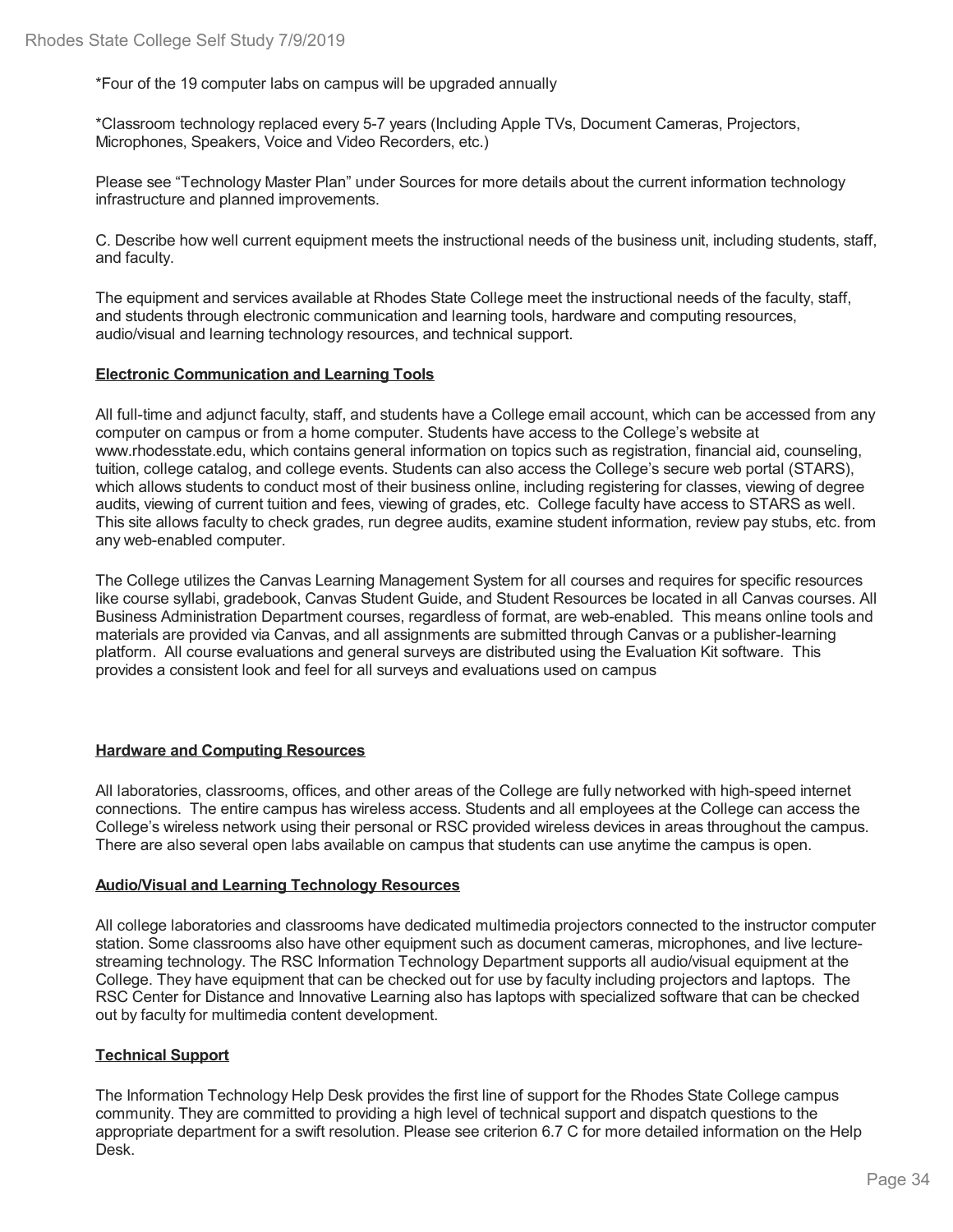*Four of the 19 computer labs on campus will be upgraded annually

*Classroom technology replaced every 5-7 years (Including Apple TVs, Document Cameras, Projectors, Microphones, Speakers, Voice and Video Recorders, etc.)

Please see "Technology Master Plan" under Sources for more details about the current information technology infrastructure and planned improvements.

C. Describe how well current equipment meets the instructional needs of the business unit, including students, staff, and faculty.

The equipment and services available at Rhodes State College meet the instructional needs of the faculty, staff, and students through electronic communication and learning tools, hardware and computing resources, audio/visual and learning technology resources, and technical support.

**Electronic Communication and Learning Tools**

All full-time and adjunct faculty, staff, and students have a College email account, which can be accessed from any computer on campus or from a home computer. Students have access to the College's website at www.rhodesstate.edu, which contains general information on topics such as registration, financial aid, counseling, tuition, college catalog, and college events. Students can also access the College's secure web portal (STARS), which allows students to conduct most of their business online, including registering for classes, viewing of degree audits, viewing of current tuition and fees, viewing of grades, etc. College faculty have access to STARS as well. This site allows faculty to check grades, run degree audits, examine student information, review pay stubs, etc. from any web-enabled computer.

The College utilizes the Canvas Learning Management System for all courses and requires for specific resources like course syllabi, gradebook, Canvas Student Guide, and Student Resources be located in all Canvas courses. All Business Administration Department courses, regardless of format, are web-enabled. This means online tools and materials are provided via Canvas, and all assignments are submitted through Canvas or a publisher-learning platform. All course evaluations and general surveys are distributed using the Evaluation Kit software. This provides a consistent look and feel for all surveys and evaluations used on campus

**Hardware and Computing Resources**

All laboratories, classrooms, offices, and other areas of the College are fully networked with high-speed internet connections. The entire campus has wireless access. Students and all employees at the College can access the College's wireless network using their personal or RSC provided wireless devices in areas throughout the campus. There are also several open labs available on campus that students can use anytime the campus is open.

**Audio/Visual and Learning Technology Resources**

All college laboratories and classrooms have dedicated multimedia projectors connected to the instructor computer station. Some classrooms also have other equipment such as document cameras, microphones, and live lecture-streaming technology. The RSC Information Technology Department supports all audio/visual equipment at the College. They have equipment that can be checked out for use by faculty including projectors and laptops. The RSC Center for Distance and Innovative Learning also has laptops with specialized software that can be checked out by faculty for multimedia content development.

**Technical Support**

The Information Technology Help Desk provides the first line of support for the Rhodes State College campus community. They are committed to providing a high level of technical support and dispatch questions to the appropriate department for a swift resolution. Please see criterion 6.7 C for more detailed information on the Help Desk.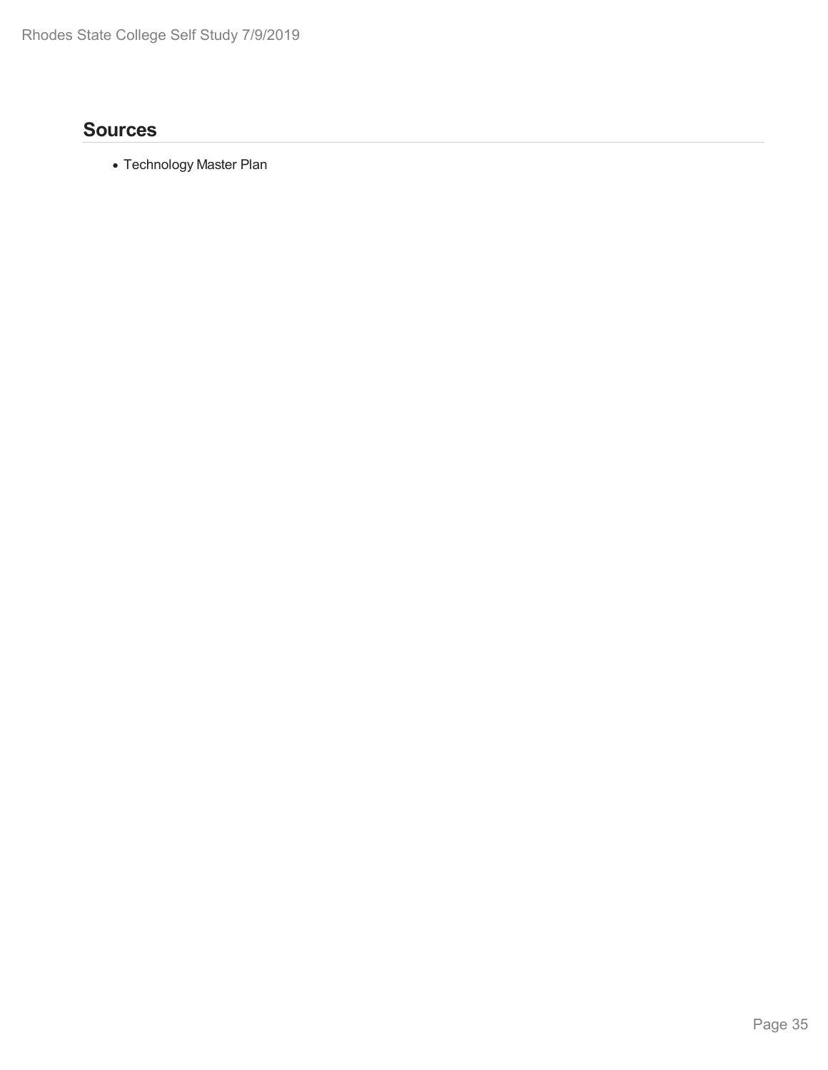## Sources

- Technology Master Plan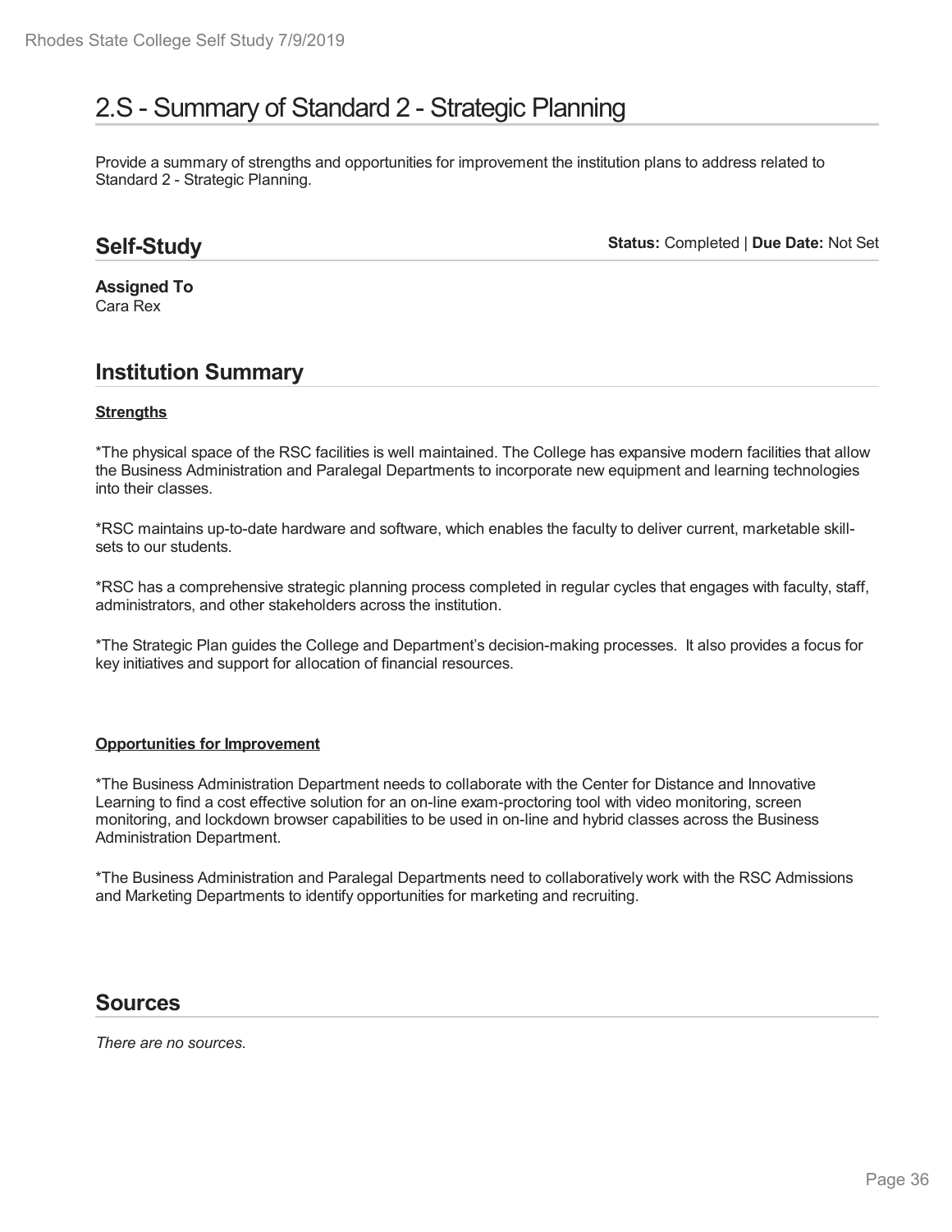# 2.S - Summary of Standard 2 - Strategic Planning

Provide a summary of strengths and opportunities for improvement the institution plans to address related to Standard 2 - Strategic Planning.

## Self-Study

**Status:** Completed | **Due Date:** Not Set

**Assigned To**
Cara Rex

## Institution Summary

**Strengths**

*The physical space of the RSC facilities is well maintained. The College has expansive modern facilities that allow the Business Administration and Paralegal Departments to incorporate new equipment and learning technologies into their classes.

*RSC maintains up-to-date hardware and software, which enables the faculty to deliver current, marketable skill-sets to our students.

*RSC has a comprehensive strategic planning process completed in regular cycles that engages with faculty, staff, administrators, and other stakeholders across the institution.

*The Strategic Plan guides the College and Department's decision-making processes. It also provides a focus for key initiatives and support for allocation of financial resources.

**Opportunities for Improvement**

*The Business Administration Department needs to collaborate with the Center for Distance and Innovative Learning to find a cost effective solution for an on-line exam-proctoring tool with video monitoring, screen monitoring, and lockdown browser capabilities to be used in on-line and hybrid classes across the Business Administration Department.

*The Business Administration and Paralegal Departments need to collaboratively work with the RSC Admissions and Marketing Departments to identify opportunities for marketing and recruiting.

## Sources

*There are no sources.*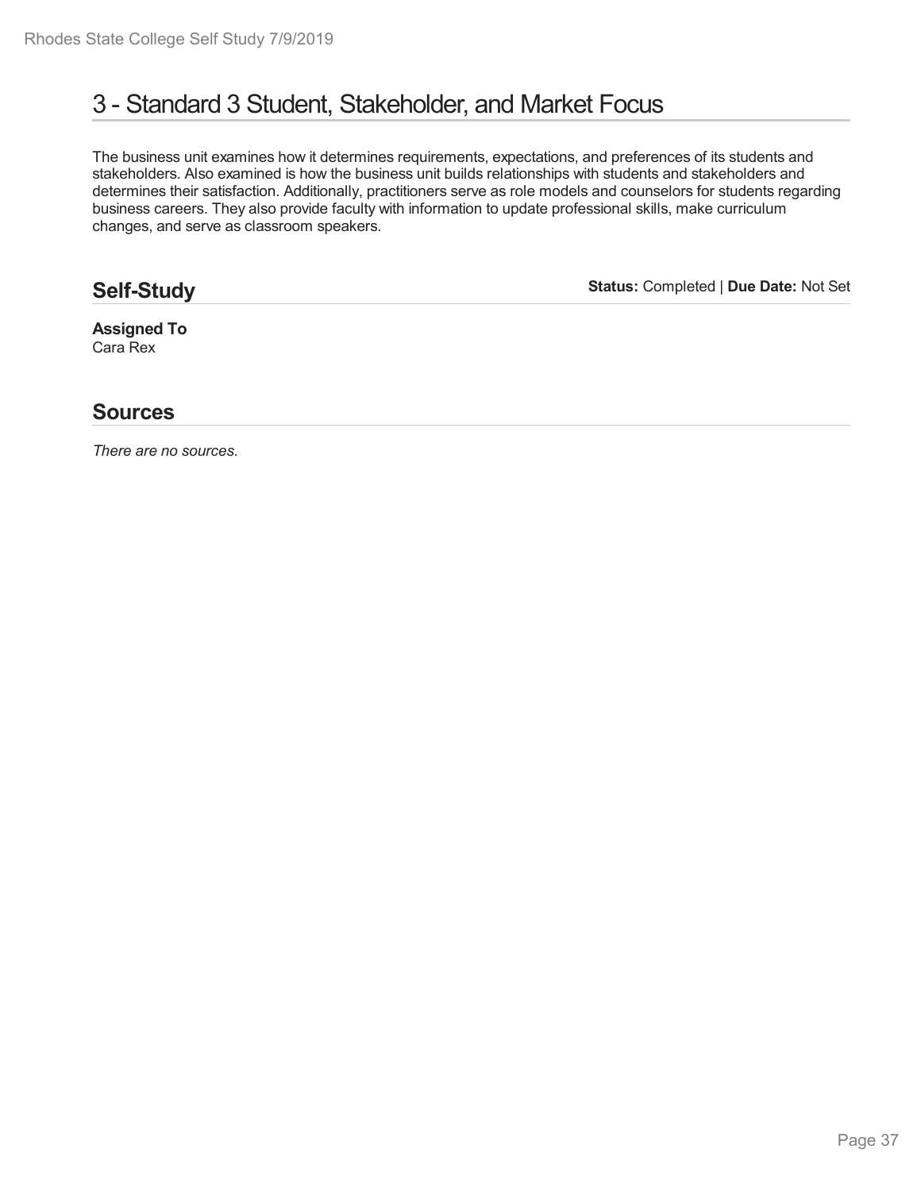# 3 - Standard 3 Student, Stakeholder, and Market Focus

The business unit examines how it determines requirements, expectations, and preferences of its students and stakeholders. Also examined is how the business unit builds relationships with students and stakeholders and determines their satisfaction. Additionally, practitioners serve as role models and counselors for students regarding business careers. They also provide faculty with information to update professional skills, make curriculum changes, and serve as classroom speakers.

## Self-Study

**Status:** Completed | **Due Date:** Not Set

**Assigned To**
Cara Rex

## Sources

*There are no sources.*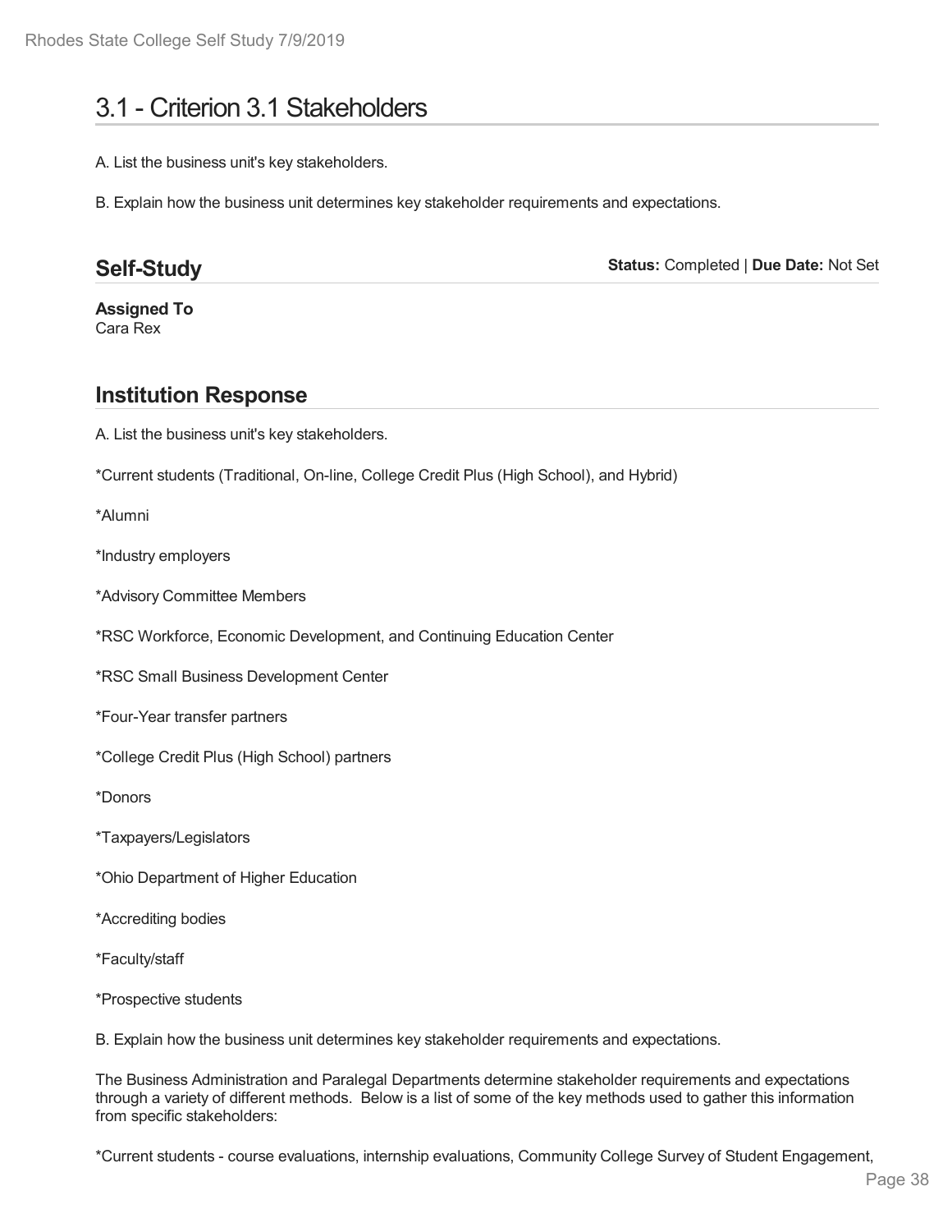# 3.1 - Criterion 3.1 Stakeholders

A. List the business unit's key stakeholders.

B. Explain how the business unit determines key stakeholder requirements and expectations.

## Self-Study

**Status:** Completed | **Due Date:** Not Set

**Assigned To**
Cara Rex

## Institution Response

A. List the business unit's key stakeholders.

*Current students (Traditional, On-line, College Credit Plus (High School), and Hybrid)

*Alumni

*Industry employers

*Advisory Committee Members

*RSC Workforce, Economic Development, and Continuing Education Center

*RSC Small Business Development Center

*Four-Year transfer partners

*College Credit Plus (High School) partners

*Donors

*Taxpayers/Legislators

*Ohio Department of Higher Education

*Accrediting bodies

*Faculty/staff

*Prospective students

B. Explain how the business unit determines key stakeholder requirements and expectations.

The Business Administration and Paralegal Departments determine stakeholder requirements and expectations through a variety of different methods. Below is a list of some of the key methods used to gather this information from specific stakeholders:

*Current students - course evaluations, internship evaluations, Community College Survey of Student Engagement,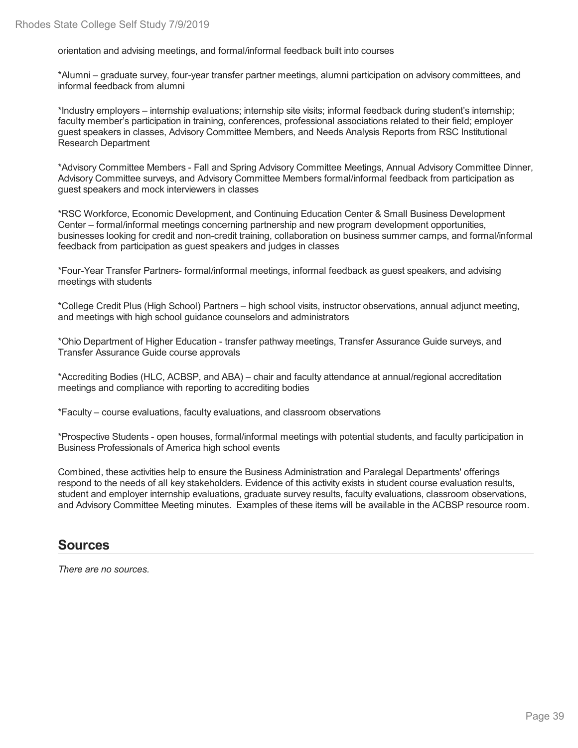orientation and advising meetings, and formal/informal feedback built into courses

*Alumni – graduate survey, four-year transfer partner meetings, alumni participation on advisory committees, and informal feedback from alumni

*Industry employers – internship evaluations; internship site visits; informal feedback during student's internship; faculty member's participation in training, conferences, professional associations related to their field; employer guest speakers in classes, Advisory Committee Members, and Needs Analysis Reports from RSC Institutional Research Department

*Advisory Committee Members - Fall and Spring Advisory Committee Meetings, Annual Advisory Committee Dinner, Advisory Committee surveys, and Advisory Committee Members formal/informal feedback from participation as guest speakers and mock interviewers in classes

*RSC Workforce, Economic Development, and Continuing Education Center & Small Business Development Center – formal/informal meetings concerning partnership and new program development opportunities, businesses looking for credit and non-credit training, collaboration on business summer camps, and formal/informal feedback from participation as guest speakers and judges in classes

*Four-Year Transfer Partners- formal/informal meetings, informal feedback as guest speakers, and advising meetings with students

*College Credit Plus (High School) Partners – high school visits, instructor observations, annual adjunct meeting, and meetings with high school guidance counselors and administrators

*Ohio Department of Higher Education - transfer pathway meetings, Transfer Assurance Guide surveys, and Transfer Assurance Guide course approvals

*Accrediting Bodies (HLC, ACBSP, and ABA) – chair and faculty attendance at annual/regional accreditation meetings and compliance with reporting to accrediting bodies

*Faculty – course evaluations, faculty evaluations, and classroom observations

*Prospective Students - open houses, formal/informal meetings with potential students, and faculty participation in Business Professionals of America high school events

Combined, these activities help to ensure the Business Administration and Paralegal Departments' offerings respond to the needs of all key stakeholders. Evidence of this activity exists in student course evaluation results, student and employer internship evaluations, graduate survey results, faculty evaluations, classroom observations, and Advisory Committee Meeting minutes. Examples of these items will be available in the ACBSP resource room.

## Sources

*There are no sources.*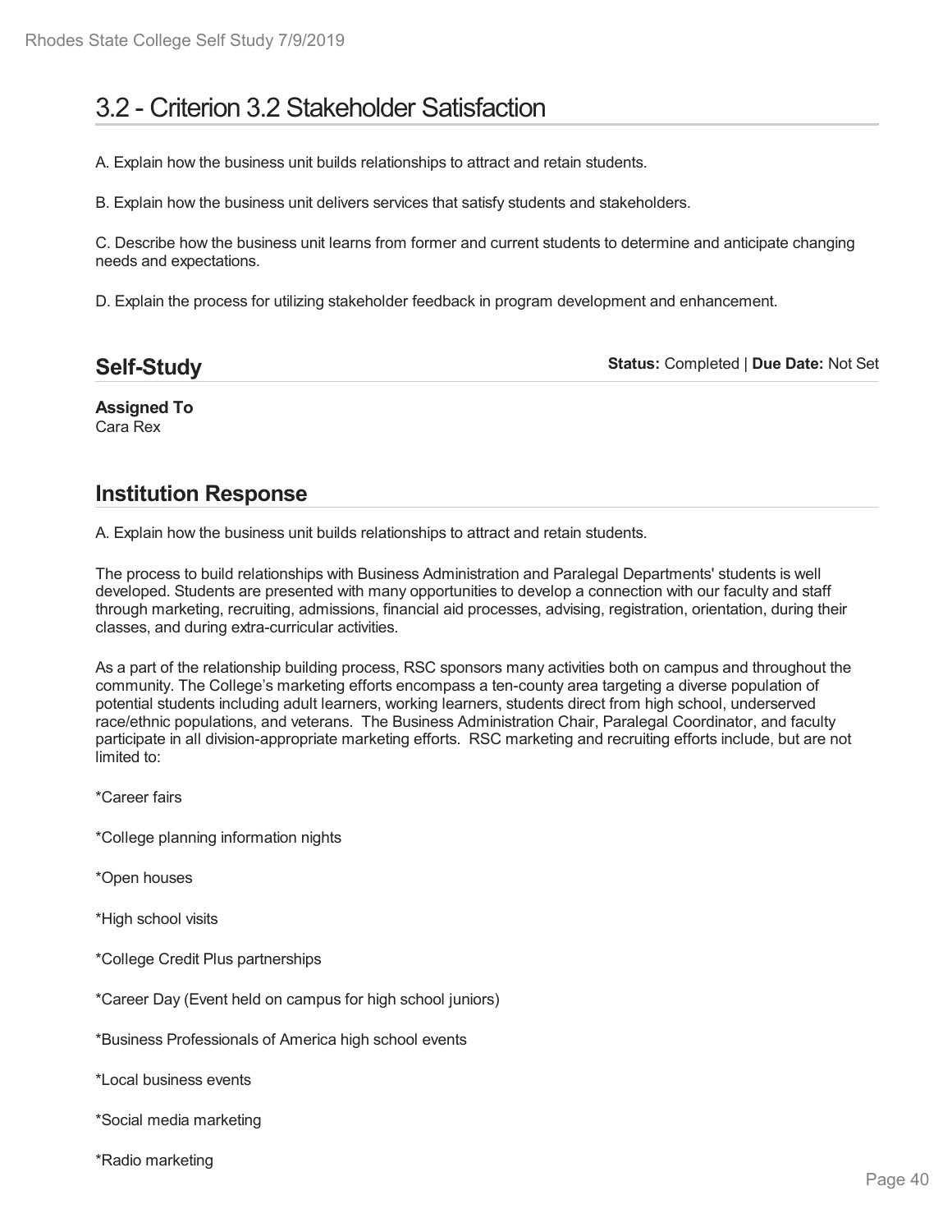# 3.2 - Criterion 3.2 Stakeholder Satisfaction

A. Explain how the business unit builds relationships to attract and retain students.

B. Explain how the business unit delivers services that satisfy students and stakeholders.

C. Describe how the business unit learns from former and current students to determine and anticipate changing needs and expectations.

D. Explain the process for utilizing stakeholder feedback in program development and enhancement.

## Self-Study

**Status:** Completed | **Due Date:** Not Set

**Assigned To**
Cara Rex

## Institution Response

A. Explain how the business unit builds relationships to attract and retain students.

The process to build relationships with Business Administration and Paralegal Departments' students is well developed. Students are presented with many opportunities to develop a connection with our faculty and staff through marketing, recruiting, admissions, financial aid processes, advising, registration, orientation, during their classes, and during extra-curricular activities.

As a part of the relationship building process, RSC sponsors many activities both on campus and throughout the community. The College's marketing efforts encompass a ten-county area targeting a diverse population of potential students including adult learners, working learners, students direct from high school, underserved race/ethnic populations, and veterans. The Business Administration Chair, Paralegal Coordinator, and faculty participate in all division-appropriate marketing efforts. RSC marketing and recruiting efforts include, but are not limited to:

*Career fairs

*College planning information nights

*Open houses

*High school visits

*College Credit Plus partnerships

*Career Day (Event held on campus for high school juniors)

*Business Professionals of America high school events

*Local business events

*Social media marketing

*Radio marketing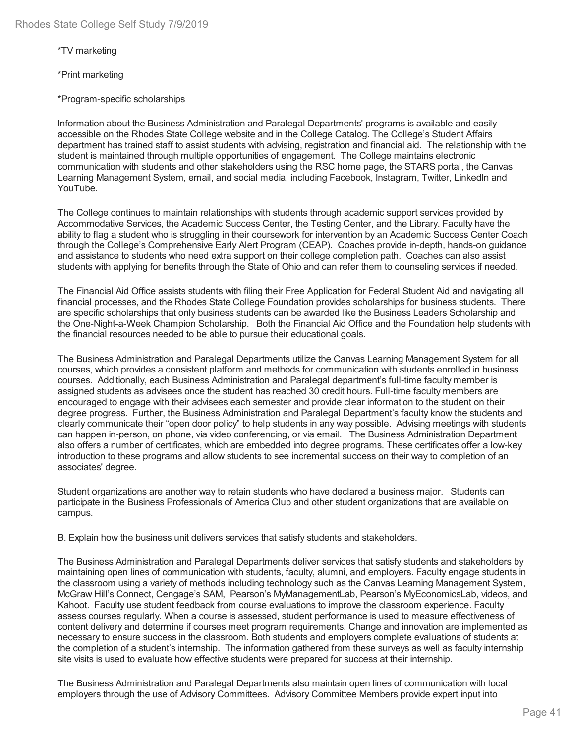*TV marketing

*Print marketing

*Program-specific scholarships

Information about the Business Administration and Paralegal Departments' programs is available and easily accessible on the Rhodes State College website and in the College Catalog. The College's Student Affairs department has trained staff to assist students with advising, registration and financial aid. The relationship with the student is maintained through multiple opportunities of engagement. The College maintains electronic communication with students and other stakeholders using the RSC home page, the STARS portal, the Canvas Learning Management System, email, and social media, including Facebook, Instagram, Twitter, LinkedIn and YouTube.

The College continues to maintain relationships with students through academic support services provided by Accommodative Services, the Academic Success Center, the Testing Center, and the Library. Faculty have the ability to flag a student who is struggling in their coursework for intervention by an Academic Success Center Coach through the College's Comprehensive Early Alert Program (CEAP). Coaches provide in-depth, hands-on guidance and assistance to students who need extra support on their college completion path. Coaches can also assist students with applying for benefits through the State of Ohio and can refer them to counseling services if needed.

The Financial Aid Office assists students with filing their Free Application for Federal Student Aid and navigating all financial processes, and the Rhodes State College Foundation provides scholarships for business students. There are specific scholarships that only business students can be awarded like the Business Leaders Scholarship and the One-Night-a-Week Champion Scholarship. Both the Financial Aid Office and the Foundation help students with the financial resources needed to be able to pursue their educational goals.

The Business Administration and Paralegal Departments utilize the Canvas Learning Management System for all courses, which provides a consistent platform and methods for communication with students enrolled in business courses. Additionally, each Business Administration and Paralegal department's full-time faculty member is assigned students as advisees once the student has reached 30 credit hours. Full-time faculty members are encouraged to engage with their advisees each semester and provide clear information to the student on their degree progress. Further, the Business Administration and Paralegal Department's faculty know the students and clearly communicate their "open door policy" to help students in any way possible. Advising meetings with students can happen in-person, on phone, via video conferencing, or via email. The Business Administration Department also offers a number of certificates, which are embedded into degree programs. These certificates offer a low-key introduction to these programs and allow students to see incremental success on their way to completion of an associates' degree.

Student organizations are another way to retain students who have declared a business major. Students can participate in the Business Professionals of America Club and other student organizations that are available on campus.

B. Explain how the business unit delivers services that satisfy students and stakeholders.

The Business Administration and Paralegal Departments deliver services that satisfy students and stakeholders by maintaining open lines of communication with students, faculty, alumni, and employers. Faculty engage students in the classroom using a variety of methods including technology such as the Canvas Learning Management System, McGraw Hill's Connect, Cengage's SAM, Pearson's MyManagementLab, Pearson's MyEconomicsLab, videos, and Kahoot. Faculty use student feedback from course evaluations to improve the classroom experience. Faculty assess courses regularly. When a course is assessed, student performance is used to measure effectiveness of content delivery and determine if courses meet program requirements. Change and innovation are implemented as necessary to ensure success in the classroom. Both students and employers complete evaluations of students at the completion of a student's internship. The information gathered from these surveys as well as faculty internship site visits is used to evaluate how effective students were prepared for success at their internship.

The Business Administration and Paralegal Departments also maintain open lines of communication with local employers through the use of Advisory Committees. Advisory Committee Members provide expert input into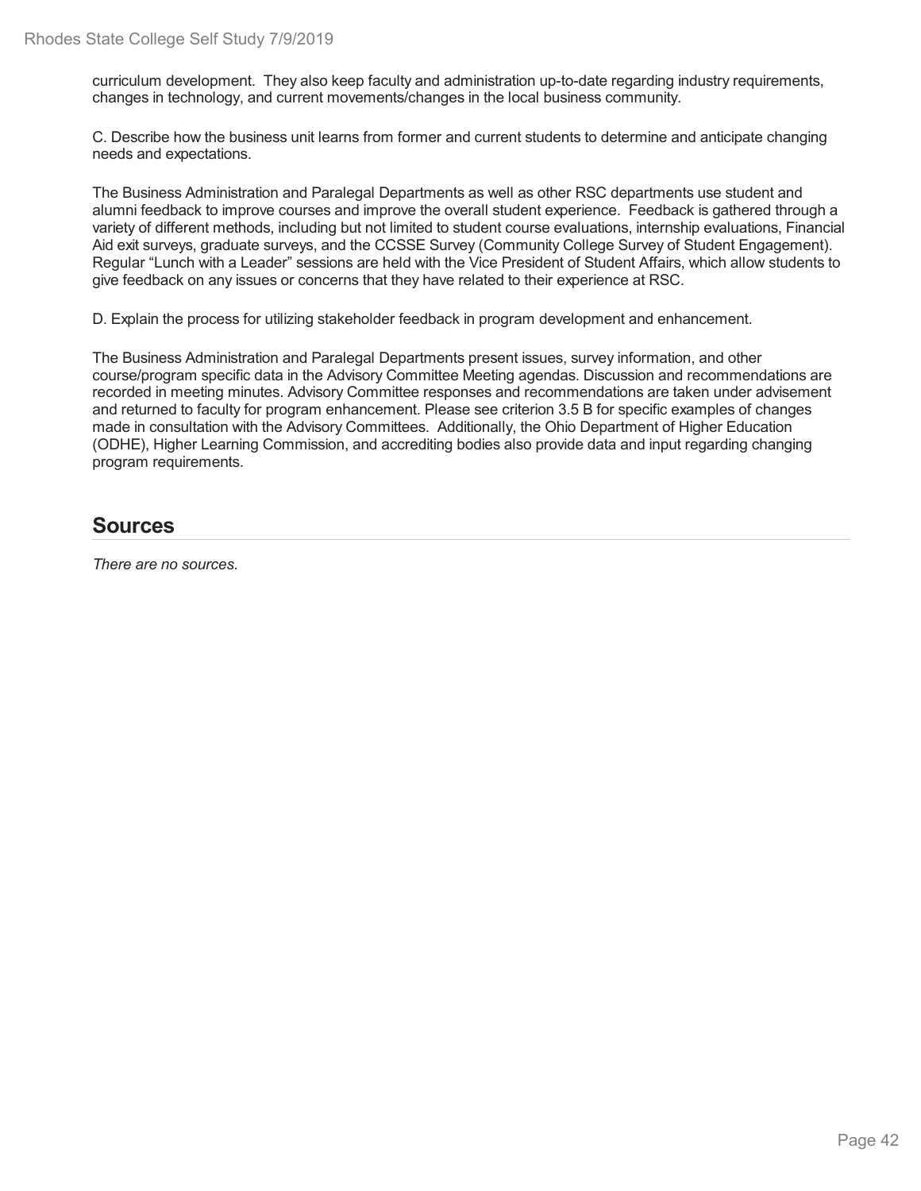curriculum development. They also keep faculty and administration up-to-date regarding industry requirements, changes in technology, and current movements/changes in the local business community.

C. Describe how the business unit learns from former and current students to determine and anticipate changing needs and expectations.

The Business Administration and Paralegal Departments as well as other RSC departments use student and alumni feedback to improve courses and improve the overall student experience. Feedback is gathered through a variety of different methods, including but not limited to student course evaluations, internship evaluations, Financial Aid exit surveys, graduate surveys, and the CCSSE Survey (Community College Survey of Student Engagement). Regular "Lunch with a Leader" sessions are held with the Vice President of Student Affairs, which allow students to give feedback on any issues or concerns that they have related to their experience at RSC.

D. Explain the process for utilizing stakeholder feedback in program development and enhancement.

The Business Administration and Paralegal Departments present issues, survey information, and other course/program specific data in the Advisory Committee Meeting agendas. Discussion and recommendations are recorded in meeting minutes. Advisory Committee responses and recommendations are taken under advisement and returned to faculty for program enhancement. Please see criterion 3.5 B for specific examples of changes made in consultation with the Advisory Committees. Additionally, the Ohio Department of Higher Education (ODHE), Higher Learning Commission, and accrediting bodies also provide data and input regarding changing program requirements.

## Sources

*There are no sources.*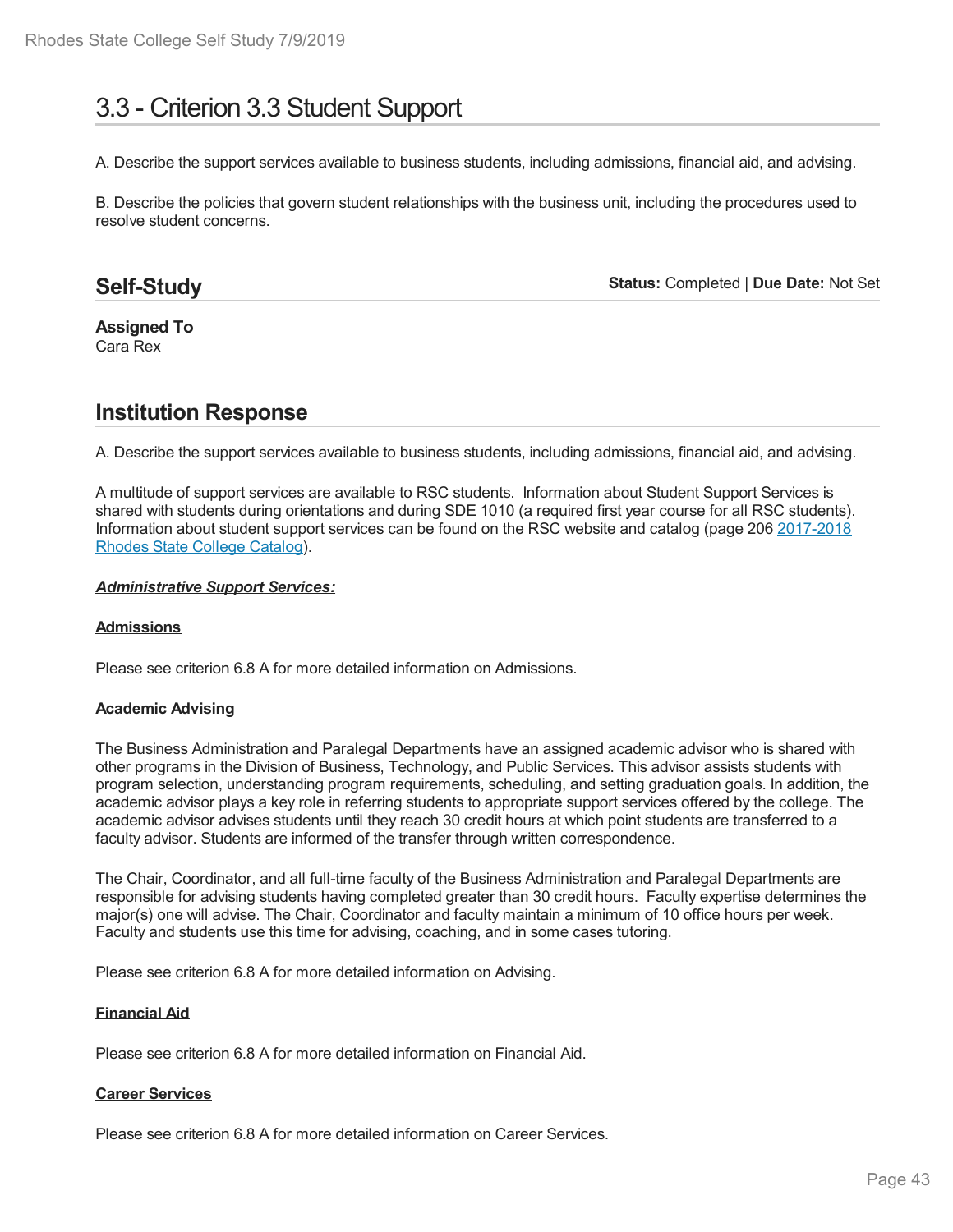# 3.3 - Criterion 3.3 Student Support

A. Describe the support services available to business students, including admissions, financial aid, and advising.

B. Describe the policies that govern student relationships with the business unit, including the procedures used to resolve student concerns.

## Self-Study

**Status:** Completed | **Due Date:** Not Set

**Assigned To**
Cara Rex

## Institution Response

A. Describe the support services available to business students, including admissions, financial aid, and advising.

A multitude of support services are available to RSC students. Information about Student Support Services is shared with students during orientations and during SDE 1010 (a required first year course for all RSC students). Information about student support services can be found on the RSC website and catalog (page 206 [2017-2018 Rhodes State College Catalog](2017-2018 Rhodes State College Catalog)).

***Administrative Support Services:***

**Admissions**

Please see criterion 6.8 A for more detailed information on Admissions.

**Academic Advising**

The Business Administration and Paralegal Departments have an assigned academic advisor who is shared with other programs in the Division of Business, Technology, and Public Services. This advisor assists students with program selection, understanding program requirements, scheduling, and setting graduation goals. In addition, the academic advisor plays a key role in referring students to appropriate support services offered by the college. The academic advisor advises students until they reach 30 credit hours at which point students are transferred to a faculty advisor. Students are informed of the transfer through written correspondence.

The Chair, Coordinator, and all full-time faculty of the Business Administration and Paralegal Departments are responsible for advising students having completed greater than 30 credit hours. Faculty expertise determines the major(s) one will advise. The Chair, Coordinator and faculty maintain a minimum of 10 office hours per week. Faculty and students use this time for advising, coaching, and in some cases tutoring.

Please see criterion 6.8 A for more detailed information on Advising.

**Financial Aid**

Please see criterion 6.8 A for more detailed information on Financial Aid.

**Career Services**

Please see criterion 6.8 A for more detailed information on Career Services.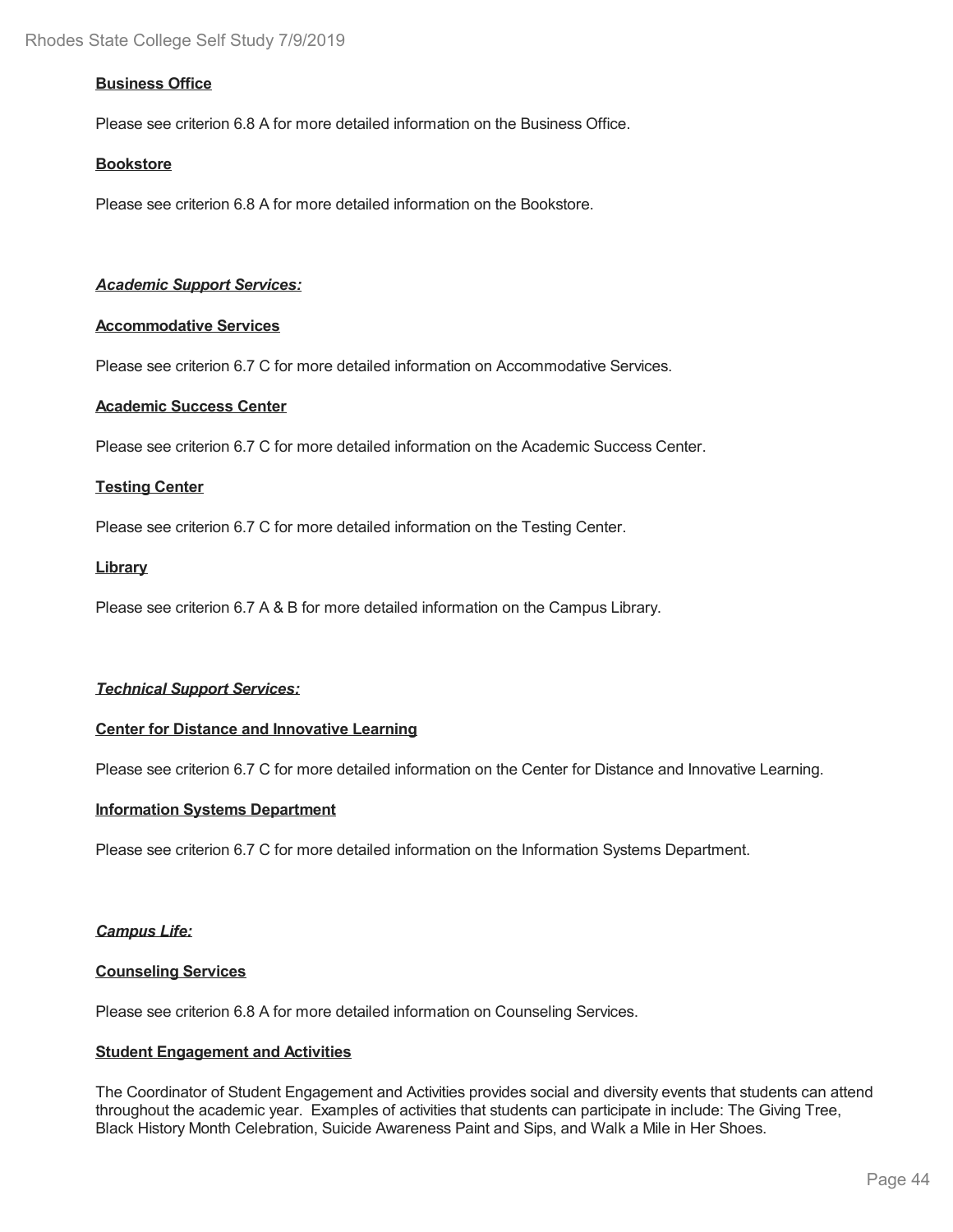**Business Office**

Please see criterion 6.8 A for more detailed information on the Business Office.

**Bookstore**

Please see criterion 6.8 A for more detailed information on the Bookstore.

***Academic Support Services:***

**Accommodative Services**

Please see criterion 6.7 C for more detailed information on Accommodative Services.

**Academic Success Center**

Please see criterion 6.7 C for more detailed information on the Academic Success Center.

**Testing Center**

Please see criterion 6.7 C for more detailed information on the Testing Center.

**Library**

Please see criterion 6.7 A & B for more detailed information on the Campus Library.

***Technical Support Services:***

**Center for Distance and Innovative Learning**

Please see criterion 6.7 C for more detailed information on the Center for Distance and Innovative Learning.

**Information Systems Department**

Please see criterion 6.7 C for more detailed information on the Information Systems Department.

***Campus Life:***

**Counseling Services**

Please see criterion 6.8 A for more detailed information on Counseling Services.

**Student Engagement and Activities**

The Coordinator of Student Engagement and Activities provides social and diversity events that students can attend throughout the academic year. Examples of activities that students can participate in include: The Giving Tree, Black History Month Celebration, Suicide Awareness Paint and Sips, and Walk a Mile in Her Shoes.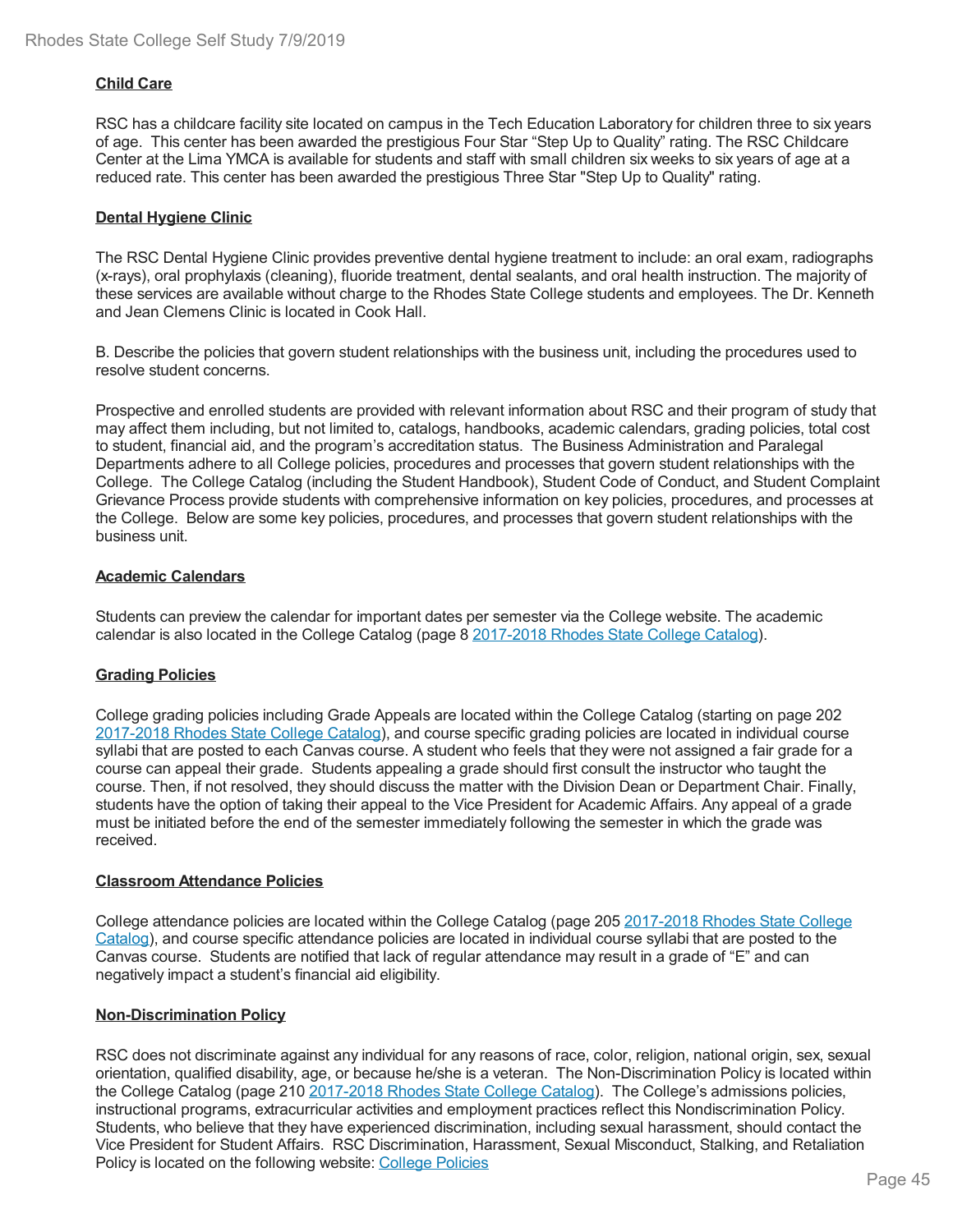**Child Care**

RSC has a childcare facility site located on campus in the Tech Education Laboratory for children three to six years of age. This center has been awarded the prestigious Four Star "Step Up to Quality" rating. The RSC Childcare Center at the Lima YMCA is available for students and staff with small children six weeks to six years of age at a reduced rate. This center has been awarded the prestigious Three Star "Step Up to Quality" rating.

**Dental Hygiene Clinic**

The RSC Dental Hygiene Clinic provides preventive dental hygiene treatment to include: an oral exam, radiographs (x-rays), oral prophylaxis (cleaning), fluoride treatment, dental sealants, and oral health instruction. The majority of these services are available without charge to the Rhodes State College students and employees. The Dr. Kenneth and Jean Clemens Clinic is located in Cook Hall.

B. Describe the policies that govern student relationships with the business unit, including the procedures used to resolve student concerns.

Prospective and enrolled students are provided with relevant information about RSC and their program of study that may affect them including, but not limited to, catalogs, handbooks, academic calendars, grading policies, total cost to student, financial aid, and the program's accreditation status. The Business Administration and Paralegal Departments adhere to all College policies, procedures and processes that govern student relationships with the College. The College Catalog (including the Student Handbook), Student Code of Conduct, and Student Complaint Grievance Process provide students with comprehensive information on key policies, procedures, and processes at the College. Below are some key policies, procedures, and processes that govern student relationships with the business unit.

**Academic Calendars**

Students can preview the calendar for important dates per semester via the College website. The academic calendar is also located in the College Catalog (page 8 2017-2018 Rhodes State College Catalog).

**Grading Policies**

College grading policies including Grade Appeals are located within the College Catalog (starting on page 202 2017-2018 Rhodes State College Catalog), and course specific grading policies are located in individual course syllabi that are posted to each Canvas course. A student who feels that they were not assigned a fair grade for a course can appeal their grade. Students appealing a grade should first consult the instructor who taught the course. Then, if not resolved, they should discuss the matter with the Division Dean or Department Chair. Finally, students have the option of taking their appeal to the Vice President for Academic Affairs. Any appeal of a grade must be initiated before the end of the semester immediately following the semester in which the grade was received.

**Classroom Attendance Policies**

College attendance policies are located within the College Catalog (page 205 2017-2018 Rhodes State College Catalog), and course specific attendance policies are located in individual course syllabi that are posted to the Canvas course. Students are notified that lack of regular attendance may result in a grade of "E" and can negatively impact a student's financial aid eligibility.

**Non-Discrimination Policy**

RSC does not discriminate against any individual for any reasons of race, color, religion, national origin, sex, sexual orientation, qualified disability, age, or because he/she is a veteran. The Non-Discrimination Policy is located within the College Catalog (page 210 2017-2018 Rhodes State College Catalog). The College's admissions policies, instructional programs, extracurricular activities and employment practices reflect this Nondiscrimination Policy. Students, who believe that they have experienced discrimination, including sexual harassment, should contact the Vice President for Student Affairs. RSC Discrimination, Harassment, Sexual Misconduct, Stalking, and Retaliation Policy is located on the following website: College Policies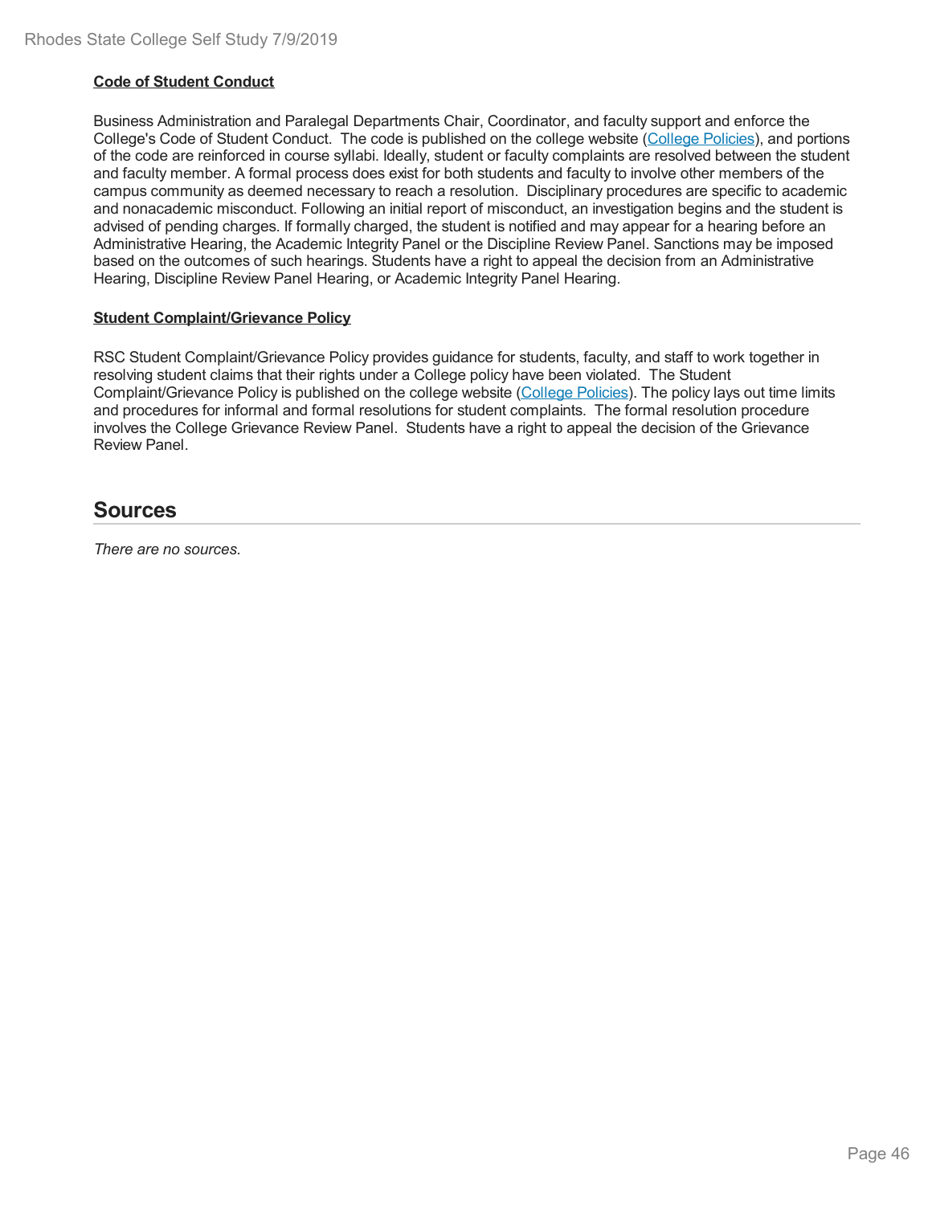**Code of Student Conduct**

Business Administration and Paralegal Departments Chair, Coordinator, and faculty support and enforce the College's Code of Student Conduct. The code is published on the college website (College Policies), and portions of the code are reinforced in course syllabi. Ideally, student or faculty complaints are resolved between the student and faculty member. A formal process does exist for both students and faculty to involve other members of the campus community as deemed necessary to reach a resolution. Disciplinary procedures are specific to academic and nonacademic misconduct. Following an initial report of misconduct, an investigation begins and the student is advised of pending charges. If formally charged, the student is notified and may appear for a hearing before an Administrative Hearing, the Academic Integrity Panel or the Discipline Review Panel. Sanctions may be imposed based on the outcomes of such hearings. Students have a right to appeal the decision from an Administrative Hearing, Discipline Review Panel Hearing, or Academic Integrity Panel Hearing.

**Student Complaint/Grievance Policy**

RSC Student Complaint/Grievance Policy provides guidance for students, faculty, and staff to work together in resolving student claims that their rights under a College policy have been violated. The Student Complaint/Grievance Policy is published on the college website (College Policies). The policy lays out time limits and procedures for informal and formal resolutions for student complaints. The formal resolution procedure involves the College Grievance Review Panel. Students have a right to appeal the decision of the Grievance Review Panel.

## Sources

*There are no sources.*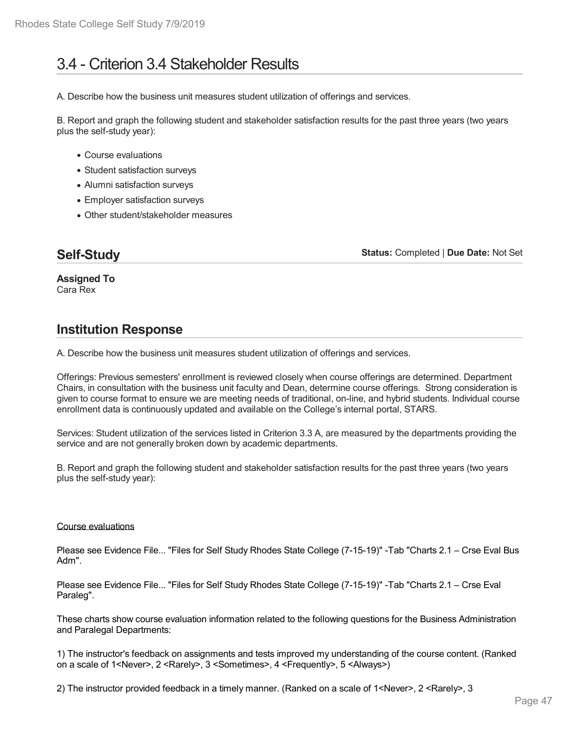# 3.4 - Criterion 3.4 Stakeholder Results

A. Describe how the business unit measures student utilization of offerings and services.

B. Report and graph the following student and stakeholder satisfaction results for the past three years (two years plus the self-study year):

- Course evaluations
- Student satisfaction surveys
- Alumni satisfaction surveys
- Employer satisfaction surveys
- Other student/stakeholder measures

## Self-Study

**Status:** Completed | **Due Date:** Not Set

**Assigned To**
Cara Rex

## Institution Response

A. Describe how the business unit measures student utilization of offerings and services.

Offerings: Previous semesters' enrollment is reviewed closely when course offerings are determined. Department Chairs, in consultation with the business unit faculty and Dean, determine course offerings. Strong consideration is given to course format to ensure we are meeting needs of traditional, on-line, and hybrid students. Individual course enrollment data is continuously updated and available on the College's internal portal, STARS.

Services: Student utilization of the services listed in Criterion 3.3 A, are measured by the departments providing the service and are not generally broken down by academic departments.

B. Report and graph the following student and stakeholder satisfaction results for the past three years (two years plus the self-study year):

Course evaluations

Please see Evidence File... "Files for Self Study Rhodes State College (7-15-19)" -Tab "Charts 2.1 – Crse Eval Bus Adm".

Please see Evidence File... "Files for Self Study Rhodes State College (7-15-19)" -Tab "Charts 2.1 – Crse Eval Paraleg".

These charts show course evaluation information related to the following questions for the Business Administration and Paralegal Departments:

1) The instructor's feedback on assignments and tests improved my understanding of the course content. (Ranked on a scale of 1<Never>, 2 <Rarely>, 3 <Sometimes>, 4 <Frequently>, 5 <Always>)

2) The instructor provided feedback in a timely manner. (Ranked on a scale of 1<Never>, 2 <Rarely>, 3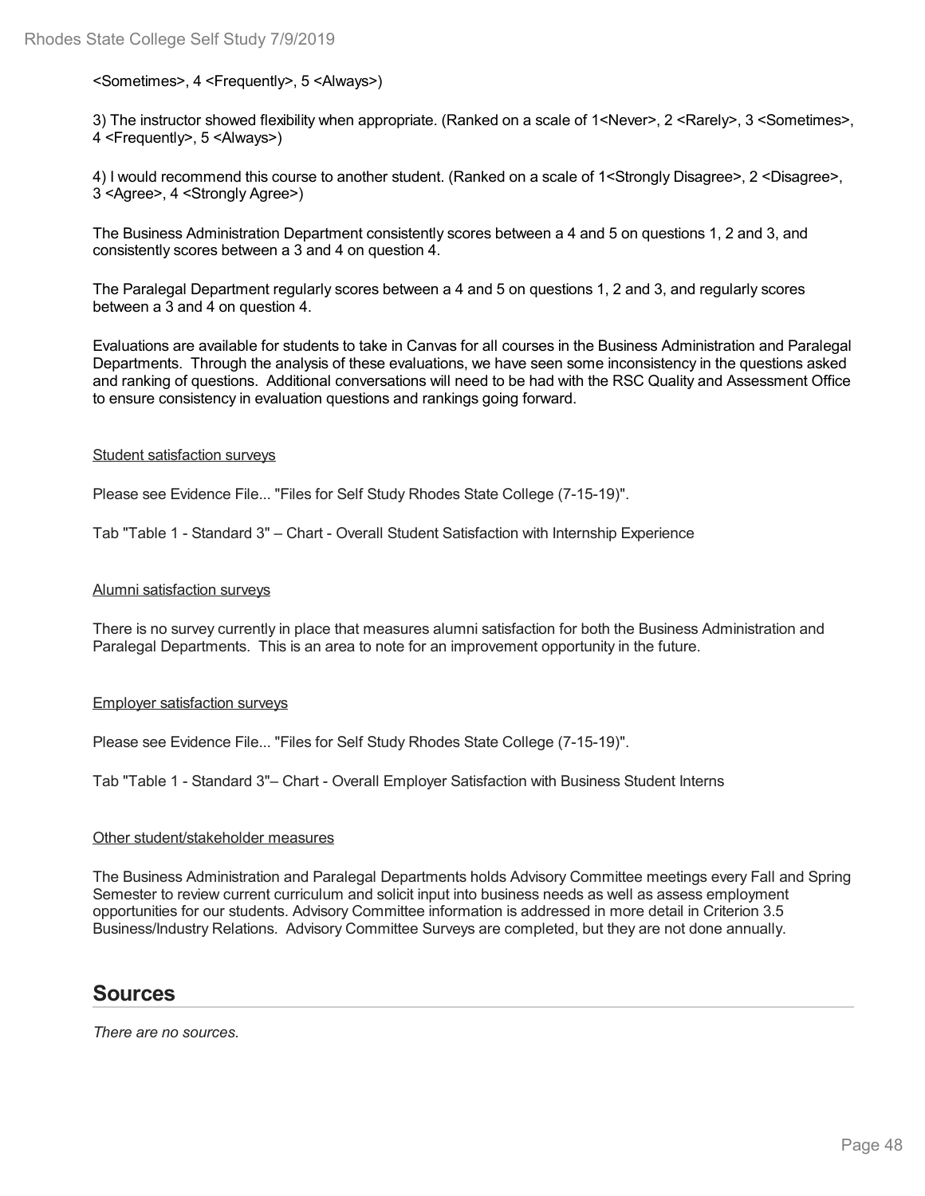<Sometimes>, 4 <Frequently>, 5 <Always>)

3) The instructor showed flexibility when appropriate. (Ranked on a scale of 1<Never>, 2 <Rarely>, 3 <Sometimes>, 4 <Frequently>, 5 <Always>)

4) I would recommend this course to another student. (Ranked on a scale of 1<Strongly Disagree>, 2 <Disagree>, 3 <Agree>, 4 <Strongly Agree>)

The Business Administration Department consistently scores between a 4 and 5 on questions 1, 2 and 3, and consistently scores between a 3 and 4 on question 4.

The Paralegal Department regularly scores between a 4 and 5 on questions 1, 2 and 3, and regularly scores between a 3 and 4 on question 4.

Evaluations are available for students to take in Canvas for all courses in the Business Administration and Paralegal Departments. Through the analysis of these evaluations, we have seen some inconsistency in the questions asked and ranking of questions. Additional conversations will need to be had with the RSC Quality and Assessment Office to ensure consistency in evaluation questions and rankings going forward.

<u>Student satisfaction surveys</u>

Please see Evidence File... "Files for Self Study Rhodes State College (7-15-19)".

Tab "Table 1 - Standard 3" – Chart - Overall Student Satisfaction with Internship Experience

<u>Alumni satisfaction surveys</u>

There is no survey currently in place that measures alumni satisfaction for both the Business Administration and Paralegal Departments. This is an area to note for an improvement opportunity in the future.

<u>Employer satisfaction surveys</u>

Please see Evidence File... "Files for Self Study Rhodes State College (7-15-19)".

Tab "Table 1 - Standard 3"– Chart - Overall Employer Satisfaction with Business Student Interns

<u>Other student/stakeholder measures</u>

The Business Administration and Paralegal Departments holds Advisory Committee meetings every Fall and Spring Semester to review current curriculum and solicit input into business needs as well as assess employment opportunities for our students. Advisory Committee information is addressed in more detail in Criterion 3.5 Business/Industry Relations. Advisory Committee Surveys are completed, but they are not done annually.

## Sources

*There are no sources.*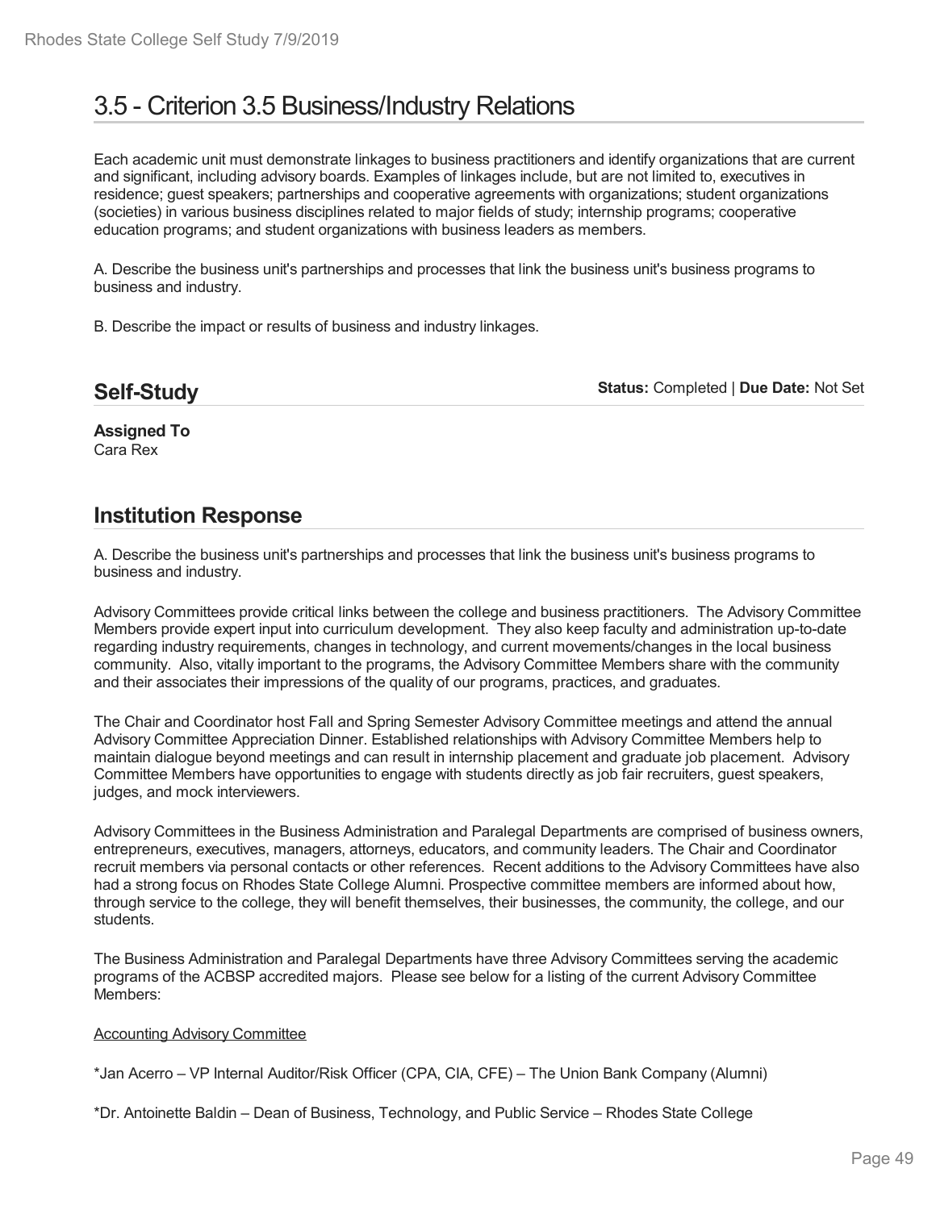# 3.5 - Criterion 3.5 Business/Industry Relations

Each academic unit must demonstrate linkages to business practitioners and identify organizations that are current and significant, including advisory boards. Examples of linkages include, but are not limited to, executives in residence; guest speakers; partnerships and cooperative agreements with organizations; student organizations (societies) in various business disciplines related to major fields of study; internship programs; cooperative education programs; and student organizations with business leaders as members.

A. Describe the business unit's partnerships and processes that link the business unit's business programs to business and industry.

B. Describe the impact or results of business and industry linkages.

## Self-Study

**Status:** Completed | **Due Date:** Not Set

**Assigned To**
Cara Rex

## Institution Response

A. Describe the business unit's partnerships and processes that link the business unit's business programs to business and industry.

Advisory Committees provide critical links between the college and business practitioners. The Advisory Committee Members provide expert input into curriculum development. They also keep faculty and administration up-to-date regarding industry requirements, changes in technology, and current movements/changes in the local business community. Also, vitally important to the programs, the Advisory Committee Members share with the community and their associates their impressions of the quality of our programs, practices, and graduates.

The Chair and Coordinator host Fall and Spring Semester Advisory Committee meetings and attend the annual Advisory Committee Appreciation Dinner. Established relationships with Advisory Committee Members help to maintain dialogue beyond meetings and can result in internship placement and graduate job placement. Advisory Committee Members have opportunities to engage with students directly as job fair recruiters, guest speakers, judges, and mock interviewers.

Advisory Committees in the Business Administration and Paralegal Departments are comprised of business owners, entrepreneurs, executives, managers, attorneys, educators, and community leaders. The Chair and Coordinator recruit members via personal contacts or other references. Recent additions to the Advisory Committees have also had a strong focus on Rhodes State College Alumni. Prospective committee members are informed about how, through service to the college, they will benefit themselves, their businesses, the community, the college, and our students.

The Business Administration and Paralegal Departments have three Advisory Committees serving the academic programs of the ACBSP accredited majors. Please see below for a listing of the current Advisory Committee Members:

<u>Accounting Advisory Committee</u>

*Jan Acerro – VP Internal Auditor/Risk Officer (CPA, CIA, CFE) – The Union Bank Company (Alumni)

*Dr. Antoinette Baldin – Dean of Business, Technology, and Public Service – Rhodes State College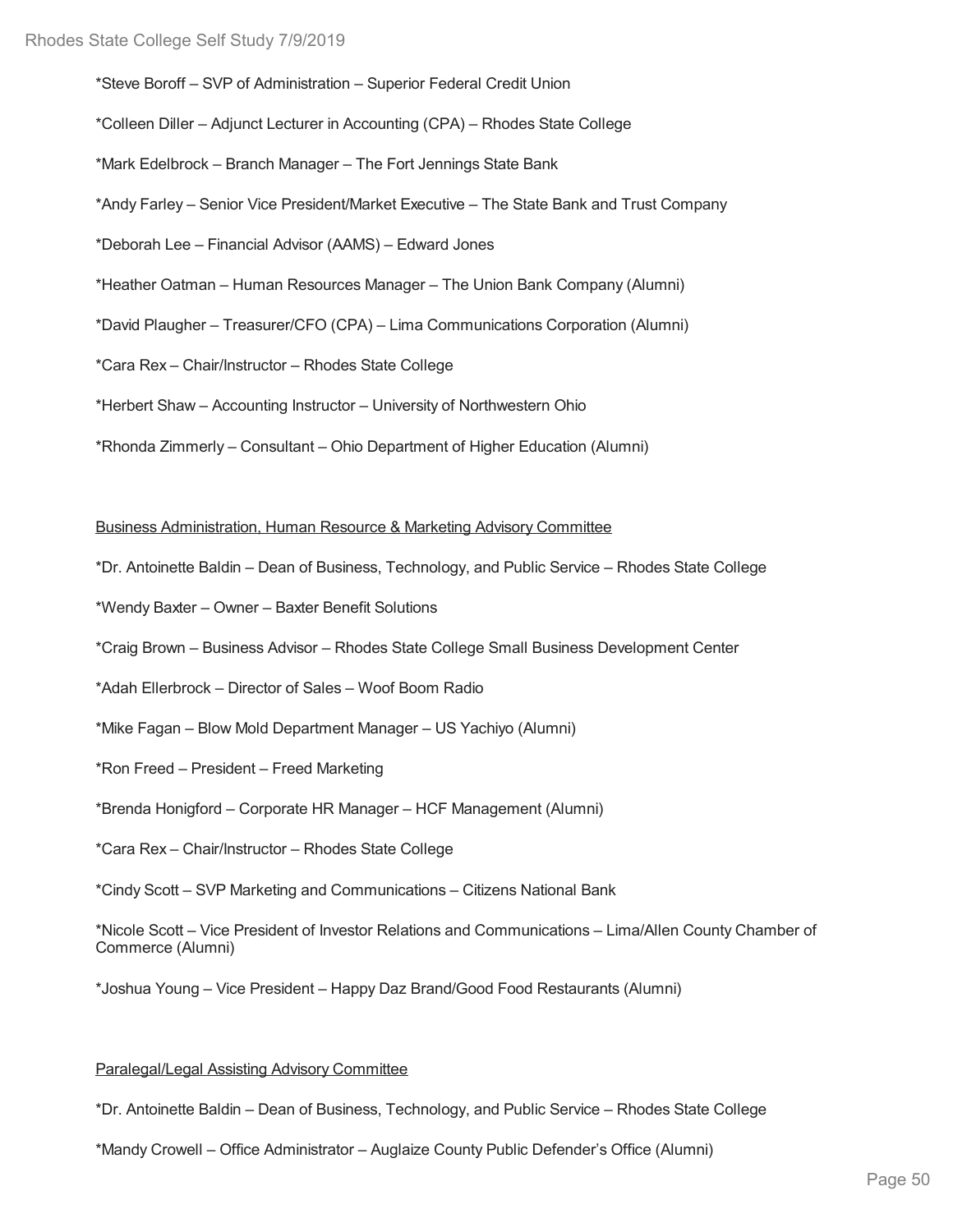*Steve Boroff – SVP of Administration – Superior Federal Credit Union

*Colleen Diller – Adjunct Lecturer in Accounting (CPA) – Rhodes State College

*Mark Edelbrock – Branch Manager – The Fort Jennings State Bank

*Andy Farley – Senior Vice President/Market Executive – The State Bank and Trust Company

*Deborah Lee – Financial Advisor (AAMS) – Edward Jones

*Heather Oatman – Human Resources Manager – The Union Bank Company (Alumni)

*David Plaugher – Treasurer/CFO (CPA) – Lima Communications Corporation (Alumni)

*Cara Rex – Chair/Instructor – Rhodes State College

*Herbert Shaw – Accounting Instructor – University of Northwestern Ohio

*Rhonda Zimmerly – Consultant – Ohio Department of Higher Education (Alumni)

<u>Business Administration, Human Resource & Marketing Advisory Committee</u>

*Dr. Antoinette Baldin – Dean of Business, Technology, and Public Service – Rhodes State College

*Wendy Baxter – Owner – Baxter Benefit Solutions

*Craig Brown – Business Advisor – Rhodes State College Small Business Development Center

*Adah Ellerbrock – Director of Sales – Woof Boom Radio

*Mike Fagan – Blow Mold Department Manager – US Yachiyo (Alumni)

*Ron Freed – President – Freed Marketing

*Brenda Honigford – Corporate HR Manager – HCF Management (Alumni)

*Cara Rex – Chair/Instructor – Rhodes State College

*Cindy Scott – SVP Marketing and Communications – Citizens National Bank

*Nicole Scott – Vice President of Investor Relations and Communications – Lima/Allen County Chamber of Commerce (Alumni)

*Joshua Young – Vice President – Happy Daz Brand/Good Food Restaurants (Alumni)

<u>Paralegal/Legal Assisting Advisory Committee</u>

*Dr. Antoinette Baldin – Dean of Business, Technology, and Public Service – Rhodes State College

*Mandy Crowell – Office Administrator – Auglaize County Public Defender's Office (Alumni)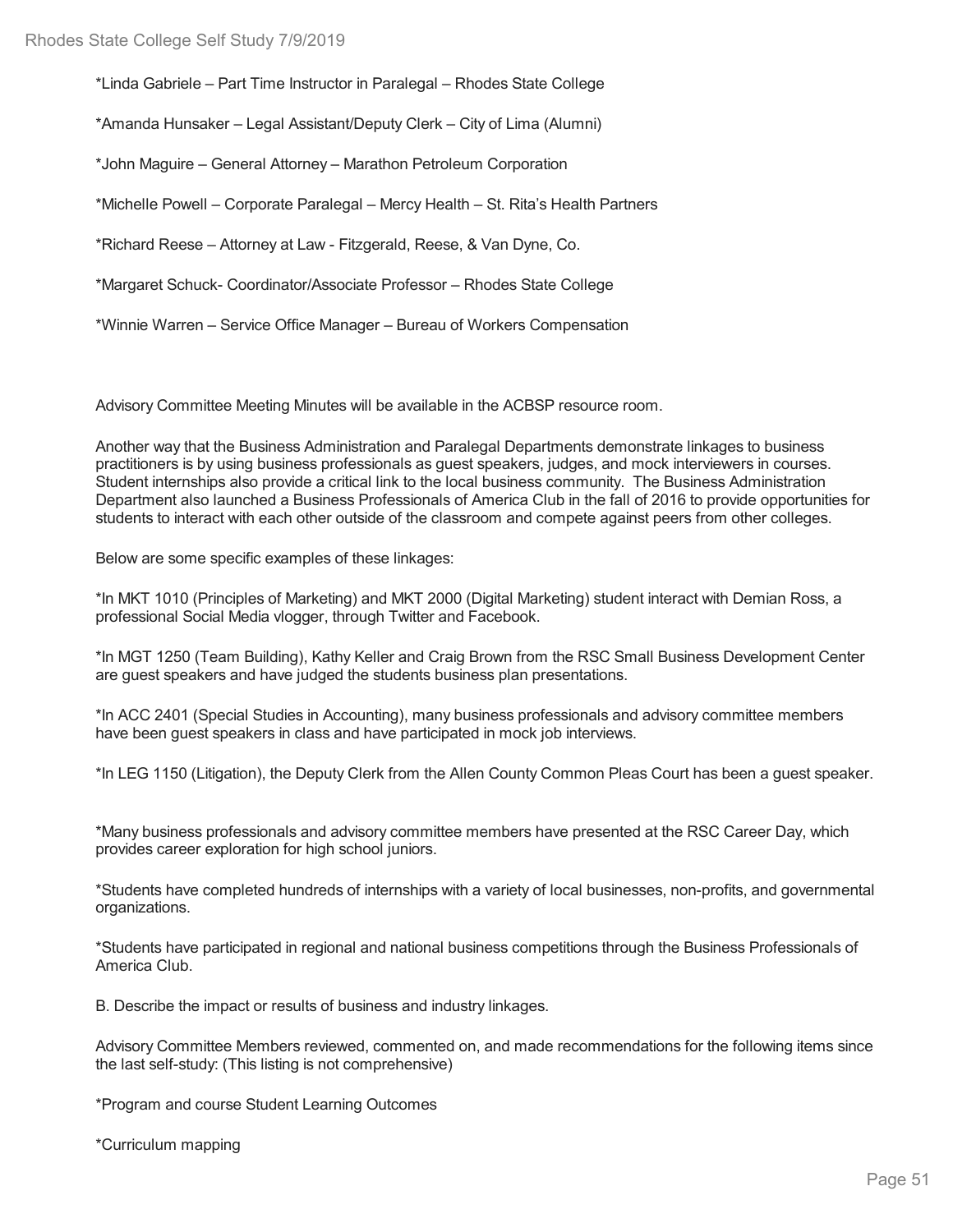*Linda Gabriele – Part Time Instructor in Paralegal – Rhodes State College

*Amanda Hunsaker – Legal Assistant/Deputy Clerk – City of Lima (Alumni)

*John Maguire – General Attorney – Marathon Petroleum Corporation

*Michelle Powell – Corporate Paralegal – Mercy Health – St. Rita's Health Partners

*Richard Reese – Attorney at Law - Fitzgerald, Reese, & Van Dyne, Co.

*Margaret Schuck- Coordinator/Associate Professor – Rhodes State College

*Winnie Warren – Service Office Manager – Bureau of Workers Compensation

Advisory Committee Meeting Minutes will be available in the ACBSP resource room.

Another way that the Business Administration and Paralegal Departments demonstrate linkages to business practitioners is by using business professionals as guest speakers, judges, and mock interviewers in courses. Student internships also provide a critical link to the local business community. The Business Administration Department also launched a Business Professionals of America Club in the fall of 2016 to provide opportunities for students to interact with each other outside of the classroom and compete against peers from other colleges.

Below are some specific examples of these linkages:

*In MKT 1010 (Principles of Marketing) and MKT 2000 (Digital Marketing) student interact with Demian Ross, a professional Social Media vlogger, through Twitter and Facebook.

*In MGT 1250 (Team Building), Kathy Keller and Craig Brown from the RSC Small Business Development Center are guest speakers and have judged the students business plan presentations.

*In ACC 2401 (Special Studies in Accounting), many business professionals and advisory committee members have been guest speakers in class and have participated in mock job interviews.

*In LEG 1150 (Litigation), the Deputy Clerk from the Allen County Common Pleas Court has been a guest speaker.

*Many business professionals and advisory committee members have presented at the RSC Career Day, which provides career exploration for high school juniors.

*Students have completed hundreds of internships with a variety of local businesses, non-profits, and governmental organizations.

*Students have participated in regional and national business competitions through the Business Professionals of America Club.

B. Describe the impact or results of business and industry linkages.

Advisory Committee Members reviewed, commented on, and made recommendations for the following items since the last self-study: (This listing is not comprehensive)

*Program and course Student Learning Outcomes

*Curriculum mapping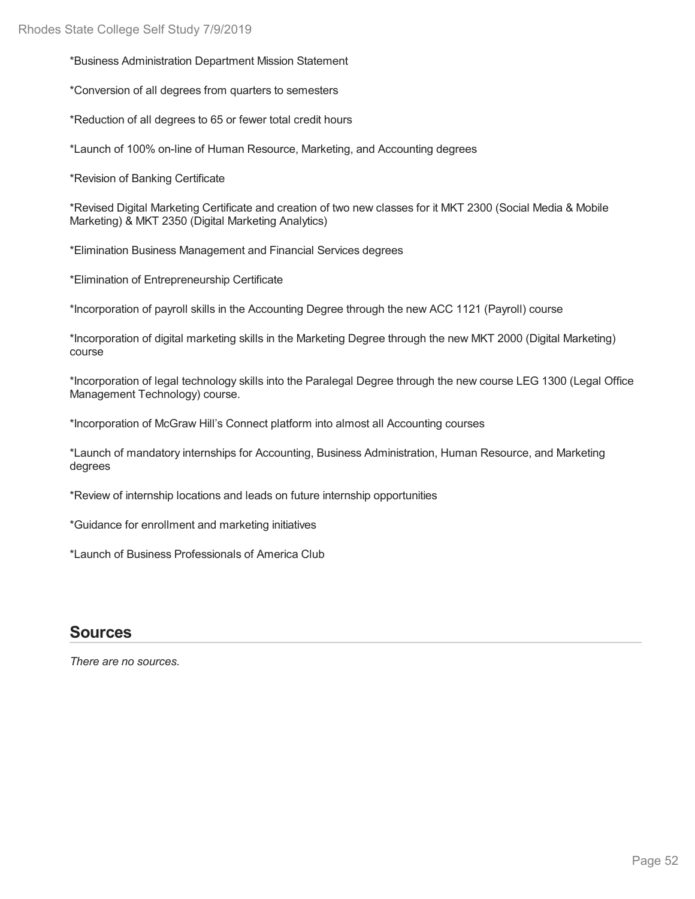*Business Administration Department Mission Statement

*Conversion of all degrees from quarters to semesters

*Reduction of all degrees to 65 or fewer total credit hours

*Launch of 100% on-line of Human Resource, Marketing, and Accounting degrees

*Revision of Banking Certificate

*Revised Digital Marketing Certificate and creation of two new classes for it MKT 2300 (Social Media & Mobile Marketing) & MKT 2350 (Digital Marketing Analytics)

*Elimination Business Management and Financial Services degrees

*Elimination of Entrepreneurship Certificate

*Incorporation of payroll skills in the Accounting Degree through the new ACC 1121 (Payroll) course

*Incorporation of digital marketing skills in the Marketing Degree through the new MKT 2000 (Digital Marketing) course

*Incorporation of legal technology skills into the Paralegal Degree through the new course LEG 1300 (Legal Office Management Technology) course.

*Incorporation of McGraw Hill's Connect platform into almost all Accounting courses

*Launch of mandatory internships for Accounting, Business Administration, Human Resource, and Marketing degrees

*Review of internship locations and leads on future internship opportunities

*Guidance for enrollment and marketing initiatives

*Launch of Business Professionals of America Club

## Sources

*There are no sources.*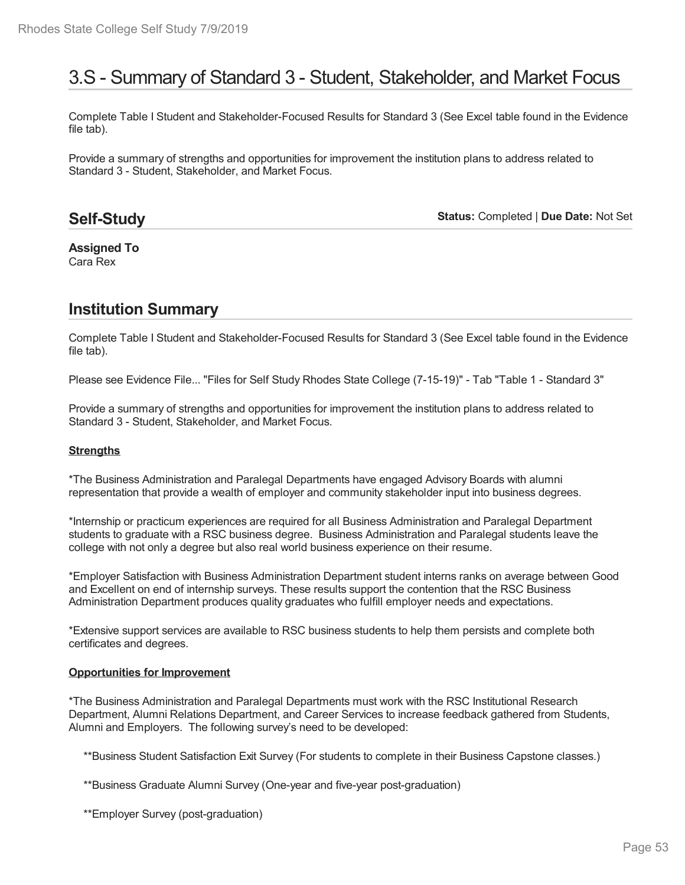# 3.S - Summary of Standard 3 - Student, Stakeholder, and Market Focus

Complete Table I Student and Stakeholder-Focused Results for Standard 3 (See Excel table found in the Evidence file tab).

Provide a summary of strengths and opportunities for improvement the institution plans to address related to Standard 3 - Student, Stakeholder, and Market Focus.

## Self-Study

**Status:** Completed | **Due Date:** Not Set

**Assigned To**
Cara Rex

## Institution Summary

Complete Table I Student and Stakeholder-Focused Results for Standard 3 (See Excel table found in the Evidence file tab).

Please see Evidence File... "Files for Self Study Rhodes State College (7-15-19)" - Tab "Table 1 - Standard 3"

Provide a summary of strengths and opportunities for improvement the institution plans to address related to Standard 3 - Student, Stakeholder, and Market Focus.

**Strengths**

*The Business Administration and Paralegal Departments have engaged Advisory Boards with alumni representation that provide a wealth of employer and community stakeholder input into business degrees.

*Internship or practicum experiences are required for all Business Administration and Paralegal Department students to graduate with a RSC business degree. Business Administration and Paralegal students leave the college with not only a degree but also real world business experience on their resume.

*Employer Satisfaction with Business Administration Department student interns ranks on average between Good and Excellent on end of internship surveys. These results support the contention that the RSC Business Administration Department produces quality graduates who fulfill employer needs and expectations.

*Extensive support services are available to RSC business students to help them persists and complete both certificates and degrees.

**Opportunities for Improvement**

*The Business Administration and Paralegal Departments must work with the RSC Institutional Research Department, Alumni Relations Department, and Career Services to increase feedback gathered from Students, Alumni and Employers. The following survey's need to be developed:

**Business Student Satisfaction Exit Survey (For students to complete in their Business Capstone classes.)

**Business Graduate Alumni Survey (One-year and five-year post-graduation)

**Employer Survey (post-graduation)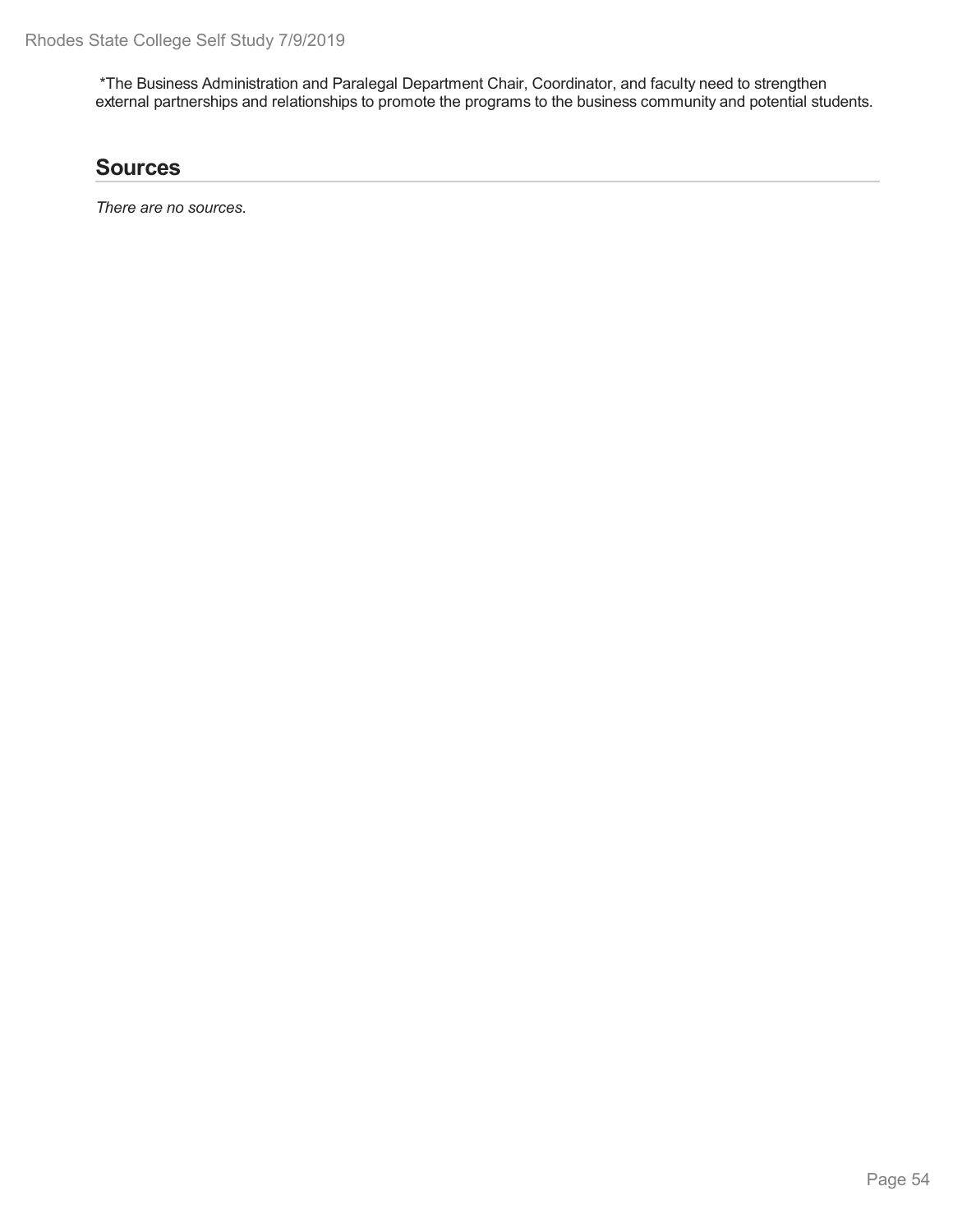*The Business Administration and Paralegal Department Chair, Coordinator, and faculty need to strengthen external partnerships and relationships to promote the programs to the business community and potential students.

## Sources

*There are no sources.*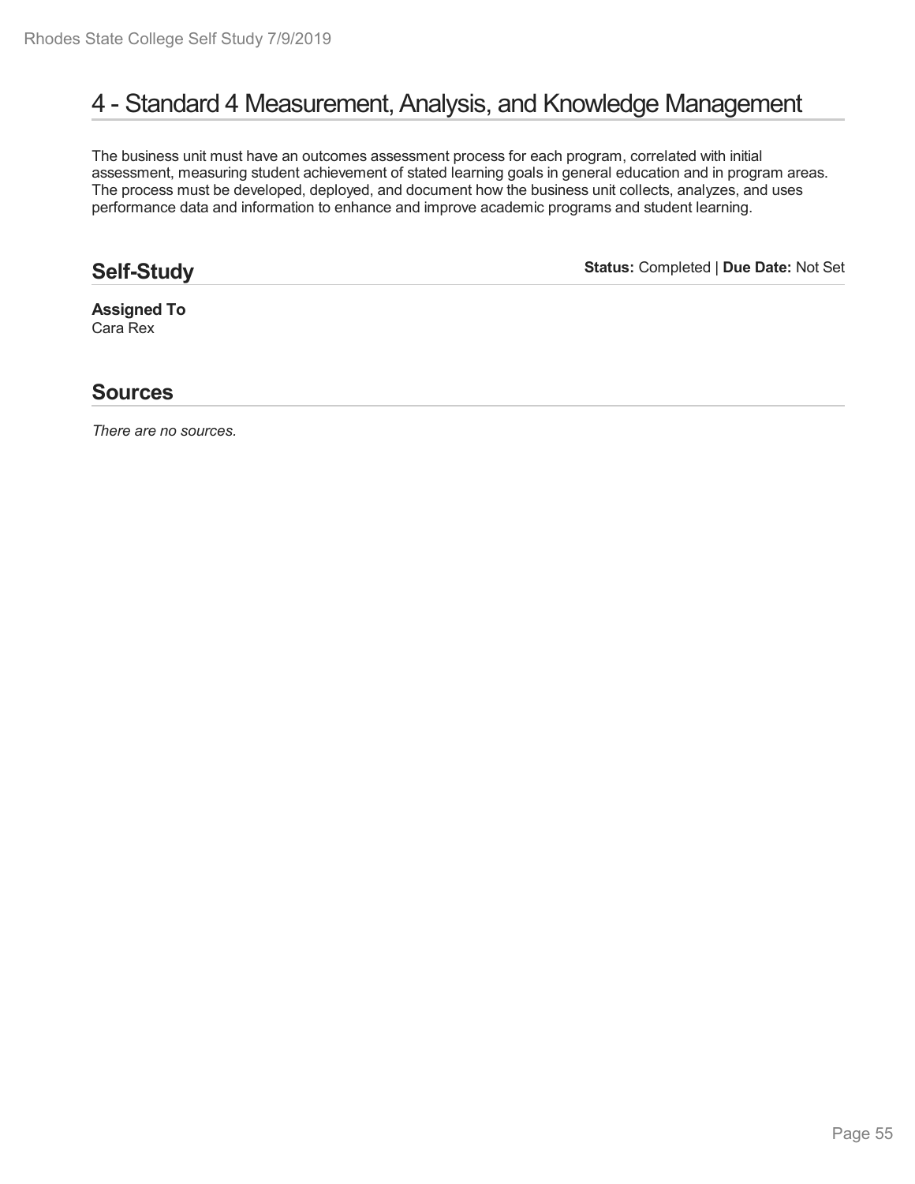# 4 - Standard 4 Measurement, Analysis, and Knowledge Management

The business unit must have an outcomes assessment process for each program, correlated with initial assessment, measuring student achievement of stated learning goals in general education and in program areas. The process must be developed, deployed, and document how the business unit collects, analyzes, and uses performance data and information to enhance and improve academic programs and student learning.

## Self-Study

**Status:** Completed | **Due Date:** Not Set

**Assigned To**
Cara Rex

## Sources

*There are no sources.*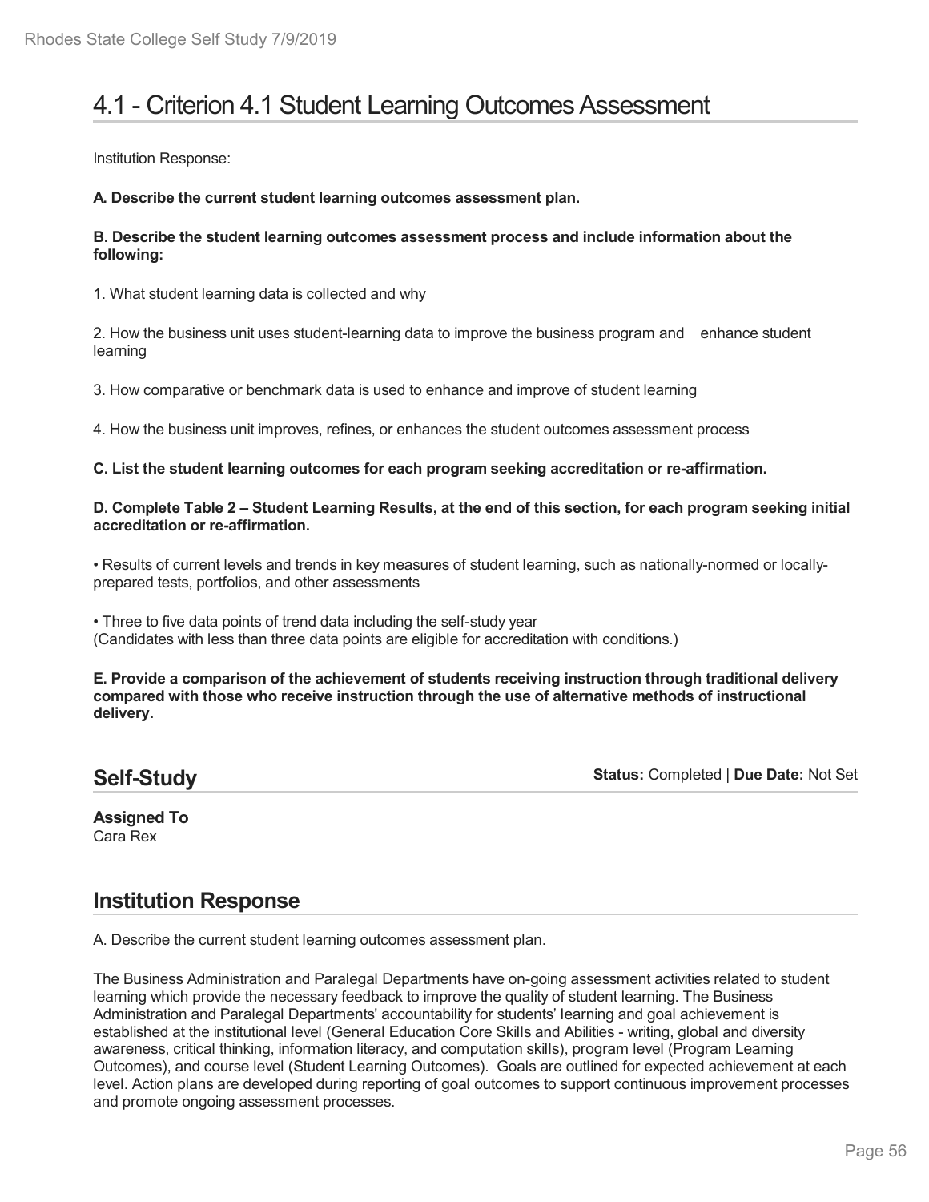# 4.1 - Criterion 4.1 Student Learning Outcomes Assessment

Institution Response:

**A. Describe the current student learning outcomes assessment plan.**

**B. Describe the student learning outcomes assessment process and include information about the following:**

1. What student learning data is collected and why

2. How the business unit uses student-learning data to improve the business program and enhance student learning

3. How comparative or benchmark data is used to enhance and improve of student learning

4. How the business unit improves, refines, or enhances the student outcomes assessment process

**C. List the student learning outcomes for each program seeking accreditation or re-affirmation.**

**D. Complete Table 2 – Student Learning Results, at the end of this section, for each program seeking initial accreditation or re-affirmation.**

• Results of current levels and trends in key measures of student learning, such as nationally-normed or locally-prepared tests, portfolios, and other assessments

• Three to five data points of trend data including the self-study year
(Candidates with less than three data points are eligible for accreditation with conditions.)

**E. Provide a comparison of the achievement of students receiving instruction through traditional delivery compared with those who receive instruction through the use of alternative methods of instructional delivery.**

## Self-Study

**Status:** Completed | **Due Date:** Not Set

**Assigned To**
Cara Rex

## Institution Response

A. Describe the current student learning outcomes assessment plan.

The Business Administration and Paralegal Departments have on-going assessment activities related to student learning which provide the necessary feedback to improve the quality of student learning. The Business Administration and Paralegal Departments' accountability for students' learning and goal achievement is established at the institutional level (General Education Core Skills and Abilities - writing, global and diversity awareness, critical thinking, information literacy, and computation skills), program level (Program Learning Outcomes), and course level (Student Learning Outcomes). Goals are outlined for expected achievement at each level. Action plans are developed during reporting of goal outcomes to support continuous improvement processes and promote ongoing assessment processes.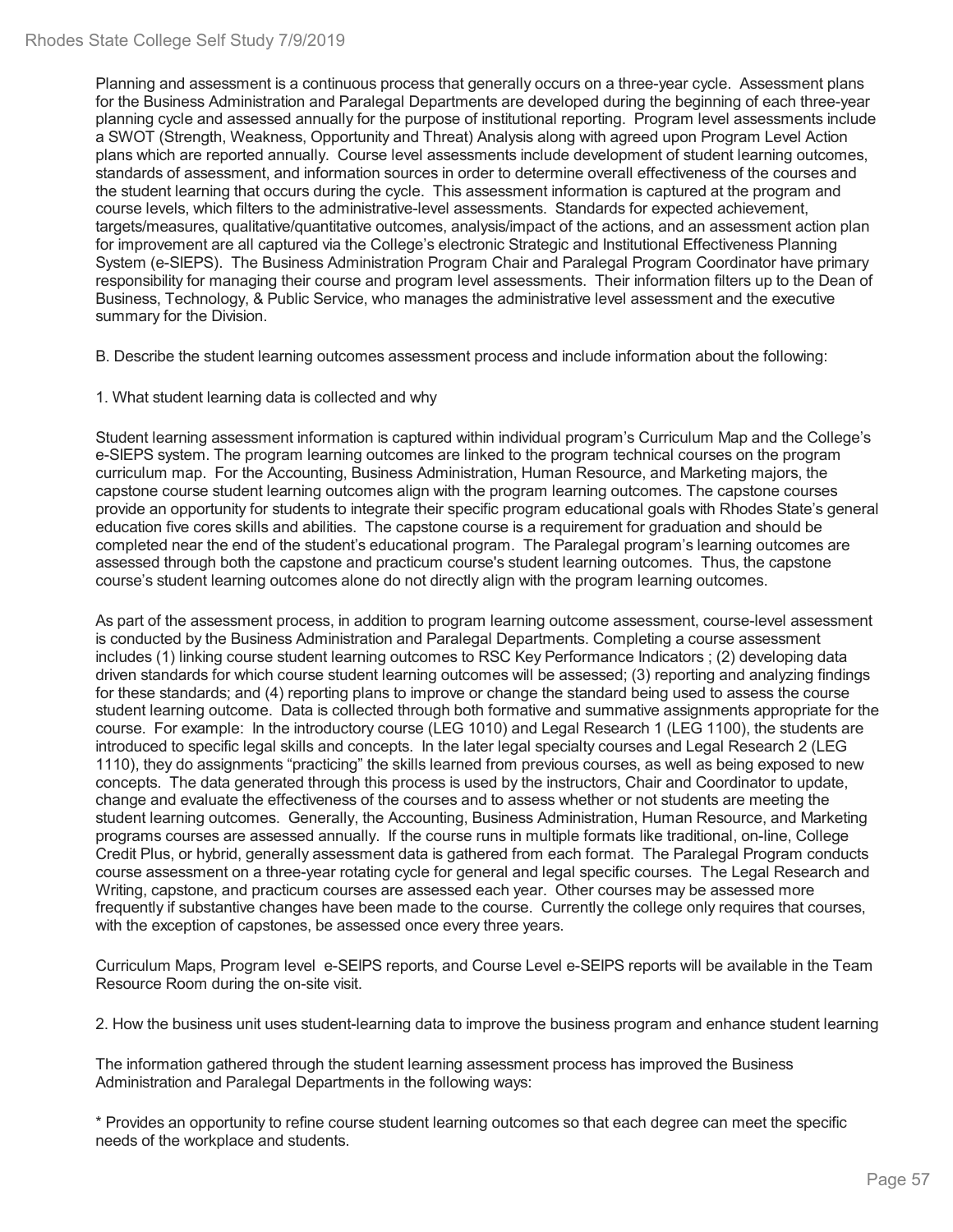Planning and assessment is a continuous process that generally occurs on a three-year cycle. Assessment plans for the Business Administration and Paralegal Departments are developed during the beginning of each three-year planning cycle and assessed annually for the purpose of institutional reporting. Program level assessments include a SWOT (Strength, Weakness, Opportunity and Threat) Analysis along with agreed upon Program Level Action plans which are reported annually. Course level assessments include development of student learning outcomes, standards of assessment, and information sources in order to determine overall effectiveness of the courses and the student learning that occurs during the cycle. This assessment information is captured at the program and course levels, which filters to the administrative-level assessments. Standards for expected achievement, targets/measures, qualitative/quantitative outcomes, analysis/impact of the actions, and an assessment action plan for improvement are all captured via the College's electronic Strategic and Institutional Effectiveness Planning System (e-SIEPS). The Business Administration Program Chair and Paralegal Program Coordinator have primary responsibility for managing their course and program level assessments. Their information filters up to the Dean of Business, Technology, & Public Service, who manages the administrative level assessment and the executive summary for the Division.

B. Describe the student learning outcomes assessment process and include information about the following:

1. What student learning data is collected and why

Student learning assessment information is captured within individual program's Curriculum Map and the College's e-SIEPS system. The program learning outcomes are linked to the program technical courses on the program curriculum map. For the Accounting, Business Administration, Human Resource, and Marketing majors, the capstone course student learning outcomes align with the program learning outcomes. The capstone courses provide an opportunity for students to integrate their specific program educational goals with Rhodes State's general education five cores skills and abilities. The capstone course is a requirement for graduation and should be completed near the end of the student's educational program. The Paralegal program's learning outcomes are assessed through both the capstone and practicum course's student learning outcomes. Thus, the capstone course's student learning outcomes alone do not directly align with the program learning outcomes.

As part of the assessment process, in addition to program learning outcome assessment, course-level assessment is conducted by the Business Administration and Paralegal Departments. Completing a course assessment includes (1) linking course student learning outcomes to RSC Key Performance Indicators ; (2) developing data driven standards for which course student learning outcomes will be assessed; (3) reporting and analyzing findings for these standards; and (4) reporting plans to improve or change the standard being used to assess the course student learning outcome. Data is collected through both formative and summative assignments appropriate for the course. For example: In the introductory course (LEG 1010) and Legal Research 1 (LEG 1100), the students are introduced to specific legal skills and concepts. In the later legal specialty courses and Legal Research 2 (LEG 1110), they do assignments "practicing" the skills learned from previous courses, as well as being exposed to new concepts. The data generated through this process is used by the instructors, Chair and Coordinator to update, change and evaluate the effectiveness of the courses and to assess whether or not students are meeting the student learning outcomes. Generally, the Accounting, Business Administration, Human Resource, and Marketing programs courses are assessed annually. If the course runs in multiple formats like traditional, on-line, College Credit Plus, or hybrid, generally assessment data is gathered from each format. The Paralegal Program conducts course assessment on a three-year rotating cycle for general and legal specific courses. The Legal Research and Writing, capstone, and practicum courses are assessed each year. Other courses may be assessed more frequently if substantive changes have been made to the course. Currently the college only requires that courses, with the exception of capstones, be assessed once every three years.

Curriculum Maps, Program level e-SEIPS reports, and Course Level e-SEIPS reports will be available in the Team Resource Room during the on-site visit.

2. How the business unit uses student-learning data to improve the business program and enhance student learning

The information gathered through the student learning assessment process has improved the Business Administration and Paralegal Departments in the following ways:

* Provides an opportunity to refine course student learning outcomes so that each degree can meet the specific needs of the workplace and students.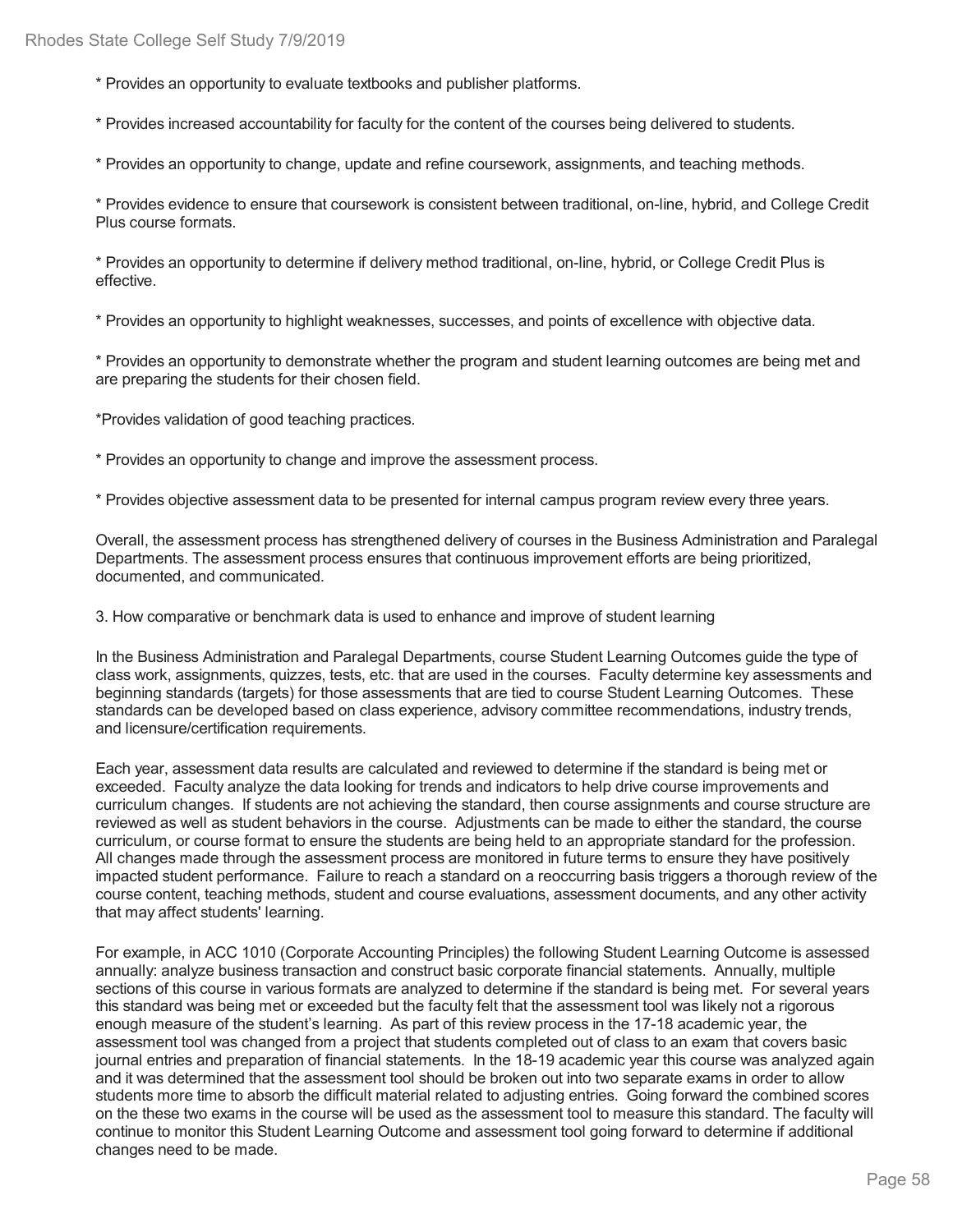* Provides an opportunity to evaluate textbooks and publisher platforms.

* Provides increased accountability for faculty for the content of the courses being delivered to students.

* Provides an opportunity to change, update and refine coursework, assignments, and teaching methods.

* Provides evidence to ensure that coursework is consistent between traditional, on-line, hybrid, and College Credit Plus course formats.

* Provides an opportunity to determine if delivery method traditional, on-line, hybrid, or College Credit Plus is effective.

* Provides an opportunity to highlight weaknesses, successes, and points of excellence with objective data.

* Provides an opportunity to demonstrate whether the program and student learning outcomes are being met and are preparing the students for their chosen field.

*Provides validation of good teaching practices.

* Provides an opportunity to change and improve the assessment process.

* Provides objective assessment data to be presented for internal campus program review every three years.

Overall, the assessment process has strengthened delivery of courses in the Business Administration and Paralegal Departments. The assessment process ensures that continuous improvement efforts are being prioritized, documented, and communicated.

3. How comparative or benchmark data is used to enhance and improve of student learning

In the Business Administration and Paralegal Departments, course Student Learning Outcomes guide the type of class work, assignments, quizzes, tests, etc. that are used in the courses. Faculty determine key assessments and beginning standards (targets) for those assessments that are tied to course Student Learning Outcomes. These standards can be developed based on class experience, advisory committee recommendations, industry trends, and licensure/certification requirements.

Each year, assessment data results are calculated and reviewed to determine if the standard is being met or exceeded. Faculty analyze the data looking for trends and indicators to help drive course improvements and curriculum changes. If students are not achieving the standard, then course assignments and course structure are reviewed as well as student behaviors in the course. Adjustments can be made to either the standard, the course curriculum, or course format to ensure the students are being held to an appropriate standard for the profession. All changes made through the assessment process are monitored in future terms to ensure they have positively impacted student performance. Failure to reach a standard on a reoccurring basis triggers a thorough review of the course content, teaching methods, student and course evaluations, assessment documents, and any other activity that may affect students' learning.

For example, in ACC 1010 (Corporate Accounting Principles) the following Student Learning Outcome is assessed annually: analyze business transaction and construct basic corporate financial statements. Annually, multiple sections of this course in various formats are analyzed to determine if the standard is being met. For several years this standard was being met or exceeded but the faculty felt that the assessment tool was likely not a rigorous enough measure of the student's learning. As part of this review process in the 17-18 academic year, the assessment tool was changed from a project that students completed out of class to an exam that covers basic journal entries and preparation of financial statements. In the 18-19 academic year this course was analyzed again and it was determined that the assessment tool should be broken out into two separate exams in order to allow students more time to absorb the difficult material related to adjusting entries. Going forward the combined scores on the these two exams in the course will be used as the assessment tool to measure this standard. The faculty will continue to monitor this Student Learning Outcome and assessment tool going forward to determine if additional changes need to be made.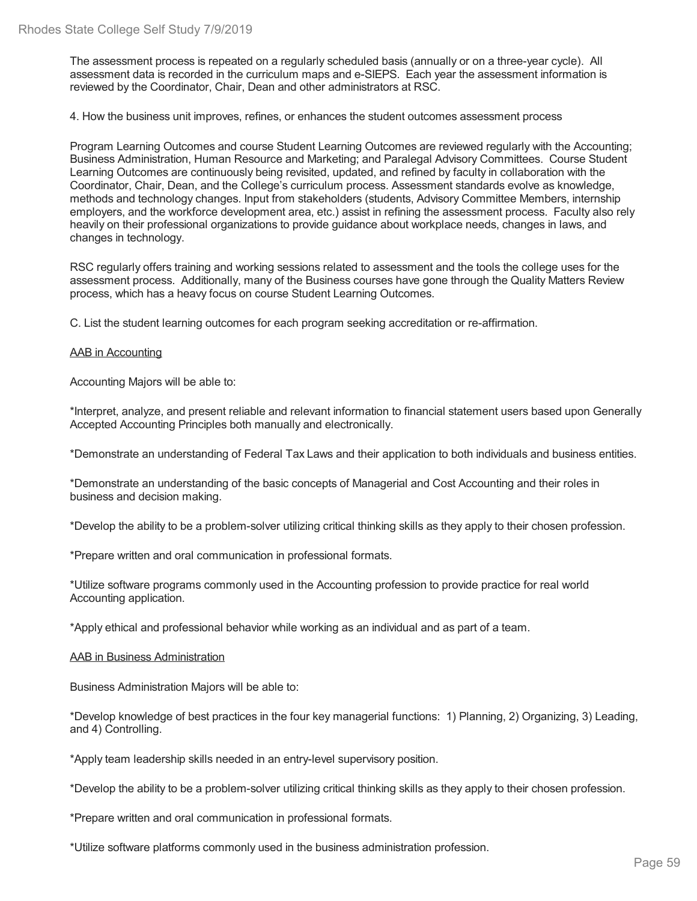The assessment process is repeated on a regularly scheduled basis (annually or on a three-year cycle). All assessment data is recorded in the curriculum maps and e-SIEPS. Each year the assessment information is reviewed by the Coordinator, Chair, Dean and other administrators at RSC.

4. How the business unit improves, refines, or enhances the student outcomes assessment process

Program Learning Outcomes and course Student Learning Outcomes are reviewed regularly with the Accounting; Business Administration, Human Resource and Marketing; and Paralegal Advisory Committees. Course Student Learning Outcomes are continuously being revisited, updated, and refined by faculty in collaboration with the Coordinator, Chair, Dean, and the College's curriculum process. Assessment standards evolve as knowledge, methods and technology changes. Input from stakeholders (students, Advisory Committee Members, internship employers, and the workforce development area, etc.) assist in refining the assessment process. Faculty also rely heavily on their professional organizations to provide guidance about workplace needs, changes in laws, and changes in technology.

RSC regularly offers training and working sessions related to assessment and the tools the college uses for the assessment process. Additionally, many of the Business courses have gone through the Quality Matters Review process, which has a heavy focus on course Student Learning Outcomes.

C. List the student learning outcomes for each program seeking accreditation or re-affirmation.

<u>AAB in Accounting</u>

Accounting Majors will be able to:

*Interpret, analyze, and present reliable and relevant information to financial statement users based upon Generally Accepted Accounting Principles both manually and electronically.

*Demonstrate an understanding of Federal Tax Laws and their application to both individuals and business entities.

*Demonstrate an understanding of the basic concepts of Managerial and Cost Accounting and their roles in business and decision making.

*Develop the ability to be a problem-solver utilizing critical thinking skills as they apply to their chosen profession.

*Prepare written and oral communication in professional formats.

*Utilize software programs commonly used in the Accounting profession to provide practice for real world Accounting application.

*Apply ethical and professional behavior while working as an individual and as part of a team.

<u>AAB in Business Administration</u>

Business Administration Majors will be able to:

*Develop knowledge of best practices in the four key managerial functions: 1) Planning, 2) Organizing, 3) Leading, and 4) Controlling.

*Apply team leadership skills needed in an entry-level supervisory position.

*Develop the ability to be a problem-solver utilizing critical thinking skills as they apply to their chosen profession.

*Prepare written and oral communication in professional formats.

*Utilize software platforms commonly used in the business administration profession.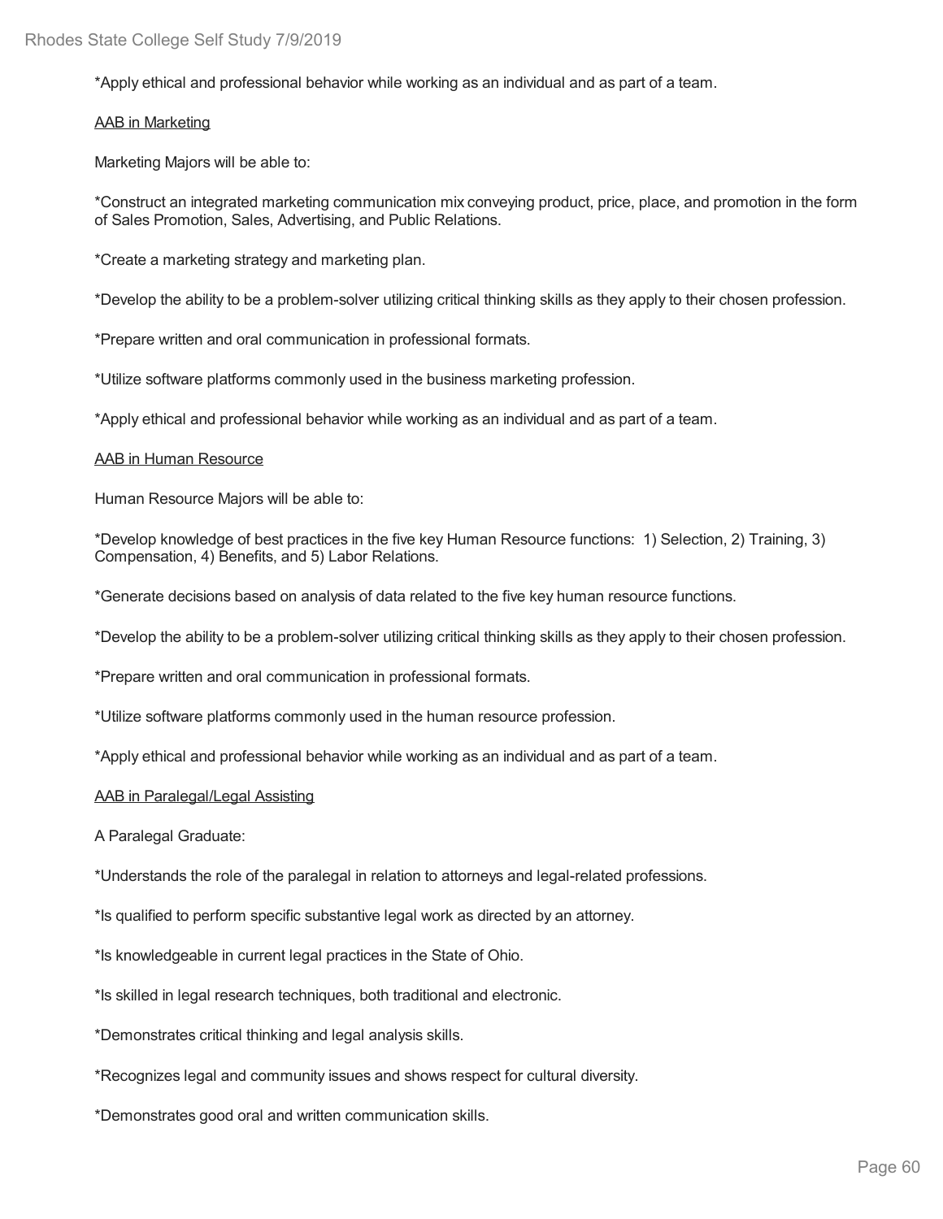*Apply ethical and professional behavior while working as an individual and as part of a team.

<u>AAB in Marketing</u>

Marketing Majors will be able to:

*Construct an integrated marketing communication mix conveying product, price, place, and promotion in the form of Sales Promotion, Sales, Advertising, and Public Relations.

*Create a marketing strategy and marketing plan.

*Develop the ability to be a problem-solver utilizing critical thinking skills as they apply to their chosen profession.

*Prepare written and oral communication in professional formats.

*Utilize software platforms commonly used in the business marketing profession.

*Apply ethical and professional behavior while working as an individual and as part of a team.

<u>AAB in Human Resource</u>

Human Resource Majors will be able to:

*Develop knowledge of best practices in the five key Human Resource functions:  1) Selection, 2) Training, 3) Compensation, 4) Benefits, and 5) Labor Relations.

*Generate decisions based on analysis of data related to the five key human resource functions.

*Develop the ability to be a problem-solver utilizing critical thinking skills as they apply to their chosen profession.

*Prepare written and oral communication in professional formats.

*Utilize software platforms commonly used in the human resource profession.

*Apply ethical and professional behavior while working as an individual and as part of a team.

<u>AAB in Paralegal/Legal Assisting</u>

A Paralegal Graduate:

*Understands the role of the paralegal in relation to attorneys and legal-related professions.

*Is qualified to perform specific substantive legal work as directed by an attorney.

*Is knowledgeable in current legal practices in the State of Ohio.

*Is skilled in legal research techniques, both traditional and electronic.

*Demonstrates critical thinking and legal analysis skills.

*Recognizes legal and community issues and shows respect for cultural diversity.

*Demonstrates good oral and written communication skills.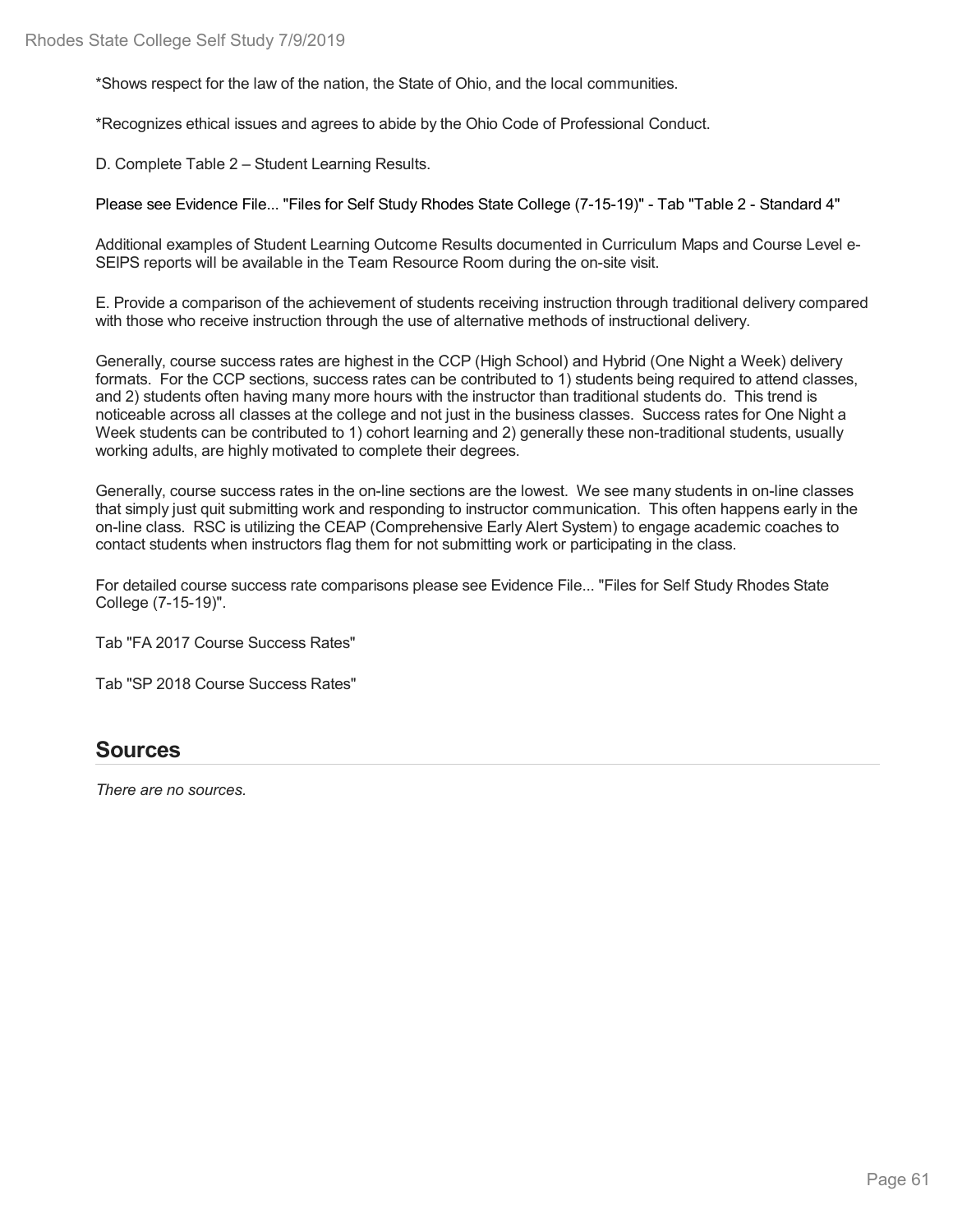*Shows respect for the law of the nation, the State of Ohio, and the local communities.

*Recognizes ethical issues and agrees to abide by the Ohio Code of Professional Conduct.

D. Complete Table 2 – Student Learning Results.

Please see Evidence File... "Files for Self Study Rhodes State College (7-15-19)" - Tab "Table 2 - Standard 4"

Additional examples of Student Learning Outcome Results documented in Curriculum Maps and Course Level e-SEIPS reports will be available in the Team Resource Room during the on-site visit.

E. Provide a comparison of the achievement of students receiving instruction through traditional delivery compared with those who receive instruction through the use of alternative methods of instructional delivery.

Generally, course success rates are highest in the CCP (High School) and Hybrid (One Night a Week) delivery formats. For the CCP sections, success rates can be contributed to 1) students being required to attend classes, and 2) students often having many more hours with the instructor than traditional students do. This trend is noticeable across all classes at the college and not just in the business classes. Success rates for One Night a Week students can be contributed to 1) cohort learning and 2) generally these non-traditional students, usually working adults, are highly motivated to complete their degrees.

Generally, course success rates in the on-line sections are the lowest. We see many students in on-line classes that simply just quit submitting work and responding to instructor communication. This often happens early in the on-line class. RSC is utilizing the CEAP (Comprehensive Early Alert System) to engage academic coaches to contact students when instructors flag them for not submitting work or participating in the class.

For detailed course success rate comparisons please see Evidence File... "Files for Self Study Rhodes State College (7-15-19)".

Tab "FA 2017 Course Success Rates"

Tab "SP 2018 Course Success Rates"

## Sources

*There are no sources.*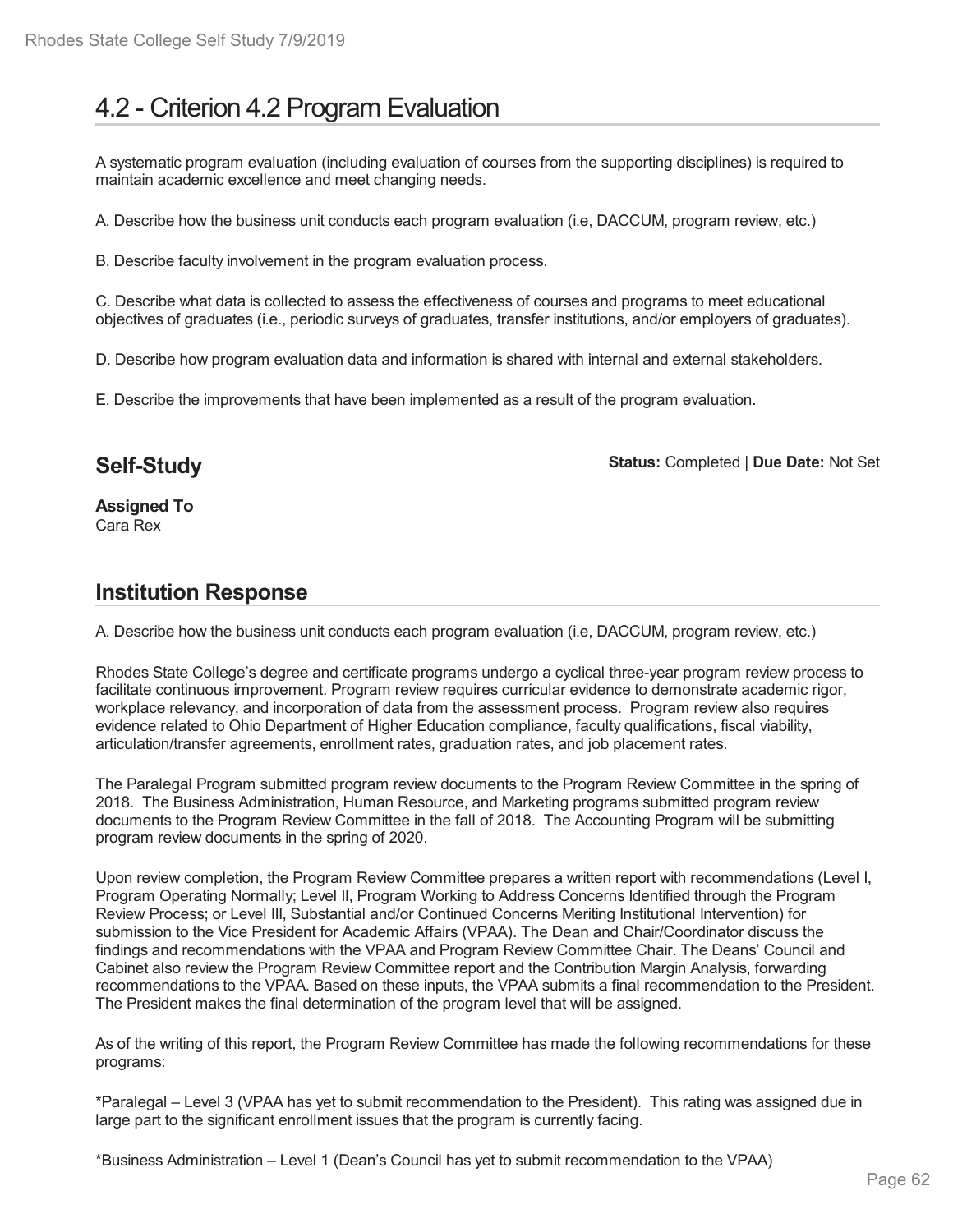# 4.2 - Criterion 4.2 Program Evaluation

A systematic program evaluation (including evaluation of courses from the supporting disciplines) is required to maintain academic excellence and meet changing needs.

A. Describe how the business unit conducts each program evaluation (i.e, DACCUM, program review, etc.)

B. Describe faculty involvement in the program evaluation process.

C. Describe what data is collected to assess the effectiveness of courses and programs to meet educational objectives of graduates (i.e., periodic surveys of graduates, transfer institutions, and/or employers of graduates).

D. Describe how program evaluation data and information is shared with internal and external stakeholders.

E. Describe the improvements that have been implemented as a result of the program evaluation.

## Self-Study

**Status:** Completed | **Due Date:** Not Set

**Assigned To**
Cara Rex

## Institution Response

A. Describe how the business unit conducts each program evaluation (i.e, DACCUM, program review, etc.)

Rhodes State College's degree and certificate programs undergo a cyclical three-year program review process to facilitate continuous improvement. Program review requires curricular evidence to demonstrate academic rigor, workplace relevancy, and incorporation of data from the assessment process. Program review also requires evidence related to Ohio Department of Higher Education compliance, faculty qualifications, fiscal viability, articulation/transfer agreements, enrollment rates, graduation rates, and job placement rates.

The Paralegal Program submitted program review documents to the Program Review Committee in the spring of 2018. The Business Administration, Human Resource, and Marketing programs submitted program review documents to the Program Review Committee in the fall of 2018. The Accounting Program will be submitting program review documents in the spring of 2020.

Upon review completion, the Program Review Committee prepares a written report with recommendations (Level I, Program Operating Normally; Level II, Program Working to Address Concerns Identified through the Program Review Process; or Level III, Substantial and/or Continued Concerns Meriting Institutional Intervention) for submission to the Vice President for Academic Affairs (VPAA). The Dean and Chair/Coordinator discuss the findings and recommendations with the VPAA and Program Review Committee Chair. The Deans' Council and Cabinet also review the Program Review Committee report and the Contribution Margin Analysis, forwarding recommendations to the VPAA. Based on these inputs, the VPAA submits a final recommendation to the President. The President makes the final determination of the program level that will be assigned.

As of the writing of this report, the Program Review Committee has made the following recommendations for these programs:

*Paralegal – Level 3 (VPAA has yet to submit recommendation to the President). This rating was assigned due in large part to the significant enrollment issues that the program is currently facing.

*Business Administration – Level 1 (Dean's Council has yet to submit recommendation to the VPAA)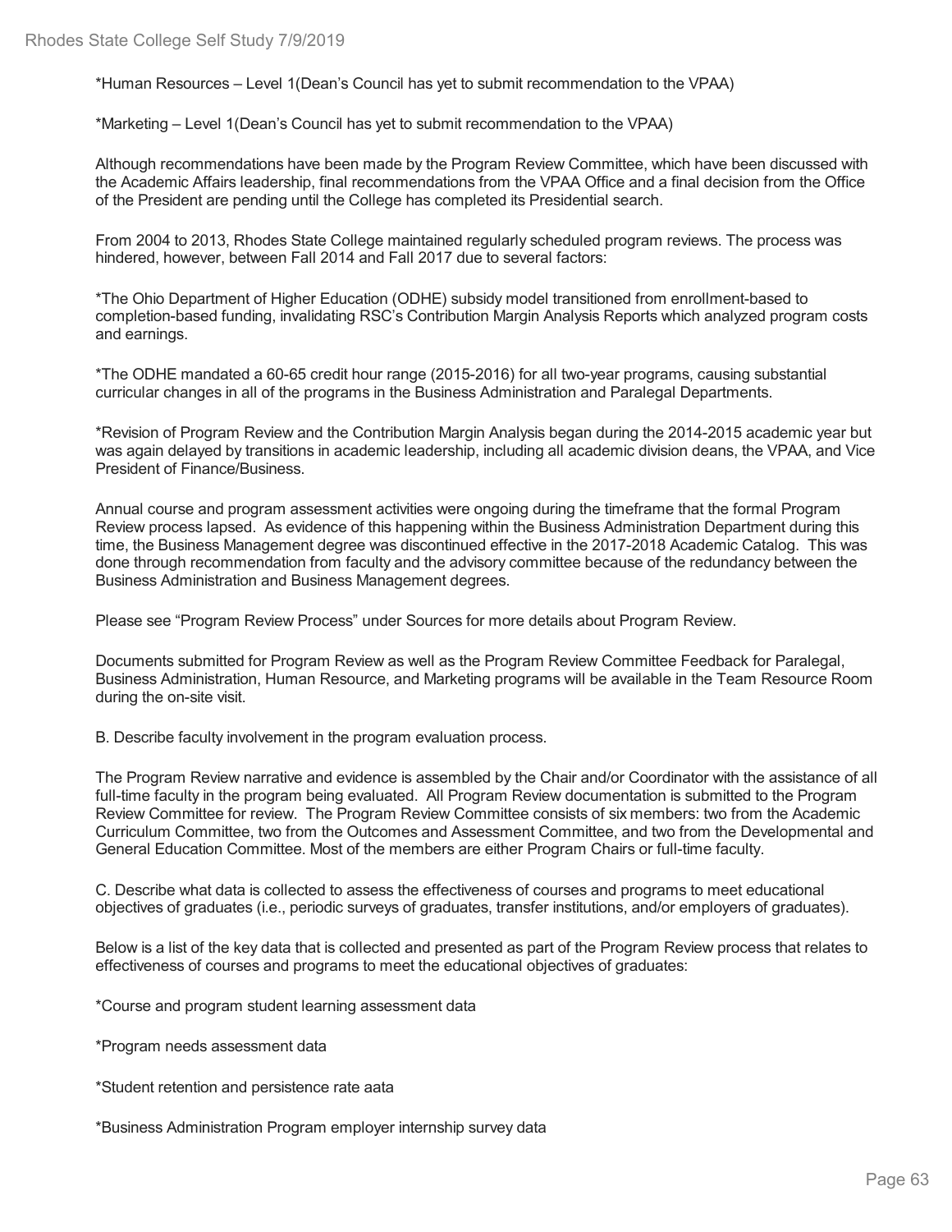*Human Resources – Level 1(Dean's Council has yet to submit recommendation to the VPAA)

*Marketing – Level 1(Dean's Council has yet to submit recommendation to the VPAA)

Although recommendations have been made by the Program Review Committee, which have been discussed with the Academic Affairs leadership, final recommendations from the VPAA Office and a final decision from the Office of the President are pending until the College has completed its Presidential search.

From 2004 to 2013, Rhodes State College maintained regularly scheduled program reviews. The process was hindered, however, between Fall 2014 and Fall 2017 due to several factors:

*The Ohio Department of Higher Education (ODHE) subsidy model transitioned from enrollment-based to completion-based funding, invalidating RSC's Contribution Margin Analysis Reports which analyzed program costs and earnings.

*The ODHE mandated a 60-65 credit hour range (2015-2016) for all two-year programs, causing substantial curricular changes in all of the programs in the Business Administration and Paralegal Departments.

*Revision of Program Review and the Contribution Margin Analysis began during the 2014-2015 academic year but was again delayed by transitions in academic leadership, including all academic division deans, the VPAA, and Vice President of Finance/Business.

Annual course and program assessment activities were ongoing during the timeframe that the formal Program Review process lapsed. As evidence of this happening within the Business Administration Department during this time, the Business Management degree was discontinued effective in the 2017-2018 Academic Catalog. This was done through recommendation from faculty and the advisory committee because of the redundancy between the Business Administration and Business Management degrees.

Please see "Program Review Process" under Sources for more details about Program Review.

Documents submitted for Program Review as well as the Program Review Committee Feedback for Paralegal, Business Administration, Human Resource, and Marketing programs will be available in the Team Resource Room during the on-site visit.

B. Describe faculty involvement in the program evaluation process.

The Program Review narrative and evidence is assembled by the Chair and/or Coordinator with the assistance of all full-time faculty in the program being evaluated. All Program Review documentation is submitted to the Program Review Committee for review. The Program Review Committee consists of six members: two from the Academic Curriculum Committee, two from the Outcomes and Assessment Committee, and two from the Developmental and General Education Committee. Most of the members are either Program Chairs or full-time faculty.

C. Describe what data is collected to assess the effectiveness of courses and programs to meet educational objectives of graduates (i.e., periodic surveys of graduates, transfer institutions, and/or employers of graduates).

Below is a list of the key data that is collected and presented as part of the Program Review process that relates to effectiveness of courses and programs to meet the educational objectives of graduates:

*Course and program student learning assessment data

*Program needs assessment data

*Student retention and persistence rate aata

*Business Administration Program employer internship survey data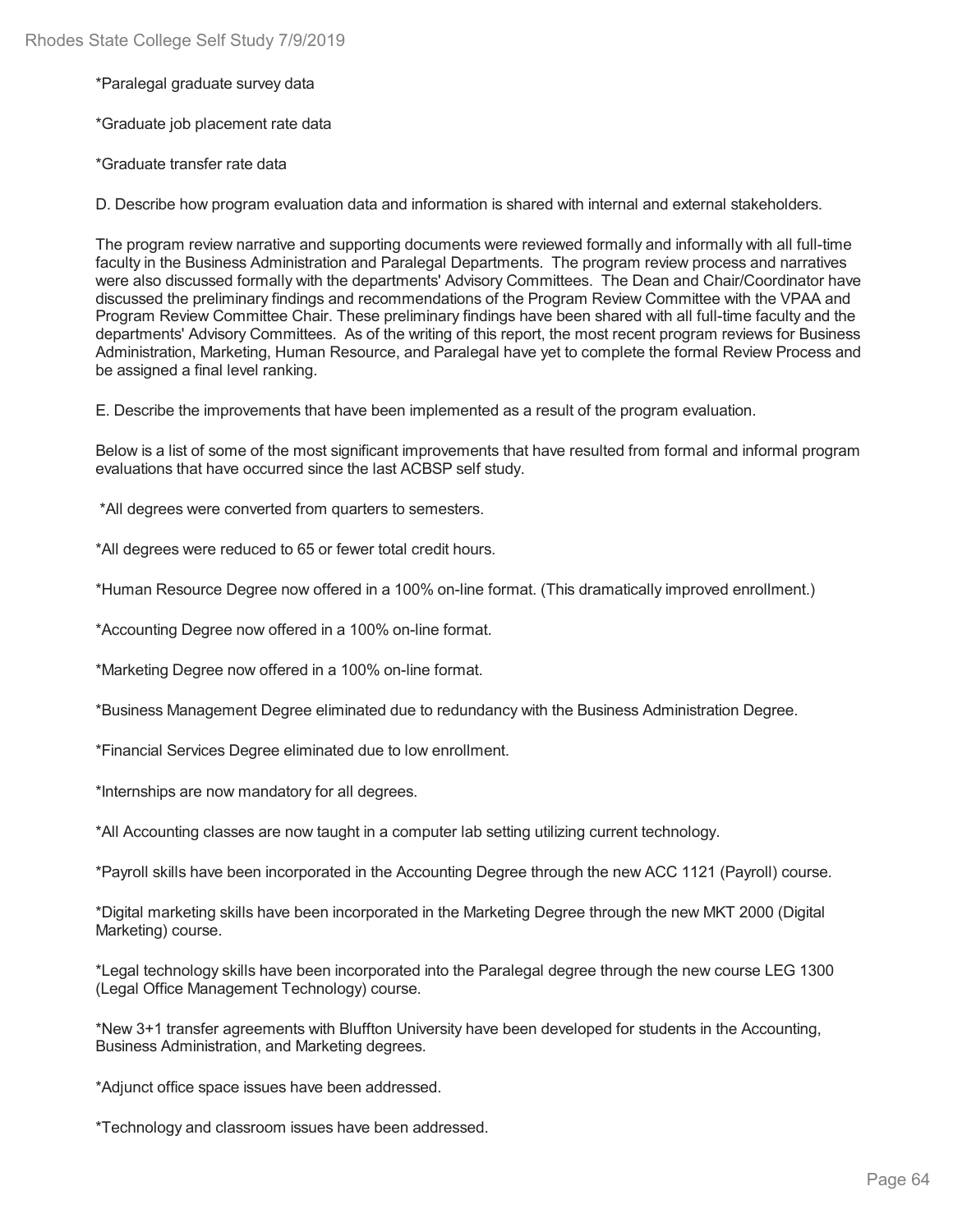*Paralegal graduate survey data

*Graduate job placement rate data

*Graduate transfer rate data

D. Describe how program evaluation data and information is shared with internal and external stakeholders.

The program review narrative and supporting documents were reviewed formally and informally with all full-time faculty in the Business Administration and Paralegal Departments. The program review process and narratives were also discussed formally with the departments' Advisory Committees. The Dean and Chair/Coordinator have discussed the preliminary findings and recommendations of the Program Review Committee with the VPAA and Program Review Committee Chair. These preliminary findings have been shared with all full-time faculty and the departments' Advisory Committees. As of the writing of this report, the most recent program reviews for Business Administration, Marketing, Human Resource, and Paralegal have yet to complete the formal Review Process and be assigned a final level ranking.

E. Describe the improvements that have been implemented as a result of the program evaluation.

Below is a list of some of the most significant improvements that have resulted from formal and informal program evaluations that have occurred since the last ACBSP self study.

*All degrees were converted from quarters to semesters.

*All degrees were reduced to 65 or fewer total credit hours.

*Human Resource Degree now offered in a 100% on-line format. (This dramatically improved enrollment.)

*Accounting Degree now offered in a 100% on-line format.

*Marketing Degree now offered in a 100% on-line format.

*Business Management Degree eliminated due to redundancy with the Business Administration Degree.

*Financial Services Degree eliminated due to low enrollment.

*Internships are now mandatory for all degrees.

*All Accounting classes are now taught in a computer lab setting utilizing current technology.

*Payroll skills have been incorporated in the Accounting Degree through the new ACC 1121 (Payroll) course.

*Digital marketing skills have been incorporated in the Marketing Degree through the new MKT 2000 (Digital Marketing) course.

*Legal technology skills have been incorporated into the Paralegal degree through the new course LEG 1300 (Legal Office Management Technology) course.

*New 3+1 transfer agreements with Bluffton University have been developed for students in the Accounting, Business Administration, and Marketing degrees.

*Adjunct office space issues have been addressed.

*Technology and classroom issues have been addressed.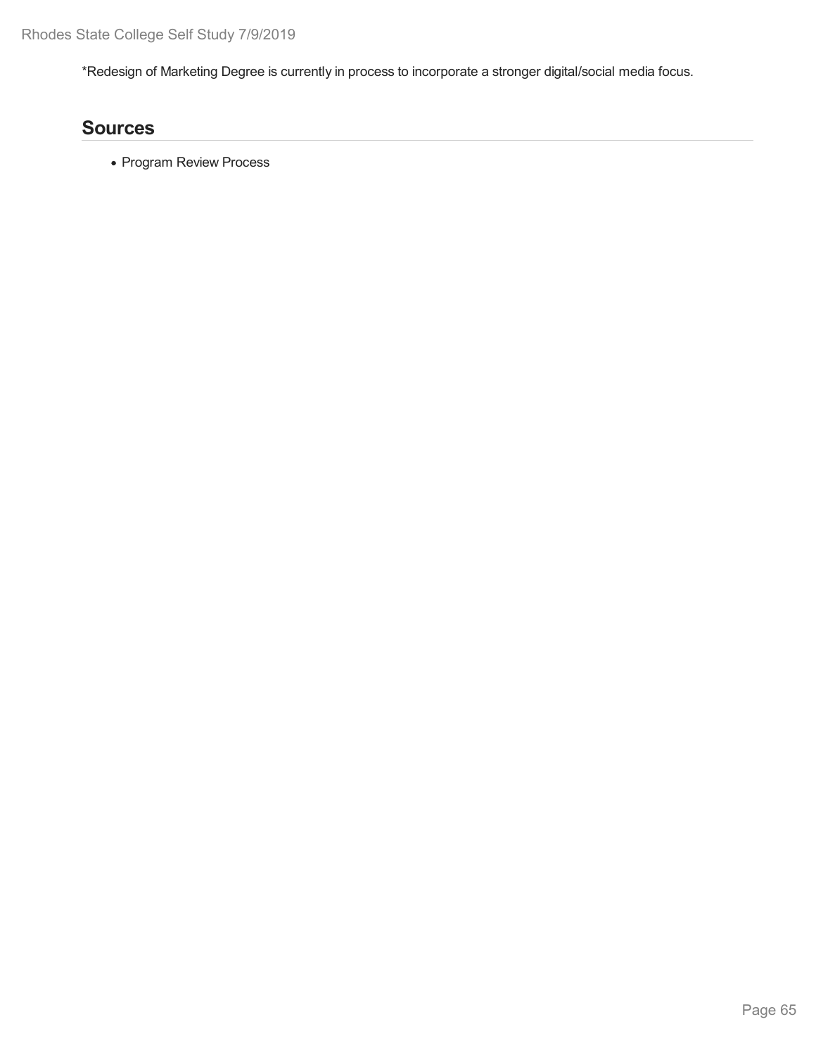*Redesign of Marketing Degree is currently in process to incorporate a stronger digital/social media focus.

## Sources

- Program Review Process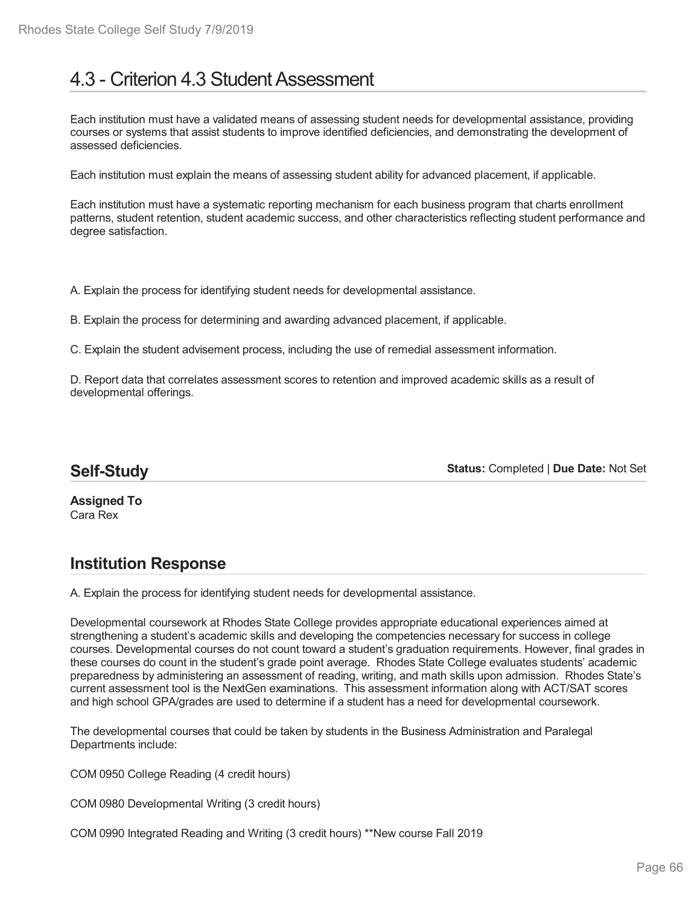# 4.3 - Criterion 4.3 Student Assessment

Each institution must have a validated means of assessing student needs for developmental assistance, providing courses or systems that assist students to improve identified deficiencies, and demonstrating the development of assessed deficiencies.

Each institution must explain the means of assessing student ability for advanced placement, if applicable.

Each institution must have a systematic reporting mechanism for each business program that charts enrollment patterns, student retention, student academic success, and other characteristics reflecting student performance and degree satisfaction.

A. Explain the process for identifying student needs for developmental assistance.

B. Explain the process for determining and awarding advanced placement, if applicable.

C. Explain the student advisement process, including the use of remedial assessment information.

D. Report data that correlates assessment scores to retention and improved academic skills as a result of developmental offerings.

## Self-Study

**Status:** Completed | **Due Date:** Not Set

**Assigned To**
Cara Rex

## Institution Response

A. Explain the process for identifying student needs for developmental assistance.

Developmental coursework at Rhodes State College provides appropriate educational experiences aimed at strengthening a student's academic skills and developing the competencies necessary for success in college courses. Developmental courses do not count toward a student's graduation requirements. However, final grades in these courses do count in the student's grade point average. Rhodes State College evaluates students' academic preparedness by administering an assessment of reading, writing, and math skills upon admission. Rhodes State's current assessment tool is the NextGen examinations. This assessment information along with ACT/SAT scores and high school GPA/grades are used to determine if a student has a need for developmental coursework.

The developmental courses that could be taken by students in the Business Administration and Paralegal Departments include:

COM 0950 College Reading (4 credit hours)

COM 0980 Developmental Writing (3 credit hours)

COM 0990 Integrated Reading and Writing (3 credit hours) **New course Fall 2019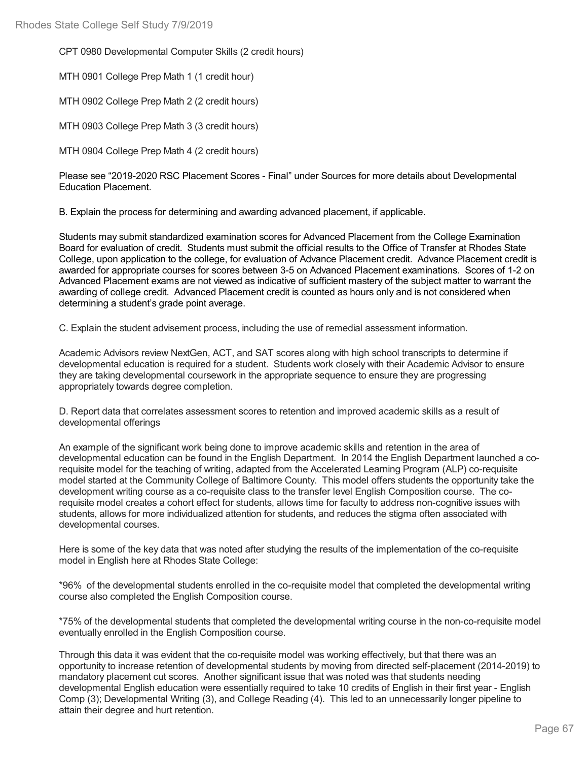CPT 0980 Developmental Computer Skills (2 credit hours)

MTH 0901 College Prep Math 1 (1 credit hour)

MTH 0902 College Prep Math 2 (2 credit hours)

MTH 0903 College Prep Math 3 (3 credit hours)

MTH 0904 College Prep Math 4 (2 credit hours)

Please see "2019-2020 RSC Placement Scores - Final" under Sources for more details about Developmental Education Placement.

B. Explain the process for determining and awarding advanced placement, if applicable.

Students may submit standardized examination scores for Advanced Placement from the College Examination Board for evaluation of credit. Students must submit the official results to the Office of Transfer at Rhodes State College, upon application to the college, for evaluation of Advance Placement credit. Advance Placement credit is awarded for appropriate courses for scores between 3-5 on Advanced Placement examinations. Scores of 1-2 on Advanced Placement exams are not viewed as indicative of sufficient mastery of the subject matter to warrant the awarding of college credit. Advanced Placement credit is counted as hours only and is not considered when determining a student's grade point average.

C. Explain the student advisement process, including the use of remedial assessment information.

Academic Advisors review NextGen, ACT, and SAT scores along with high school transcripts to determine if developmental education is required for a student. Students work closely with their Academic Advisor to ensure they are taking developmental coursework in the appropriate sequence to ensure they are progressing appropriately towards degree completion.

D. Report data that correlates assessment scores to retention and improved academic skills as a result of developmental offerings

An example of the significant work being done to improve academic skills and retention in the area of developmental education can be found in the English Department. In 2014 the English Department launched a co-requisite model for the teaching of writing, adapted from the Accelerated Learning Program (ALP) co-requisite model started at the Community College of Baltimore County. This model offers students the opportunity take the development writing course as a co-requisite class to the transfer level English Composition course. The co-requisite model creates a cohort effect for students, allows time for faculty to address non-cognitive issues with students, allows for more individualized attention for students, and reduces the stigma often associated with developmental courses.

Here is some of the key data that was noted after studying the results of the implementation of the co-requisite model in English here at Rhodes State College:

*96% of the developmental students enrolled in the co-requisite model that completed the developmental writing course also completed the English Composition course.

*75% of the developmental students that completed the developmental writing course in the non-co-requisite model eventually enrolled in the English Composition course.

Through this data it was evident that the co-requisite model was working effectively, but that there was an opportunity to increase retention of developmental students by moving from directed self-placement (2014-2019) to mandatory placement cut scores. Another significant issue that was noted was that students needing developmental English education were essentially required to take 10 credits of English in their first year - English Comp (3); Developmental Writing (3), and College Reading (4). This led to an unnecessarily longer pipeline to attain their degree and hurt retention.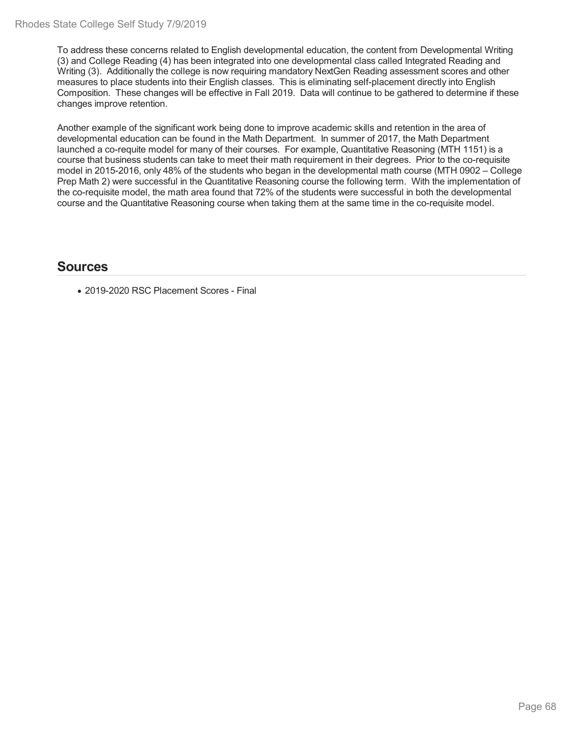To address these concerns related to English developmental education, the content from Developmental Writing (3) and College Reading (4) has been integrated into one developmental class called Integrated Reading and Writing (3). Additionally the college is now requiring mandatory NextGen Reading assessment scores and other measures to place students into their English classes. This is eliminating self-placement directly into English Composition. These changes will be effective in Fall 2019. Data will continue to be gathered to determine if these changes improve retention.

Another example of the significant work being done to improve academic skills and retention in the area of developmental education can be found in the Math Department. In summer of 2017, the Math Department launched a co-requite model for many of their courses. For example, Quantitative Reasoning (MTH 1151) is a course that business students can take to meet their math requirement in their degrees. Prior to the co-requisite model in 2015-2016, only 48% of the students who began in the developmental math course (MTH 0902 – College Prep Math 2) were successful in the Quantitative Reasoning course the following term. With the implementation of the co-requisite model, the math area found that 72% of the students were successful in both the developmental course and the Quantitative Reasoning course when taking them at the same time in the co-requisite model.

## Sources

- 2019-2020 RSC Placement Scores - Final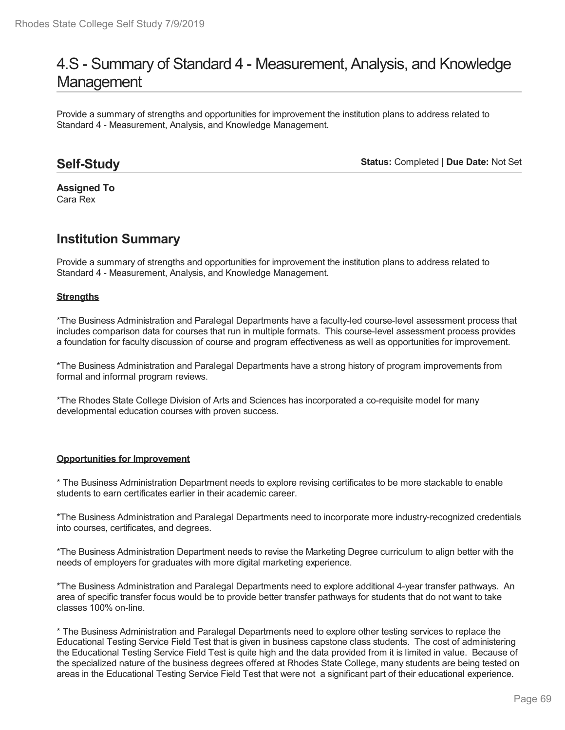# 4.S - Summary of Standard 4 - Measurement, Analysis, and Knowledge Management

Provide a summary of strengths and opportunities for improvement the institution plans to address related to Standard 4 - Measurement, Analysis, and Knowledge Management.

## Self-Study

**Status:** Completed | **Due Date:** Not Set

**Assigned To**
Cara Rex

## Institution Summary

Provide a summary of strengths and opportunities for improvement the institution plans to address related to Standard 4 - Measurement, Analysis, and Knowledge Management.

**Strengths**

*The Business Administration and Paralegal Departments have a faculty-led course-level assessment process that includes comparison data for courses that run in multiple formats. This course-level assessment process provides a foundation for faculty discussion of course and program effectiveness as well as opportunities for improvement.

*The Business Administration and Paralegal Departments have a strong history of program improvements from formal and informal program reviews.

*The Rhodes State College Division of Arts and Sciences has incorporated a co-requisite model for many developmental education courses with proven success.

**Opportunities for Improvement**

* The Business Administration Department needs to explore revising certificates to be more stackable to enable students to earn certificates earlier in their academic career.

*The Business Administration and Paralegal Departments need to incorporate more industry-recognized credentials into courses, certificates, and degrees.

*The Business Administration Department needs to revise the Marketing Degree curriculum to align better with the needs of employers for graduates with more digital marketing experience.

*The Business Administration and Paralegal Departments need to explore additional 4-year transfer pathways. An area of specific transfer focus would be to provide better transfer pathways for students that do not want to take classes 100% on-line.

* The Business Administration and Paralegal Departments need to explore other testing services to replace the Educational Testing Service Field Test that is given in business capstone class students. The cost of administering the Educational Testing Service Field Test is quite high and the data provided from it is limited in value. Because of the specialized nature of the business degrees offered at Rhodes State College, many students are being tested on areas in the Educational Testing Service Field Test that were not a significant part of their educational experience.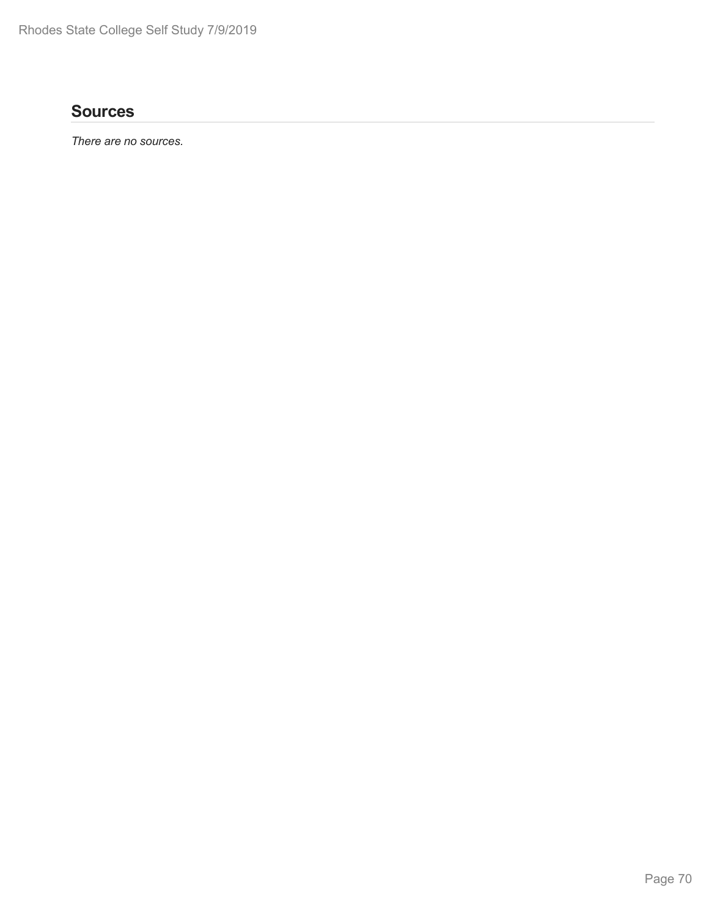## Sources

*There are no sources.*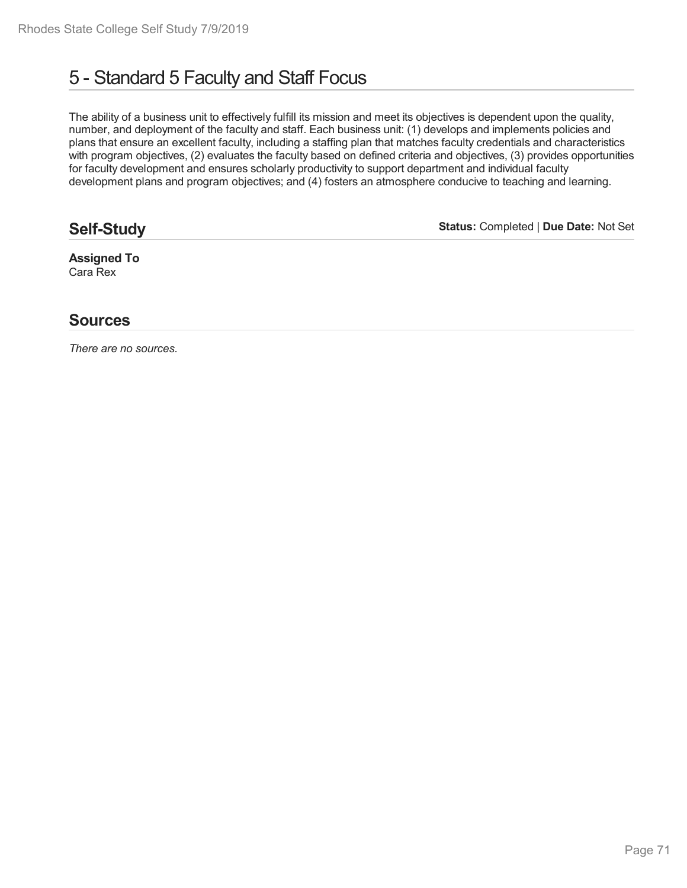# 5 - Standard 5 Faculty and Staff Focus

The ability of a business unit to effectively fulfill its mission and meet its objectives is dependent upon the quality, number, and deployment of the faculty and staff. Each business unit: (1) develops and implements policies and plans that ensure an excellent faculty, including a staffing plan that matches faculty credentials and characteristics with program objectives, (2) evaluates the faculty based on defined criteria and objectives, (3) provides opportunities for faculty development and ensures scholarly productivity to support department and individual faculty development plans and program objectives; and (4) fosters an atmosphere conducive to teaching and learning.

## Self-Study

**Status:** Completed | **Due Date:** Not Set

**Assigned To**
Cara Rex

## Sources

*There are no sources.*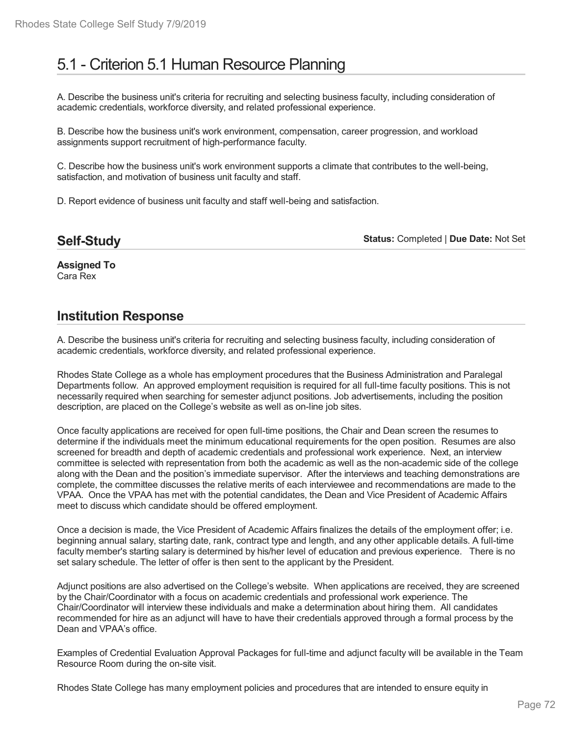# 5.1 - Criterion 5.1 Human Resource Planning

A. Describe the business unit's criteria for recruiting and selecting business faculty, including consideration of academic credentials, workforce diversity, and related professional experience.

B. Describe how the business unit's work environment, compensation, career progression, and workload assignments support recruitment of high-performance faculty.

C. Describe how the business unit's work environment supports a climate that contributes to the well-being, satisfaction, and motivation of business unit faculty and staff.

D. Report evidence of business unit faculty and staff well-being and satisfaction.

## Self-Study

**Status:** Completed | **Due Date:** Not Set

**Assigned To**
Cara Rex

## Institution Response

A. Describe the business unit's criteria for recruiting and selecting business faculty, including consideration of academic credentials, workforce diversity, and related professional experience.

Rhodes State College as a whole has employment procedures that the Business Administration and Paralegal Departments follow. An approved employment requisition is required for all full-time faculty positions. This is not necessarily required when searching for semester adjunct positions. Job advertisements, including the position description, are placed on the College's website as well as on-line job sites.

Once faculty applications are received for open full-time positions, the Chair and Dean screen the resumes to determine if the individuals meet the minimum educational requirements for the open position. Resumes are also screened for breadth and depth of academic credentials and professional work experience. Next, an interview committee is selected with representation from both the academic as well as the non-academic side of the college along with the Dean and the position's immediate supervisor. After the interviews and teaching demonstrations are complete, the committee discusses the relative merits of each interviewee and recommendations are made to the VPAA. Once the VPAA has met with the potential candidates, the Dean and Vice President of Academic Affairs meet to discuss which candidate should be offered employment.

Once a decision is made, the Vice President of Academic Affairs finalizes the details of the employment offer; i.e. beginning annual salary, starting date, rank, contract type and length, and any other applicable details. A full-time faculty member's starting salary is determined by his/her level of education and previous experience. There is no set salary schedule. The letter of offer is then sent to the applicant by the President.

Adjunct positions are also advertised on the College's website. When applications are received, they are screened by the Chair/Coordinator with a focus on academic credentials and professional work experience. The Chair/Coordinator will interview these individuals and make a determination about hiring them. All candidates recommended for hire as an adjunct will have to have their credentials approved through a formal process by the Dean and VPAA's office.

Examples of Credential Evaluation Approval Packages for full-time and adjunct faculty will be available in the Team Resource Room during the on-site visit.

Rhodes State College has many employment policies and procedures that are intended to ensure equity in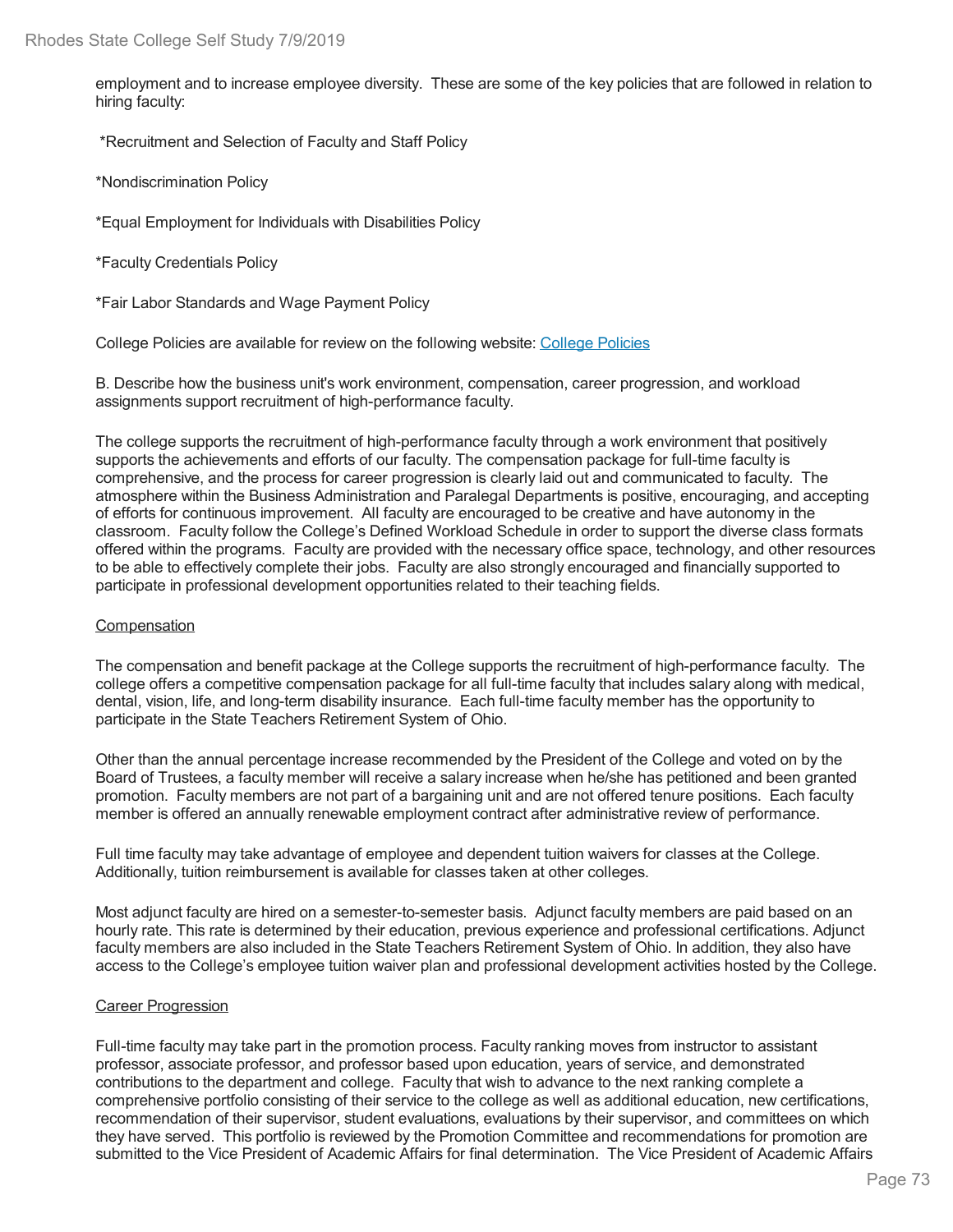employment and to increase employee diversity. These are some of the key policies that are followed in relation to hiring faculty:

*Recruitment and Selection of Faculty and Staff Policy

*Nondiscrimination Policy

*Equal Employment for Individuals with Disabilities Policy

*Faculty Credentials Policy

*Fair Labor Standards and Wage Payment Policy

College Policies are available for review on the following website: College Policies

B. Describe how the business unit's work environment, compensation, career progression, and workload assignments support recruitment of high-performance faculty.

The college supports the recruitment of high-performance faculty through a work environment that positively supports the achievements and efforts of our faculty. The compensation package for full-time faculty is comprehensive, and the process for career progression is clearly laid out and communicated to faculty. The atmosphere within the Business Administration and Paralegal Departments is positive, encouraging, and accepting of efforts for continuous improvement. All faculty are encouraged to be creative and have autonomy in the classroom. Faculty follow the College's Defined Workload Schedule in order to support the diverse class formats offered within the programs. Faculty are provided with the necessary office space, technology, and other resources to be able to effectively complete their jobs. Faculty are also strongly encouraged and financially supported to participate in professional development opportunities related to their teaching fields.

Compensation

The compensation and benefit package at the College supports the recruitment of high-performance faculty. The college offers a competitive compensation package for all full-time faculty that includes salary along with medical, dental, vision, life, and long-term disability insurance. Each full-time faculty member has the opportunity to participate in the State Teachers Retirement System of Ohio.

Other than the annual percentage increase recommended by the President of the College and voted on by the Board of Trustees, a faculty member will receive a salary increase when he/she has petitioned and been granted promotion. Faculty members are not part of a bargaining unit and are not offered tenure positions. Each faculty member is offered an annually renewable employment contract after administrative review of performance.

Full time faculty may take advantage of employee and dependent tuition waivers for classes at the College. Additionally, tuition reimbursement is available for classes taken at other colleges.

Most adjunct faculty are hired on a semester-to-semester basis. Adjunct faculty members are paid based on an hourly rate. This rate is determined by their education, previous experience and professional certifications. Adjunct faculty members are also included in the State Teachers Retirement System of Ohio. In addition, they also have access to the College's employee tuition waiver plan and professional development activities hosted by the College.

Career Progression

Full-time faculty may take part in the promotion process. Faculty ranking moves from instructor to assistant professor, associate professor, and professor based upon education, years of service, and demonstrated contributions to the department and college. Faculty that wish to advance to the next ranking complete a comprehensive portfolio consisting of their service to the college as well as additional education, new certifications, recommendation of their supervisor, student evaluations, evaluations by their supervisor, and committees on which they have served. This portfolio is reviewed by the Promotion Committee and recommendations for promotion are submitted to the Vice President of Academic Affairs for final determination. The Vice President of Academic Affairs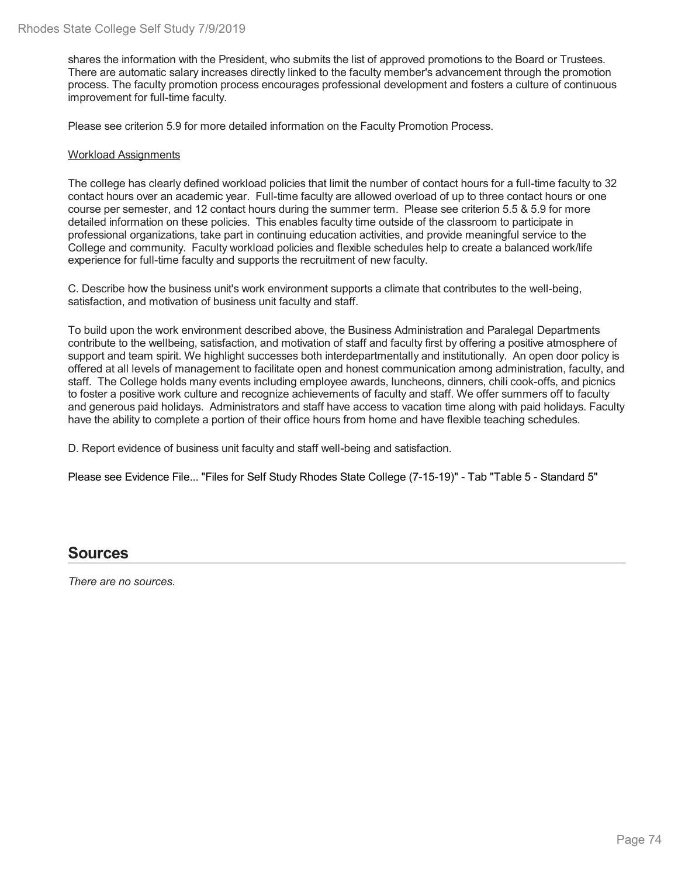shares the information with the President, who submits the list of approved promotions to the Board or Trustees. There are automatic salary increases directly linked to the faculty member's advancement through the promotion process. The faculty promotion process encourages professional development and fosters a culture of continuous improvement for full-time faculty.

Please see criterion 5.9 for more detailed information on the Faculty Promotion Process.

Workload Assignments

The college has clearly defined workload policies that limit the number of contact hours for a full-time faculty to 32 contact hours over an academic year. Full-time faculty are allowed overload of up to three contact hours or one course per semester, and 12 contact hours during the summer term. Please see criterion 5.5 & 5.9 for more detailed information on these policies. This enables faculty time outside of the classroom to participate in professional organizations, take part in continuing education activities, and provide meaningful service to the College and community. Faculty workload policies and flexible schedules help to create a balanced work/life experience for full-time faculty and supports the recruitment of new faculty.

C. Describe how the business unit's work environment supports a climate that contributes to the well-being, satisfaction, and motivation of business unit faculty and staff.

To build upon the work environment described above, the Business Administration and Paralegal Departments contribute to the wellbeing, satisfaction, and motivation of staff and faculty first by offering a positive atmosphere of support and team spirit. We highlight successes both interdepartmentally and institutionally. An open door policy is offered at all levels of management to facilitate open and honest communication among administration, faculty, and staff. The College holds many events including employee awards, luncheons, dinners, chili cook-offs, and picnics to foster a positive work culture and recognize achievements of faculty and staff. We offer summers off to faculty and generous paid holidays. Administrators and staff have access to vacation time along with paid holidays. Faculty have the ability to complete a portion of their office hours from home and have flexible teaching schedules.

D. Report evidence of business unit faculty and staff well-being and satisfaction.

Please see Evidence File... "Files for Self Study Rhodes State College (7-15-19)" - Tab "Table 5 - Standard 5"

## Sources

*There are no sources.*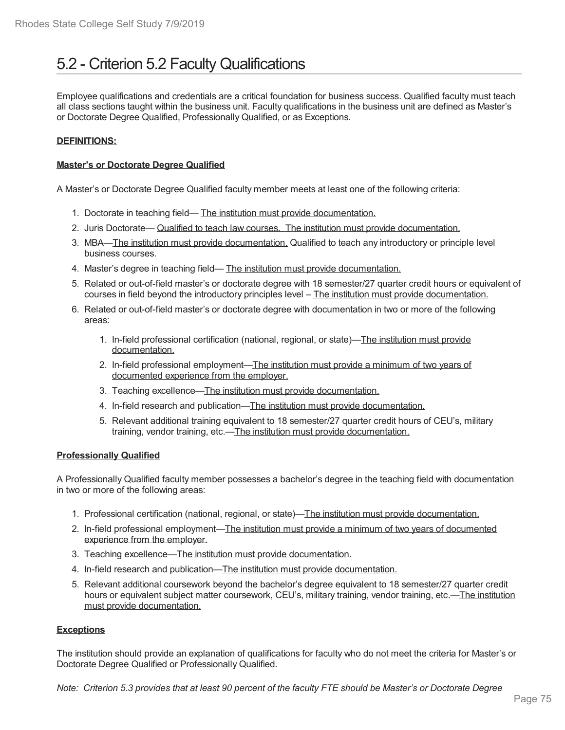# 5.2 - Criterion 5.2 Faculty Qualifications

Employee qualifications and credentials are a critical foundation for business success. Qualified faculty must teach all class sections taught within the business unit. Faculty qualifications in the business unit are defined as Master's or Doctorate Degree Qualified, Professionally Qualified, or as Exceptions.

**DEFINITIONS:**

**Master's or Doctorate Degree Qualified**

A Master's or Doctorate Degree Qualified faculty member meets at least one of the following criteria:

1. Doctorate in teaching field— The institution must provide documentation.
2. Juris Doctorate— Qualified to teach law courses. The institution must provide documentation.
3. MBA—The institution must provide documentation. Qualified to teach any introductory or principle level business courses.
4. Master's degree in teaching field— The institution must provide documentation.
5. Related or out-of-field master's or doctorate degree with 18 semester/27 quarter credit hours or equivalent of courses in field beyond the introductory principles level – The institution must provide documentation.
6. Related or out-of-field master's or doctorate degree with documentation in two or more of the following areas:
    1. In-field professional certification (national, regional, or state)—The institution must provide documentation.
    2. In-field professional employment—The institution must provide a minimum of two years of documented experience from the employer.
    3. Teaching excellence—The institution must provide documentation.
    4. In-field research and publication—The institution must provide documentation.
    5. Relevant additional training equivalent to 18 semester/27 quarter credit hours of CEU's, military training, vendor training, etc.—The institution must provide documentation.

**Professionally Qualified**

A Professionally Qualified faculty member possesses a bachelor's degree in the teaching field with documentation in two or more of the following areas:

1. Professional certification (national, regional, or state)—The institution must provide documentation.
2. In-field professional employment—The institution must provide a minimum of two years of documented experience from the employer.
3. Teaching excellence—The institution must provide documentation.
4. In-field research and publication—The institution must provide documentation.
5. Relevant additional coursework beyond the bachelor's degree equivalent to 18 semester/27 quarter credit hours or equivalent subject matter coursework, CEU's, military training, vendor training, etc.—The institution must provide documentation.

**Exceptions**

The institution should provide an explanation of qualifications for faculty who do not meet the criteria for Master's or Doctorate Degree Qualified or Professionally Qualified.

*Note: Criterion 5.3 provides that at least 90 percent of the faculty FTE should be Master's or Doctorate Degree*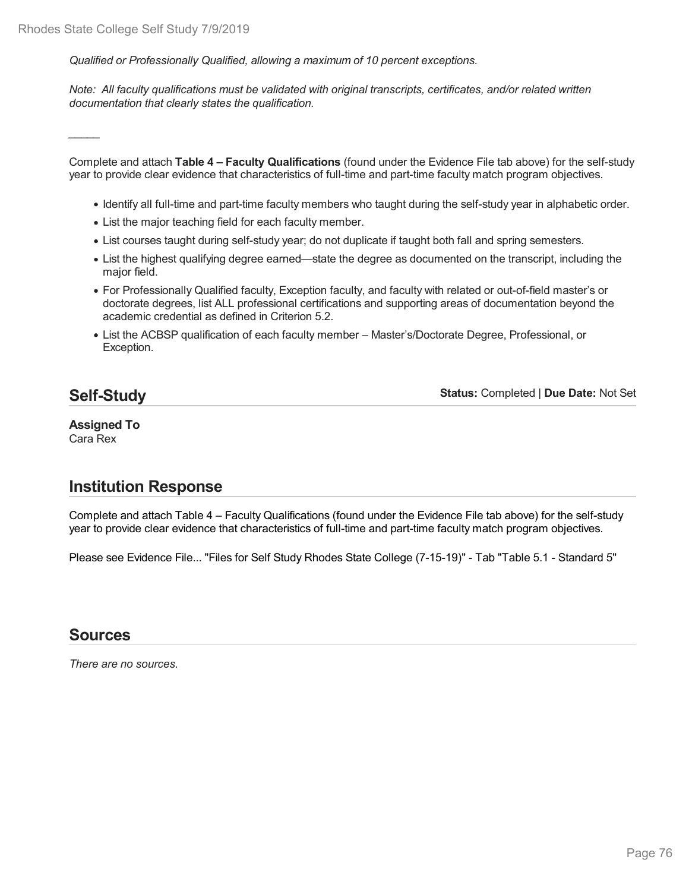*Qualified or Professionally Qualified, allowing a maximum of 10 percent exceptions.*

*Note: All faculty qualifications must be validated with original transcripts, certificates, and/or related written documentation that clearly states the qualification.*

_____

Complete and attach **Table 4 – Faculty Qualifications** (found under the Evidence File tab above) for the self-study year to provide clear evidence that characteristics of full-time and part-time faculty match program objectives.

- Identify all full-time and part-time faculty members who taught during the self-study year in alphabetic order.
- List the major teaching field for each faculty member.
- List courses taught during self-study year; do not duplicate if taught both fall and spring semesters.
- List the highest qualifying degree earned—state the degree as documented on the transcript, including the major field.
- For Professionally Qualified faculty, Exception faculty, and faculty with related or out-of-field master's or doctorate degrees, list ALL professional certifications and supporting areas of documentation beyond the academic credential as defined in Criterion 5.2.
- List the ACBSP qualification of each faculty member – Master's/Doctorate Degree, Professional, or Exception.

## Self-Study

**Status:** Completed | **Due Date:** Not Set

**Assigned To**
Cara Rex

## Institution Response

Complete and attach Table 4 – Faculty Qualifications (found under the Evidence File tab above) for the self-study year to provide clear evidence that characteristics of full-time and part-time faculty match program objectives.

Please see Evidence File... "Files for Self Study Rhodes State College (7-15-19)" - Tab "Table 5.1 - Standard 5"

## Sources

*There are no sources.*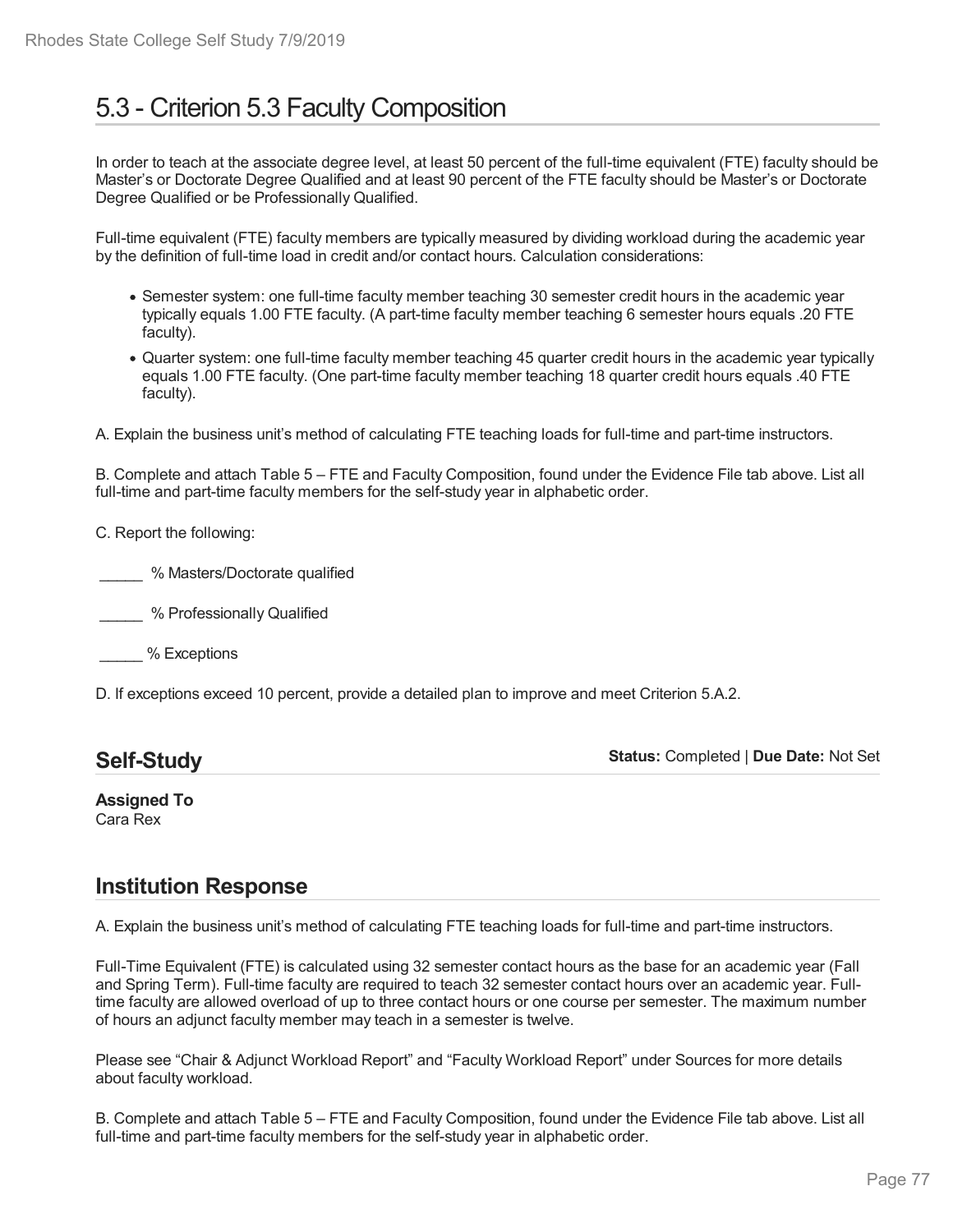# 5.3 - Criterion 5.3 Faculty Composition

In order to teach at the associate degree level, at least 50 percent of the full-time equivalent (FTE) faculty should be Master's or Doctorate Degree Qualified and at least 90 percent of the FTE faculty should be Master's or Doctorate Degree Qualified or be Professionally Qualified.

Full-time equivalent (FTE) faculty members are typically measured by dividing workload during the academic year by the definition of full-time load in credit and/or contact hours. Calculation considerations:

- Semester system: one full-time faculty member teaching 30 semester credit hours in the academic year typically equals 1.00 FTE faculty. (A part-time faculty member teaching 6 semester hours equals .20 FTE faculty).
- Quarter system: one full-time faculty member teaching 45 quarter credit hours in the academic year typically equals 1.00 FTE faculty. (One part-time faculty member teaching 18 quarter credit hours equals .40 FTE faculty).

A. Explain the business unit's method of calculating FTE teaching loads for full-time and part-time instructors.

B. Complete and attach Table 5 – FTE and Faculty Composition, found under the Evidence File tab above. List all full-time and part-time faculty members for the self-study year in alphabetic order.

C. Report the following:

_____ % Masters/Doctorate qualified

_____ % Professionally Qualified

_____ % Exceptions

D. If exceptions exceed 10 percent, provide a detailed plan to improve and meet Criterion 5.A.2.

## Self-Study

**Status:** Completed | **Due Date:** Not Set

**Assigned To**
Cara Rex

## Institution Response

A. Explain the business unit's method of calculating FTE teaching loads for full-time and part-time instructors.

Full-Time Equivalent (FTE) is calculated using 32 semester contact hours as the base for an academic year (Fall and Spring Term). Full-time faculty are required to teach 32 semester contact hours over an academic year. Full-time faculty are allowed overload of up to three contact hours or one course per semester. The maximum number of hours an adjunct faculty member may teach in a semester is twelve.

Please see "Chair & Adjunct Workload Report" and "Faculty Workload Report" under Sources for more details about faculty workload.

B. Complete and attach Table 5 – FTE and Faculty Composition, found under the Evidence File tab above. List all full-time and part-time faculty members for the self-study year in alphabetic order.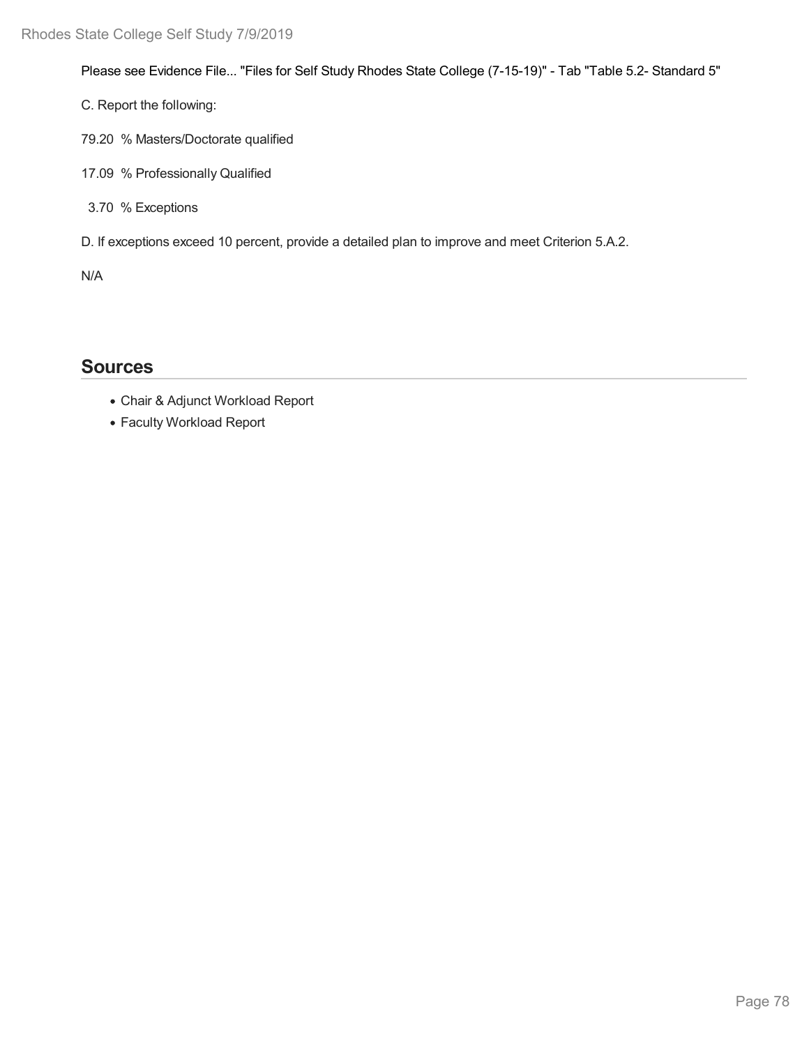Please see Evidence File... "Files for Self Study Rhodes State College (7-15-19)" - Tab "Table 5.2- Standard 5"

C. Report the following:

79.20 % Masters/Doctorate qualified

17.09 % Professionally Qualified

3.70 % Exceptions

D. If exceptions exceed 10 percent, provide a detailed plan to improve and meet Criterion 5.A.2.

N/A

## Sources

- Chair & Adjunct Workload Report
- Faculty Workload Report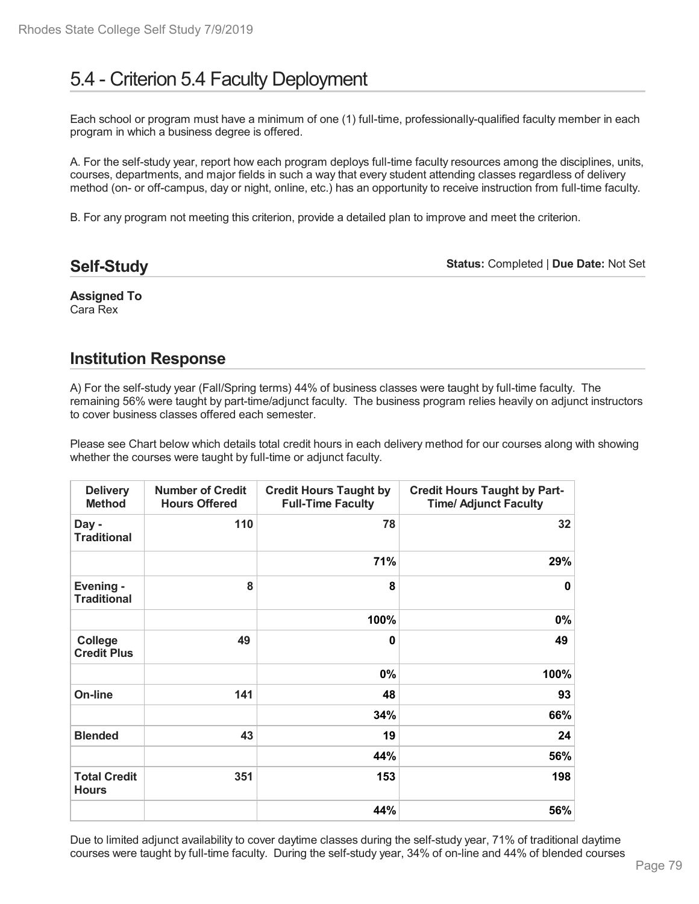# 5.4 - Criterion 5.4 Faculty Deployment

Each school or program must have a minimum of one (1) full-time, professionally-qualified faculty member in each program in which a business degree is offered.

A. For the self-study year, report how each program deploys full-time faculty resources among the disciplines, units, courses, departments, and major fields in such a way that every student attending classes regardless of delivery method (on- or off-campus, day or night, online, etc.) has an opportunity to receive instruction from full-time faculty.

B. For any program not meeting this criterion, provide a detailed plan to improve and meet the criterion.

## Self-Study

**Status:** Completed | **Due Date:** Not Set

**Assigned To**
Cara Rex

## Institution Response

A) For the self-study year (Fall/Spring terms) 44% of business classes were taught by full-time faculty. The remaining 56% were taught by part-time/adjunct faculty. The business program relies heavily on adjunct instructors to cover business classes offered each semester.

Please see Chart below which details total credit hours in each delivery method for our courses along with showing whether the courses were taught by full-time or adjunct faculty.

| Delivery Method | Number of Credit Hours Offered | Credit Hours Taught by Full-Time Faculty | Credit Hours Taught by Part-Time/ Adjunct Faculty |
|---|---|---|---|
| **Day - Traditional** | **110** | **78** | **32** |
| | | **71%** | **29%** |
| **Evening - Traditional** | **8** | **8** | **0** |
| | | **100%** | **0%** |
| **College Credit Plus** | **49** | **0** | **49** |
| | | **0%** | **100%** |
| **On-line** | **141** | **48** | **93** |
| | | **34%** | **66%** |
| **Blended** | **43** | **19** | **24** |
| | | **44%** | **56%** |
| **Total Credit Hours** | **351** | **153** | **198** |
| | | **44%** | **56%** |

Due to limited adjunct availability to cover daytime classes during the self-study year, 71% of traditional daytime courses were taught by full-time faculty. During the self-study year, 34% of on-line and 44% of blended courses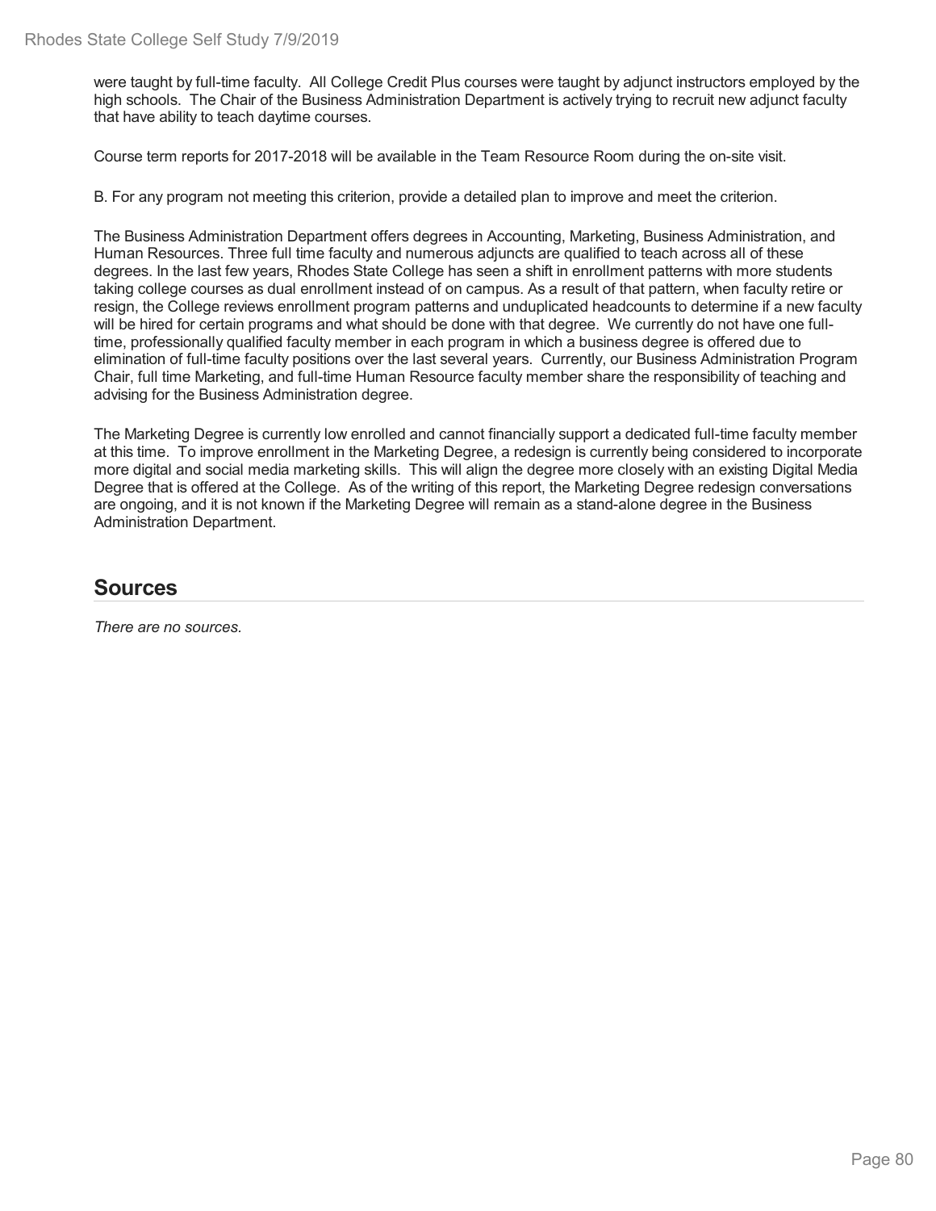were taught by full-time faculty. All College Credit Plus courses were taught by adjunct instructors employed by the high schools. The Chair of the Business Administration Department is actively trying to recruit new adjunct faculty that have ability to teach daytime courses.

Course term reports for 2017-2018 will be available in the Team Resource Room during the on-site visit.

B. For any program not meeting this criterion, provide a detailed plan to improve and meet the criterion.

The Business Administration Department offers degrees in Accounting, Marketing, Business Administration, and Human Resources. Three full time faculty and numerous adjuncts are qualified to teach across all of these degrees. In the last few years, Rhodes State College has seen a shift in enrollment patterns with more students taking college courses as dual enrollment instead of on campus. As a result of that pattern, when faculty retire or resign, the College reviews enrollment program patterns and unduplicated headcounts to determine if a new faculty will be hired for certain programs and what should be done with that degree. We currently do not have one full-time, professionally qualified faculty member in each program in which a business degree is offered due to elimination of full-time faculty positions over the last several years. Currently, our Business Administration Program Chair, full time Marketing, and full-time Human Resource faculty member share the responsibility of teaching and advising for the Business Administration degree.

The Marketing Degree is currently low enrolled and cannot financially support a dedicated full-time faculty member at this time. To improve enrollment in the Marketing Degree, a redesign is currently being considered to incorporate more digital and social media marketing skills. This will align the degree more closely with an existing Digital Media Degree that is offered at the College. As of the writing of this report, the Marketing Degree redesign conversations are ongoing, and it is not known if the Marketing Degree will remain as a stand-alone degree in the Business Administration Department.

## Sources

*There are no sources.*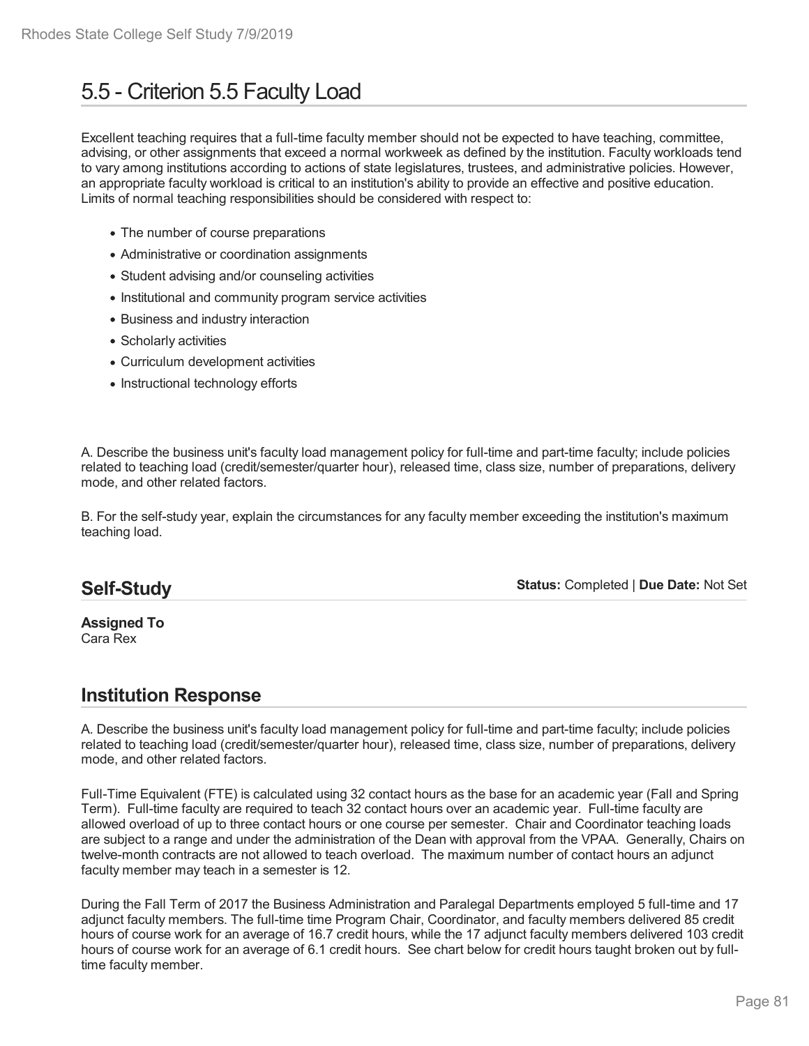# 5.5 - Criterion 5.5 Faculty Load

Excellent teaching requires that a full-time faculty member should not be expected to have teaching, committee, advising, or other assignments that exceed a normal workweek as defined by the institution. Faculty workloads tend to vary among institutions according to actions of state legislatures, trustees, and administrative policies. However, an appropriate faculty workload is critical to an institution's ability to provide an effective and positive education. Limits of normal teaching responsibilities should be considered with respect to:

- The number of course preparations
- Administrative or coordination assignments
- Student advising and/or counseling activities
- Institutional and community program service activities
- Business and industry interaction
- Scholarly activities
- Curriculum development activities
- Instructional technology efforts

A. Describe the business unit's faculty load management policy for full-time and part-time faculty; include policies related to teaching load (credit/semester/quarter hour), released time, class size, number of preparations, delivery mode, and other related factors.

B. For the self-study year, explain the circumstances for any faculty member exceeding the institution's maximum teaching load.

## Self-Study

**Status:** Completed | **Due Date:** Not Set

**Assigned To**
Cara Rex

## Institution Response

A. Describe the business unit's faculty load management policy for full-time and part-time faculty; include policies related to teaching load (credit/semester/quarter hour), released time, class size, number of preparations, delivery mode, and other related factors.

Full-Time Equivalent (FTE) is calculated using 32 contact hours as the base for an academic year (Fall and Spring Term). Full-time faculty are required to teach 32 contact hours over an academic year. Full-time faculty are allowed overload of up to three contact hours or one course per semester. Chair and Coordinator teaching loads are subject to a range and under the administration of the Dean with approval from the VPAA. Generally, Chairs on twelve-month contracts are not allowed to teach overload. The maximum number of contact hours an adjunct faculty member may teach in a semester is 12.

During the Fall Term of 2017 the Business Administration and Paralegal Departments employed 5 full-time and 17 adjunct faculty members. The full-time time Program Chair, Coordinator, and faculty members delivered 85 credit hours of course work for an average of 16.7 credit hours, while the 17 adjunct faculty members delivered 103 credit hours of course work for an average of 6.1 credit hours. See chart below for credit hours taught broken out by full-time faculty member.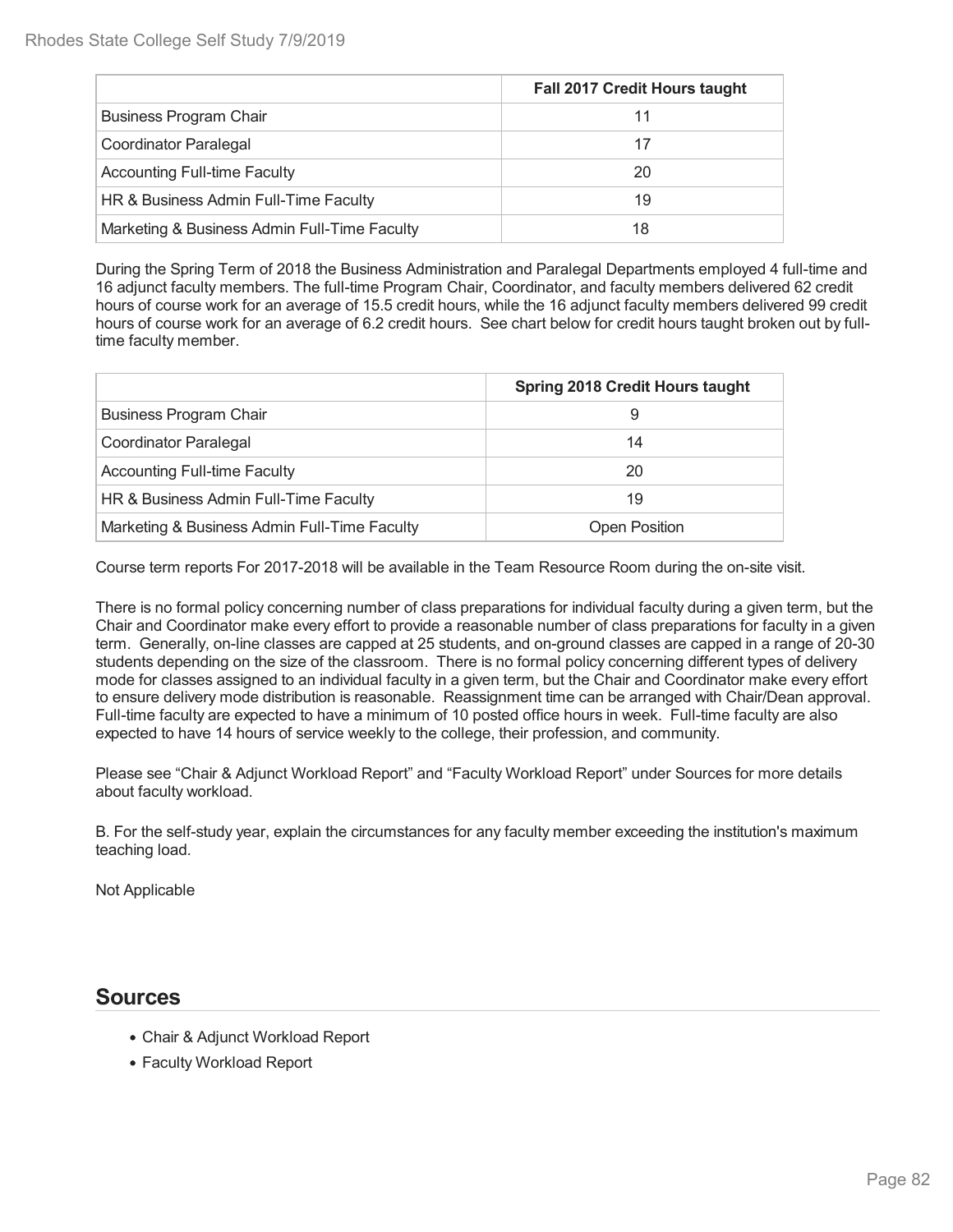| | Fall 2017 Credit Hours taught |
|---|---|
| Business Program Chair | 11 |
| Coordinator Paralegal | 17 |
| Accounting Full-time Faculty | 20 |
| HR & Business Admin Full-Time Faculty | 19 |
| Marketing & Business Admin Full-Time Faculty | 18 |

During the Spring Term of 2018 the Business Administration and Paralegal Departments employed 4 full-time and 16 adjunct faculty members. The full-time Program Chair, Coordinator, and faculty members delivered 62 credit hours of course work for an average of 15.5 credit hours, while the 16 adjunct faculty members delivered 99 credit hours of course work for an average of 6.2 credit hours. See chart below for credit hours taught broken out by full-time faculty member.

| | Spring 2018 Credit Hours taught |
|---|---|
| Business Program Chair | 9 |
| Coordinator Paralegal | 14 |
| Accounting Full-time Faculty | 20 |
| HR & Business Admin Full-Time Faculty | 19 |
| Marketing & Business Admin Full-Time Faculty | Open Position |

Course term reports For 2017-2018 will be available in the Team Resource Room during the on-site visit.

There is no formal policy concerning number of class preparations for individual faculty during a given term, but the Chair and Coordinator make every effort to provide a reasonable number of class preparations for faculty in a given term. Generally, on-line classes are capped at 25 students, and on-ground classes are capped in a range of 20-30 students depending on the size of the classroom. There is no formal policy concerning different types of delivery mode for classes assigned to an individual faculty in a given term, but the Chair and Coordinator make every effort to ensure delivery mode distribution is reasonable. Reassignment time can be arranged with Chair/Dean approval. Full-time faculty are expected to have a minimum of 10 posted office hours in week. Full-time faculty are also expected to have 14 hours of service weekly to the college, their profession, and community.

Please see "Chair & Adjunct Workload Report" and "Faculty Workload Report" under Sources for more details about faculty workload.

B. For the self-study year, explain the circumstances for any faculty member exceeding the institution's maximum teaching load.

Not Applicable

## Sources

- Chair & Adjunct Workload Report
- Faculty Workload Report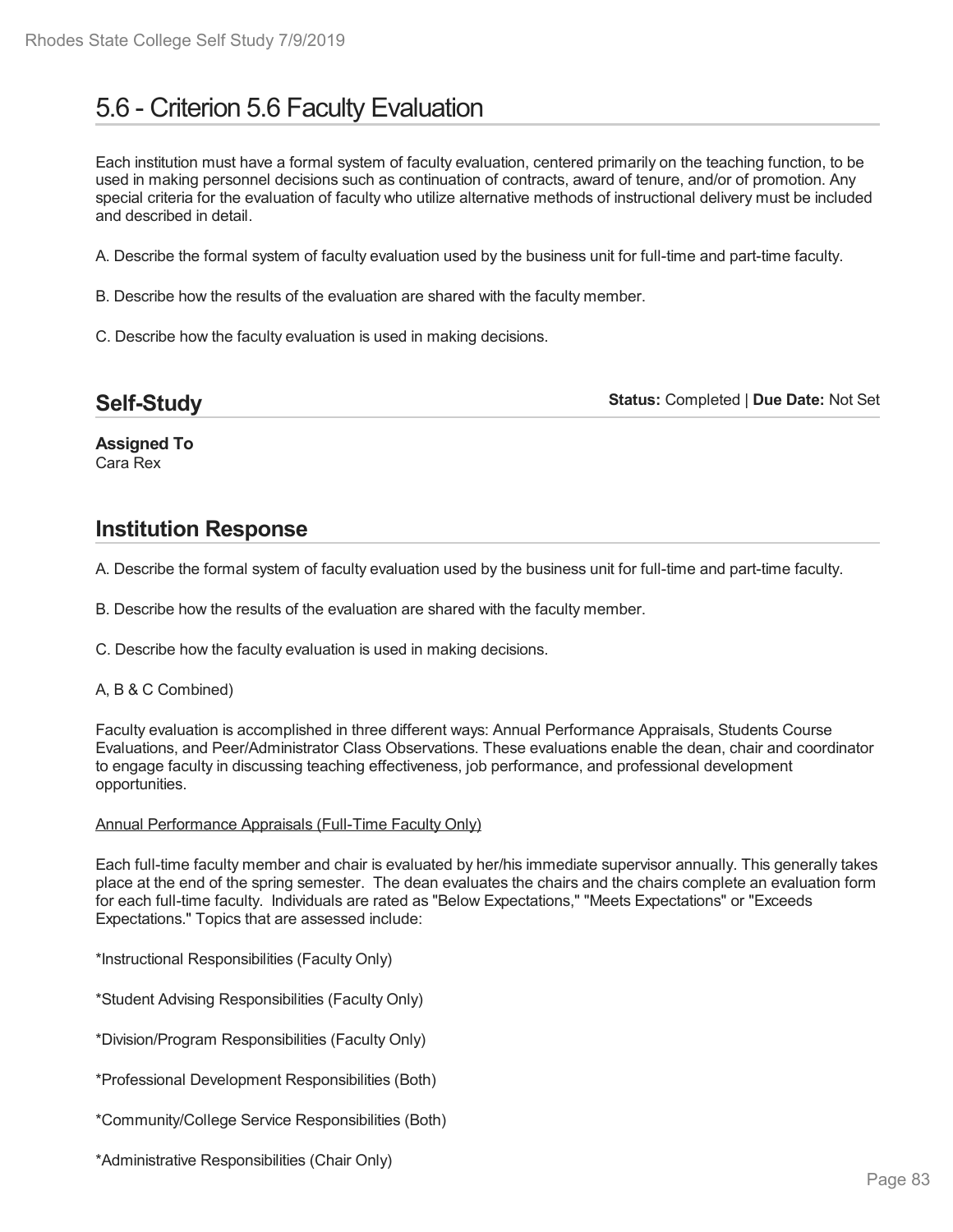# 5.6 - Criterion 5.6 Faculty Evaluation

Each institution must have a formal system of faculty evaluation, centered primarily on the teaching function, to be used in making personnel decisions such as continuation of contracts, award of tenure, and/or of promotion. Any special criteria for the evaluation of faculty who utilize alternative methods of instructional delivery must be included and described in detail.

A. Describe the formal system of faculty evaluation used by the business unit for full-time and part-time faculty.

B. Describe how the results of the evaluation are shared with the faculty member.

C. Describe how the faculty evaluation is used in making decisions.

## Self-Study

**Status:** Completed | **Due Date:** Not Set

**Assigned To**
Cara Rex

## Institution Response

A. Describe the formal system of faculty evaluation used by the business unit for full-time and part-time faculty.

B. Describe how the results of the evaluation are shared with the faculty member.

C. Describe how the faculty evaluation is used in making decisions.

A, B & C Combined)

Faculty evaluation is accomplished in three different ways: Annual Performance Appraisals, Students Course Evaluations, and Peer/Administrator Class Observations. These evaluations enable the dean, chair and coordinator to engage faculty in discussing teaching effectiveness, job performance, and professional development opportunities.

<u>Annual Performance Appraisals (Full-Time Faculty Only)</u>

Each full-time faculty member and chair is evaluated by her/his immediate supervisor annually. This generally takes place at the end of the spring semester. The dean evaluates the chairs and the chairs complete an evaluation form for each full-time faculty. Individuals are rated as "Below Expectations," "Meets Expectations" or "Exceeds Expectations." Topics that are assessed include:

*Instructional Responsibilities (Faculty Only)

*Student Advising Responsibilities (Faculty Only)

*Division/Program Responsibilities (Faculty Only)

*Professional Development Responsibilities (Both)

*Community/College Service Responsibilities (Both)

*Administrative Responsibilities (Chair Only)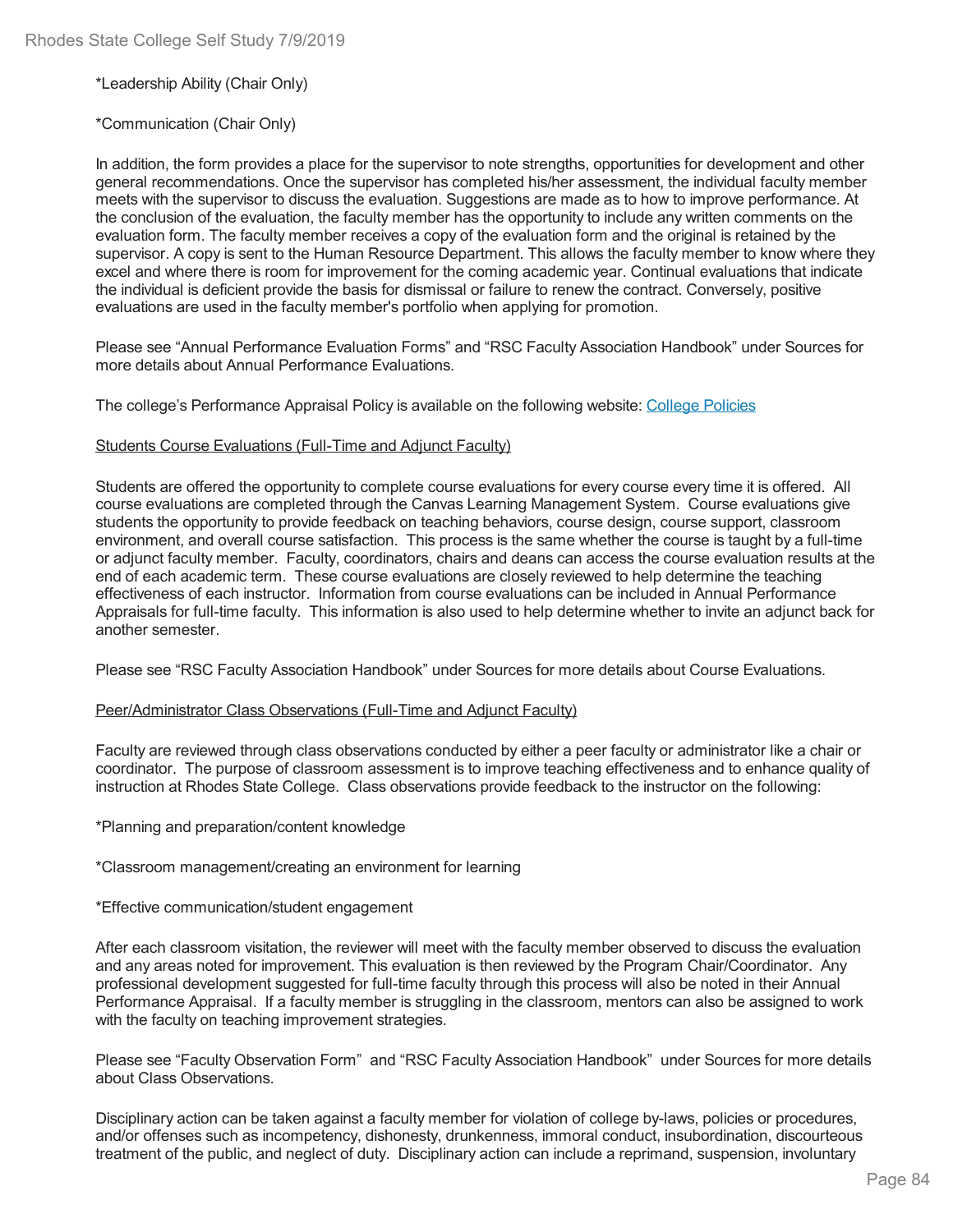*Leadership Ability (Chair Only)

*Communication (Chair Only)

In addition, the form provides a place for the supervisor to note strengths, opportunities for development and other general recommendations. Once the supervisor has completed his/her assessment, the individual faculty member meets with the supervisor to discuss the evaluation. Suggestions are made as to how to improve performance. At the conclusion of the evaluation, the faculty member has the opportunity to include any written comments on the evaluation form. The faculty member receives a copy of the evaluation form and the original is retained by the supervisor. A copy is sent to the Human Resource Department. This allows the faculty member to know where they excel and where there is room for improvement for the coming academic year. Continual evaluations that indicate the individual is deficient provide the basis for dismissal or failure to renew the contract. Conversely, positive evaluations are used in the faculty member's portfolio when applying for promotion.

Please see “Annual Performance Evaluation Forms” and “RSC Faculty Association Handbook” under Sources for more details about Annual Performance Evaluations.

The college’s Performance Appraisal Policy is available on the following website: College Policies

Students Course Evaluations (Full-Time and Adjunct Faculty)

Students are offered the opportunity to complete course evaluations for every course every time it is offered. All course evaluations are completed through the Canvas Learning Management System. Course evaluations give students the opportunity to provide feedback on teaching behaviors, course design, course support, classroom environment, and overall course satisfaction. This process is the same whether the course is taught by a full-time or adjunct faculty member. Faculty, coordinators, chairs and deans can access the course evaluation results at the end of each academic term. These course evaluations are closely reviewed to help determine the teaching effectiveness of each instructor. Information from course evaluations can be included in Annual Performance Appraisals for full-time faculty. This information is also used to help determine whether to invite an adjunct back for another semester.

Please see “RSC Faculty Association Handbook” under Sources for more details about Course Evaluations.

Peer/Administrator Class Observations (Full-Time and Adjunct Faculty)

Faculty are reviewed through class observations conducted by either a peer faculty or administrator like a chair or coordinator. The purpose of classroom assessment is to improve teaching effectiveness and to enhance quality of instruction at Rhodes State College. Class observations provide feedback to the instructor on the following:

*Planning and preparation/content knowledge

*Classroom management/creating an environment for learning

*Effective communication/student engagement

After each classroom visitation, the reviewer will meet with the faculty member observed to discuss the evaluation and any areas noted for improvement. This evaluation is then reviewed by the Program Chair/Coordinator. Any professional development suggested for full-time faculty through this process will also be noted in their Annual Performance Appraisal. If a faculty member is struggling in the classroom, mentors can also be assigned to work with the faculty on teaching improvement strategies.

Please see “Faculty Observation Form” and “RSC Faculty Association Handbook” under Sources for more details about Class Observations.

Disciplinary action can be taken against a faculty member for violation of college by-laws, policies or procedures, and/or offenses such as incompetency, dishonesty, drunkenness, immoral conduct, insubordination, discourteous treatment of the public, and neglect of duty. Disciplinary action can include a reprimand, suspension, involuntary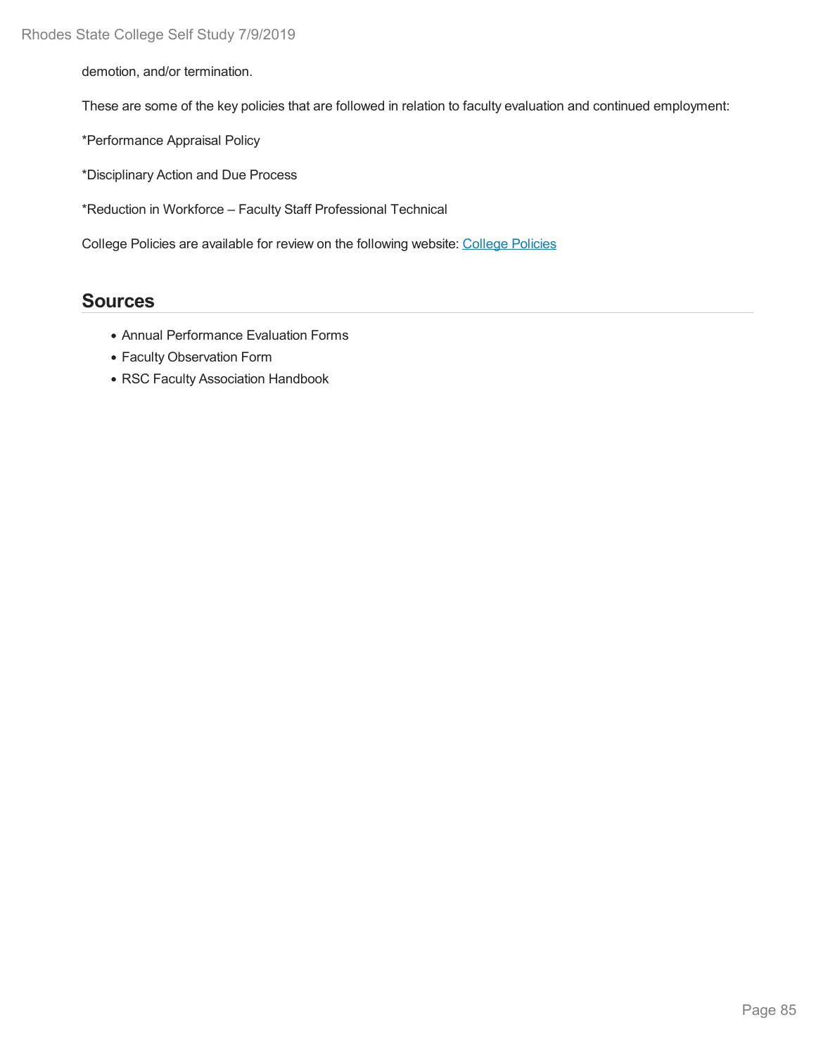demotion, and/or termination.

These are some of the key policies that are followed in relation to faculty evaluation and continued employment:

*Performance Appraisal Policy

*Disciplinary Action and Due Process

*Reduction in Workforce – Faculty Staff Professional Technical

College Policies are available for review on the following website: College Policies

## Sources

- Annual Performance Evaluation Forms
- Faculty Observation Form
- RSC Faculty Association Handbook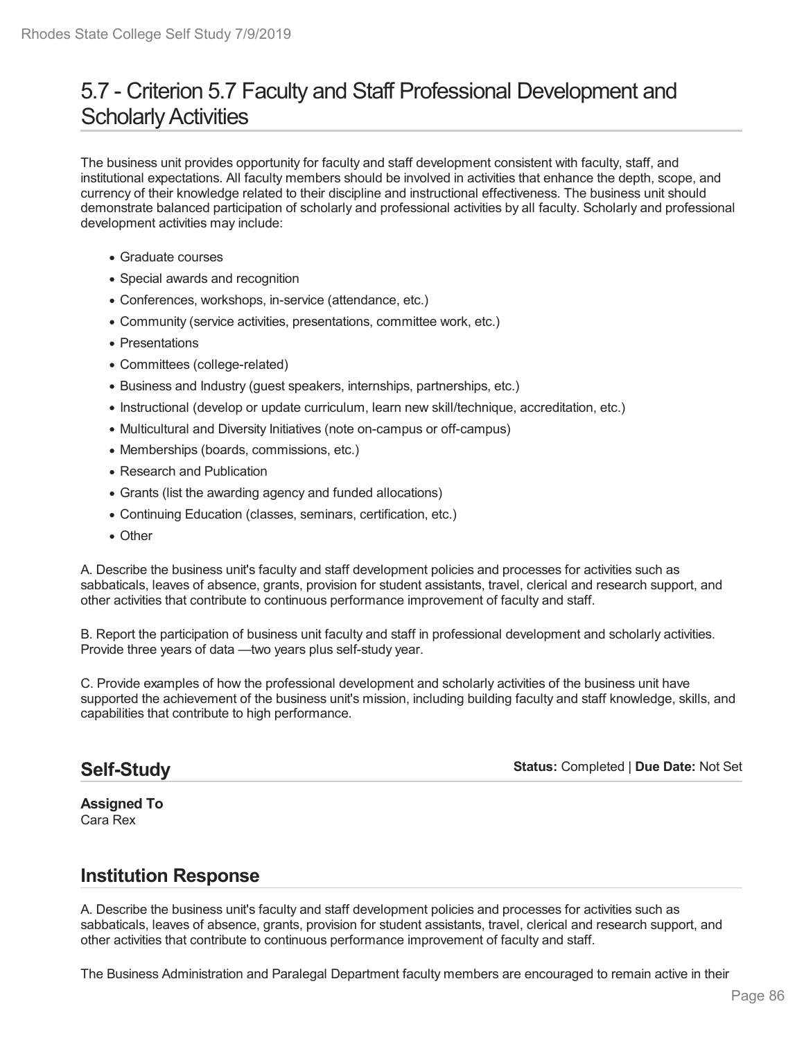# 5.7 - Criterion 5.7 Faculty and Staff Professional Development and Scholarly Activities

The business unit provides opportunity for faculty and staff development consistent with faculty, staff, and institutional expectations. All faculty members should be involved in activities that enhance the depth, scope, and currency of their knowledge related to their discipline and instructional effectiveness. The business unit should demonstrate balanced participation of scholarly and professional activities by all faculty. Scholarly and professional development activities may include:

- Graduate courses
- Special awards and recognition
- Conferences, workshops, in-service (attendance, etc.)
- Community (service activities, presentations, committee work, etc.)
- Presentations
- Committees (college-related)
- Business and Industry (guest speakers, internships, partnerships, etc.)
- Instructional (develop or update curriculum, learn new skill/technique, accreditation, etc.)
- Multicultural and Diversity Initiatives (note on-campus or off-campus)
- Memberships (boards, commissions, etc.)
- Research and Publication
- Grants (list the awarding agency and funded allocations)
- Continuing Education (classes, seminars, certification, etc.)
- Other

A. Describe the business unit's faculty and staff development policies and processes for activities such as sabbaticals, leaves of absence, grants, provision for student assistants, travel, clerical and research support, and other activities that contribute to continuous performance improvement of faculty and staff.

B. Report the participation of business unit faculty and staff in professional development and scholarly activities. Provide three years of data —two years plus self-study year.

C. Provide examples of how the professional development and scholarly activities of the business unit have supported the achievement of the business unit's mission, including building faculty and staff knowledge, skills, and capabilities that contribute to high performance.

## Self-Study

**Status:** Completed | **Due Date:** Not Set

**Assigned To**
Cara Rex

## Institution Response

A. Describe the business unit's faculty and staff development policies and processes for activities such as sabbaticals, leaves of absence, grants, provision for student assistants, travel, clerical and research support, and other activities that contribute to continuous performance improvement of faculty and staff.

The Business Administration and Paralegal Department faculty members are encouraged to remain active in their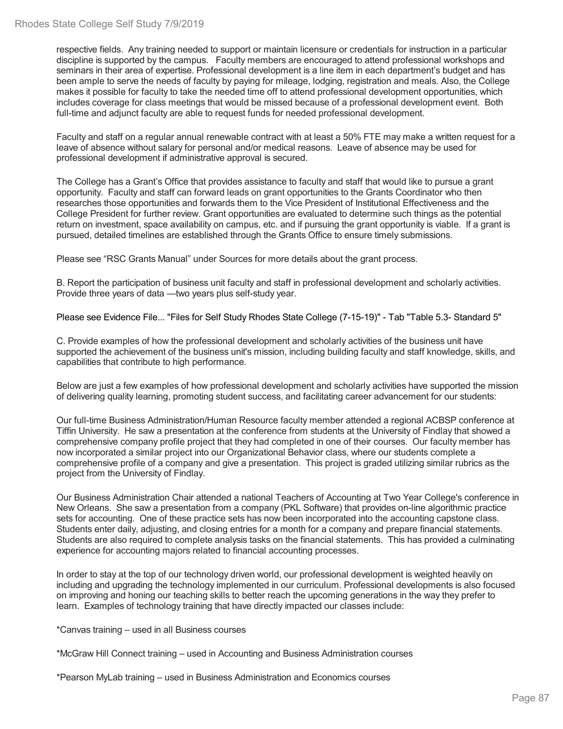respective fields. Any training needed to support or maintain licensure or credentials for instruction in a particular discipline is supported by the campus. Faculty members are encouraged to attend professional workshops and seminars in their area of expertise. Professional development is a line item in each department's budget and has been ample to serve the needs of faculty by paying for mileage, lodging, registration and meals. Also, the College makes it possible for faculty to take the needed time off to attend professional development opportunities, which includes coverage for class meetings that would be missed because of a professional development event. Both full-time and adjunct faculty are able to request funds for needed professional development.

Faculty and staff on a regular annual renewable contract with at least a 50% FTE may make a written request for a leave of absence without salary for personal and/or medical reasons. Leave of absence may be used for professional development if administrative approval is secured.

The College has a Grant's Office that provides assistance to faculty and staff that would like to pursue a grant opportunity. Faculty and staff can forward leads on grant opportunities to the Grants Coordinator who then researches those opportunities and forwards them to the Vice President of Institutional Effectiveness and the College President for further review. Grant opportunities are evaluated to determine such things as the potential return on investment, space availability on campus, etc. and if pursuing the grant opportunity is viable. If a grant is pursued, detailed timelines are established through the Grants Office to ensure timely submissions.

Please see "RSC Grants Manual" under Sources for more details about the grant process.

B. Report the participation of business unit faculty and staff in professional development and scholarly activities. Provide three years of data —two years plus self-study year.

Please see Evidence File... "Files for Self Study Rhodes State College (7-15-19)" - Tab "Table 5.3- Standard 5"

C. Provide examples of how the professional development and scholarly activities of the business unit have supported the achievement of the business unit's mission, including building faculty and staff knowledge, skills, and capabilities that contribute to high performance.

Below are just a few examples of how professional development and scholarly activities have supported the mission of delivering quality learning, promoting student success, and facilitating career advancement for our students:

Our full-time Business Administration/Human Resource faculty member attended a regional ACBSP conference at Tiffin University. He saw a presentation at the conference from students at the University of Findlay that showed a comprehensive company profile project that they had completed in one of their courses. Our faculty member has now incorporated a similar project into our Organizational Behavior class, where our students complete a comprehensive profile of a company and give a presentation. This project is graded utilizing similar rubrics as the project from the University of Findlay.

Our Business Administration Chair attended a national Teachers of Accounting at Two Year College's conference in New Orleans. She saw a presentation from a company (PKL Software) that provides on-line algorithmic practice sets for accounting. One of these practice sets has now been incorporated into the accounting capstone class. Students enter daily, adjusting, and closing entries for a month for a company and prepare financial statements. Students are also required to complete analysis tasks on the financial statements. This has provided a culminating experience for accounting majors related to financial accounting processes.

In order to stay at the top of our technology driven world, our professional development is weighted heavily on including and upgrading the technology implemented in our curriculum. Professional developments is also focused on improving and honing our teaching skills to better reach the upcoming generations in the way they prefer to learn. Examples of technology training that have directly impacted our classes include:

*Canvas training – used in all Business courses

*McGraw Hill Connect training – used in Accounting and Business Administration courses

*Pearson MyLab training – used in Business Administration and Economics courses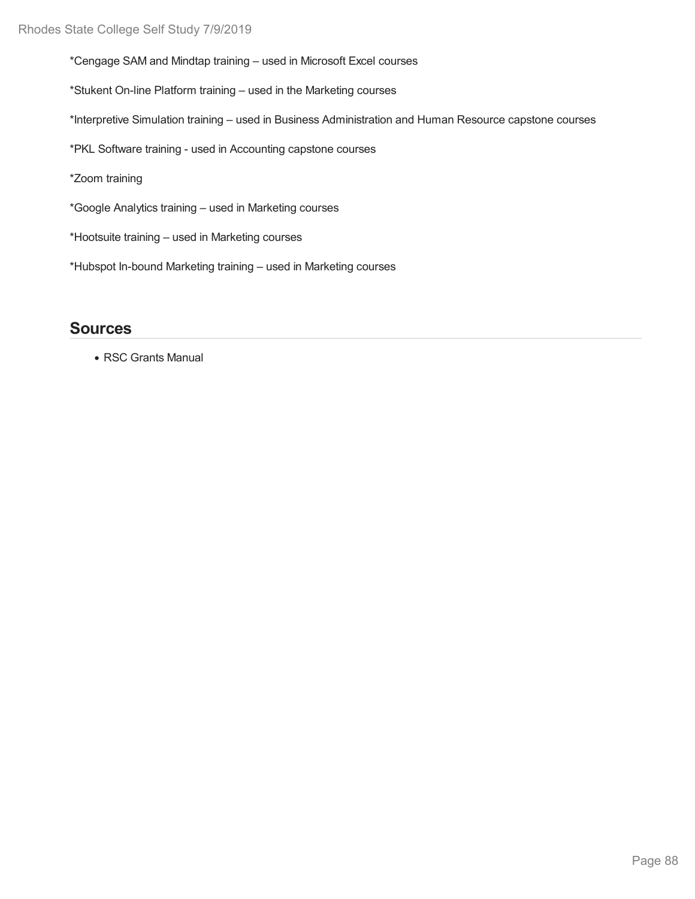*Cengage SAM and Mindtap training – used in Microsoft Excel courses

*Stukent On-line Platform training – used in the Marketing courses

*Interpretive Simulation training – used in Business Administration and Human Resource capstone courses

*PKL Software training - used in Accounting capstone courses

*Zoom training

*Google Analytics training – used in Marketing courses

*Hootsuite training – used in Marketing courses

*Hubspot In-bound Marketing training – used in Marketing courses

## Sources

- RSC Grants Manual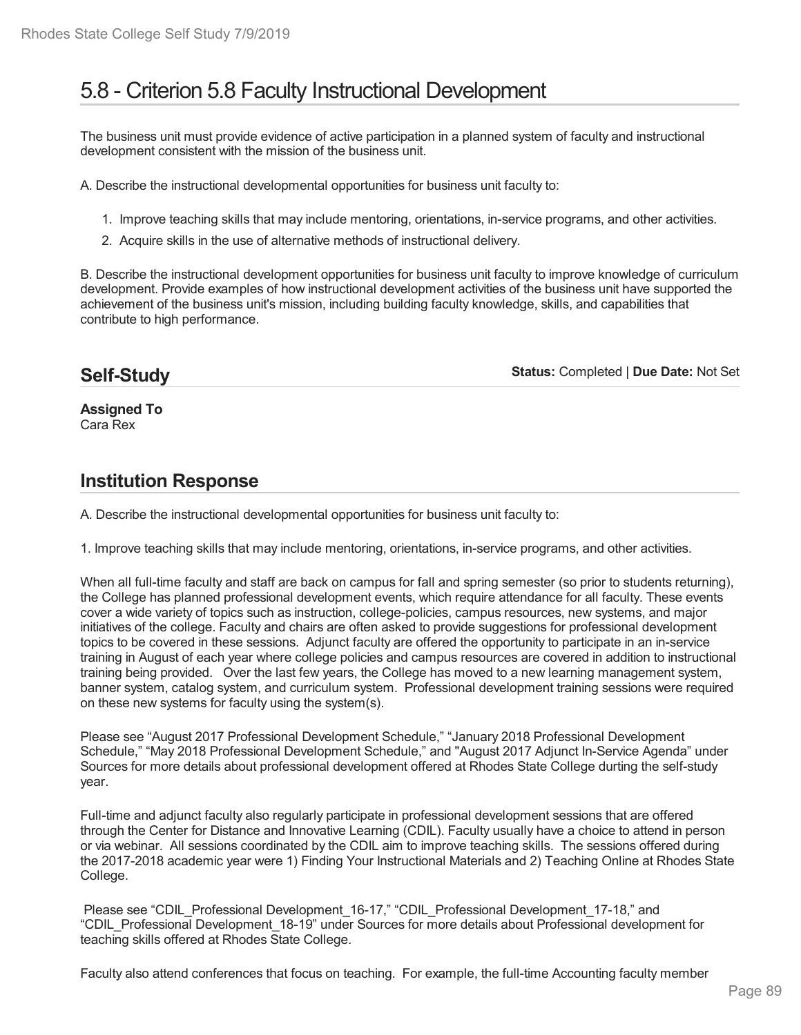# 5.8 - Criterion 5.8 Faculty Instructional Development

The business unit must provide evidence of active participation in a planned system of faculty and instructional development consistent with the mission of the business unit.

A. Describe the instructional developmental opportunities for business unit faculty to:

1. Improve teaching skills that may include mentoring, orientations, in-service programs, and other activities.
2. Acquire skills in the use of alternative methods of instructional delivery.

B. Describe the instructional development opportunities for business unit faculty to improve knowledge of curriculum development. Provide examples of how instructional development activities of the business unit have supported the achievement of the business unit's mission, including building faculty knowledge, skills, and capabilities that contribute to high performance.

## Self-Study

**Status:** Completed | **Due Date:** Not Set

**Assigned To**
Cara Rex

## Institution Response

A. Describe the instructional developmental opportunities for business unit faculty to:

1. Improve teaching skills that may include mentoring, orientations, in-service programs, and other activities.

When all full-time faculty and staff are back on campus for fall and spring semester (so prior to students returning), the College has planned professional development events, which require attendance for all faculty. These events cover a wide variety of topics such as instruction, college-policies, campus resources, new systems, and major initiatives of the college. Faculty and chairs are often asked to provide suggestions for professional development topics to be covered in these sessions. Adjunct faculty are offered the opportunity to participate in an in-service training in August of each year where college policies and campus resources are covered in addition to instructional training being provided. Over the last few years, the College has moved to a new learning management system, banner system, catalog system, and curriculum system. Professional development training sessions were required on these new systems for faculty using the system(s).

Please see "August 2017 Professional Development Schedule," "January 2018 Professional Development Schedule," "May 2018 Professional Development Schedule," and "August 2017 Adjunct In-Service Agenda" under Sources for more details about professional development offered at Rhodes State College durting the self-study year.

Full-time and adjunct faculty also regularly participate in professional development sessions that are offered through the Center for Distance and Innovative Learning (CDIL). Faculty usually have a choice to attend in person or via webinar. All sessions coordinated by the CDIL aim to improve teaching skills. The sessions offered during the 2017-2018 academic year were 1) Finding Your Instructional Materials and 2) Teaching Online at Rhodes State College.

Please see "CDIL_Professional Development_16-17," "CDIL_Professional Development_17-18," and "CDIL_Professional Development_18-19" under Sources for more details about Professional development for teaching skills offered at Rhodes State College.

Faculty also attend conferences that focus on teaching. For example, the full-time Accounting faculty member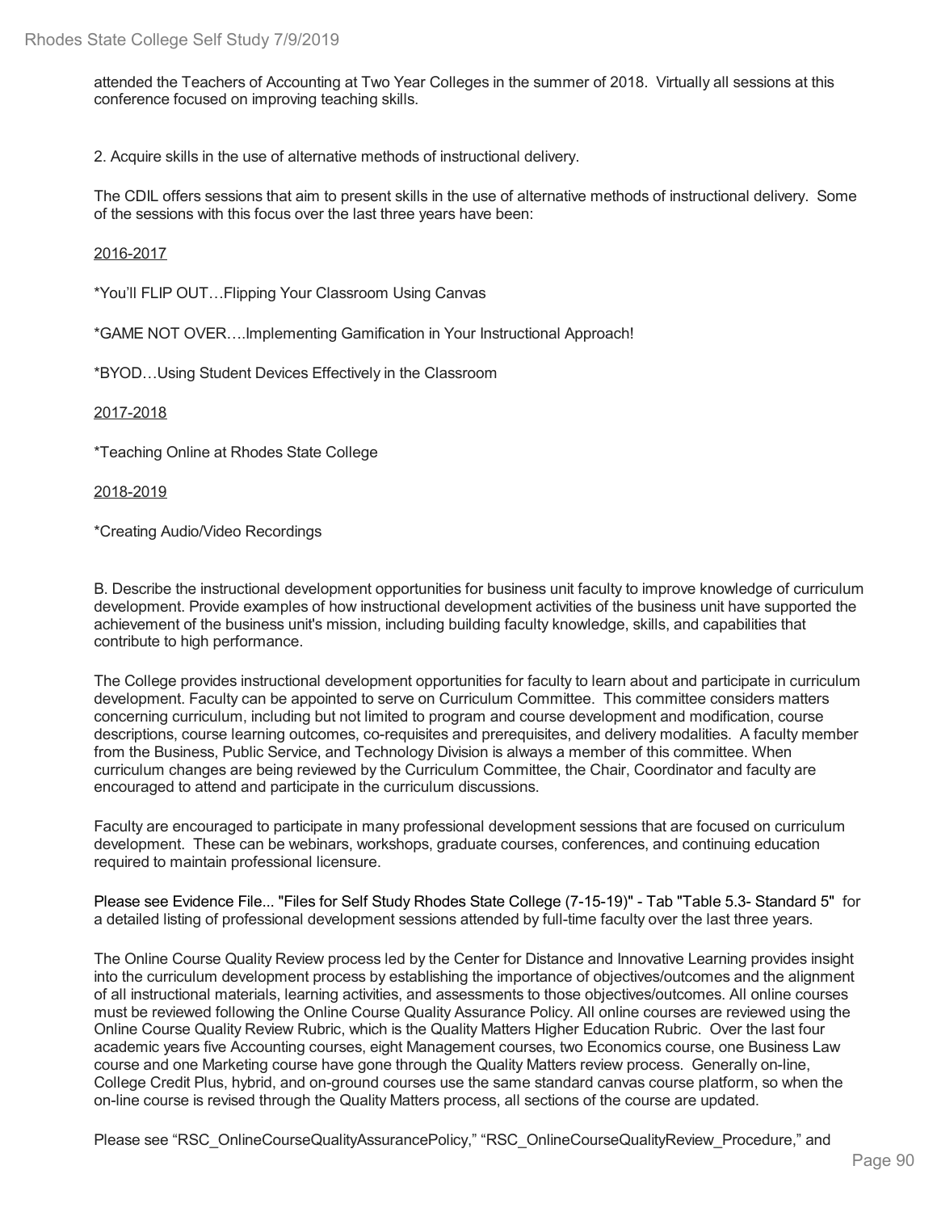attended the Teachers of Accounting at Two Year Colleges in the summer of 2018. Virtually all sessions at this conference focused on improving teaching skills.

2. Acquire skills in the use of alternative methods of instructional delivery.

The CDIL offers sessions that aim to present skills in the use of alternative methods of instructional delivery. Some of the sessions with this focus over the last three years have been:

<u>2016-2017</u>

*You'll FLIP OUT…Flipping Your Classroom Using Canvas

*GAME NOT OVER….Implementing Gamification in Your Instructional Approach!

*BYOD…Using Student Devices Effectively in the Classroom

<u>2017-2018</u>

*Teaching Online at Rhodes State College

<u>2018-2019</u>

*Creating Audio/Video Recordings

B. Describe the instructional development opportunities for business unit faculty to improve knowledge of curriculum development. Provide examples of how instructional development activities of the business unit have supported the achievement of the business unit's mission, including building faculty knowledge, skills, and capabilities that contribute to high performance.

The College provides instructional development opportunities for faculty to learn about and participate in curriculum development. Faculty can be appointed to serve on Curriculum Committee. This committee considers matters concerning curriculum, including but not limited to program and course development and modification, course descriptions, course learning outcomes, co-requisites and prerequisites, and delivery modalities. A faculty member from the Business, Public Service, and Technology Division is always a member of this committee. When curriculum changes are being reviewed by the Curriculum Committee, the Chair, Coordinator and faculty are encouraged to attend and participate in the curriculum discussions.

Faculty are encouraged to participate in many professional development sessions that are focused on curriculum development. These can be webinars, workshops, graduate courses, conferences, and continuing education required to maintain professional licensure.

Please see Evidence File... "Files for Self Study Rhodes State College (7-15-19)" - Tab "Table 5.3- Standard 5" for a detailed listing of professional development sessions attended by full-time faculty over the last three years.

The Online Course Quality Review process led by the Center for Distance and Innovative Learning provides insight into the curriculum development process by establishing the importance of objectives/outcomes and the alignment of all instructional materials, learning activities, and assessments to those objectives/outcomes. All online courses must be reviewed following the Online Course Quality Assurance Policy. All online courses are reviewed using the Online Course Quality Review Rubric, which is the Quality Matters Higher Education Rubric. Over the last four academic years five Accounting courses, eight Management courses, two Economics course, one Business Law course and one Marketing course have gone through the Quality Matters review process. Generally on-line, College Credit Plus, hybrid, and on-ground courses use the same standard canvas course platform, so when the on-line course is revised through the Quality Matters process, all sections of the course are updated.

Please see "RSC_OnlineCourseQualityAssurancePolicy," "RSC_OnlineCourseQualityReview_Procedure," and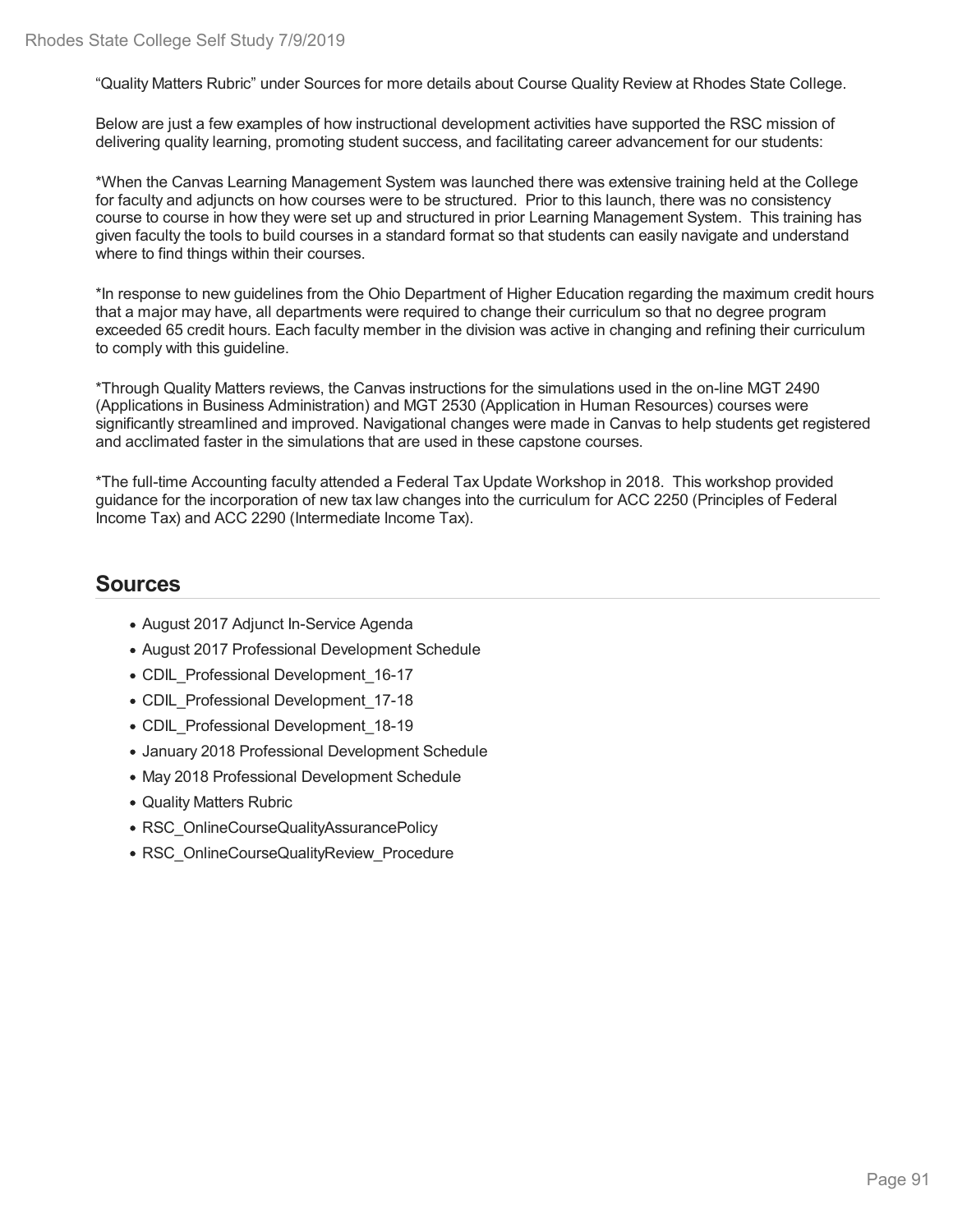"Quality Matters Rubric" under Sources for more details about Course Quality Review at Rhodes State College.

Below are just a few examples of how instructional development activities have supported the RSC mission of delivering quality learning, promoting student success, and facilitating career advancement for our students:

*When the Canvas Learning Management System was launched there was extensive training held at the College for faculty and adjuncts on how courses were to be structured.  Prior to this launch, there was no consistency course to course in how they were set up and structured in prior Learning Management System.  This training has given faculty the tools to build courses in a standard format so that students can easily navigate and understand where to find things within their courses.

*In response to new guidelines from the Ohio Department of Higher Education regarding the maximum credit hours that a major may have, all departments were required to change their curriculum so that no degree program exceeded 65 credit hours. Each faculty member in the division was active in changing and refining their curriculum to comply with this guideline.

*Through Quality Matters reviews, the Canvas instructions for the simulations used in the on-line MGT 2490 (Applications in Business Administration) and MGT 2530 (Application in Human Resources) courses were significantly streamlined and improved. Navigational changes were made in Canvas to help students get registered and acclimated faster in the simulations that are used in these capstone courses.

*The full-time Accounting faculty attended a Federal Tax Update Workshop in 2018.  This workshop provided guidance for the incorporation of new tax law changes into the curriculum for ACC 2250 (Principles of Federal Income Tax) and ACC 2290 (Intermediate Income Tax).

## Sources

- August 2017 Adjunct In-Service Agenda
- August 2017 Professional Development Schedule
- CDIL_Professional Development_16-17
- CDIL_Professional Development_17-18
- CDIL_Professional Development_18-19
- January 2018 Professional Development Schedule
- May 2018 Professional Development Schedule
- Quality Matters Rubric
- RSC_OnlineCourseQualityAssurancePolicy
- RSC_OnlineCourseQualityReview_Procedure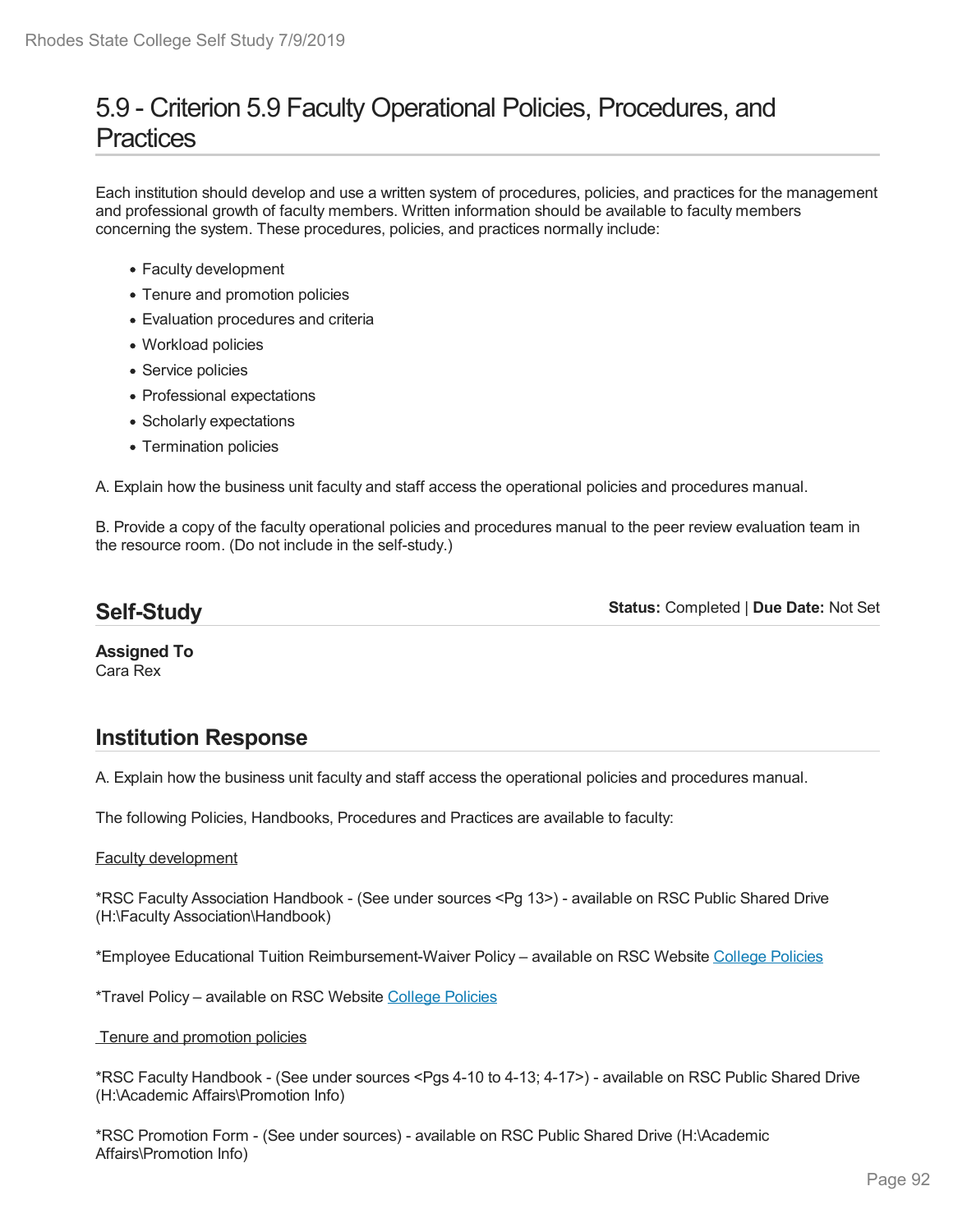# 5.9 - Criterion 5.9 Faculty Operational Policies, Procedures, and Practices

Each institution should develop and use a written system of procedures, policies, and practices for the management and professional growth of faculty members. Written information should be available to faculty members concerning the system. These procedures, policies, and practices normally include:

- Faculty development
- Tenure and promotion policies
- Evaluation procedures and criteria
- Workload policies
- Service policies
- Professional expectations
- Scholarly expectations
- Termination policies

A. Explain how the business unit faculty and staff access the operational policies and procedures manual.

B. Provide a copy of the faculty operational policies and procedures manual to the peer review evaluation team in the resource room. (Do not include in the self-study.)

## Self-Study

**Status:** Completed | **Due Date:** Not Set

**Assigned To**
Cara Rex

## Institution Response

A. Explain how the business unit faculty and staff access the operational policies and procedures manual.

The following Policies, Handbooks, Procedures and Practices are available to faculty:

<u>Faculty development</u>

*RSC Faculty Association Handbook - (See under sources <Pg 13>) - available on RSC Public Shared Drive (H:\Faculty Association\Handbook)

*Employee Educational Tuition Reimbursement-Waiver Policy – available on RSC Website College Policies

*Travel Policy – available on RSC Website College Policies

<u>Tenure and promotion policies</u>

*RSC Faculty Handbook - (See under sources <Pgs 4-10 to 4-13; 4-17>) - available on RSC Public Shared Drive (H:\Academic Affairs\Promotion Info)

*RSC Promotion Form - (See under sources) - available on RSC Public Shared Drive (H:\Academic Affairs\Promotion Info)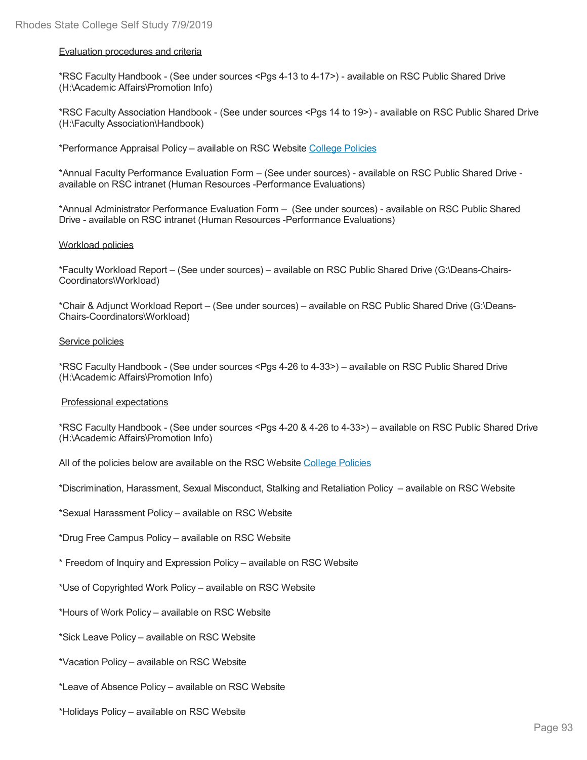Evaluation procedures and criteria

*RSC Faculty Handbook - (See under sources <Pgs 4-13 to 4-17>) - available on RSC Public Shared Drive (H:\Academic Affairs\Promotion Info)

*RSC Faculty Association Handbook - (See under sources <Pgs 14 to 19>) - available on RSC Public Shared Drive (H:\Faculty Association\Handbook)

*Performance Appraisal Policy – available on RSC Website College Policies

*Annual Faculty Performance Evaluation Form – (See under sources) - available on RSC Public Shared Drive - available on RSC intranet (Human Resources -Performance Evaluations)

*Annual Administrator Performance Evaluation Form – (See under sources) - available on RSC Public Shared Drive - available on RSC intranet (Human Resources -Performance Evaluations)

Workload policies

*Faculty Workload Report – (See under sources) – available on RSC Public Shared Drive (G:\Deans-Chairs-Coordinators\Workload)

*Chair & Adjunct Workload Report – (See under sources) – available on RSC Public Shared Drive (G:\Deans-Chairs-Coordinators\Workload)

Service policies

*RSC Faculty Handbook - (See under sources <Pgs 4-26 to 4-33>) – available on RSC Public Shared Drive (H:\Academic Affairs\Promotion Info)

Professional expectations

*RSC Faculty Handbook - (See under sources <Pgs 4-20 & 4-26 to 4-33>) – available on RSC Public Shared Drive (H:\Academic Affairs\Promotion Info)

All of the policies below are available on the RSC Website College Policies

*Discrimination, Harassment, Sexual Misconduct, Stalking and Retaliation Policy – available on RSC Website

*Sexual Harassment Policy – available on RSC Website

*Drug Free Campus Policy – available on RSC Website

* Freedom of Inquiry and Expression Policy – available on RSC Website

*Use of Copyrighted Work Policy – available on RSC Website

*Hours of Work Policy – available on RSC Website

*Sick Leave Policy – available on RSC Website

*Vacation Policy – available on RSC Website

*Leave of Absence Policy – available on RSC Website

*Holidays Policy – available on RSC Website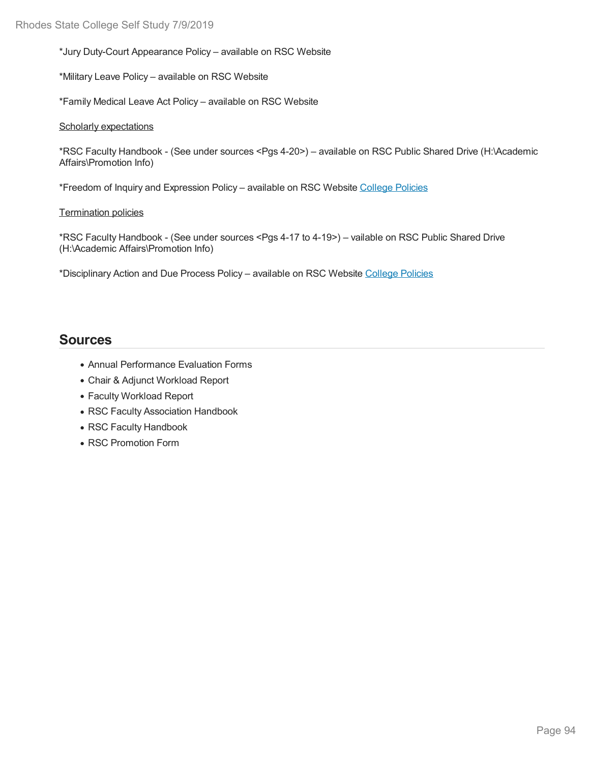*Jury Duty-Court Appearance Policy – available on RSC Website

*Military Leave Policy – available on RSC Website

*Family Medical Leave Act Policy – available on RSC Website

Scholarly expectations

*RSC Faculty Handbook - (See under sources <Pgs 4-20>) – available on RSC Public Shared Drive (H:\Academic Affairs\Promotion Info)

*Freedom of Inquiry and Expression Policy – available on RSC Website College Policies

Termination policies

*RSC Faculty Handbook - (See under sources <Pgs 4-17 to 4-19>) – vailable on RSC Public Shared Drive (H:\Academic Affairs\Promotion Info)

*Disciplinary Action and Due Process Policy – available on RSC Website College Policies

## Sources

- Annual Performance Evaluation Forms
- Chair & Adjunct Workload Report
- Faculty Workload Report
- RSC Faculty Association Handbook
- RSC Faculty Handbook
- RSC Promotion Form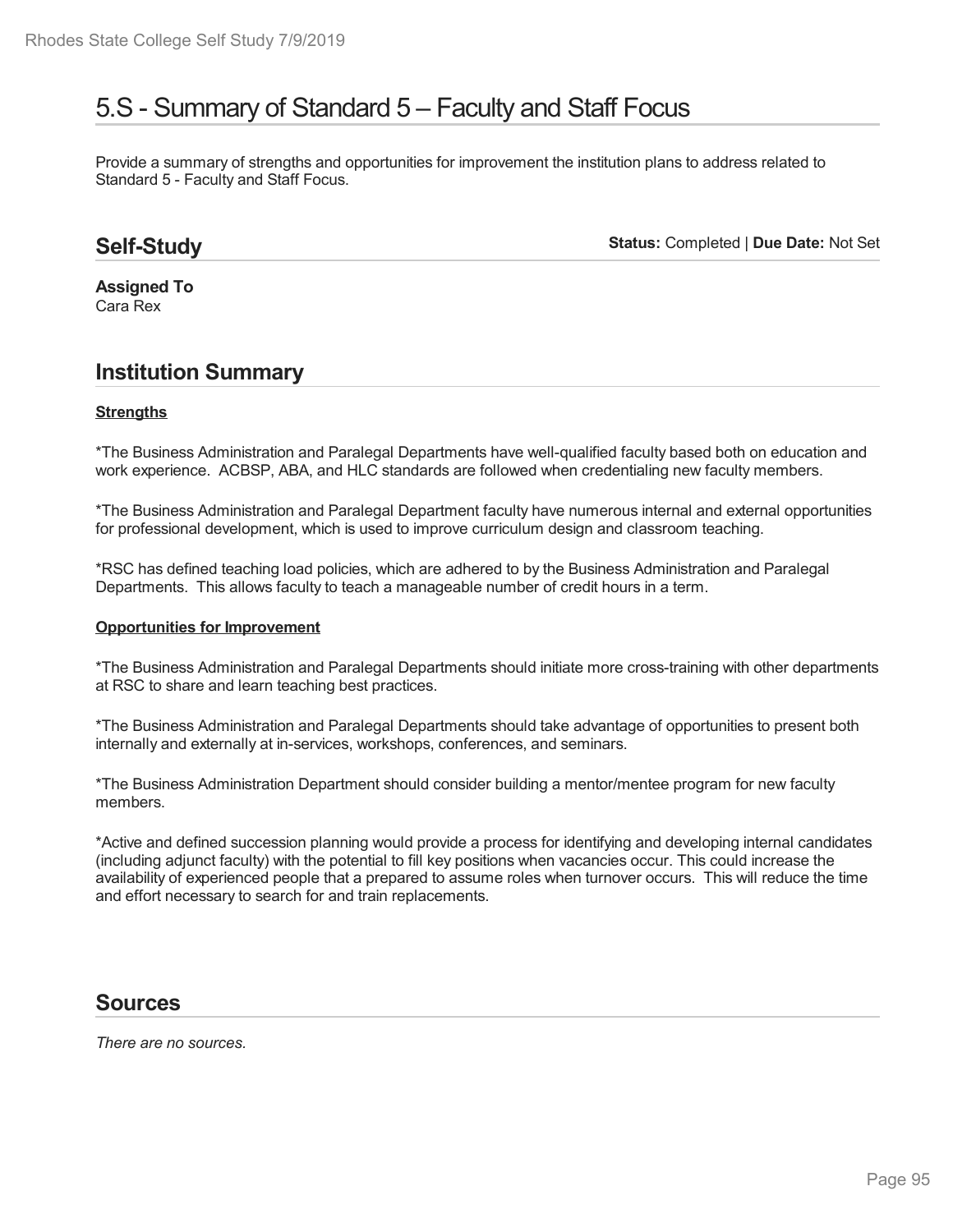# 5.S - Summary of Standard 5 – Faculty and Staff Focus

Provide a summary of strengths and opportunities for improvement the institution plans to address related to Standard 5 - Faculty and Staff Focus.

## Self-Study

**Status:** Completed | **Due Date:** Not Set

**Assigned To**
Cara Rex

## Institution Summary

**Strengths**

*The Business Administration and Paralegal Departments have well-qualified faculty based both on education and work experience. ACBSP, ABA, and HLC standards are followed when credentialing new faculty members.

*The Business Administration and Paralegal Department faculty have numerous internal and external opportunities for professional development, which is used to improve curriculum design and classroom teaching.

*RSC has defined teaching load policies, which are adhered to by the Business Administration and Paralegal Departments. This allows faculty to teach a manageable number of credit hours in a term.

**Opportunities for Improvement**

*The Business Administration and Paralegal Departments should initiate more cross-training with other departments at RSC to share and learn teaching best practices.

*The Business Administration and Paralegal Departments should take advantage of opportunities to present both internally and externally at in-services, workshops, conferences, and seminars.

*The Business Administration Department should consider building a mentor/mentee program for new faculty members.

*Active and defined succession planning would provide a process for identifying and developing internal candidates (including adjunct faculty) with the potential to fill key positions when vacancies occur. This could increase the availability of experienced people that a prepared to assume roles when turnover occurs. This will reduce the time and effort necessary to search for and train replacements.

## Sources

*There are no sources.*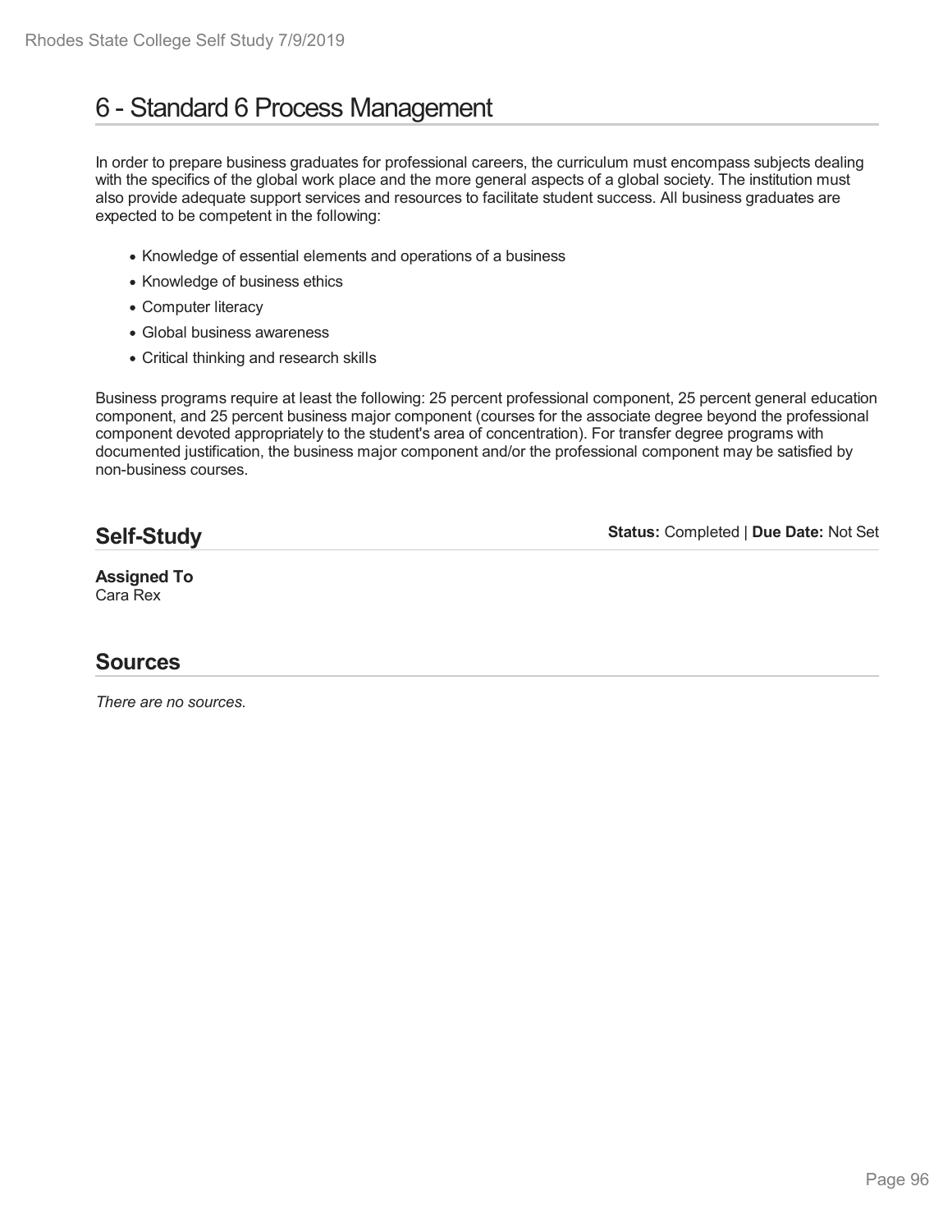# 6 - Standard 6 Process Management

In order to prepare business graduates for professional careers, the curriculum must encompass subjects dealing with the specifics of the global work place and the more general aspects of a global society. The institution must also provide adequate support services and resources to facilitate student success. All business graduates are expected to be competent in the following:

- Knowledge of essential elements and operations of a business
- Knowledge of business ethics
- Computer literacy
- Global business awareness
- Critical thinking and research skills

Business programs require at least the following: 25 percent professional component, 25 percent general education component, and 25 percent business major component (courses for the associate degree beyond the professional component devoted appropriately to the student's area of concentration). For transfer degree programs with documented justification, the business major component and/or the professional component may be satisfied by non-business courses.

## Self-Study

**Status:** Completed | **Due Date:** Not Set

**Assigned To**
Cara Rex

## Sources

*There are no sources.*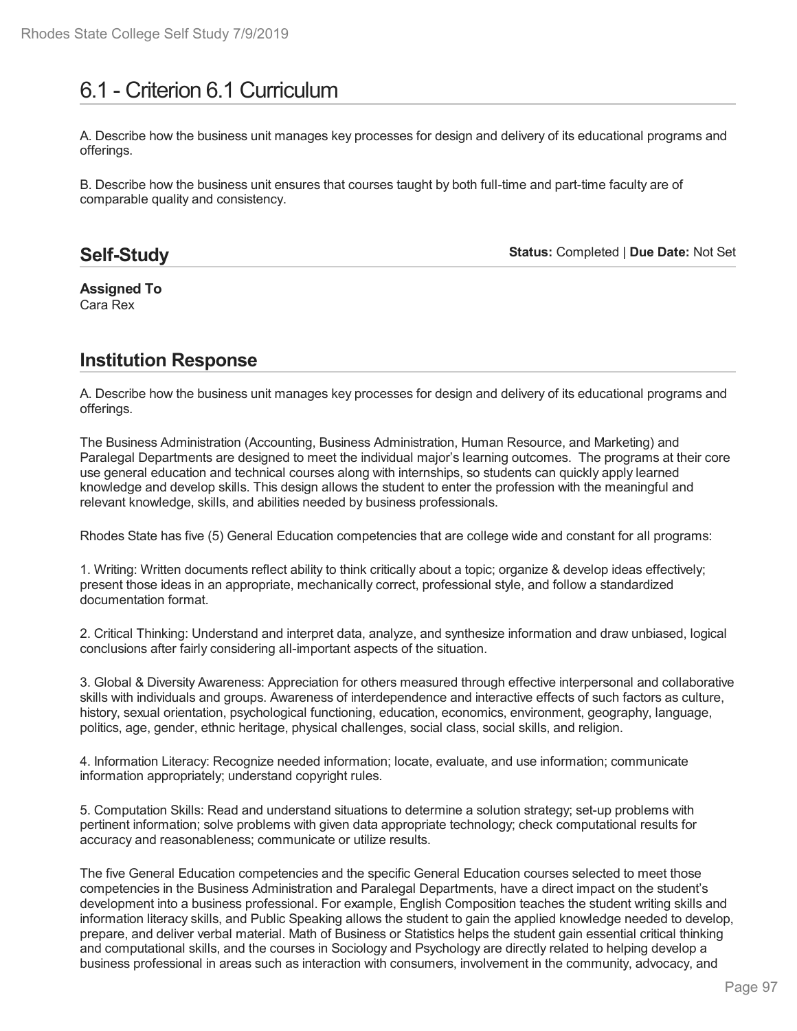# 6.1 - Criterion 6.1 Curriculum

A. Describe how the business unit manages key processes for design and delivery of its educational programs and offerings.

B. Describe how the business unit ensures that courses taught by both full-time and part-time faculty are of comparable quality and consistency.

## Self-Study

**Status:** Completed | **Due Date:** Not Set

**Assigned To**
Cara Rex

## Institution Response

A. Describe how the business unit manages key processes for design and delivery of its educational programs and offerings.

The Business Administration (Accounting, Business Administration, Human Resource, and Marketing) and Paralegal Departments are designed to meet the individual major's learning outcomes. The programs at their core use general education and technical courses along with internships, so students can quickly apply learned knowledge and develop skills. This design allows the student to enter the profession with the meaningful and relevant knowledge, skills, and abilities needed by business professionals.

Rhodes State has five (5) General Education competencies that are college wide and constant for all programs:

1. Writing: Written documents reflect ability to think critically about a topic; organize & develop ideas effectively; present those ideas in an appropriate, mechanically correct, professional style, and follow a standardized documentation format.

2. Critical Thinking: Understand and interpret data, analyze, and synthesize information and draw unbiased, logical conclusions after fairly considering all-important aspects of the situation.

3. Global & Diversity Awareness: Appreciation for others measured through effective interpersonal and collaborative skills with individuals and groups. Awareness of interdependence and interactive effects of such factors as culture, history, sexual orientation, psychological functioning, education, economics, environment, geography, language, politics, age, gender, ethnic heritage, physical challenges, social class, social skills, and religion.

4. Information Literacy: Recognize needed information; locate, evaluate, and use information; communicate information appropriately; understand copyright rules.

5. Computation Skills: Read and understand situations to determine a solution strategy; set-up problems with pertinent information; solve problems with given data appropriate technology; check computational results for accuracy and reasonableness; communicate or utilize results.

The five General Education competencies and the specific General Education courses selected to meet those competencies in the Business Administration and Paralegal Departments, have a direct impact on the student's development into a business professional. For example, English Composition teaches the student writing skills and information literacy skills, and Public Speaking allows the student to gain the applied knowledge needed to develop, prepare, and deliver verbal material. Math of Business or Statistics helps the student gain essential critical thinking and computational skills, and the courses in Sociology and Psychology are directly related to helping develop a business professional in areas such as interaction with consumers, involvement in the community, advocacy, and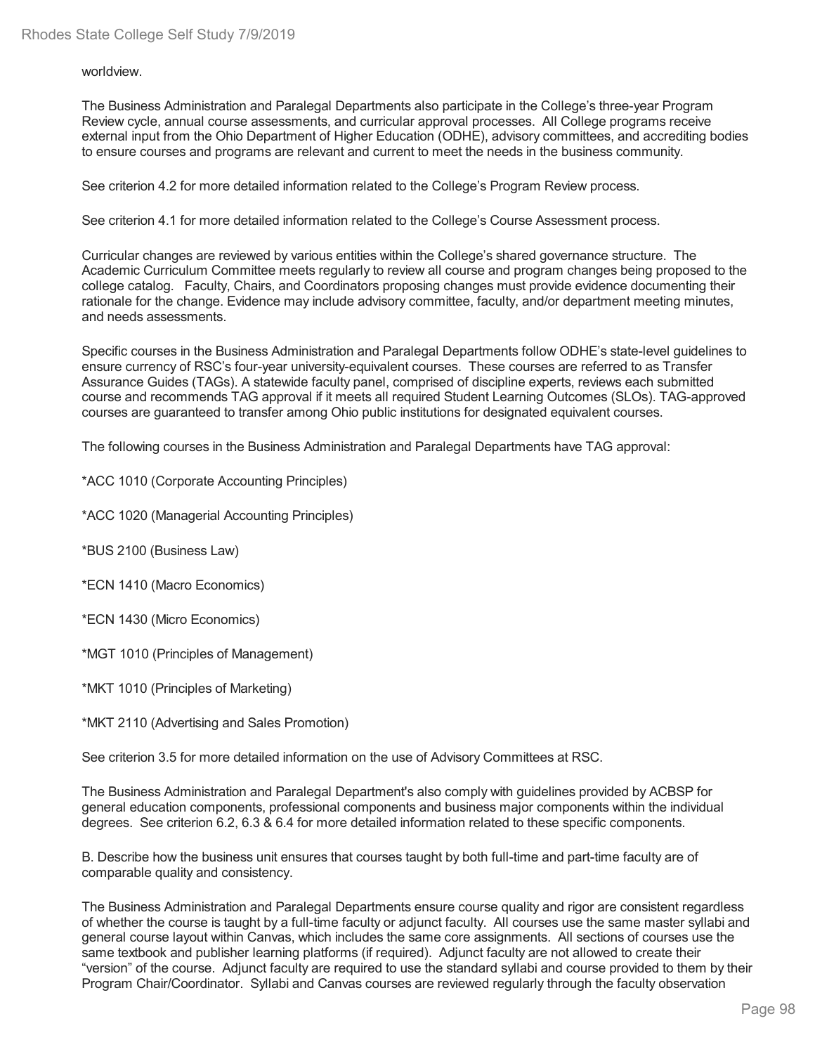worldview.

The Business Administration and Paralegal Departments also participate in the College's three-year Program Review cycle, annual course assessments, and curricular approval processes. All College programs receive external input from the Ohio Department of Higher Education (ODHE), advisory committees, and accrediting bodies to ensure courses and programs are relevant and current to meet the needs in the business community.

See criterion 4.2 for more detailed information related to the College's Program Review process.

See criterion 4.1 for more detailed information related to the College's Course Assessment process.

Curricular changes are reviewed by various entities within the College's shared governance structure. The Academic Curriculum Committee meets regularly to review all course and program changes being proposed to the college catalog. Faculty, Chairs, and Coordinators proposing changes must provide evidence documenting their rationale for the change. Evidence may include advisory committee, faculty, and/or department meeting minutes, and needs assessments.

Specific courses in the Business Administration and Paralegal Departments follow ODHE's state-level guidelines to ensure currency of RSC's four-year university-equivalent courses. These courses are referred to as Transfer Assurance Guides (TAGs). A statewide faculty panel, comprised of discipline experts, reviews each submitted course and recommends TAG approval if it meets all required Student Learning Outcomes (SLOs). TAG-approved courses are guaranteed to transfer among Ohio public institutions for designated equivalent courses.

The following courses in the Business Administration and Paralegal Departments have TAG approval:

*ACC 1010 (Corporate Accounting Principles)

*ACC 1020 (Managerial Accounting Principles)

*BUS 2100 (Business Law)

*ECN 1410 (Macro Economics)

*ECN 1430 (Micro Economics)

*MGT 1010 (Principles of Management)

*MKT 1010 (Principles of Marketing)

*MKT 2110 (Advertising and Sales Promotion)

See criterion 3.5 for more detailed information on the use of Advisory Committees at RSC.

The Business Administration and Paralegal Department's also comply with guidelines provided by ACBSP for general education components, professional components and business major components within the individual degrees. See criterion 6.2, 6.3 & 6.4 for more detailed information related to these specific components.

B. Describe how the business unit ensures that courses taught by both full-time and part-time faculty are of comparable quality and consistency.

The Business Administration and Paralegal Departments ensure course quality and rigor are consistent regardless of whether the course is taught by a full-time faculty or adjunct faculty. All courses use the same master syllabi and general course layout within Canvas, which includes the same core assignments. All sections of courses use the same textbook and publisher learning platforms (if required). Adjunct faculty are not allowed to create their "version" of the course. Adjunct faculty are required to use the standard syllabi and course provided to them by their Program Chair/Coordinator. Syllabi and Canvas courses are reviewed regularly through the faculty observation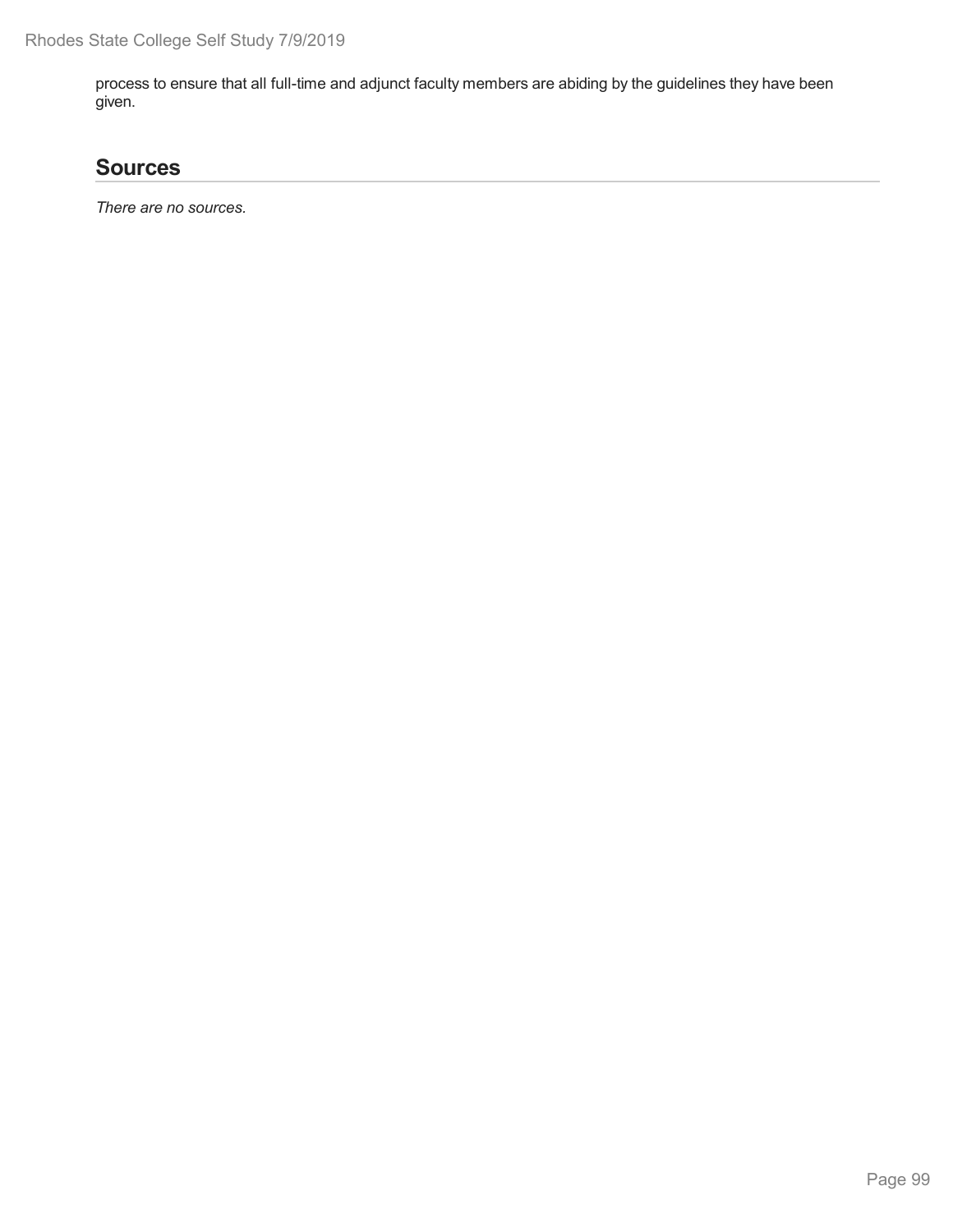process to ensure that all full-time and adjunct faculty members are abiding by the guidelines they have been given.

## Sources

*There are no sources.*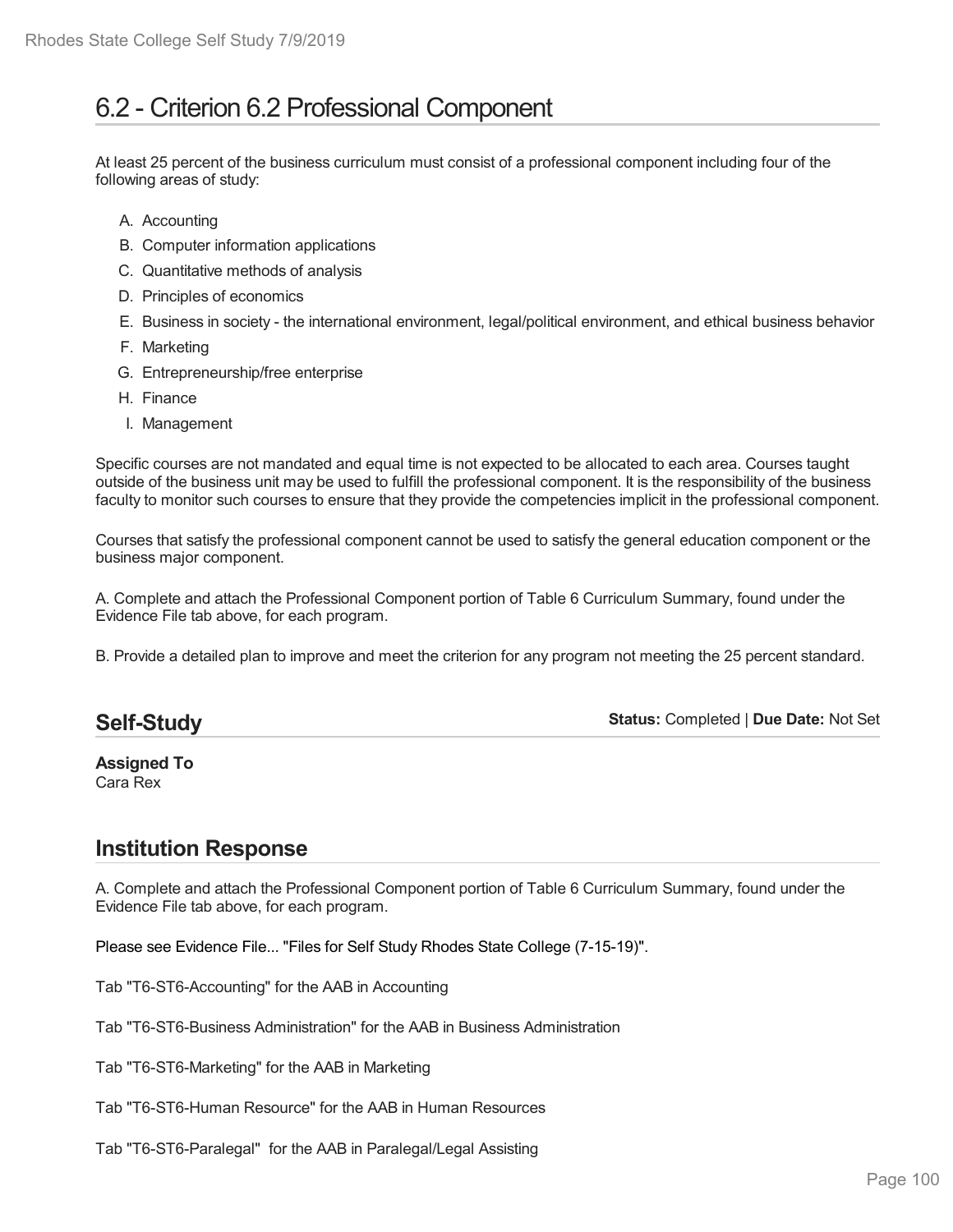# 6.2 - Criterion 6.2 Professional Component

At least 25 percent of the business curriculum must consist of a professional component including four of the following areas of study:

A. Accounting
B. Computer information applications
C. Quantitative methods of analysis
D. Principles of economics
E. Business in society - the international environment, legal/political environment, and ethical business behavior
F. Marketing
G. Entrepreneurship/free enterprise
H. Finance
I. Management

Specific courses are not mandated and equal time is not expected to be allocated to each area. Courses taught outside of the business unit may be used to fulfill the professional component. It is the responsibility of the business faculty to monitor such courses to ensure that they provide the competencies implicit in the professional component.

Courses that satisfy the professional component cannot be used to satisfy the general education component or the business major component.

A. Complete and attach the Professional Component portion of Table 6 Curriculum Summary, found under the Evidence File tab above, for each program.

B. Provide a detailed plan to improve and meet the criterion for any program not meeting the 25 percent standard.

## Self-Study

**Status:** Completed | **Due Date:** Not Set

**Assigned To**
Cara Rex

## Institution Response

A. Complete and attach the Professional Component portion of Table 6 Curriculum Summary, found under the Evidence File tab above, for each program.

Please see Evidence File... "Files for Self Study Rhodes State College (7-15-19)".

Tab "T6-ST6-Accounting" for the AAB in Accounting

Tab "T6-ST6-Business Administration" for the AAB in Business Administration

Tab "T6-ST6-Marketing" for the AAB in Marketing

Tab "T6-ST6-Human Resource" for the AAB in Human Resources

Tab "T6-ST6-Paralegal" for the AAB in Paralegal/Legal Assisting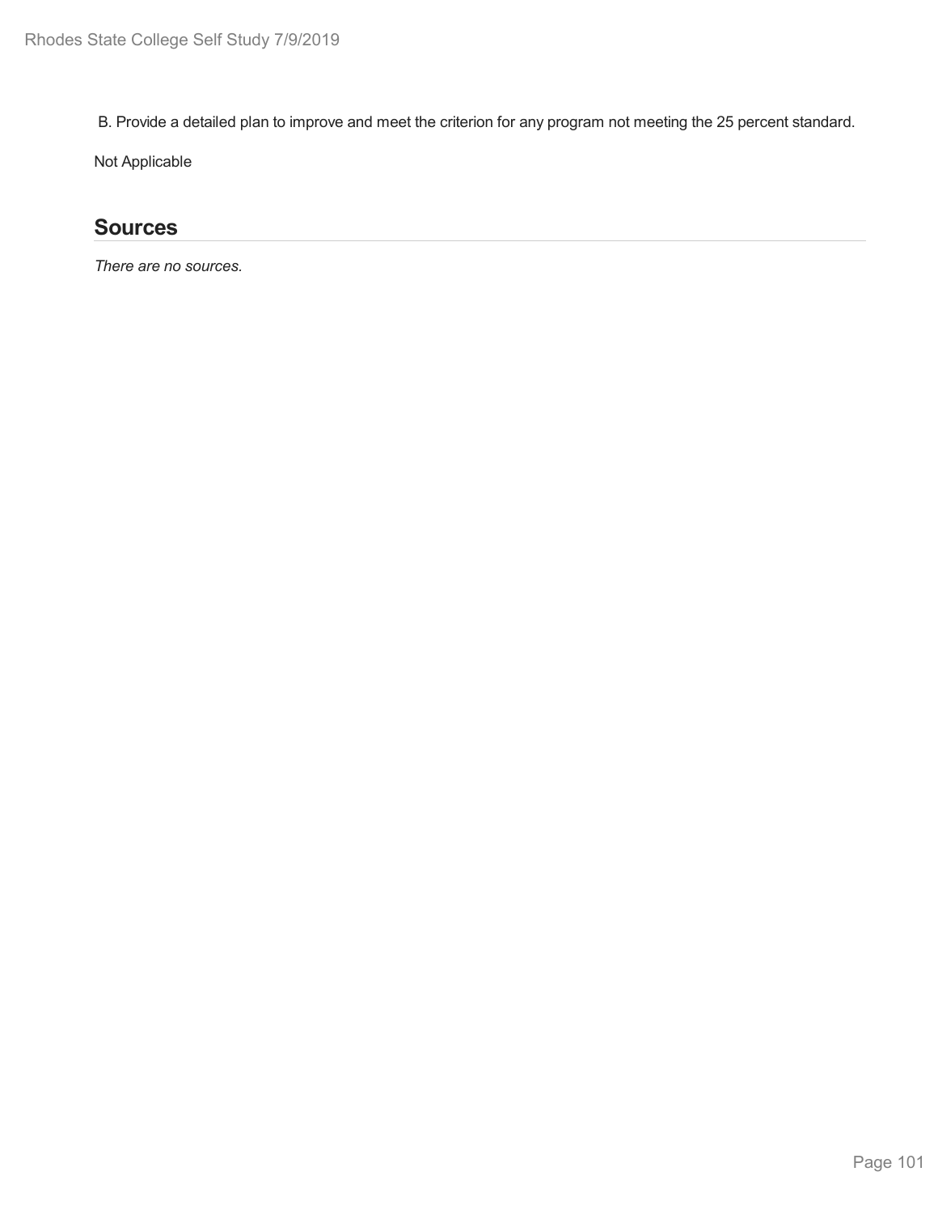B. Provide a detailed plan to improve and meet the criterion for any program not meeting the 25 percent standard.

Not Applicable

## Sources

*There are no sources.*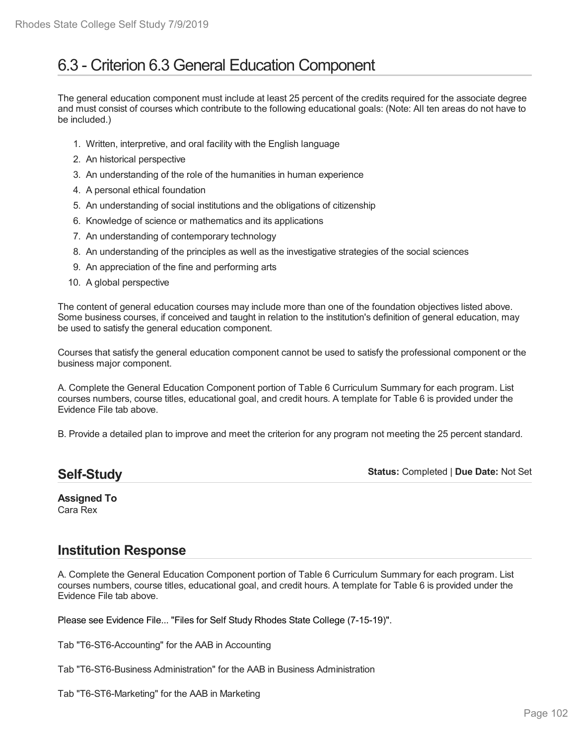# 6.3 - Criterion 6.3 General Education Component

The general education component must include at least 25 percent of the credits required for the associate degree and must consist of courses which contribute to the following educational goals: (Note: All ten areas do not have to be included.)

1. Written, interpretive, and oral facility with the English language
2. An historical perspective
3. An understanding of the role of the humanities in human experience
4. A personal ethical foundation
5. An understanding of social institutions and the obligations of citizenship
6. Knowledge of science or mathematics and its applications
7. An understanding of contemporary technology
8. An understanding of the principles as well as the investigative strategies of the social sciences
9. An appreciation of the fine and performing arts
10. A global perspective

The content of general education courses may include more than one of the foundation objectives listed above. Some business courses, if conceived and taught in relation to the institution's definition of general education, may be used to satisfy the general education component.

Courses that satisfy the general education component cannot be used to satisfy the professional component or the business major component.

A. Complete the General Education Component portion of Table 6 Curriculum Summary for each program. List courses numbers, course titles, educational goal, and credit hours. A template for Table 6 is provided under the Evidence File tab above.

B. Provide a detailed plan to improve and meet the criterion for any program not meeting the 25 percent standard.

## Self-Study

**Status:** Completed | **Due Date:** Not Set

**Assigned To**
Cara Rex

## Institution Response

A. Complete the General Education Component portion of Table 6 Curriculum Summary for each program. List courses numbers, course titles, educational goal, and credit hours. A template for Table 6 is provided under the Evidence File tab above.

Please see Evidence File... "Files for Self Study Rhodes State College (7-15-19)".

Tab "T6-ST6-Accounting" for the AAB in Accounting

Tab "T6-ST6-Business Administration" for the AAB in Business Administration

Tab "T6-ST6-Marketing" for the AAB in Marketing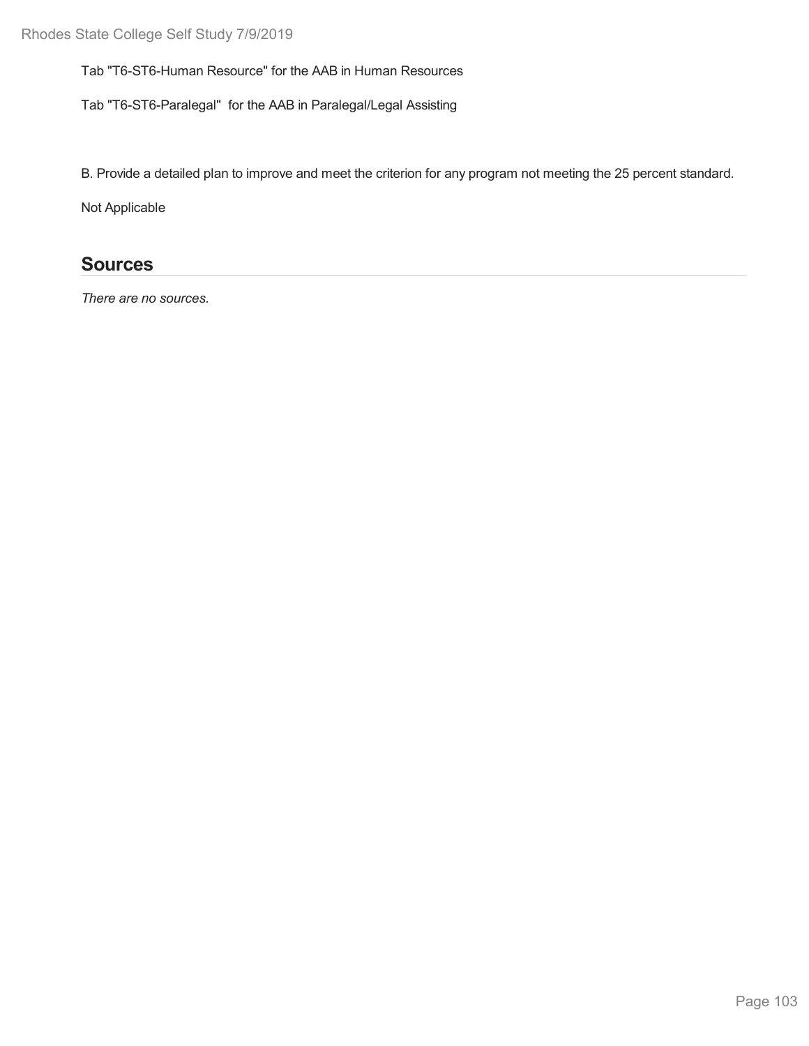Tab "T6-ST6-Human Resource" for the AAB in Human Resources

Tab "T6-ST6-Paralegal"  for the AAB in Paralegal/Legal Assisting

B. Provide a detailed plan to improve and meet the criterion for any program not meeting the 25 percent standard.

Not Applicable

## Sources

*There are no sources.*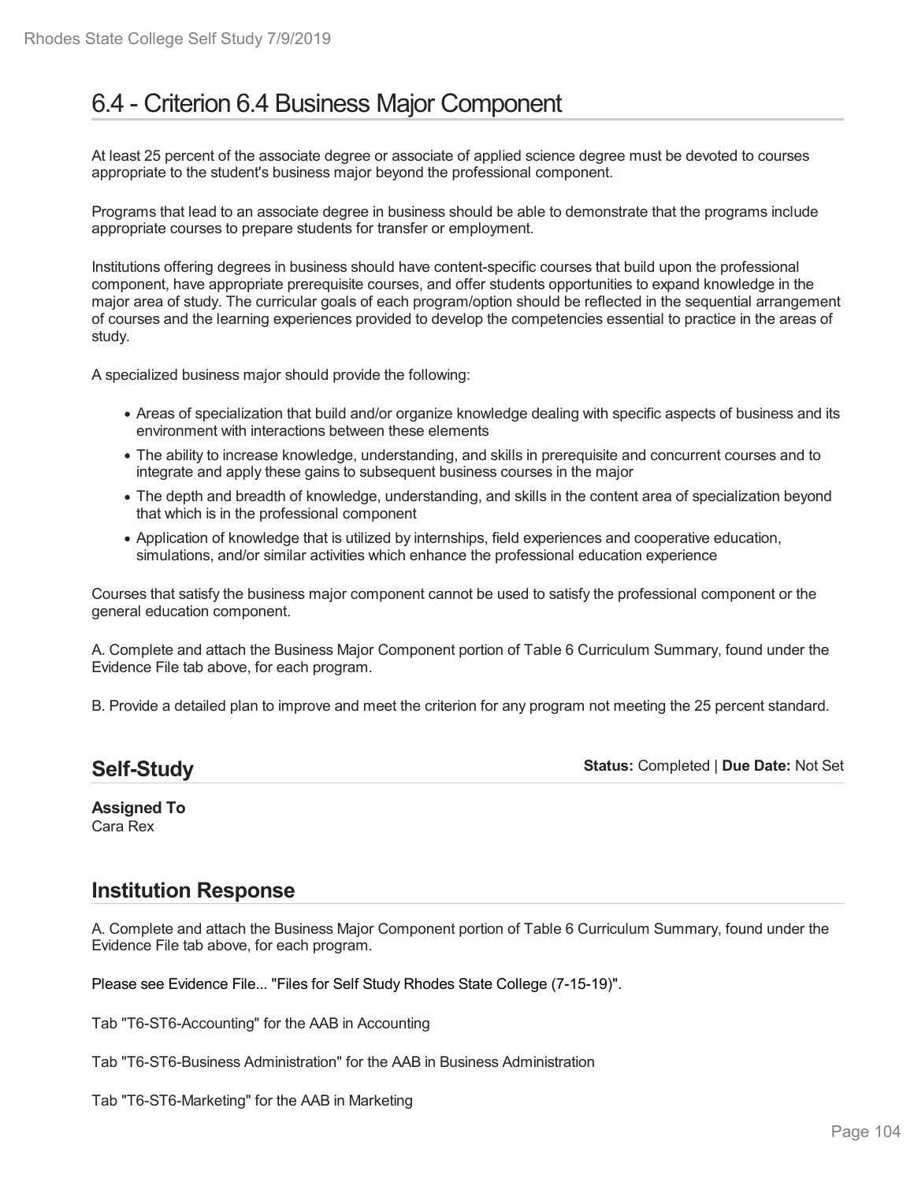# 6.4 - Criterion 6.4 Business Major Component

At least 25 percent of the associate degree or associate of applied science degree must be devoted to courses appropriate to the student's business major beyond the professional component.

Programs that lead to an associate degree in business should be able to demonstrate that the programs include appropriate courses to prepare students for transfer or employment.

Institutions offering degrees in business should have content-specific courses that build upon the professional component, have appropriate prerequisite courses, and offer students opportunities to expand knowledge in the major area of study. The curricular goals of each program/option should be reflected in the sequential arrangement of courses and the learning experiences provided to develop the competencies essential to practice in the areas of study.

A specialized business major should provide the following:

- Areas of specialization that build and/or organize knowledge dealing with specific aspects of business and its environment with interactions between these elements
- The ability to increase knowledge, understanding, and skills in prerequisite and concurrent courses and to integrate and apply these gains to subsequent business courses in the major
- The depth and breadth of knowledge, understanding, and skills in the content area of specialization beyond that which is in the professional component
- Application of knowledge that is utilized by internships, field experiences and cooperative education, simulations, and/or similar activities which enhance the professional education experience

Courses that satisfy the business major component cannot be used to satisfy the professional component or the general education component.

A. Complete and attach the Business Major Component portion of Table 6 Curriculum Summary, found under the Evidence File tab above, for each program.

B. Provide a detailed plan to improve and meet the criterion for any program not meeting the 25 percent standard.

## Self-Study

**Status:** Completed | **Due Date:** Not Set

**Assigned To**
Cara Rex

## Institution Response

A. Complete and attach the Business Major Component portion of Table 6 Curriculum Summary, found under the Evidence File tab above, for each program.

Please see Evidence File... "Files for Self Study Rhodes State College (7-15-19)".

Tab "T6-ST6-Accounting" for the AAB in Accounting

Tab "T6-ST6-Business Administration" for the AAB in Business Administration

Tab "T6-ST6-Marketing" for the AAB in Marketing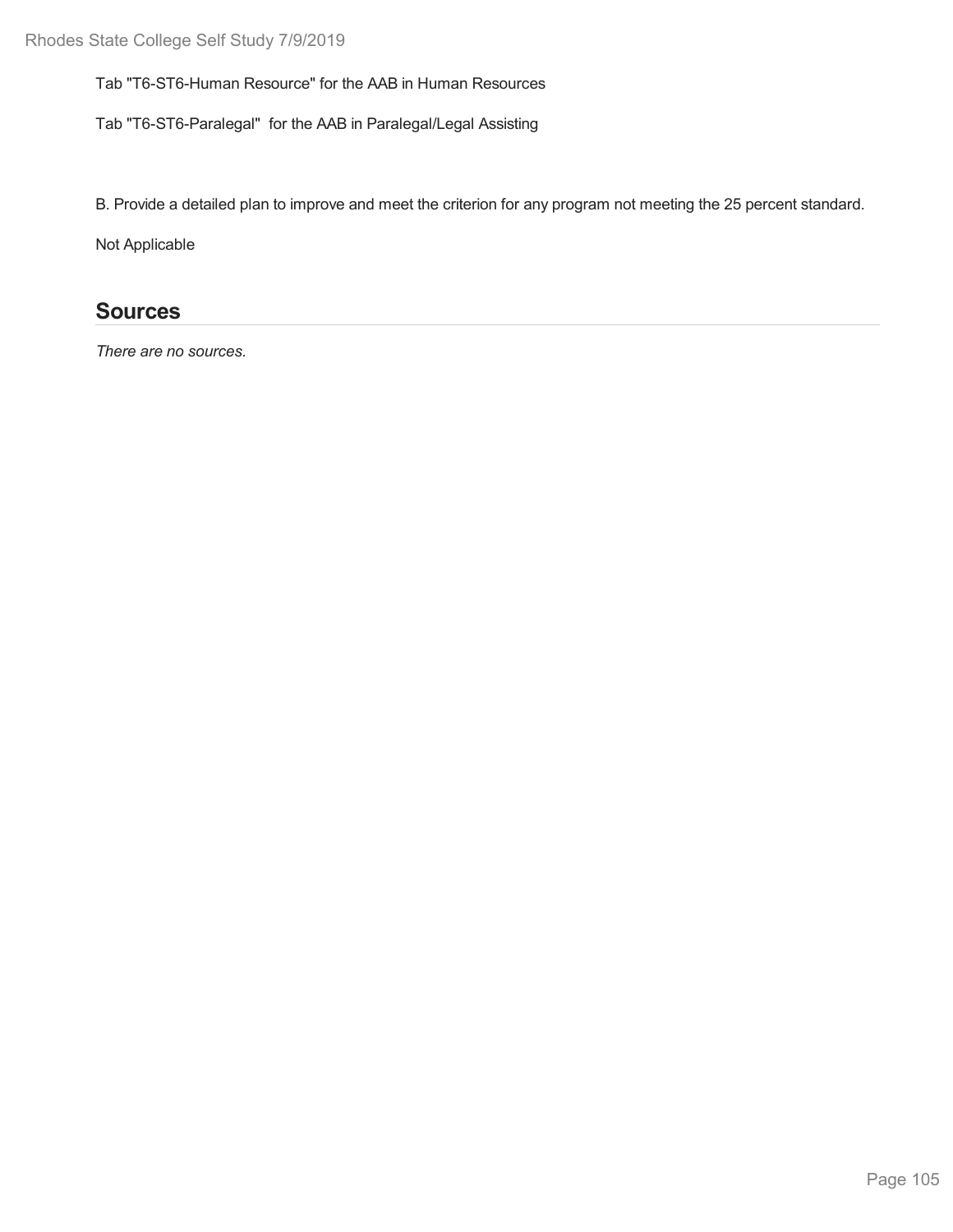Tab "T6-ST6-Human Resource" for the AAB in Human Resources

Tab "T6-ST6-Paralegal"  for the AAB in Paralegal/Legal Assisting

B. Provide a detailed plan to improve and meet the criterion for any program not meeting the 25 percent standard.

Not Applicable

## Sources

*There are no sources.*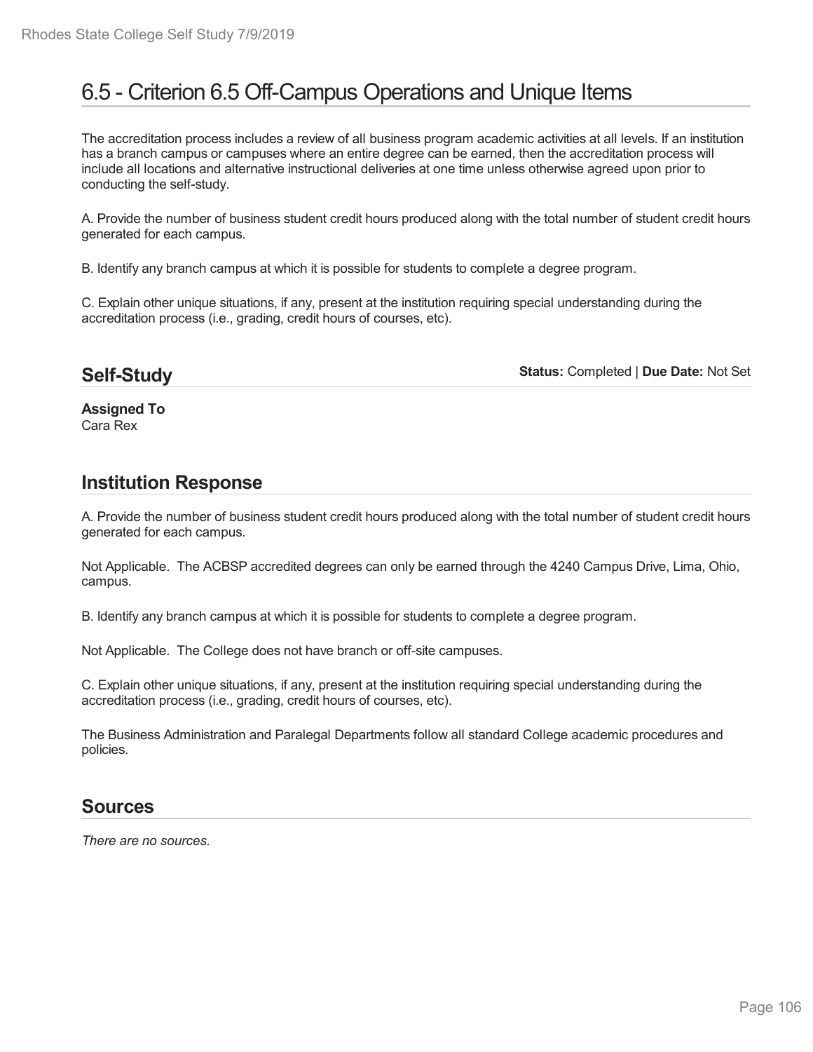# 6.5 - Criterion 6.5 Off-Campus Operations and Unique Items

The accreditation process includes a review of all business program academic activities at all levels. If an institution has a branch campus or campuses where an entire degree can be earned, then the accreditation process will include all locations and alternative instructional deliveries at one time unless otherwise agreed upon prior to conducting the self-study.

A. Provide the number of business student credit hours produced along with the total number of student credit hours generated for each campus.

B. Identify any branch campus at which it is possible for students to complete a degree program.

C. Explain other unique situations, if any, present at the institution requiring special understanding during the accreditation process (i.e., grading, credit hours of courses, etc).

## Self-Study

**Status:** Completed | **Due Date:** Not Set

**Assigned To**
Cara Rex

## Institution Response

A. Provide the number of business student credit hours produced along with the total number of student credit hours generated for each campus.

Not Applicable. The ACBSP accredited degrees can only be earned through the 4240 Campus Drive, Lima, Ohio, campus.

B. Identify any branch campus at which it is possible for students to complete a degree program.

Not Applicable. The College does not have branch or off-site campuses.

C. Explain other unique situations, if any, present at the institution requiring special understanding during the accreditation process (i.e., grading, credit hours of courses, etc).

The Business Administration and Paralegal Departments follow all standard College academic procedures and policies.

## Sources

*There are no sources.*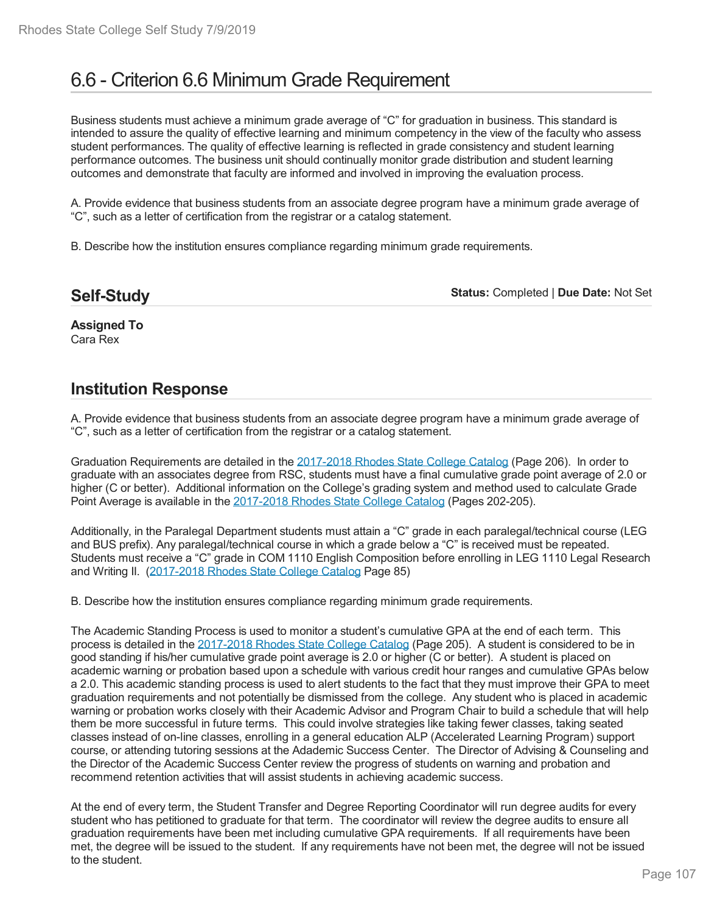# 6.6 - Criterion 6.6 Minimum Grade Requirement

Business students must achieve a minimum grade average of "C" for graduation in business. This standard is intended to assure the quality of effective learning and minimum competency in the view of the faculty who assess student performances. The quality of effective learning is reflected in grade consistency and student learning performance outcomes. The business unit should continually monitor grade distribution and student learning outcomes and demonstrate that faculty are informed and involved in improving the evaluation process.

A. Provide evidence that business students from an associate degree program have a minimum grade average of "C", such as a letter of certification from the registrar or a catalog statement.

B. Describe how the institution ensures compliance regarding minimum grade requirements.

## Self-Study

**Status:** Completed | **Due Date:** Not Set

**Assigned To**
Cara Rex

## Institution Response

A. Provide evidence that business students from an associate degree program have a minimum grade average of "C", such as a letter of certification from the registrar or a catalog statement.

Graduation Requirements are detailed in the 2017-2018 Rhodes State College Catalog (Page 206). In order to graduate with an associates degree from RSC, students must have a final cumulative grade point average of 2.0 or higher (C or better). Additional information on the College's grading system and method used to calculate Grade Point Average is available in the 2017-2018 Rhodes State College Catalog (Pages 202-205).

Additionally, in the Paralegal Department students must attain a "C" grade in each paralegal/technical course (LEG and BUS prefix). Any paralegal/technical course in which a grade below a "C" is received must be repeated. Students must receive a "C" grade in COM 1110 English Composition before enrolling in LEG 1110 Legal Research and Writing II. (2017-2018 Rhodes State College Catalog Page 85)

B. Describe how the institution ensures compliance regarding minimum grade requirements.

The Academic Standing Process is used to monitor a student's cumulative GPA at the end of each term. This process is detailed in the 2017-2018 Rhodes State College Catalog (Page 205). A student is considered to be in good standing if his/her cumulative grade point average is 2.0 or higher (C or better). A student is placed on academic warning or probation based upon a schedule with various credit hour ranges and cumulative GPAs below a 2.0. This academic standing process is used to alert students to the fact that they must improve their GPA to meet graduation requirements and not potentially be dismissed from the college. Any student who is placed in academic warning or probation works closely with their Academic Advisor and Program Chair to build a schedule that will help them be more successful in future terms. This could involve strategies like taking fewer classes, taking seated classes instead of on-line classes, enrolling in a general education ALP (Accelerated Learning Program) support course, or attending tutoring sessions at the Adademic Success Center. The Director of Advising & Counseling and the Director of the Academic Success Center review the progress of students on warning and probation and recommend retention activities that will assist students in achieving academic success.

At the end of every term, the Student Transfer and Degree Reporting Coordinator will run degree audits for every student who has petitioned to graduate for that term. The coordinator will review the degree audits to ensure all graduation requirements have been met including cumulative GPA requirements. If all requirements have been met, the degree will be issued to the student. If any requirements have not been met, the degree will not be issued to the student.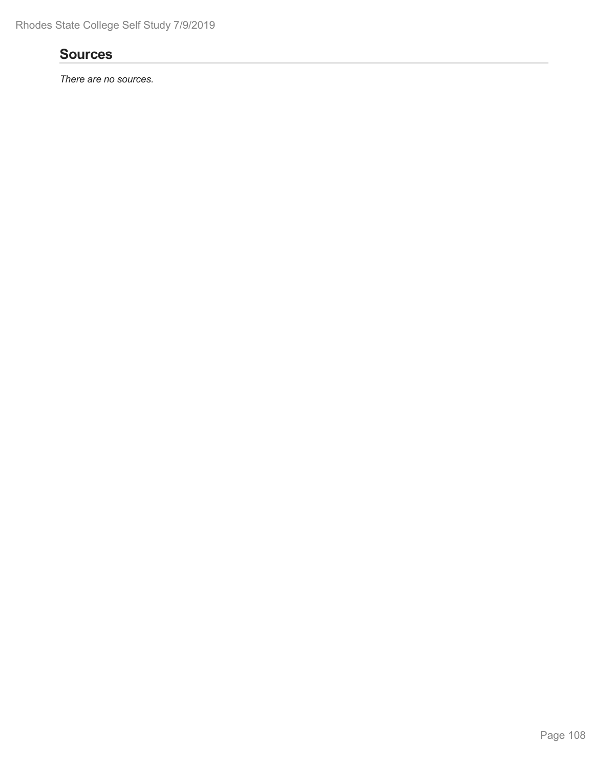## Sources

*There are no sources.*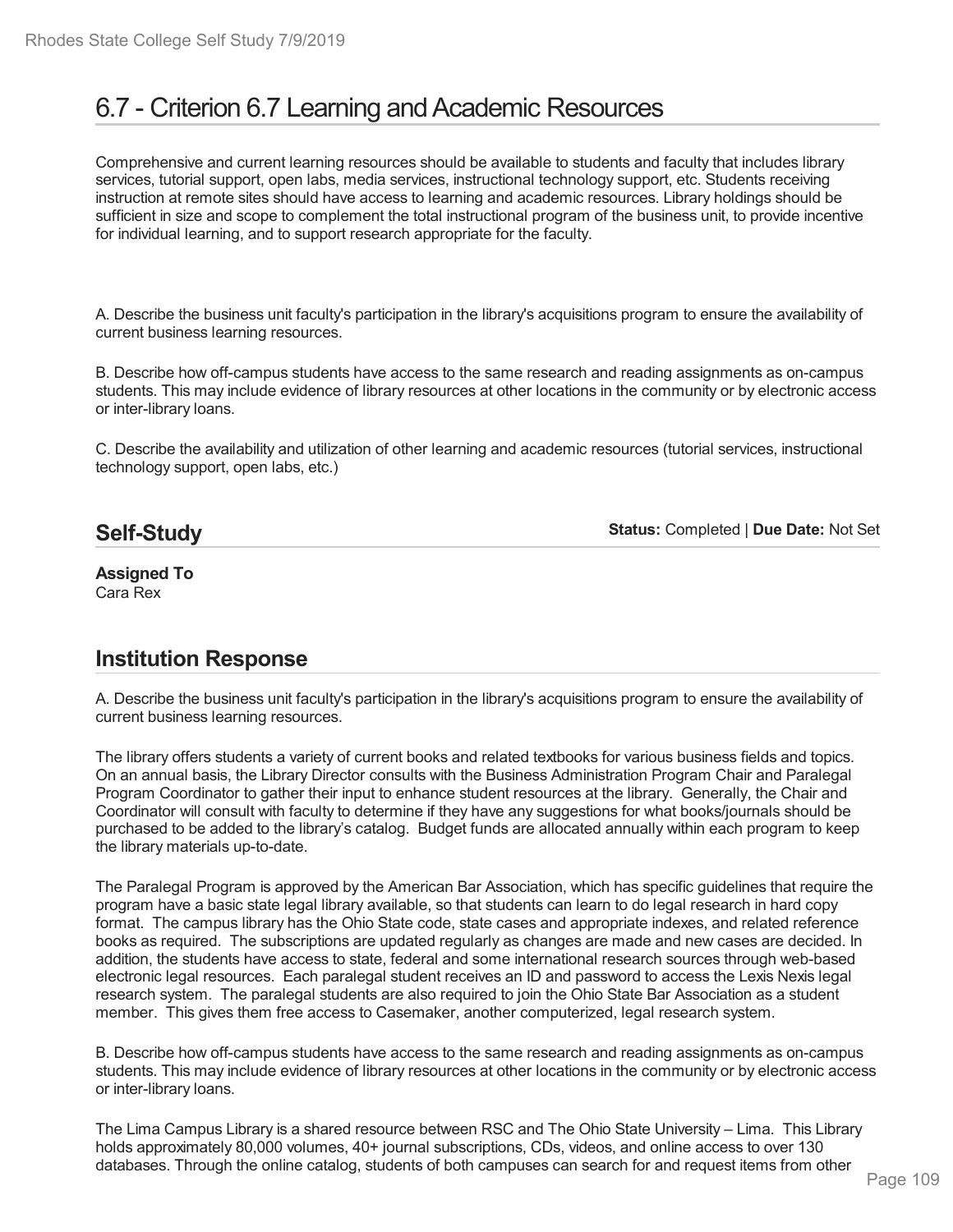# 6.7 - Criterion 6.7 Learning and Academic Resources

Comprehensive and current learning resources should be available to students and faculty that includes library services, tutorial support, open labs, media services, instructional technology support, etc. Students receiving instruction at remote sites should have access to learning and academic resources. Library holdings should be sufficient in size and scope to complement the total instructional program of the business unit, to provide incentive for individual learning, and to support research appropriate for the faculty.

A. Describe the business unit faculty's participation in the library's acquisitions program to ensure the availability of current business learning resources.

B. Describe how off-campus students have access to the same research and reading assignments as on-campus students. This may include evidence of library resources at other locations in the community or by electronic access or inter-library loans.

C. Describe the availability and utilization of other learning and academic resources (tutorial services, instructional technology support, open labs, etc.)

## Self-Study

**Status:** Completed | **Due Date:** Not Set

**Assigned To**
Cara Rex

## Institution Response

A. Describe the business unit faculty's participation in the library's acquisitions program to ensure the availability of current business learning resources.

The library offers students a variety of current books and related textbooks for various business fields and topics. On an annual basis, the Library Director consults with the Business Administration Program Chair and Paralegal Program Coordinator to gather their input to enhance student resources at the library. Generally, the Chair and Coordinator will consult with faculty to determine if they have any suggestions for what books/journals should be purchased to be added to the library's catalog. Budget funds are allocated annually within each program to keep the library materials up-to-date.

The Paralegal Program is approved by the American Bar Association, which has specific guidelines that require the program have a basic state legal library available, so that students can learn to do legal research in hard copy format. The campus library has the Ohio State code, state cases and appropriate indexes, and related reference books as required. The subscriptions are updated regularly as changes are made and new cases are decided. In addition, the students have access to state, federal and some international research sources through web-based electronic legal resources. Each paralegal student receives an ID and password to access the Lexis Nexis legal research system. The paralegal students are also required to join the Ohio State Bar Association as a student member. This gives them free access to Casemaker, another computerized, legal research system.

B. Describe how off-campus students have access to the same research and reading assignments as on-campus students. This may include evidence of library resources at other locations in the community or by electronic access or inter-library loans.

The Lima Campus Library is a shared resource between RSC and The Ohio State University – Lima. This Library holds approximately 80,000 volumes, 40+ journal subscriptions, CDs, videos, and online access to over 130 databases. Through the online catalog, students of both campuses can search for and request items from other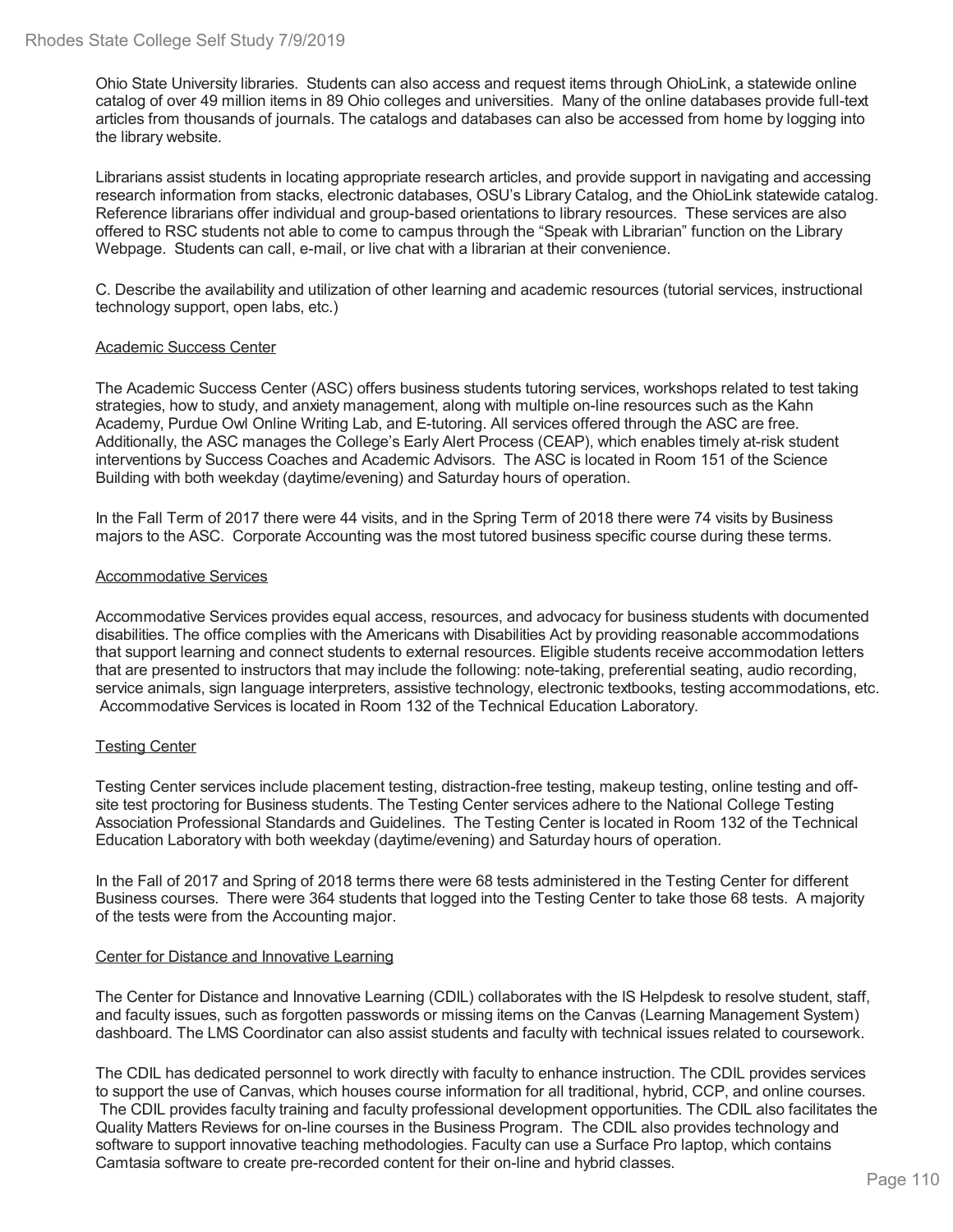Ohio State University libraries. Students can also access and request items through OhioLink, a statewide online catalog of over 49 million items in 89 Ohio colleges and universities. Many of the online databases provide full-text articles from thousands of journals. The catalogs and databases can also be accessed from home by logging into the library website.

Librarians assist students in locating appropriate research articles, and provide support in navigating and accessing research information from stacks, electronic databases, OSU's Library Catalog, and the OhioLink statewide catalog. Reference librarians offer individual and group-based orientations to library resources. These services are also offered to RSC students not able to come to campus through the "Speak with Librarian" function on the Library Webpage. Students can call, e-mail, or live chat with a librarian at their convenience.

C. Describe the availability and utilization of other learning and academic resources (tutorial services, instructional technology support, open labs, etc.)

Academic Success Center

The Academic Success Center (ASC) offers business students tutoring services, workshops related to test taking strategies, how to study, and anxiety management, along with multiple on-line resources such as the Kahn Academy, Purdue Owl Online Writing Lab, and E-tutoring. All services offered through the ASC are free. Additionally, the ASC manages the College's Early Alert Process (CEAP), which enables timely at-risk student interventions by Success Coaches and Academic Advisors. The ASC is located in Room 151 of the Science Building with both weekday (daytime/evening) and Saturday hours of operation.

In the Fall Term of 2017 there were 44 visits, and in the Spring Term of 2018 there were 74 visits by Business majors to the ASC. Corporate Accounting was the most tutored business specific course during these terms.

Accommodative Services

Accommodative Services provides equal access, resources, and advocacy for business students with documented disabilities. The office complies with the Americans with Disabilities Act by providing reasonable accommodations that support learning and connect students to external resources. Eligible students receive accommodation letters that are presented to instructors that may include the following: note-taking, preferential seating, audio recording, service animals, sign language interpreters, assistive technology, electronic textbooks, testing accommodations, etc. Accommodative Services is located in Room 132 of the Technical Education Laboratory.

Testing Center

Testing Center services include placement testing, distraction-free testing, makeup testing, online testing and off-site test proctoring for Business students. The Testing Center services adhere to the National College Testing Association Professional Standards and Guidelines. The Testing Center is located in Room 132 of the Technical Education Laboratory with both weekday (daytime/evening) and Saturday hours of operation.

In the Fall of 2017 and Spring of 2018 terms there were 68 tests administered in the Testing Center for different Business courses. There were 364 students that logged into the Testing Center to take those 68 tests. A majority of the tests were from the Accounting major.

Center for Distance and Innovative Learning

The Center for Distance and Innovative Learning (CDIL) collaborates with the IS Helpdesk to resolve student, staff, and faculty issues, such as forgotten passwords or missing items on the Canvas (Learning Management System) dashboard. The LMS Coordinator can also assist students and faculty with technical issues related to coursework.

The CDIL has dedicated personnel to work directly with faculty to enhance instruction. The CDIL provides services to support the use of Canvas, which houses course information for all traditional, hybrid, CCP, and online courses. The CDIL provides faculty training and faculty professional development opportunities. The CDIL also facilitates the Quality Matters Reviews for on-line courses in the Business Program. The CDIL also provides technology and software to support innovative teaching methodologies. Faculty can use a Surface Pro laptop, which contains Camtasia software to create pre-recorded content for their on-line and hybrid classes.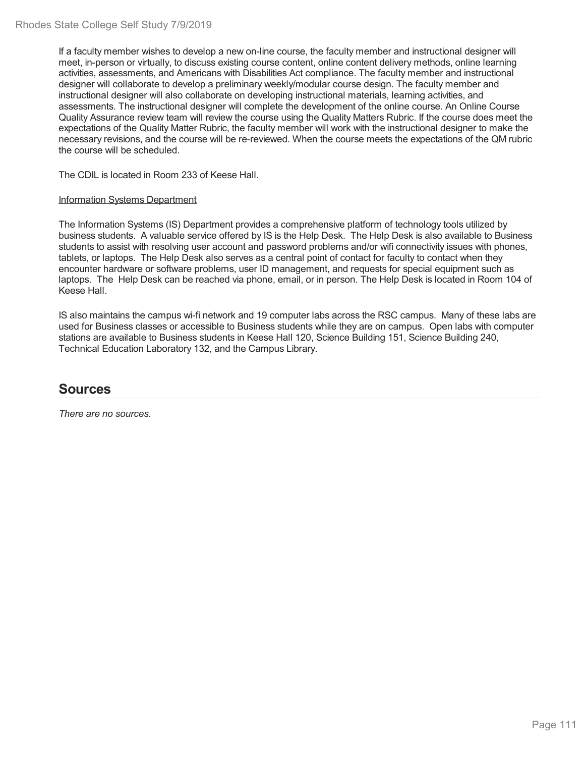If a faculty member wishes to develop a new on-line course, the faculty member and instructional designer will meet, in-person or virtually, to discuss existing course content, online content delivery methods, online learning activities, assessments, and Americans with Disabilities Act compliance. The faculty member and instructional designer will collaborate to develop a preliminary weekly/modular course design. The faculty member and instructional designer will also collaborate on developing instructional materials, learning activities, and assessments. The instructional designer will complete the development of the online course. An Online Course Quality Assurance review team will review the course using the Quality Matters Rubric. If the course does meet the expectations of the Quality Matter Rubric, the faculty member will work with the instructional designer to make the necessary revisions, and the course will be re-reviewed. When the course meets the expectations of the QM rubric the course will be scheduled.

The CDIL is located in Room 233 of Keese Hall.

Information Systems Department

The Information Systems (IS) Department provides a comprehensive platform of technology tools utilized by business students. A valuable service offered by IS is the Help Desk. The Help Desk is also available to Business students to assist with resolving user account and password problems and/or wifi connectivity issues with phones, tablets, or laptops. The Help Desk also serves as a central point of contact for faculty to contact when they encounter hardware or software problems, user ID management, and requests for special equipment such as laptops. The Help Desk can be reached via phone, email, or in person. The Help Desk is located in Room 104 of Keese Hall.

IS also maintains the campus wi-fi network and 19 computer labs across the RSC campus. Many of these labs are used for Business classes or accessible to Business students while they are on campus. Open labs with computer stations are available to Business students in Keese Hall 120, Science Building 151, Science Building 240, Technical Education Laboratory 132, and the Campus Library.

## Sources

*There are no sources.*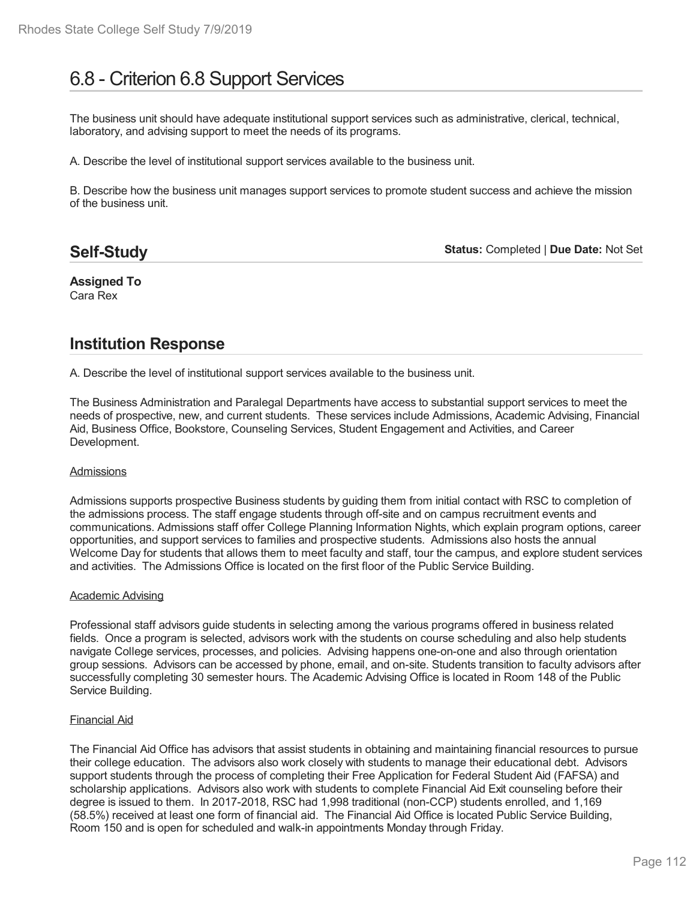# 6.8 - Criterion 6.8 Support Services

The business unit should have adequate institutional support services such as administrative, clerical, technical, laboratory, and advising support to meet the needs of its programs.

A. Describe the level of institutional support services available to the business unit.

B. Describe how the business unit manages support services to promote student success and achieve the mission of the business unit.

## Self-Study

**Status:** Completed | **Due Date:** Not Set

**Assigned To**
Cara Rex

## Institution Response

A. Describe the level of institutional support services available to the business unit.

The Business Administration and Paralegal Departments have access to substantial support services to meet the needs of prospective, new, and current students. These services include Admissions, Academic Advising, Financial Aid, Business Office, Bookstore, Counseling Services, Student Engagement and Activities, and Career Development.

<u>Admissions</u>

Admissions supports prospective Business students by guiding them from initial contact with RSC to completion of the admissions process. The staff engage students through off-site and on campus recruitment events and communications. Admissions staff offer College Planning Information Nights, which explain program options, career opportunities, and support services to families and prospective students. Admissions also hosts the annual Welcome Day for students that allows them to meet faculty and staff, tour the campus, and explore student services and activities. The Admissions Office is located on the first floor of the Public Service Building.

<u>Academic Advising</u>

Professional staff advisors guide students in selecting among the various programs offered in business related fields. Once a program is selected, advisors work with the students on course scheduling and also help students navigate College services, processes, and policies. Advising happens one-on-one and also through orientation group sessions. Advisors can be accessed by phone, email, and on-site. Students transition to faculty advisors after successfully completing 30 semester hours. The Academic Advising Office is located in Room 148 of the Public Service Building.

<u>Financial Aid</u>

The Financial Aid Office has advisors that assist students in obtaining and maintaining financial resources to pursue their college education. The advisors also work closely with students to manage their educational debt. Advisors support students through the process of completing their Free Application for Federal Student Aid (FAFSA) and scholarship applications. Advisors also work with students to complete Financial Aid Exit counseling before their degree is issued to them. In 2017-2018, RSC had 1,998 traditional (non-CCP) students enrolled, and 1,169 (58.5%) received at least one form of financial aid. The Financial Aid Office is located Public Service Building, Room 150 and is open for scheduled and walk-in appointments Monday through Friday.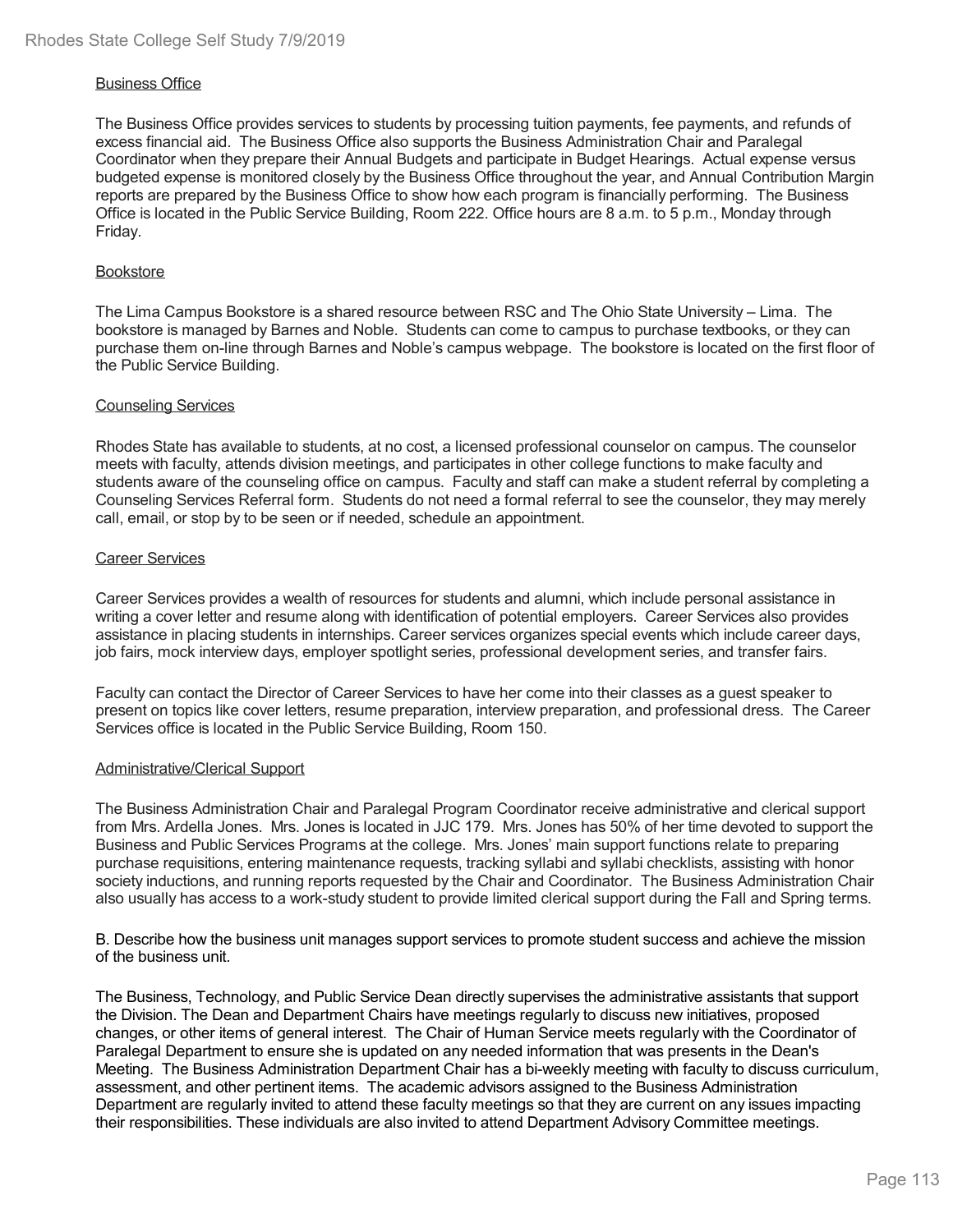### Business Office

The Business Office provides services to students by processing tuition payments, fee payments, and refunds of excess financial aid. The Business Office also supports the Business Administration Chair and Paralegal Coordinator when they prepare their Annual Budgets and participate in Budget Hearings. Actual expense versus budgeted expense is monitored closely by the Business Office throughout the year, and Annual Contribution Margin reports are prepared by the Business Office to show how each program is financially performing. The Business Office is located in the Public Service Building, Room 222. Office hours are 8 a.m. to 5 p.m., Monday through Friday.

### Bookstore

The Lima Campus Bookstore is a shared resource between RSC and The Ohio State University – Lima. The bookstore is managed by Barnes and Noble. Students can come to campus to purchase textbooks, or they can purchase them on-line through Barnes and Noble's campus webpage. The bookstore is located on the first floor of the Public Service Building.

### Counseling Services

Rhodes State has available to students, at no cost, a licensed professional counselor on campus. The counselor meets with faculty, attends division meetings, and participates in other college functions to make faculty and students aware of the counseling office on campus. Faculty and staff can make a student referral by completing a Counseling Services Referral form. Students do not need a formal referral to see the counselor, they may merely call, email, or stop by to be seen or if needed, schedule an appointment.

### Career Services

Career Services provides a wealth of resources for students and alumni, which include personal assistance in writing a cover letter and resume along with identification of potential employers. Career Services also provides assistance in placing students in internships. Career services organizes special events which include career days, job fairs, mock interview days, employer spotlight series, professional development series, and transfer fairs.

Faculty can contact the Director of Career Services to have her come into their classes as a guest speaker to present on topics like cover letters, resume preparation, interview preparation, and professional dress. The Career Services office is located in the Public Service Building, Room 150.

### Administrative/Clerical Support

The Business Administration Chair and Paralegal Program Coordinator receive administrative and clerical support from Mrs. Ardella Jones. Mrs. Jones is located in JJC 179. Mrs. Jones has 50% of her time devoted to support the Business and Public Services Programs at the college. Mrs. Jones' main support functions relate to preparing purchase requisitions, entering maintenance requests, tracking syllabi and syllabi checklists, assisting with honor society inductions, and running reports requested by the Chair and Coordinator. The Business Administration Chair also usually has access to a work-study student to provide limited clerical support during the Fall and Spring terms.

B. Describe how the business unit manages support services to promote student success and achieve the mission of the business unit.

The Business, Technology, and Public Service Dean directly supervises the administrative assistants that support the Division. The Dean and Department Chairs have meetings regularly to discuss new initiatives, proposed changes, or other items of general interest. The Chair of Human Service meets regularly with the Coordinator of Paralegal Department to ensure she is updated on any needed information that was presents in the Dean's Meeting. The Business Administration Department Chair has a bi-weekly meeting with faculty to discuss curriculum, assessment, and other pertinent items. The academic advisors assigned to the Business Administration Department are regularly invited to attend these faculty meetings so that they are current on any issues impacting their responsibilities. These individuals are also invited to attend Department Advisory Committee meetings.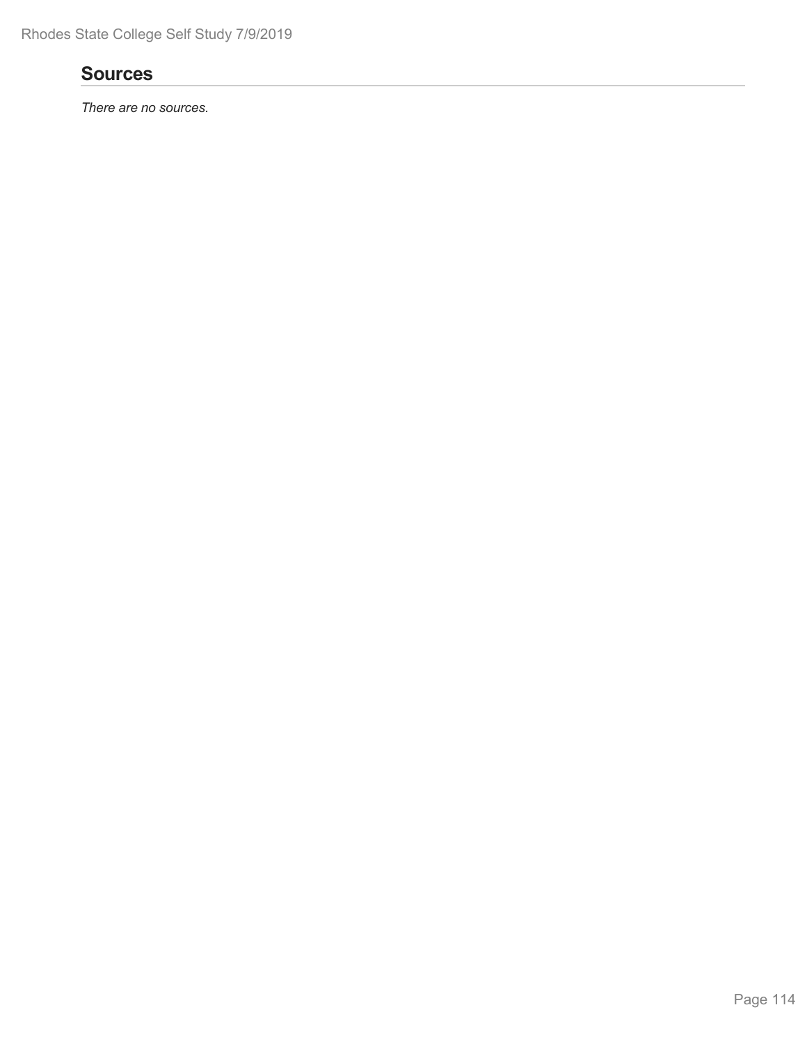## Sources

*There are no sources.*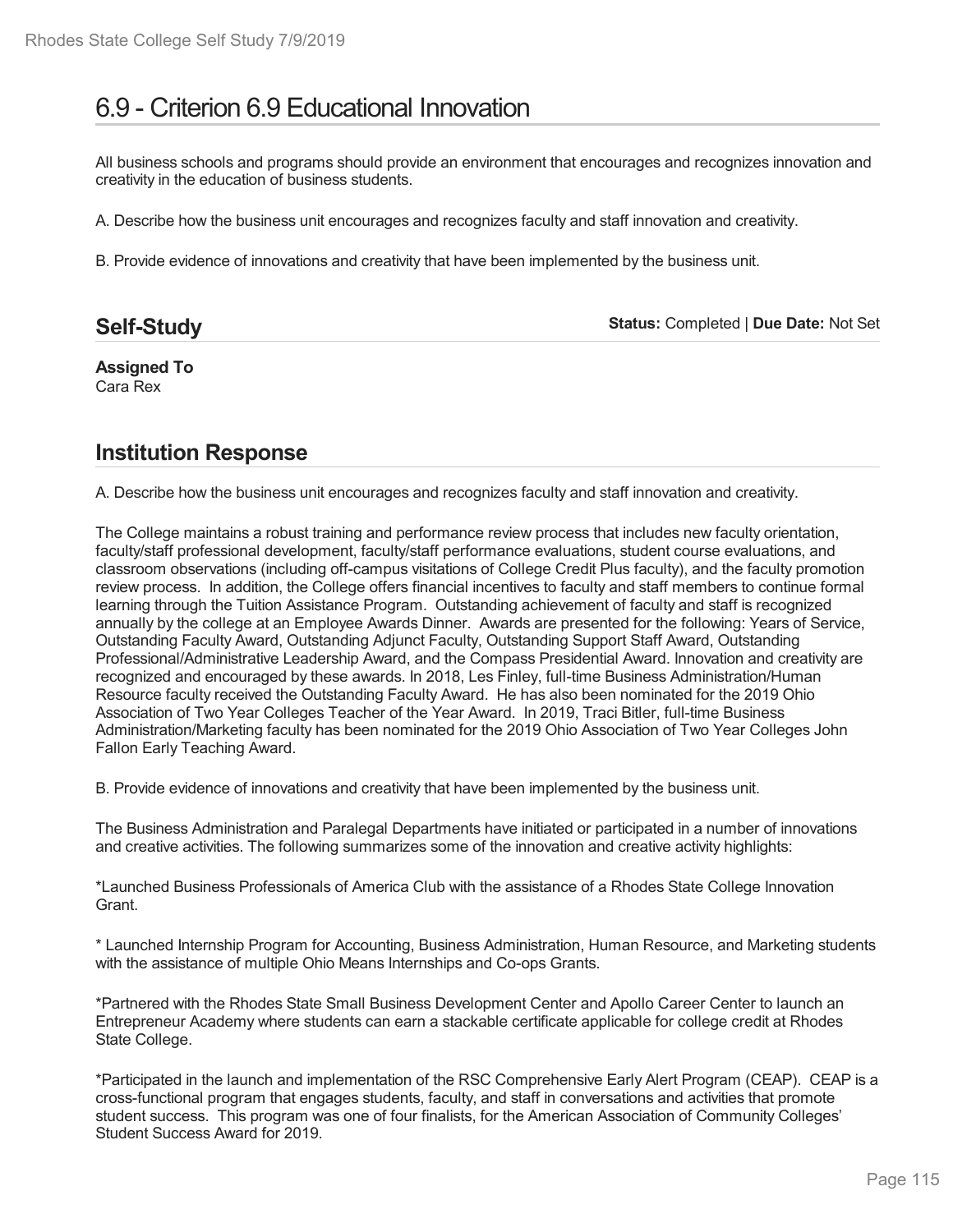# 6.9 - Criterion 6.9 Educational Innovation

All business schools and programs should provide an environment that encourages and recognizes innovation and creativity in the education of business students.

A. Describe how the business unit encourages and recognizes faculty and staff innovation and creativity.

B. Provide evidence of innovations and creativity that have been implemented by the business unit.

## Self-Study

**Status:** Completed | **Due Date:** Not Set

**Assigned To**
Cara Rex

## Institution Response

A. Describe how the business unit encourages and recognizes faculty and staff innovation and creativity.

The College maintains a robust training and performance review process that includes new faculty orientation, faculty/staff professional development, faculty/staff performance evaluations, student course evaluations, and classroom observations (including off-campus visitations of College Credit Plus faculty), and the faculty promotion review process. In addition, the College offers financial incentives to faculty and staff members to continue formal learning through the Tuition Assistance Program. Outstanding achievement of faculty and staff is recognized annually by the college at an Employee Awards Dinner. Awards are presented for the following: Years of Service, Outstanding Faculty Award, Outstanding Adjunct Faculty, Outstanding Support Staff Award, Outstanding Professional/Administrative Leadership Award, and the Compass Presidential Award. Innovation and creativity are recognized and encouraged by these awards. In 2018, Les Finley, full-time Business Administration/Human Resource faculty received the Outstanding Faculty Award. He has also been nominated for the 2019 Ohio Association of Two Year Colleges Teacher of the Year Award. In 2019, Traci Bitler, full-time Business Administration/Marketing faculty has been nominated for the 2019 Ohio Association of Two Year Colleges John Fallon Early Teaching Award.

B. Provide evidence of innovations and creativity that have been implemented by the business unit.

The Business Administration and Paralegal Departments have initiated or participated in a number of innovations and creative activities. The following summarizes some of the innovation and creative activity highlights:

*Launched Business Professionals of America Club with the assistance of a Rhodes State College Innovation Grant.

* Launched Internship Program for Accounting, Business Administration, Human Resource, and Marketing students with the assistance of multiple Ohio Means Internships and Co-ops Grants.

*Partnered with the Rhodes State Small Business Development Center and Apollo Career Center to launch an Entrepreneur Academy where students can earn a stackable certificate applicable for college credit at Rhodes State College.

*Participated in the launch and implementation of the RSC Comprehensive Early Alert Program (CEAP). CEAP is a cross-functional program that engages students, faculty, and staff in conversations and activities that promote student success. This program was one of four finalists, for the American Association of Community Colleges' Student Success Award for 2019.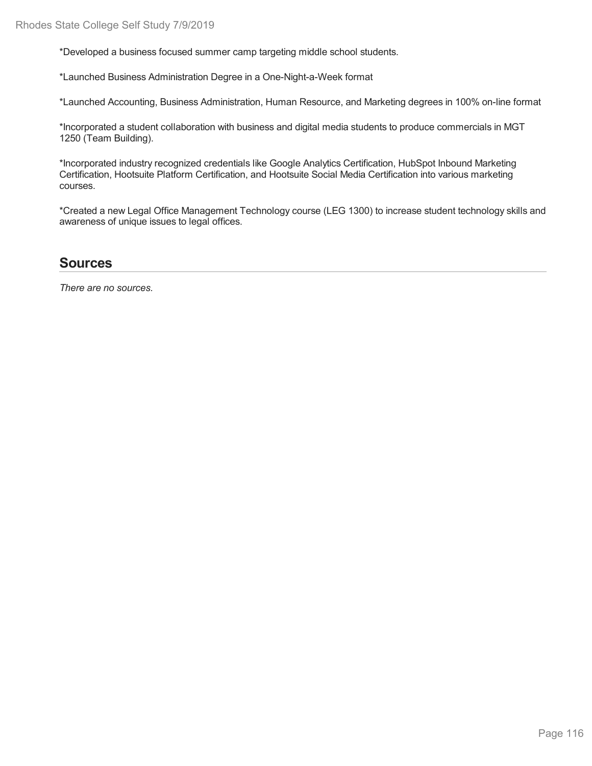*Developed a business focused summer camp targeting middle school students.

*Launched Business Administration Degree in a One-Night-a-Week format

*Launched Accounting, Business Administration, Human Resource, and Marketing degrees in 100% on-line format

*Incorporated a student collaboration with business and digital media students to produce commercials in MGT 1250 (Team Building).

*Incorporated industry recognized credentials like Google Analytics Certification, HubSpot Inbound Marketing Certification, Hootsuite Platform Certification, and Hootsuite Social Media Certification into various marketing courses.

*Created a new Legal Office Management Technology course (LEG 1300) to increase student technology skills and awareness of unique issues to legal offices.

## Sources

*There are no sources.*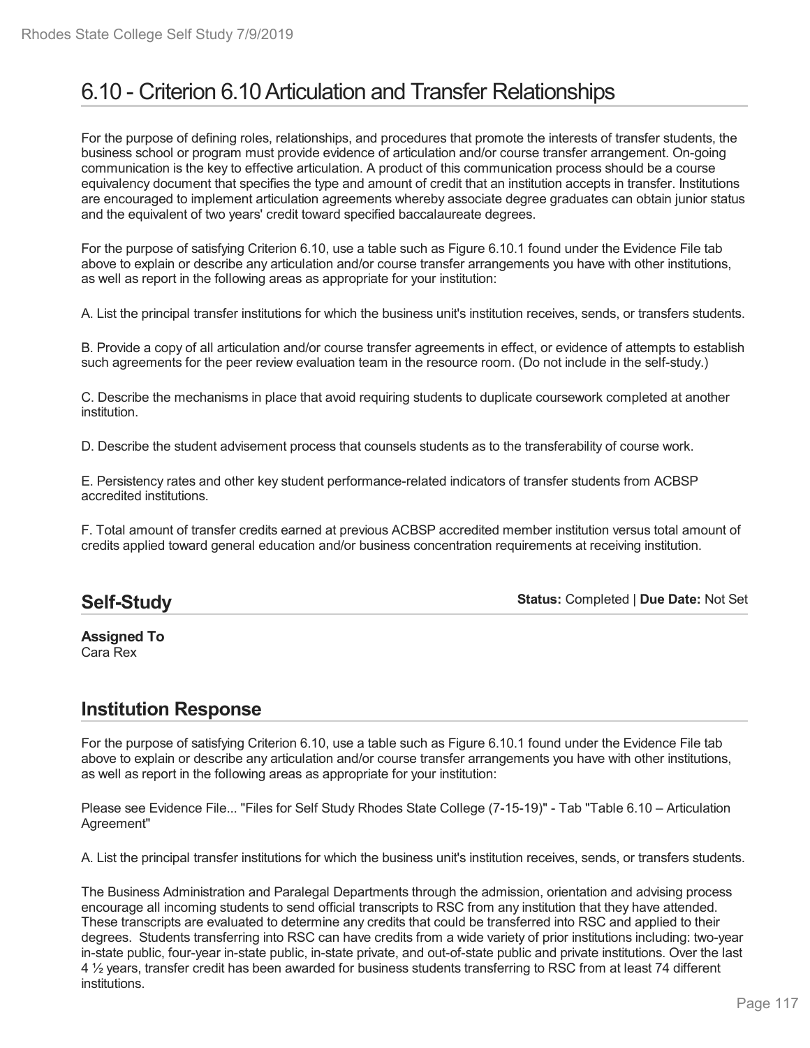# 6.10 - Criterion 6.10 Articulation and Transfer Relationships

For the purpose of defining roles, relationships, and procedures that promote the interests of transfer students, the business school or program must provide evidence of articulation and/or course transfer arrangement. On-going communication is the key to effective articulation. A product of this communication process should be a course equivalency document that specifies the type and amount of credit that an institution accepts in transfer. Institutions are encouraged to implement articulation agreements whereby associate degree graduates can obtain junior status and the equivalent of two years' credit toward specified baccalaureate degrees.

For the purpose of satisfying Criterion 6.10, use a table such as Figure 6.10.1 found under the Evidence File tab above to explain or describe any articulation and/or course transfer arrangements you have with other institutions, as well as report in the following areas as appropriate for your institution:

A. List the principal transfer institutions for which the business unit's institution receives, sends, or transfers students.

B. Provide a copy of all articulation and/or course transfer agreements in effect, or evidence of attempts to establish such agreements for the peer review evaluation team in the resource room. (Do not include in the self-study.)

C. Describe the mechanisms in place that avoid requiring students to duplicate coursework completed at another institution.

D. Describe the student advisement process that counsels students as to the transferability of course work.

E. Persistency rates and other key student performance-related indicators of transfer students from ACBSP accredited institutions.

F. Total amount of transfer credits earned at previous ACBSP accredited member institution versus total amount of credits applied toward general education and/or business concentration requirements at receiving institution.

## Self-Study

**Status:** Completed | **Due Date:** Not Set

**Assigned To**
Cara Rex

## Institution Response

For the purpose of satisfying Criterion 6.10, use a table such as Figure 6.10.1 found under the Evidence File tab above to explain or describe any articulation and/or course transfer arrangements you have with other institutions, as well as report in the following areas as appropriate for your institution:

Please see Evidence File... "Files for Self Study Rhodes State College (7-15-19)" - Tab "Table 6.10 – Articulation Agreement"

A. List the principal transfer institutions for which the business unit's institution receives, sends, or transfers students.

The Business Administration and Paralegal Departments through the admission, orientation and advising process encourage all incoming students to send official transcripts to RSC from any institution that they have attended. These transcripts are evaluated to determine any credits that could be transferred into RSC and applied to their degrees. Students transferring into RSC can have credits from a wide variety of prior institutions including: two-year in-state public, four-year in-state public, in-state private, and out-of-state public and private institutions. Over the last 4 ½ years, transfer credit has been awarded for business students transferring to RSC from at least 74 different institutions.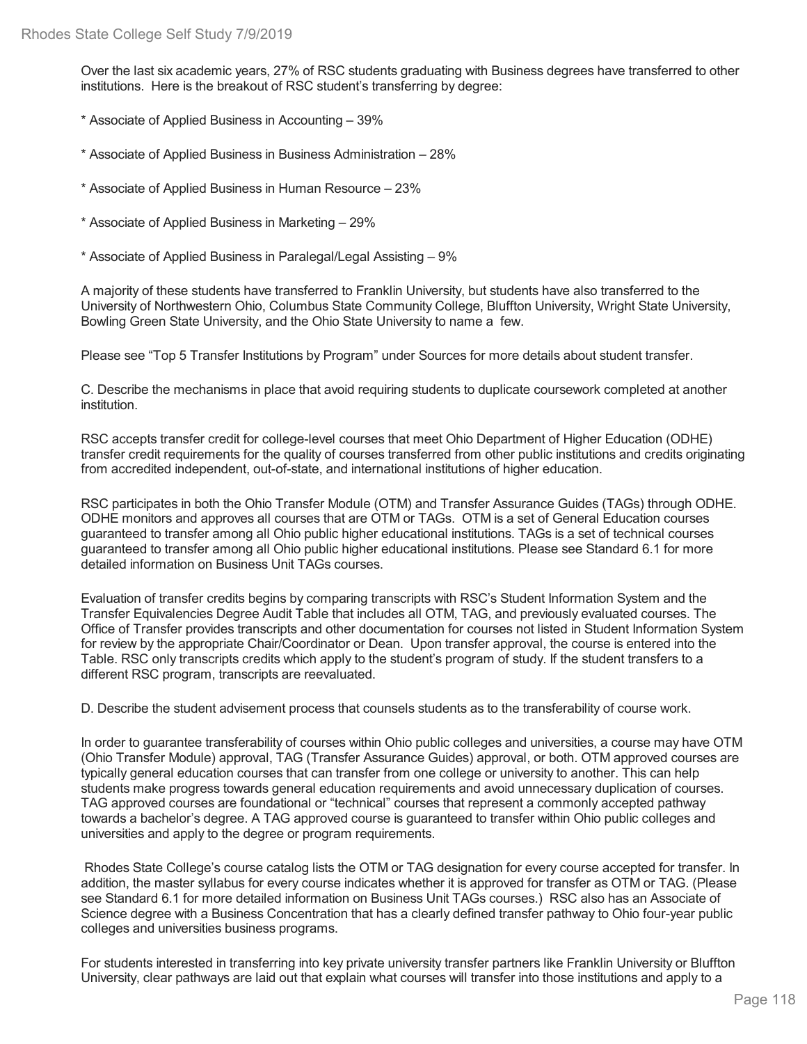Over the last six academic years, 27% of RSC students graduating with Business degrees have transferred to other institutions. Here is the breakout of RSC student's transferring by degree:

* Associate of Applied Business in Accounting – 39%

* Associate of Applied Business in Business Administration – 28%

* Associate of Applied Business in Human Resource – 23%

* Associate of Applied Business in Marketing – 29%

* Associate of Applied Business in Paralegal/Legal Assisting – 9%

A majority of these students have transferred to Franklin University, but students have also transferred to the University of Northwestern Ohio, Columbus State Community College, Bluffton University, Wright State University, Bowling Green State University, and the Ohio State University to name a few.

Please see "Top 5 Transfer Institutions by Program" under Sources for more details about student transfer.

C. Describe the mechanisms in place that avoid requiring students to duplicate coursework completed at another institution.

RSC accepts transfer credit for college-level courses that meet Ohio Department of Higher Education (ODHE) transfer credit requirements for the quality of courses transferred from other public institutions and credits originating from accredited independent, out-of-state, and international institutions of higher education.

RSC participates in both the Ohio Transfer Module (OTM) and Transfer Assurance Guides (TAGs) through ODHE. ODHE monitors and approves all courses that are OTM or TAGs. OTM is a set of General Education courses guaranteed to transfer among all Ohio public higher educational institutions. TAGs is a set of technical courses guaranteed to transfer among all Ohio public higher educational institutions. Please see Standard 6.1 for more detailed information on Business Unit TAGs courses.

Evaluation of transfer credits begins by comparing transcripts with RSC's Student Information System and the Transfer Equivalencies Degree Audit Table that includes all OTM, TAG, and previously evaluated courses. The Office of Transfer provides transcripts and other documentation for courses not listed in Student Information System for review by the appropriate Chair/Coordinator or Dean. Upon transfer approval, the course is entered into the Table. RSC only transcripts credits which apply to the student's program of study. If the student transfers to a different RSC program, transcripts are reevaluated.

D. Describe the student advisement process that counsels students as to the transferability of course work.

In order to guarantee transferability of courses within Ohio public colleges and universities, a course may have OTM (Ohio Transfer Module) approval, TAG (Transfer Assurance Guides) approval, or both. OTM approved courses are typically general education courses that can transfer from one college or university to another. This can help students make progress towards general education requirements and avoid unnecessary duplication of courses. TAG approved courses are foundational or "technical" courses that represent a commonly accepted pathway towards a bachelor's degree. A TAG approved course is guaranteed to transfer within Ohio public colleges and universities and apply to the degree or program requirements.

Rhodes State College's course catalog lists the OTM or TAG designation for every course accepted for transfer. In addition, the master syllabus for every course indicates whether it is approved for transfer as OTM or TAG. (Please see Standard 6.1 for more detailed information on Business Unit TAGs courses.) RSC also has an Associate of Science degree with a Business Concentration that has a clearly defined transfer pathway to Ohio four-year public colleges and universities business programs.

For students interested in transferring into key private university transfer partners like Franklin University or Bluffton University, clear pathways are laid out that explain what courses will transfer into those institutions and apply to a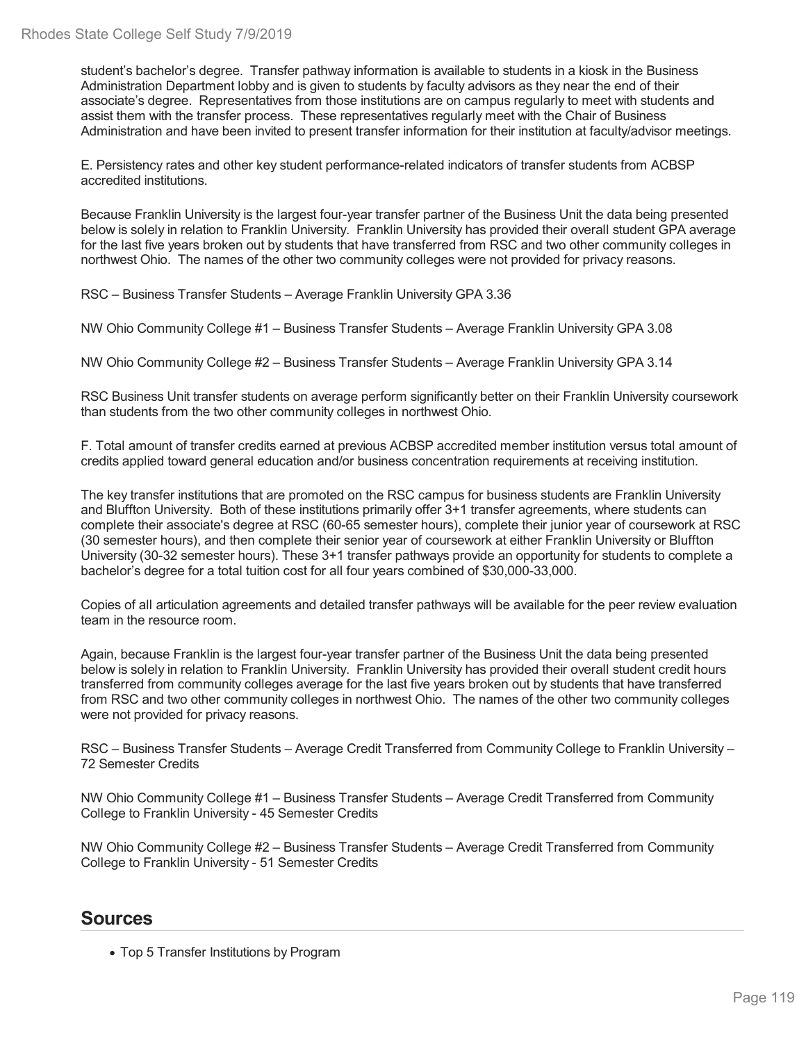student's bachelor's degree. Transfer pathway information is available to students in a kiosk in the Business Administration Department lobby and is given to students by faculty advisors as they near the end of their associate's degree. Representatives from those institutions are on campus regularly to meet with students and assist them with the transfer process. These representatives regularly meet with the Chair of Business Administration and have been invited to present transfer information for their institution at faculty/advisor meetings.

E. Persistency rates and other key student performance-related indicators of transfer students from ACBSP accredited institutions.

Because Franklin University is the largest four-year transfer partner of the Business Unit the data being presented below is solely in relation to Franklin University. Franklin University has provided their overall student GPA average for the last five years broken out by students that have transferred from RSC and two other community colleges in northwest Ohio. The names of the other two community colleges were not provided for privacy reasons.

RSC – Business Transfer Students – Average Franklin University GPA 3.36

NW Ohio Community College #1 – Business Transfer Students – Average Franklin University GPA 3.08

NW Ohio Community College #2 – Business Transfer Students – Average Franklin University GPA 3.14

RSC Business Unit transfer students on average perform significantly better on their Franklin University coursework than students from the two other community colleges in northwest Ohio.

F. Total amount of transfer credits earned at previous ACBSP accredited member institution versus total amount of credits applied toward general education and/or business concentration requirements at receiving institution.

The key transfer institutions that are promoted on the RSC campus for business students are Franklin University and Bluffton University. Both of these institutions primarily offer 3+1 transfer agreements, where students can complete their associate's degree at RSC (60-65 semester hours), complete their junior year of coursework at RSC (30 semester hours), and then complete their senior year of coursework at either Franklin University or Bluffton University (30-32 semester hours). These 3+1 transfer pathways provide an opportunity for students to complete a bachelor's degree for a total tuition cost for all four years combined of $30,000-33,000.

Copies of all articulation agreements and detailed transfer pathways will be available for the peer review evaluation team in the resource room.

Again, because Franklin is the largest four-year transfer partner of the Business Unit the data being presented below is solely in relation to Franklin University. Franklin University has provided their overall student credit hours transferred from community colleges average for the last five years broken out by students that have transferred from RSC and two other community colleges in northwest Ohio. The names of the other two community colleges were not provided for privacy reasons.

RSC – Business Transfer Students – Average Credit Transferred from Community College to Franklin University – 72 Semester Credits

NW Ohio Community College #1 – Business Transfer Students – Average Credit Transferred from Community College to Franklin University - 45 Semester Credits

NW Ohio Community College #2 – Business Transfer Students – Average Credit Transferred from Community College to Franklin University - 51 Semester Credits

## Sources

- Top 5 Transfer Institutions by Program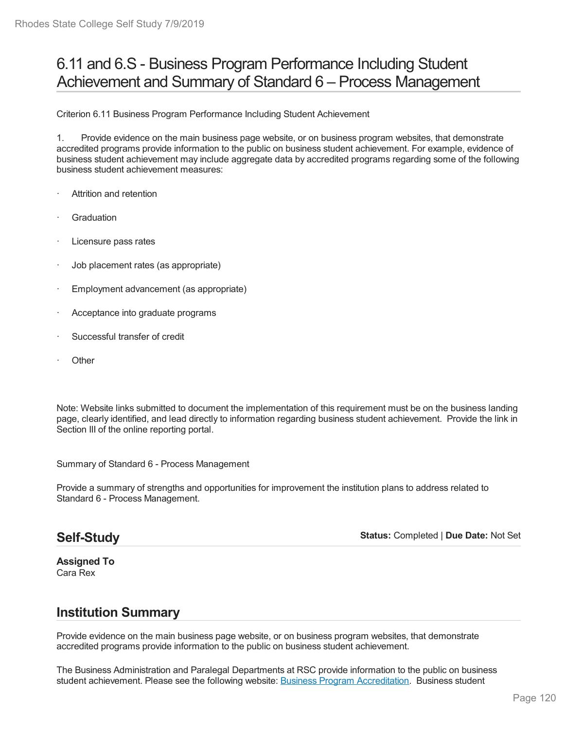// Rhodes State College Self Study 7/9/2019

# 6.11 and 6.S - Business Program Performance Including Student Achievement and Summary of Standard 6 – Process Management

Criterion 6.11 Business Program Performance Including Student Achievement

1. Provide evidence on the main business page website, or on business program websites, that demonstrate accredited programs provide information to the public on business student achievement. For example, evidence of business student achievement may include aggregate data by accredited programs regarding some of the following business student achievement measures:

- Attrition and retention
- Graduation
- Licensure pass rates
- Job placement rates (as appropriate)
- Employment advancement (as appropriate)
- Acceptance into graduate programs
- Successful transfer of credit
- Other

Note: Website links submitted to document the implementation of this requirement must be on the business landing page, clearly identified, and lead directly to information regarding business student achievement. Provide the link in Section III of the online reporting portal.

Summary of Standard 6 - Process Management

Provide a summary of strengths and opportunities for improvement the institution plans to address related to Standard 6 - Process Management.

## Self-Study

**Status:** Completed | **Due Date:** Not Set

**Assigned To**
Cara Rex

## Institution Summary

Provide evidence on the main business page website, or on business program websites, that demonstrate accredited programs provide information to the public on business student achievement.

The Business Administration and Paralegal Departments at RSC provide information to the public on business student achievement. Please see the following website: Business Program Accreditation. Business student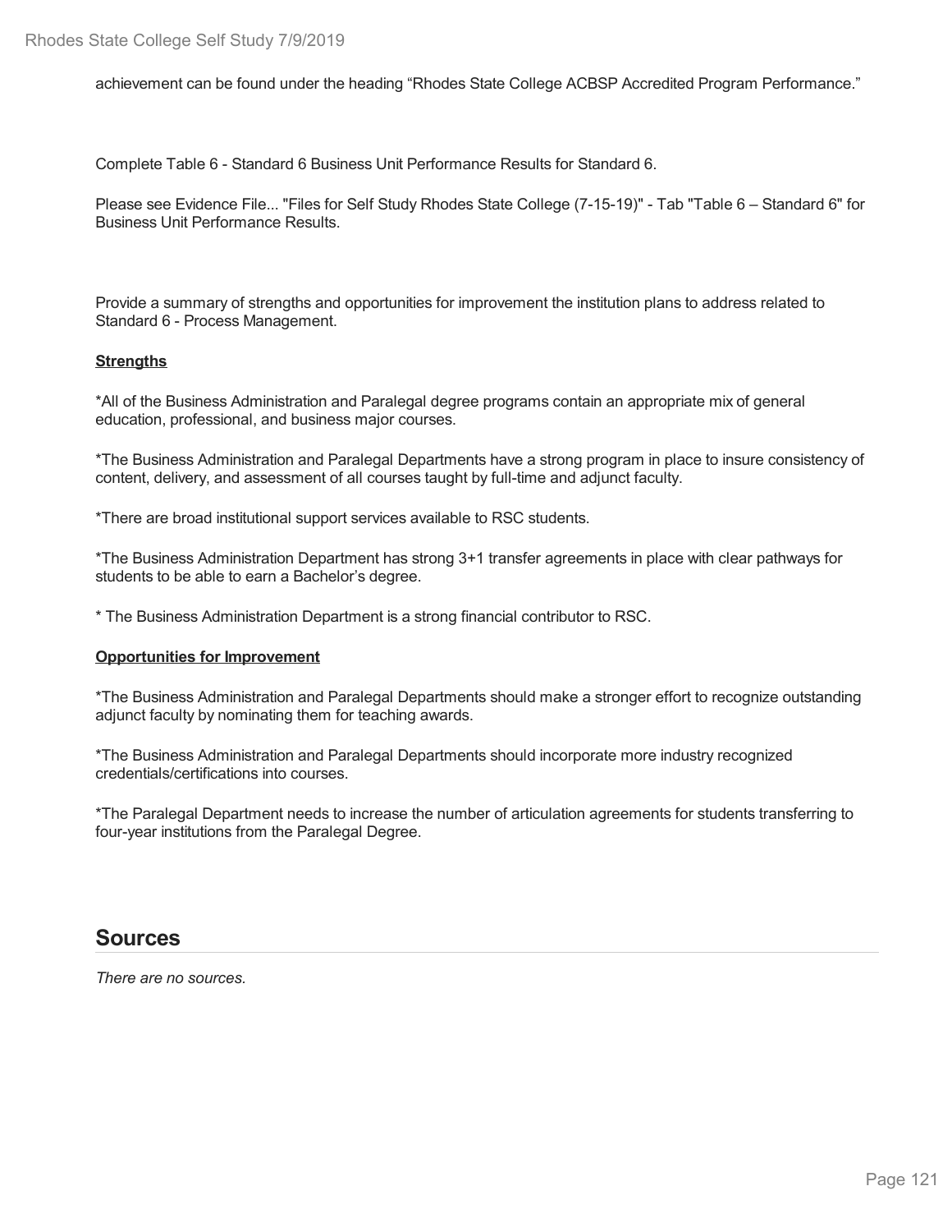achievement can be found under the heading "Rhodes State College ACBSP Accredited Program Performance."

Complete Table 6 - Standard 6 Business Unit Performance Results for Standard 6.

Please see Evidence File... "Files for Self Study Rhodes State College (7-15-19)" - Tab "Table 6 – Standard 6" for Business Unit Performance Results.

Provide a summary of strengths and opportunities for improvement the institution plans to address related to Standard 6 - Process Management.

**Strengths**

*All of the Business Administration and Paralegal degree programs contain an appropriate mix of general education, professional, and business major courses.

*The Business Administration and Paralegal Departments have a strong program in place to insure consistency of content, delivery, and assessment of all courses taught by full-time and adjunct faculty.

*There are broad institutional support services available to RSC students.

*The Business Administration Department has strong 3+1 transfer agreements in place with clear pathways for students to be able to earn a Bachelor's degree.

* The Business Administration Department is a strong financial contributor to RSC.

**Opportunities for Improvement**

*The Business Administration and Paralegal Departments should make a stronger effort to recognize outstanding adjunct faculty by nominating them for teaching awards.

*The Business Administration and Paralegal Departments should incorporate more industry recognized credentials/certifications into courses.

*The Paralegal Department needs to increase the number of articulation agreements for students transferring to four-year institutions from the Paralegal Degree.

## Sources

*There are no sources.*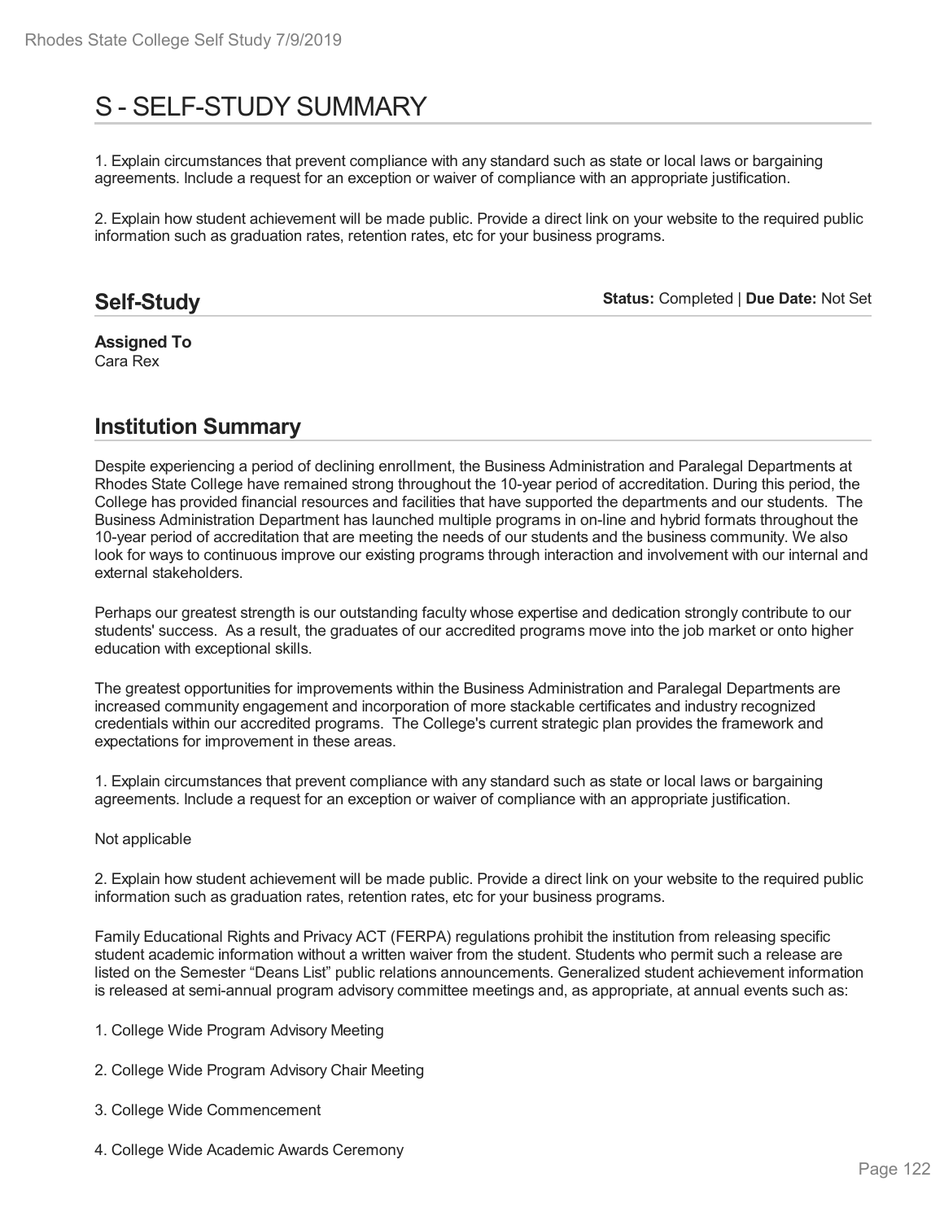# S - SELF-STUDY SUMMARY

1. Explain circumstances that prevent compliance with any standard such as state or local laws or bargaining agreements. Include a request for an exception or waiver of compliance with an appropriate justification.

2. Explain how student achievement will be made public. Provide a direct link on your website to the required public information such as graduation rates, retention rates, etc for your business programs.

## Self-Study

**Status:** Completed | **Due Date:** Not Set

**Assigned To**
Cara Rex

## Institution Summary

Despite experiencing a period of declining enrollment, the Business Administration and Paralegal Departments at Rhodes State College have remained strong throughout the 10-year period of accreditation. During this period, the College has provided financial resources and facilities that have supported the departments and our students. The Business Administration Department has launched multiple programs in on-line and hybrid formats throughout the 10-year period of accreditation that are meeting the needs of our students and the business community. We also look for ways to continuous improve our existing programs through interaction and involvement with our internal and external stakeholders.

Perhaps our greatest strength is our outstanding faculty whose expertise and dedication strongly contribute to our students' success. As a result, the graduates of our accredited programs move into the job market or onto higher education with exceptional skills.

The greatest opportunities for improvements within the Business Administration and Paralegal Departments are increased community engagement and incorporation of more stackable certificates and industry recognized credentials within our accredited programs. The College's current strategic plan provides the framework and expectations for improvement in these areas.

1. Explain circumstances that prevent compliance with any standard such as state or local laws or bargaining agreements. Include a request for an exception or waiver of compliance with an appropriate justification.

Not applicable

2. Explain how student achievement will be made public. Provide a direct link on your website to the required public information such as graduation rates, retention rates, etc for your business programs.

Family Educational Rights and Privacy ACT (FERPA) regulations prohibit the institution from releasing specific student academic information without a written waiver from the student. Students who permit such a release are listed on the Semester "Deans List" public relations announcements. Generalized student achievement information is released at semi-annual program advisory committee meetings and, as appropriate, at annual events such as:

1. College Wide Program Advisory Meeting

2. College Wide Program Advisory Chair Meeting

3. College Wide Commencement

4. College Wide Academic Awards Ceremony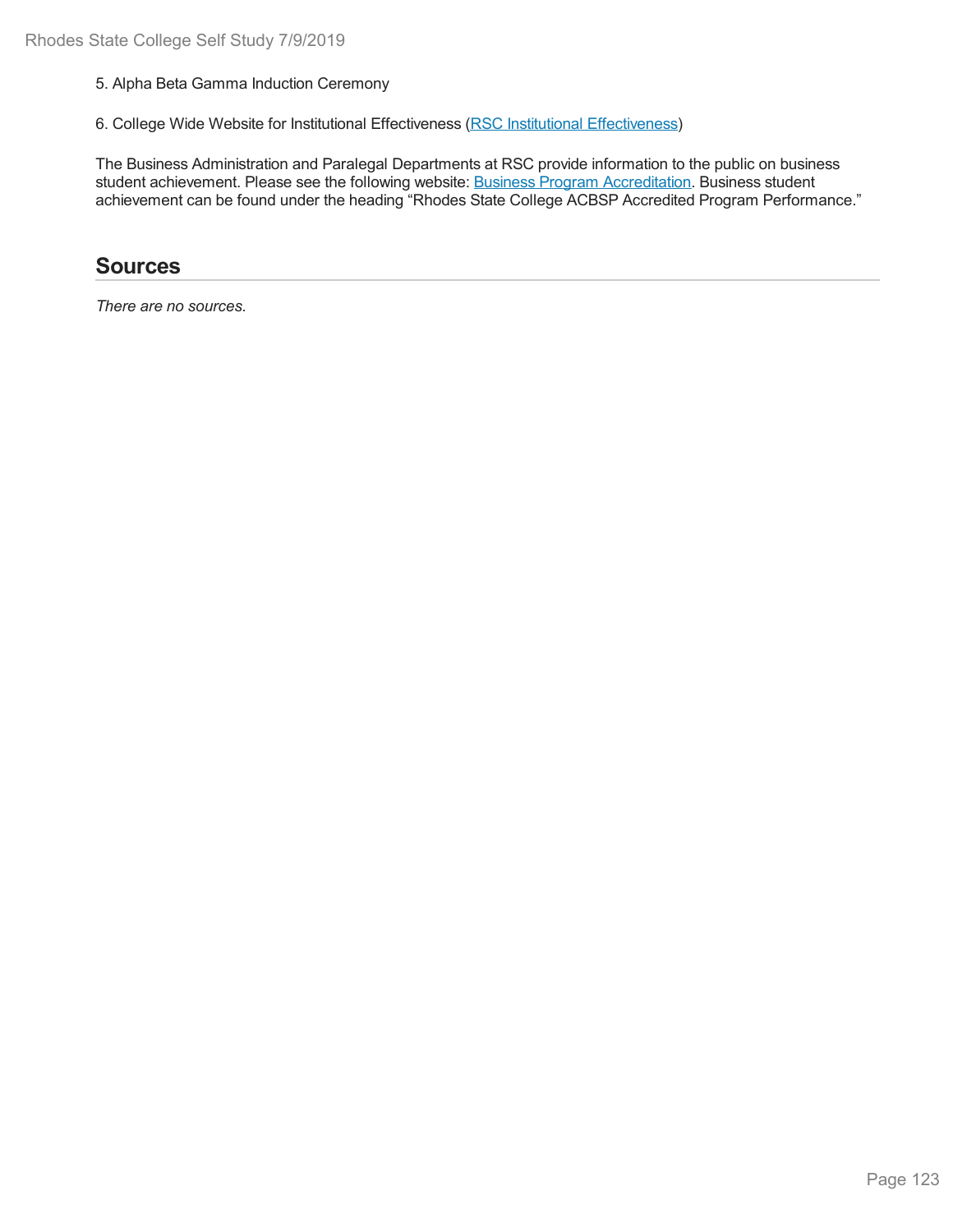5. Alpha Beta Gamma Induction Ceremony

6. College Wide Website for Institutional Effectiveness (RSC Institutional Effectiveness)

The Business Administration and Paralegal Departments at RSC provide information to the public on business student achievement. Please see the following website: Business Program Accreditation. Business student achievement can be found under the heading "Rhodes State College ACBSP Accredited Program Performance."

## Sources

*There are no sources.*